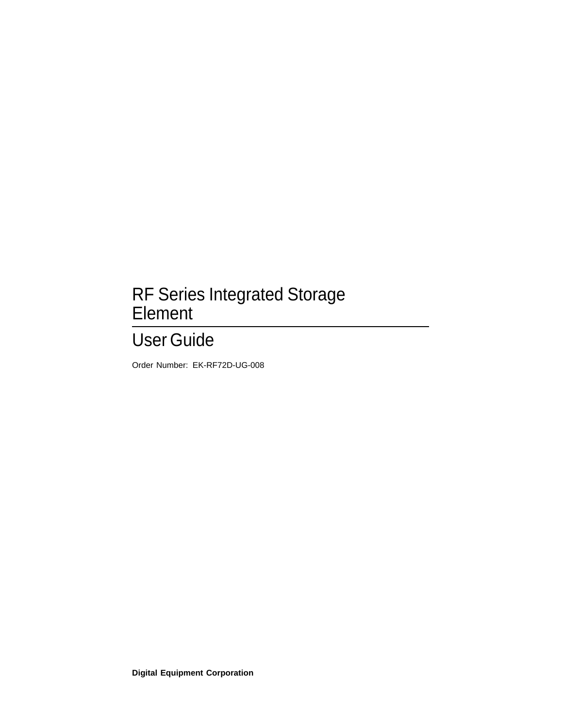# RF Series Integrated Storage Element

## User Guide

Order Number: EK-RF72D-UG-008

**Digital Equipment Corporation**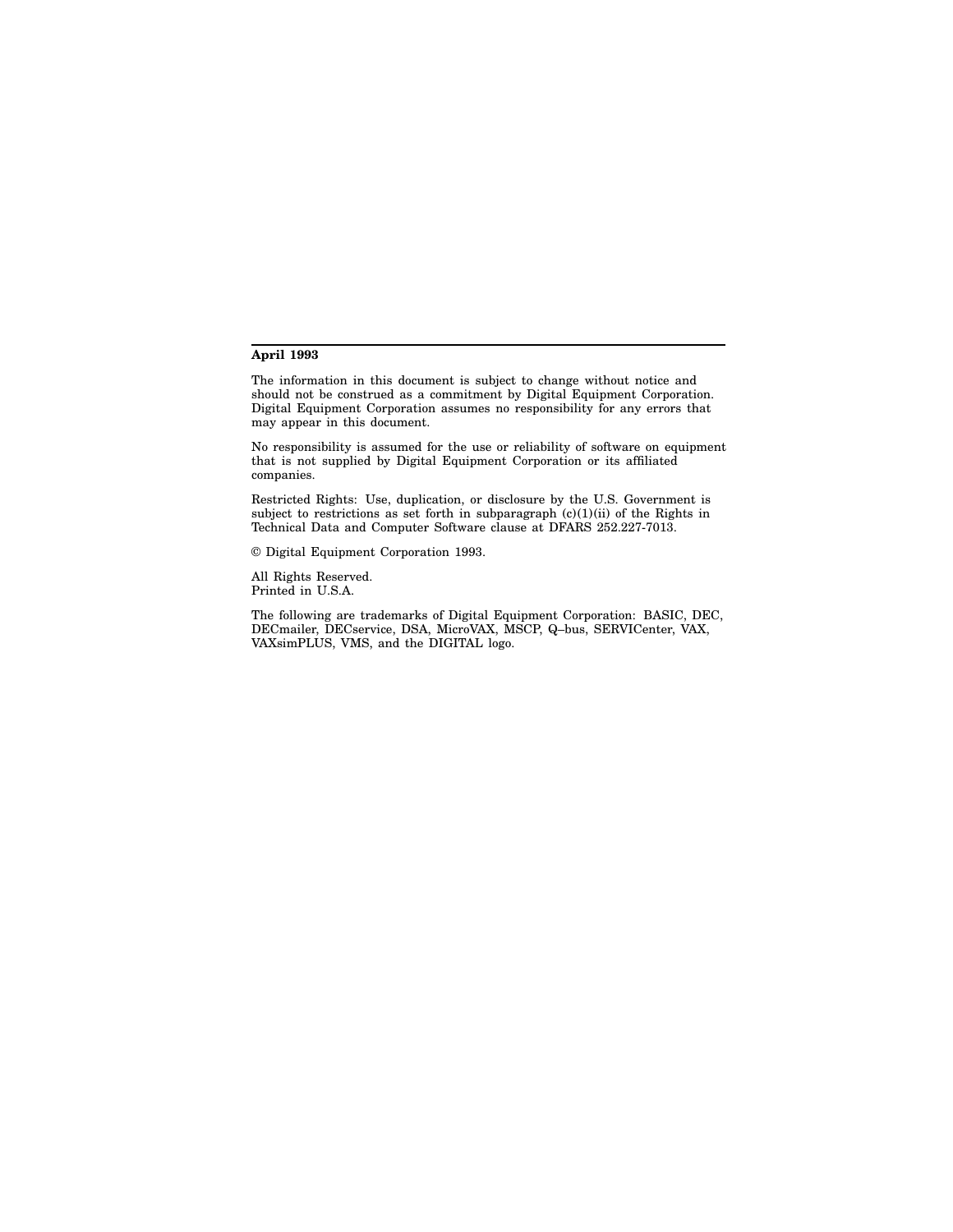**April 1993**

The information in this document is subject to change without notice and should not be construed as a commitment by Digital Equipment Corporation. Digital Equipment Corporation assumes no responsibility for any errors that may appear in this document.

No responsibility is assumed for the use or reliability of software on equipment that is not supplied by Digital Equipment Corporation or its affiliated companies.

Restricted Rights: Use, duplication, or disclosure by the U.S. Government is subject to restrictions as set forth in subparagraph (c)(1)(ii) of the Rights in Technical Data and Computer Software clause at DFARS 252.227-7013.

© Digital Equipment Corporation 1993.

All Rights Reserved.
Printed in U.S.A.

The following are trademarks of Digital Equipment Corporation: BASIC, DEC, DECmailer, DECservice, DSA, MicroVAX, MSCP, Q–bus, SERVICenter, VAX, VAXsimPLUS, VMS, and the DIGITAL logo.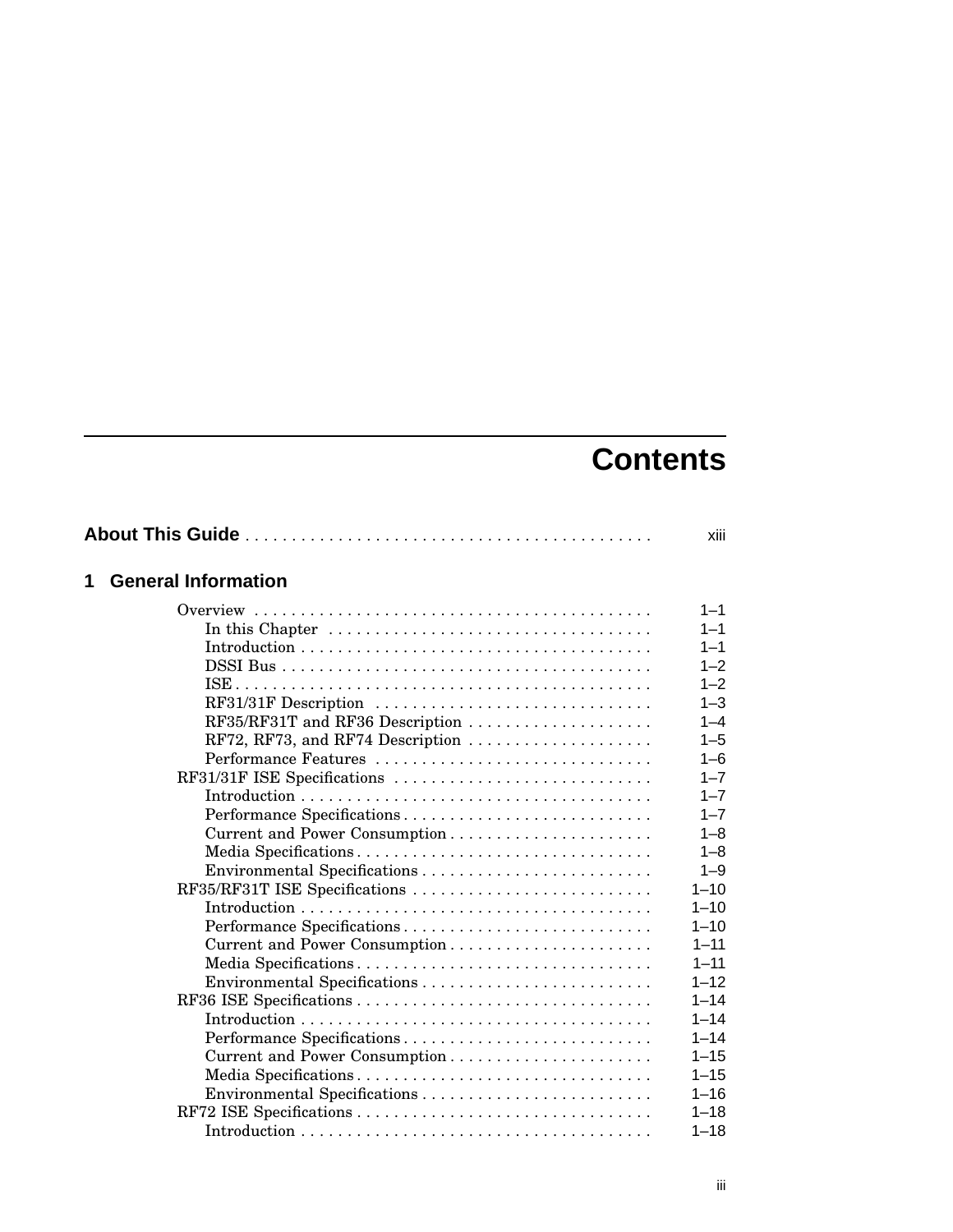# Contents

**About This Guide** . . . . . . . . . . . . . . . . . . . . . . . . . . . . . . . . . . . . . . . . . . xiii

## 1 General Information

- Overview . . . . . . . . . . . . . . . . . . . . . . . . . . . . . . . . . . . . . . . . . . 1–1
  - In this Chapter . . . . . . . . . . . . . . . . . . . . . . . . . . . . . . . . . . 1–1
  - Introduction . . . . . . . . . . . . . . . . . . . . . . . . . . . . . . . . . . . . . 1–1
  - DSSI Bus . . . . . . . . . . . . . . . . . . . . . . . . . . . . . . . . . . . . . . . 1–2
  - ISE . . . . . . . . . . . . . . . . . . . . . . . . . . . . . . . . . . . . . . . . . . . 1–2
  - RF31/31F Description . . . . . . . . . . . . . . . . . . . . . . . . . . . . . 1–3
  - RF35/RF31T and RF36 Description . . . . . . . . . . . . . . . . . . . 1–4
  - RF72, RF73, and RF74 Description . . . . . . . . . . . . . . . . . . . 1–5
  - Performance Features . . . . . . . . . . . . . . . . . . . . . . . . . . . . . 1–6
- RF31/31F ISE Specifications . . . . . . . . . . . . . . . . . . . . . . . . . . . 1–7
  - Introduction . . . . . . . . . . . . . . . . . . . . . . . . . . . . . . . . . . . . . 1–7
  - Performance Specifications . . . . . . . . . . . . . . . . . . . . . . . . . . 1–7
  - Current and Power Consumption . . . . . . . . . . . . . . . . . . . . . 1–8
  - Media Specifications . . . . . . . . . . . . . . . . . . . . . . . . . . . . . . . 1–8
  - Environmental Specifications . . . . . . . . . . . . . . . . . . . . . . . . 1–9
- RF35/RF31T ISE Specifications . . . . . . . . . . . . . . . . . . . . . . . . . 1–10
  - Introduction . . . . . . . . . . . . . . . . . . . . . . . . . . . . . . . . . . . . . 1–10
  - Performance Specifications . . . . . . . . . . . . . . . . . . . . . . . . . . 1–10
  - Current and Power Consumption . . . . . . . . . . . . . . . . . . . . . 1–11
  - Media Specifications . . . . . . . . . . . . . . . . . . . . . . . . . . . . . . . 1–11
  - Environmental Specifications . . . . . . . . . . . . . . . . . . . . . . . . 1–12
- RF36 ISE Specifications . . . . . . . . . . . . . . . . . . . . . . . . . . . . . . . 1–14
  - Introduction . . . . . . . . . . . . . . . . . . . . . . . . . . . . . . . . . . . . . 1–14
  - Performance Specifications . . . . . . . . . . . . . . . . . . . . . . . . . . 1–14
  - Current and Power Consumption . . . . . . . . . . . . . . . . . . . . . 1–15
  - Media Specifications . . . . . . . . . . . . . . . . . . . . . . . . . . . . . . . 1–15
  - Environmental Specifications . . . . . . . . . . . . . . . . . . . . . . . . 1–16
- RF72 ISE Specifications . . . . . . . . . . . . . . . . . . . . . . . . . . . . . . . 1–18
  - Introduction . . . . . . . . . . . . . . . . . . . . . . . . . . . . . . . . . . . . . 1–18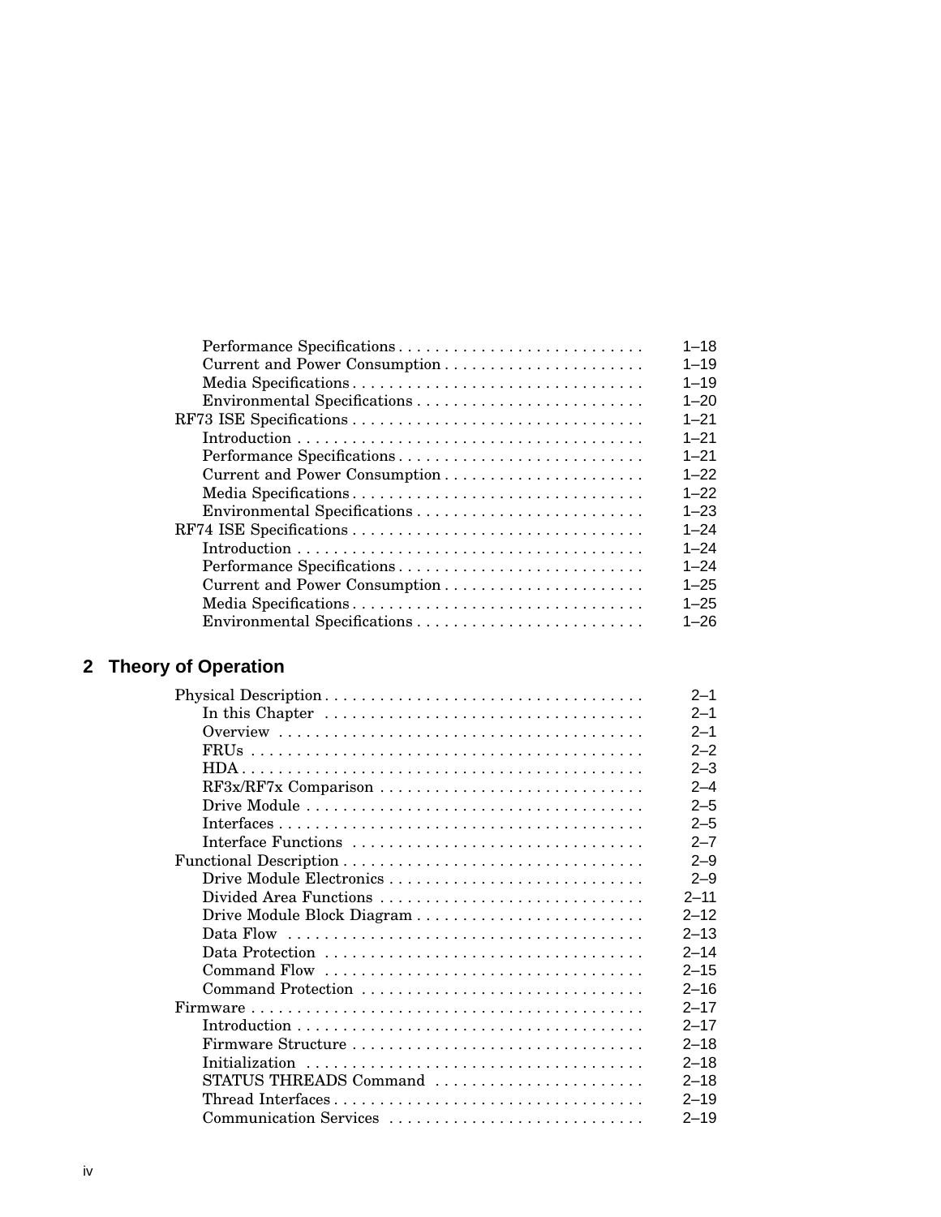| | |
|---|---|
| Performance Specifications | 1–18 |
| Current and Power Consumption | 1–19 |
| Media Specifications | 1–19 |
| Environmental Specifications | 1–20 |
| RF73 ISE Specifications | 1–21 |
| Introduction | 1–21 |
| Performance Specifications | 1–21 |
| Current and Power Consumption | 1–22 |
| Media Specifications | 1–22 |
| Environmental Specifications | 1–23 |
| RF74 ISE Specifications | 1–24 |
| Introduction | 1–24 |
| Performance Specifications | 1–24 |
| Current and Power Consumption | 1–25 |
| Media Specifications | 1–25 |
| Environmental Specifications | 1–26 |

## 2 Theory of Operation

| | |
|---|---|
| Physical Description | 2–1 |
| In this Chapter | 2–1 |
| Overview | 2–1 |
| FRUs | 2–2 |
| HDA | 2–3 |
| RF3x/RF7x Comparison | 2–4 |
| Drive Module | 2–5 |
| Interfaces | 2–5 |
| Interface Functions | 2–7 |
| Functional Description | 2–9 |
| Drive Module Electronics | 2–9 |
| Divided Area Functions | 2–11 |
| Drive Module Block Diagram | 2–12 |
| Data Flow | 2–13 |
| Data Protection | 2–14 |
| Command Flow | 2–15 |
| Command Protection | 2–16 |
| Firmware | 2–17 |
| Introduction | 2–17 |
| Firmware Structure | 2–18 |
| Initialization | 2–18 |
| STATUS THREADS Command | 2–18 |
| Thread Interfaces | 2–19 |
| Communication Services | 2–19 |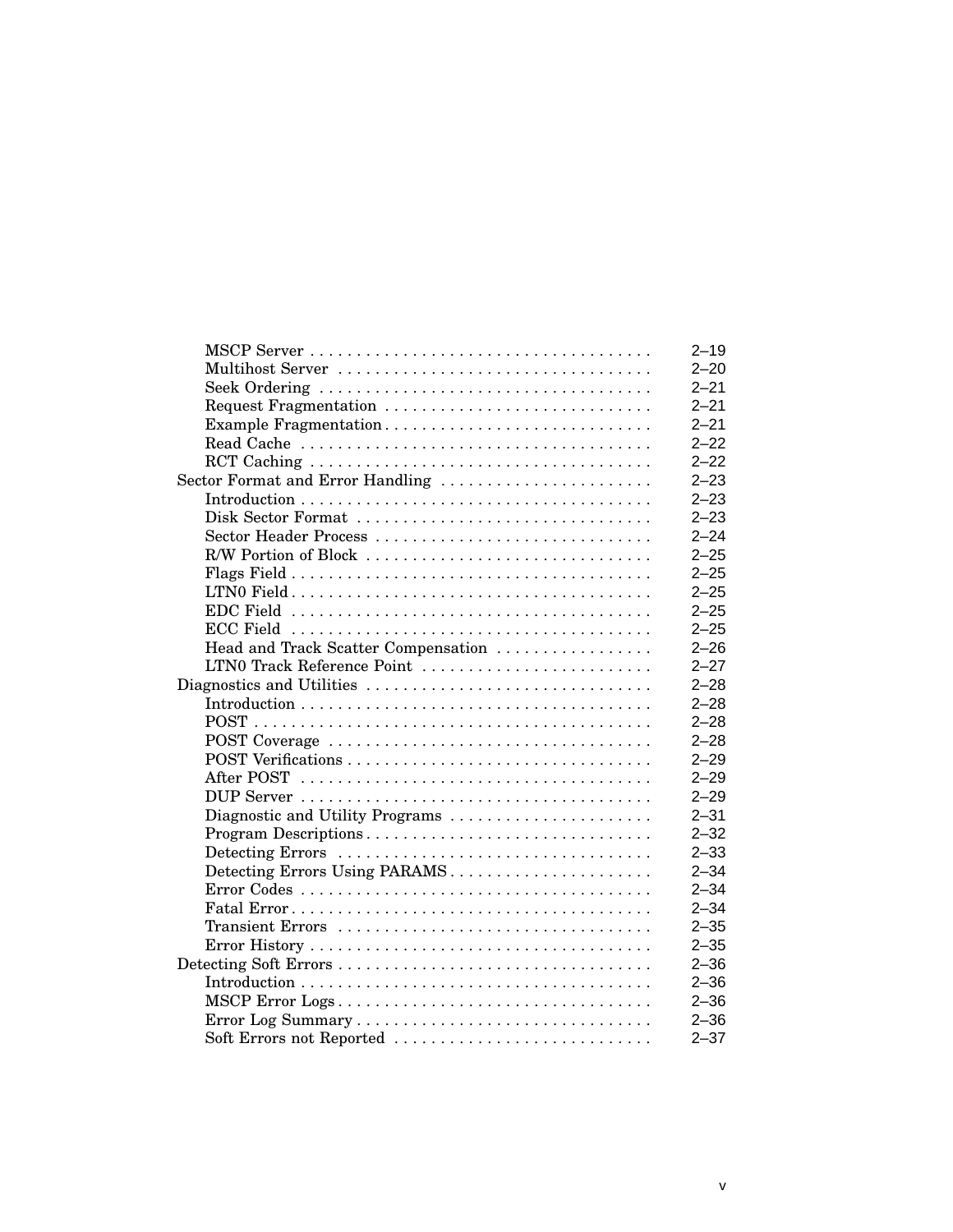| | |
|---|---|
| &nbsp;&nbsp;&nbsp;&nbsp;MSCP Server | 2–19 |
| &nbsp;&nbsp;&nbsp;&nbsp;Multihost Server | 2–20 |
| &nbsp;&nbsp;&nbsp;&nbsp;Seek Ordering | 2–21 |
| &nbsp;&nbsp;&nbsp;&nbsp;Request Fragmentation | 2–21 |
| &nbsp;&nbsp;&nbsp;&nbsp;Example Fragmentation | 2–21 |
| &nbsp;&nbsp;&nbsp;&nbsp;Read Cache | 2–22 |
| &nbsp;&nbsp;&nbsp;&nbsp;RCT Caching | 2–22 |
| Sector Format and Error Handling | 2–23 |
| &nbsp;&nbsp;&nbsp;&nbsp;Introduction | 2–23 |
| &nbsp;&nbsp;&nbsp;&nbsp;Disk Sector Format | 2–23 |
| &nbsp;&nbsp;&nbsp;&nbsp;Sector Header Process | 2–24 |
| &nbsp;&nbsp;&nbsp;&nbsp;R/W Portion of Block | 2–25 |
| &nbsp;&nbsp;&nbsp;&nbsp;Flags Field | 2–25 |
| &nbsp;&nbsp;&nbsp;&nbsp;LTN0 Field | 2–25 |
| &nbsp;&nbsp;&nbsp;&nbsp;EDC Field | 2–25 |
| &nbsp;&nbsp;&nbsp;&nbsp;ECC Field | 2–25 |
| &nbsp;&nbsp;&nbsp;&nbsp;Head and Track Scatter Compensation | 2–26 |
| &nbsp;&nbsp;&nbsp;&nbsp;LTN0 Track Reference Point | 2–27 |
| Diagnostics and Utilities | 2–28 |
| &nbsp;&nbsp;&nbsp;&nbsp;Introduction | 2–28 |
| &nbsp;&nbsp;&nbsp;&nbsp;POST | 2–28 |
| &nbsp;&nbsp;&nbsp;&nbsp;POST Coverage | 2–28 |
| &nbsp;&nbsp;&nbsp;&nbsp;POST Verifications | 2–29 |
| &nbsp;&nbsp;&nbsp;&nbsp;After POST | 2–29 |
| &nbsp;&nbsp;&nbsp;&nbsp;DUP Server | 2–29 |
| &nbsp;&nbsp;&nbsp;&nbsp;Diagnostic and Utility Programs | 2–31 |
| &nbsp;&nbsp;&nbsp;&nbsp;Program Descriptions | 2–32 |
| &nbsp;&nbsp;&nbsp;&nbsp;Detecting Errors | 2–33 |
| &nbsp;&nbsp;&nbsp;&nbsp;Detecting Errors Using PARAMS | 2–34 |
| &nbsp;&nbsp;&nbsp;&nbsp;Error Codes | 2–34 |
| &nbsp;&nbsp;&nbsp;&nbsp;Fatal Error | 2–34 |
| &nbsp;&nbsp;&nbsp;&nbsp;Transient Errors | 2–35 |
| &nbsp;&nbsp;&nbsp;&nbsp;Error History | 2–35 |
| Detecting Soft Errors | 2–36 |
| &nbsp;&nbsp;&nbsp;&nbsp;Introduction | 2–36 |
| &nbsp;&nbsp;&nbsp;&nbsp;MSCP Error Logs | 2–36 |
| &nbsp;&nbsp;&nbsp;&nbsp;Error Log Summary | 2–36 |
| &nbsp;&nbsp;&nbsp;&nbsp;Soft Errors not Reported | 2–37 |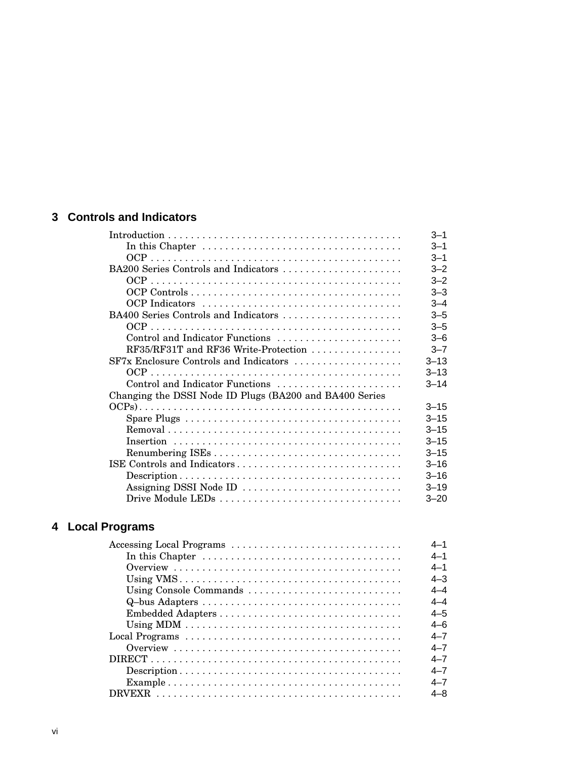## 3 Controls and Indicators

| | |
|---|---|
| Introduction | 3–1 |
| In this Chapter | 3–1 |
| OCP | 3–1 |
| BA200 Series Controls and Indicators | 3–2 |
| OCP | 3–2 |
| OCP Controls | 3–3 |
| OCP Indicators | 3–4 |
| BA400 Series Controls and Indicators | 3–5 |
| OCP | 3–5 |
| Control and Indicator Functions | 3–6 |
| RF35/RF31T and RF36 Write-Protection | 3–7 |
| SF7x Enclosure Controls and Indicators | 3–13 |
| OCP | 3–13 |
| Control and Indicator Functions | 3–14 |
| Changing the DSSI Node ID Plugs (BA200 and BA400 Series OCPs) | 3–15 |
| Spare Plugs | 3–15 |
| Removal | 3–15 |
| Insertion | 3–15 |
| Renumbering ISEs | 3–15 |
| ISE Controls and Indicators | 3–16 |
| Description | 3–16 |
| Assigning DSSI Node ID | 3–19 |
| Drive Module LEDs | 3–20 |

## 4 Local Programs

| | |
|---|---|
| Accessing Local Programs | 4–1 |
| In this Chapter | 4–1 |
| Overview | 4–1 |
| Using VMS | 4–3 |
| Using Console Commands | 4–4 |
| Q–bus Adapters | 4–4 |
| Embedded Adapters | 4–5 |
| Using MDM | 4–6 |
| Local Programs | 4–7 |
| Overview | 4–7 |
| DIRECT | 4–7 |
| Description | 4–7 |
| Example | 4–7 |
| DRVEXR | 4–8 |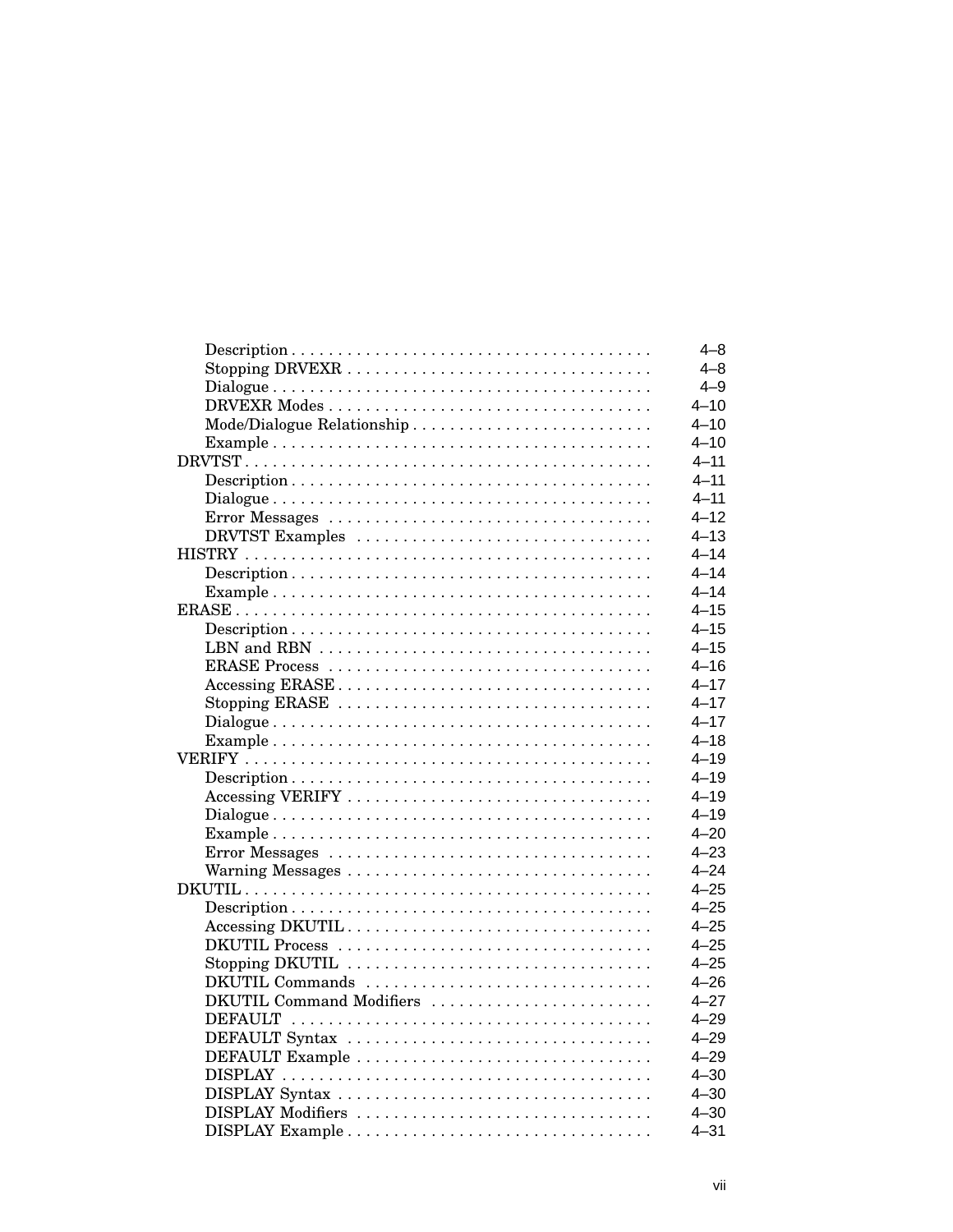| | |
|---|---|
| &nbsp;&nbsp;&nbsp;&nbsp;Description | 4–8 |
| &nbsp;&nbsp;&nbsp;&nbsp;Stopping DRVEXR | 4–8 |
| &nbsp;&nbsp;&nbsp;&nbsp;Dialogue | 4–9 |
| &nbsp;&nbsp;&nbsp;&nbsp;DRVEXR Modes | 4–10 |
| &nbsp;&nbsp;&nbsp;&nbsp;Mode/Dialogue Relationship | 4–10 |
| &nbsp;&nbsp;&nbsp;&nbsp;Example | 4–10 |
| DRVTST | 4–11 |
| &nbsp;&nbsp;&nbsp;&nbsp;Description | 4–11 |
| &nbsp;&nbsp;&nbsp;&nbsp;Dialogue | 4–11 |
| &nbsp;&nbsp;&nbsp;&nbsp;Error Messages | 4–12 |
| &nbsp;&nbsp;&nbsp;&nbsp;DRVTST Examples | 4–13 |
| HISTRY | 4–14 |
| &nbsp;&nbsp;&nbsp;&nbsp;Description | 4–14 |
| &nbsp;&nbsp;&nbsp;&nbsp;Example | 4–14 |
| ERASE | 4–15 |
| &nbsp;&nbsp;&nbsp;&nbsp;Description | 4–15 |
| &nbsp;&nbsp;&nbsp;&nbsp;LBN and RBN | 4–15 |
| &nbsp;&nbsp;&nbsp;&nbsp;ERASE Process | 4–16 |
| &nbsp;&nbsp;&nbsp;&nbsp;Accessing ERASE | 4–17 |
| &nbsp;&nbsp;&nbsp;&nbsp;Stopping ERASE | 4–17 |
| &nbsp;&nbsp;&nbsp;&nbsp;Dialogue | 4–17 |
| &nbsp;&nbsp;&nbsp;&nbsp;Example | 4–18 |
| VERIFY | 4–19 |
| &nbsp;&nbsp;&nbsp;&nbsp;Description | 4–19 |
| &nbsp;&nbsp;&nbsp;&nbsp;Accessing VERIFY | 4–19 |
| &nbsp;&nbsp;&nbsp;&nbsp;Dialogue | 4–19 |
| &nbsp;&nbsp;&nbsp;&nbsp;Example | 4–20 |
| &nbsp;&nbsp;&nbsp;&nbsp;Error Messages | 4–23 |
| &nbsp;&nbsp;&nbsp;&nbsp;Warning Messages | 4–24 |
| DKUTIL | 4–25 |
| &nbsp;&nbsp;&nbsp;&nbsp;Description | 4–25 |
| &nbsp;&nbsp;&nbsp;&nbsp;Accessing DKUTIL | 4–25 |
| &nbsp;&nbsp;&nbsp;&nbsp;DKUTIL Process | 4–25 |
| &nbsp;&nbsp;&nbsp;&nbsp;Stopping DKUTIL | 4–25 |
| &nbsp;&nbsp;&nbsp;&nbsp;DKUTIL Commands | 4–26 |
| &nbsp;&nbsp;&nbsp;&nbsp;DKUTIL Command Modifiers | 4–27 |
| &nbsp;&nbsp;&nbsp;&nbsp;DEFAULT | 4–29 |
| &nbsp;&nbsp;&nbsp;&nbsp;DEFAULT Syntax | 4–29 |
| &nbsp;&nbsp;&nbsp;&nbsp;DEFAULT Example | 4–29 |
| &nbsp;&nbsp;&nbsp;&nbsp;DISPLAY | 4–30 |
| &nbsp;&nbsp;&nbsp;&nbsp;DISPLAY Syntax | 4–30 |
| &nbsp;&nbsp;&nbsp;&nbsp;DISPLAY Modifiers | 4–30 |
| &nbsp;&nbsp;&nbsp;&nbsp;DISPLAY Example | 4–31 |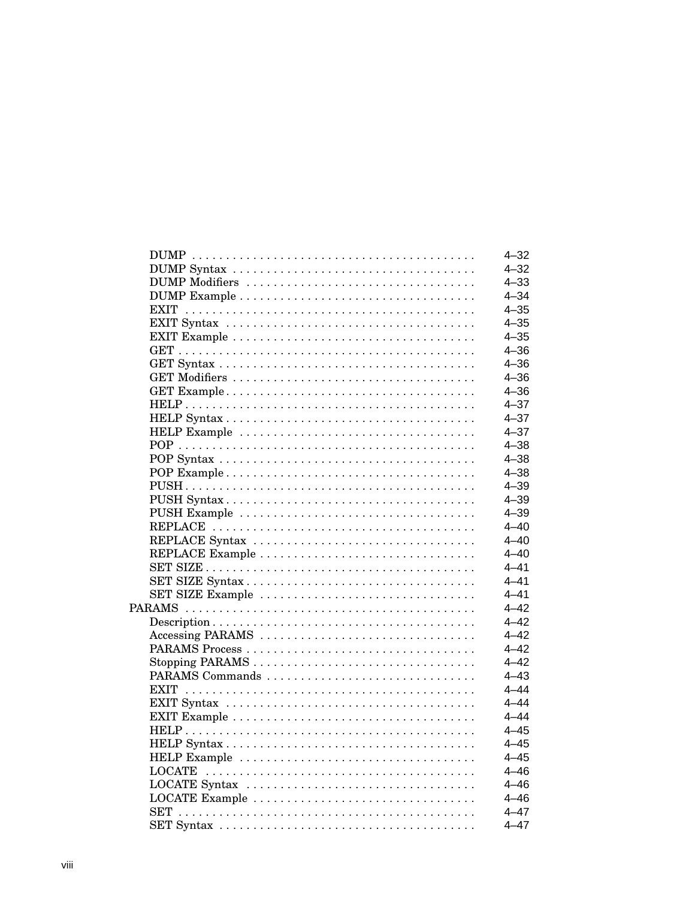| | |
|---|---|
| DUMP | 4–32 |
| DUMP Syntax | 4–32 |
| DUMP Modifiers | 4–33 |
| DUMP Example | 4–34 |
| EXIT | 4–35 |
| EXIT Syntax | 4–35 |
| EXIT Example | 4–35 |
| GET | 4–36 |
| GET Syntax | 4–36 |
| GET Modifiers | 4–36 |
| GET Example | 4–36 |
| HELP | 4–37 |
| HELP Syntax | 4–37 |
| HELP Example | 4–37 |
| POP | 4–38 |
| POP Syntax | 4–38 |
| POP Example | 4–38 |
| PUSH | 4–39 |
| PUSH Syntax | 4–39 |
| PUSH Example | 4–39 |
| REPLACE | 4–40 |
| REPLACE Syntax | 4–40 |
| REPLACE Example | 4–40 |
| SET SIZE | 4–41 |
| SET SIZE Syntax | 4–41 |
| SET SIZE Example | 4–41 |
| PARAMS | 4–42 |
| Description | 4–42 |
| Accessing PARAMS | 4–42 |
| PARAMS Process | 4–42 |
| Stopping PARAMS | 4–42 |
| PARAMS Commands | 4–43 |
| EXIT | 4–44 |
| EXIT Syntax | 4–44 |
| EXIT Example | 4–44 |
| HELP | 4–45 |
| HELP Syntax | 4–45 |
| HELP Example | 4–45 |
| LOCATE | 4–46 |
| LOCATE Syntax | 4–46 |
| LOCATE Example | 4–46 |
| SET | 4–47 |
| SET Syntax | 4–47 |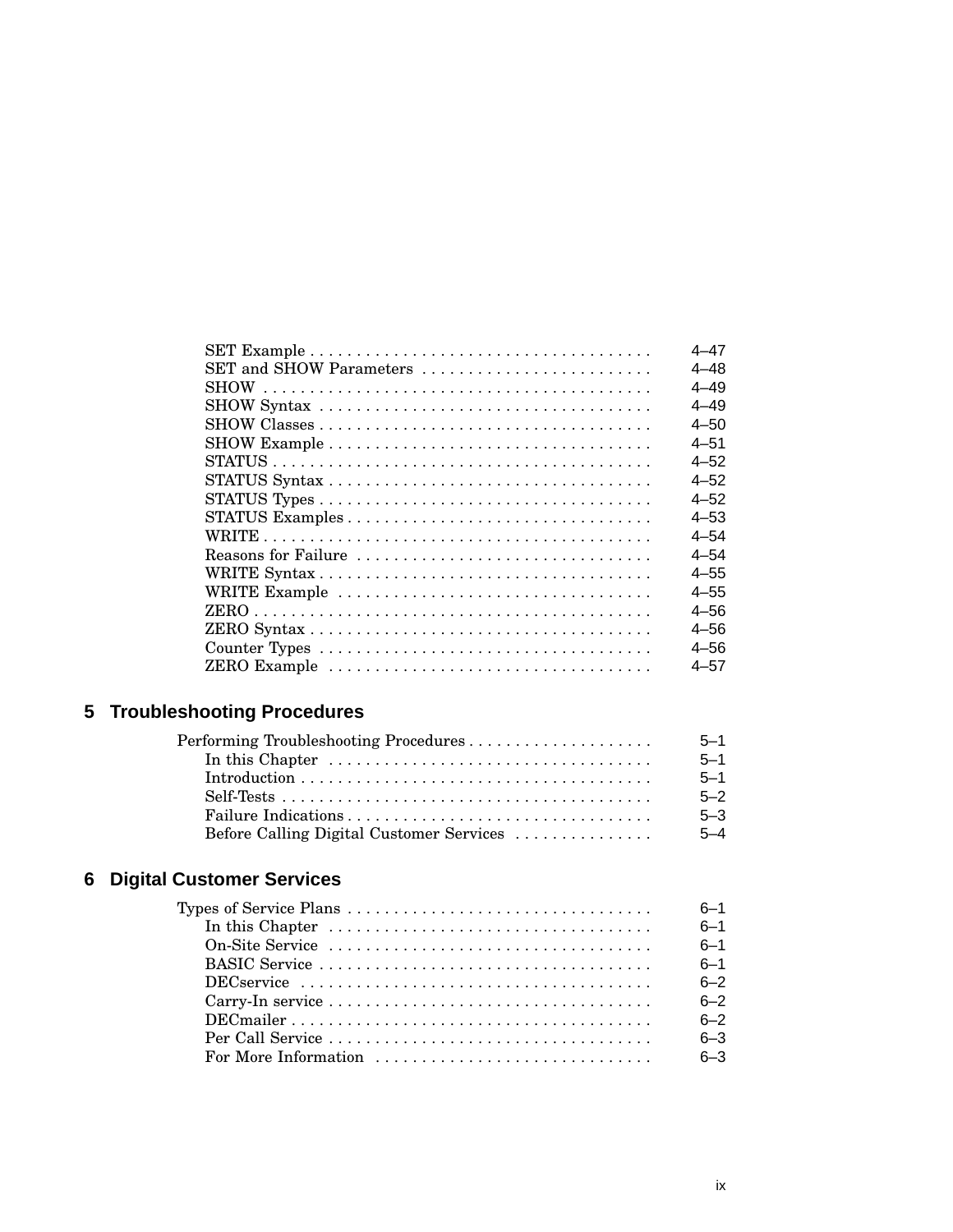| | |
|---|---|
| SET Example | 4–47 |
| SET and SHOW Parameters | 4–48 |
| SHOW | 4–49 |
| SHOW Syntax | 4–49 |
| SHOW Classes | 4–50 |
| SHOW Example | 4–51 |
| STATUS | 4–52 |
| STATUS Syntax | 4–52 |
| STATUS Types | 4–52 |
| STATUS Examples | 4–53 |
| WRITE | 4–54 |
| Reasons for Failure | 4–54 |
| WRITE Syntax | 4–55 |
| WRITE Example | 4–55 |
| ZERO | 4–56 |
| ZERO Syntax | 4–56 |
| Counter Types | 4–56 |
| ZERO Example | 4–57 |

## 5 Troubleshooting Procedures

| | |
|---|---|
| Performing Troubleshooting Procedures | 5–1 |
| In this Chapter | 5–1 |
| Introduction | 5–1 |
| Self-Tests | 5–2 |
| Failure Indications | 5–3 |
| Before Calling Digital Customer Services | 5–4 |

## 6 Digital Customer Services

| | |
|---|---|
| Types of Service Plans | 6–1 |
| In this Chapter | 6–1 |
| On-Site Service | 6–1 |
| BASIC Service | 6–1 |
| DECservice | 6–2 |
| Carry-In service | 6–2 |
| DECmailer | 6–2 |
| Per Call Service | 6–3 |
| For More Information | 6–3 |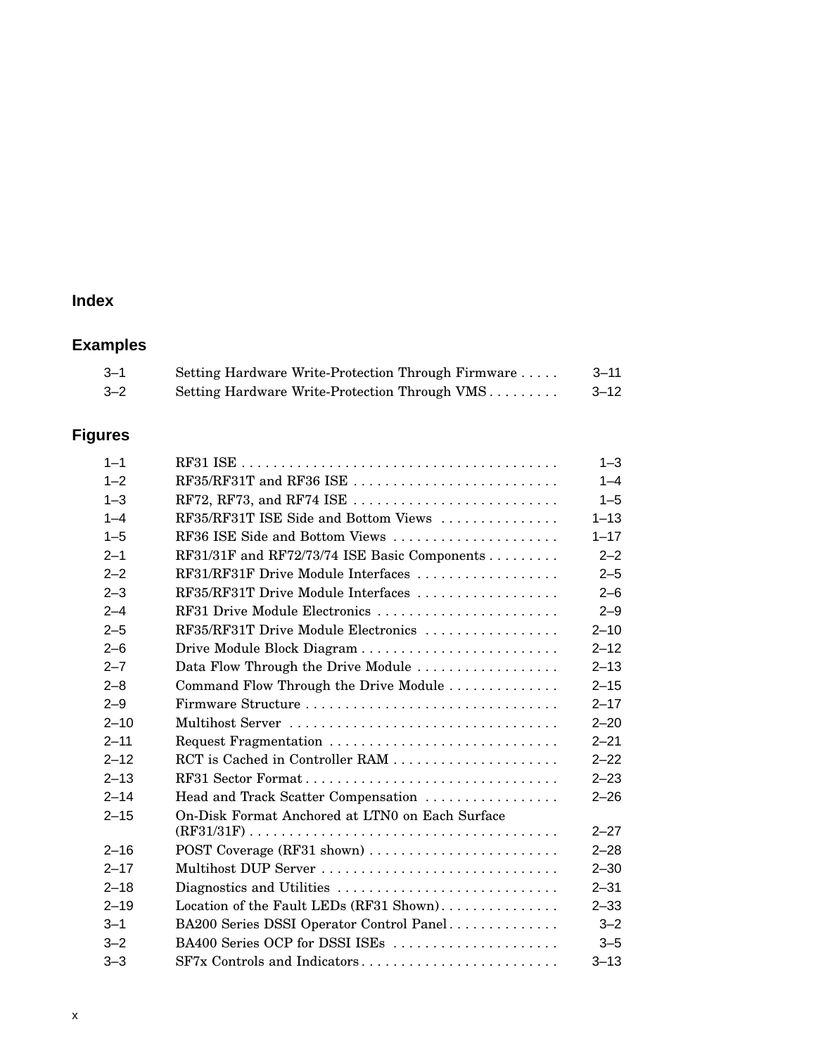## Index

## Examples

| | | |
|---|---|---|
| 3–1 | Setting Hardware Write-Protection Through Firmware | 3–11 |
| 3–2 | Setting Hardware Write-Protection Through VMS | 3–12 |

## Figures

| | | |
|---|---|---|
| 1–1 | RF31 ISE | 1–3 |
| 1–2 | RF35/RF31T and RF36 ISE | 1–4 |
| 1–3 | RF72, RF73, and RF74 ISE | 1–5 |
| 1–4 | RF35/RF31T ISE Side and Bottom Views | 1–13 |
| 1–5 | RF36 ISE Side and Bottom Views | 1–17 |
| 2–1 | RF31/31F and RF72/73/74 ISE Basic Components | 2–2 |
| 2–2 | RF31/RF31F Drive Module Interfaces | 2–5 |
| 2–3 | RF35/RF31T Drive Module Interfaces | 2–6 |
| 2–4 | RF31 Drive Module Electronics | 2–9 |
| 2–5 | RF35/RF31T Drive Module Electronics | 2–10 |
| 2–6 | Drive Module Block Diagram | 2–12 |
| 2–7 | Data Flow Through the Drive Module | 2–13 |
| 2–8 | Command Flow Through the Drive Module | 2–15 |
| 2–9 | Firmware Structure | 2–17 |
| 2–10 | Multihost Server | 2–20 |
| 2–11 | Request Fragmentation | 2–21 |
| 2–12 | RCT is Cached in Controller RAM | 2–22 |
| 2–13 | RF31 Sector Format | 2–23 |
| 2–14 | Head and Track Scatter Compensation | 2–26 |
| 2–15 | On-Disk Format Anchored at LTN0 on Each Surface (RF31/31F) | 2–27 |
| 2–16 | POST Coverage (RF31 shown) | 2–28 |
| 2–17 | Multihost DUP Server | 2–30 |
| 2–18 | Diagnostics and Utilities | 2–31 |
| 2–19 | Location of the Fault LEDs (RF31 Shown) | 2–33 |
| 3–1 | BA200 Series DSSI Operator Control Panel | 3–2 |
| 3–2 | BA400 Series OCP for DSSI ISEs | 3–5 |
| 3–3 | SF7x Controls and Indicators | 3–13 |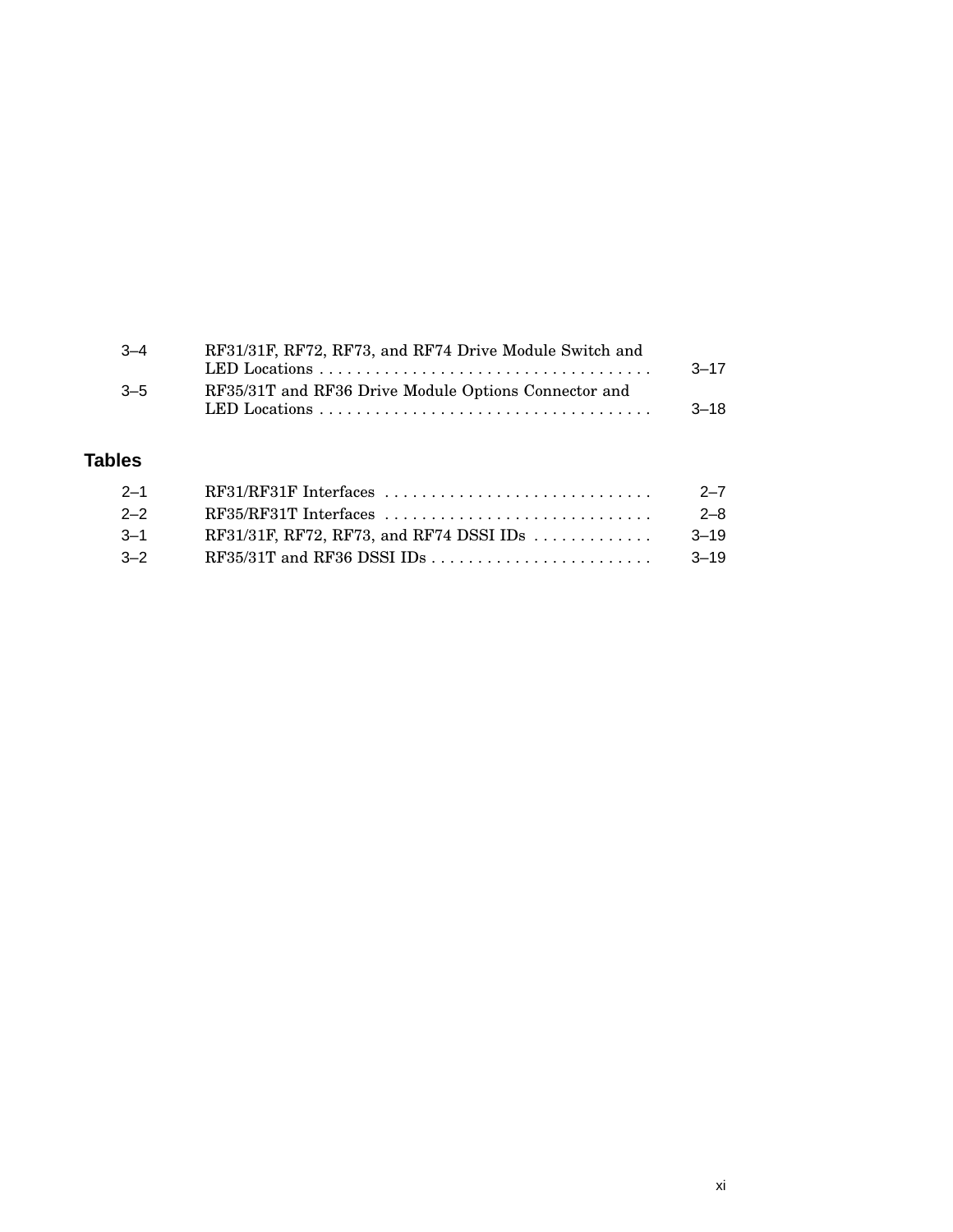| | | |
|---|---|---|
| 3–4 | RF31/31F, RF72, RF73, and RF74 Drive Module Switch and LED Locations | 3–17 |
| 3–5 | RF35/31T and RF36 Drive Module Options Connector and LED Locations | 3–18 |

## Tables

| | | |
|---|---|---|
| 2–1 | RF31/RF31F Interfaces | 2–7 |
| 2–2 | RF35/RF31T Interfaces | 2–8 |
| 3–1 | RF31/31F, RF72, RF73, and RF74 DSSI IDs | 3–19 |
| 3–2 | RF35/31T and RF36 DSSI IDs | 3–19 |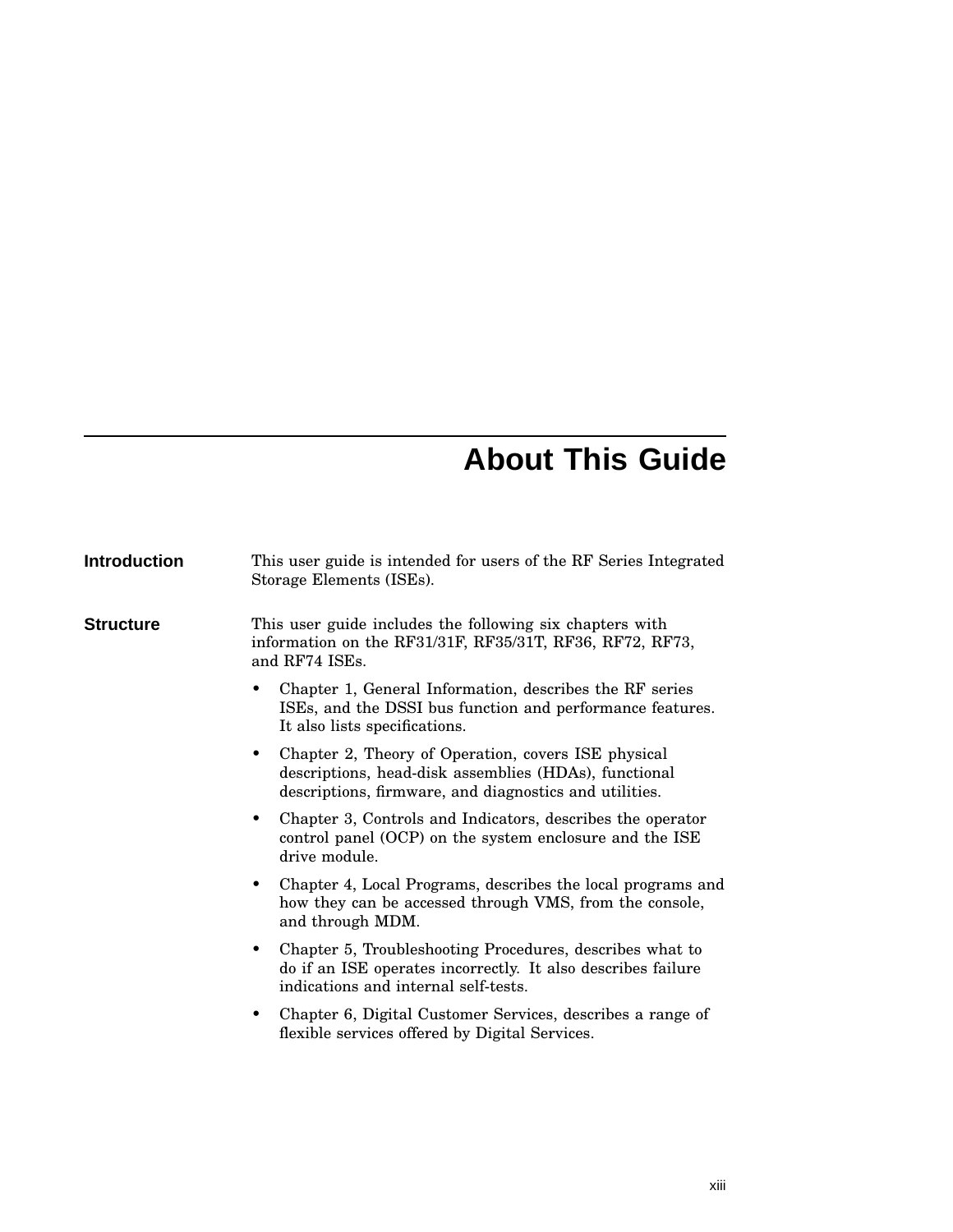# About This Guide

## Introduction

This user guide is intended for users of the RF Series Integrated Storage Elements (ISEs).

## Structure

This user guide includes the following six chapters with information on the RF31/31F, RF35/31T, RF36, RF72, RF73, and RF74 ISEs.

- Chapter 1, General Information, describes the RF series ISEs, and the DSSI bus function and performance features. It also lists specifications.
- Chapter 2, Theory of Operation, covers ISE physical descriptions, head-disk assemblies (HDAs), functional descriptions, firmware, and diagnostics and utilities.
- Chapter 3, Controls and Indicators, describes the operator control panel (OCP) on the system enclosure and the ISE drive module.
- Chapter 4, Local Programs, describes the local programs and how they can be accessed through VMS, from the console, and through MDM.
- Chapter 5, Troubleshooting Procedures, describes what to do if an ISE operates incorrectly. It also describes failure indications and internal self-tests.
- Chapter 6, Digital Customer Services, describes a range of flexible services offered by Digital Services.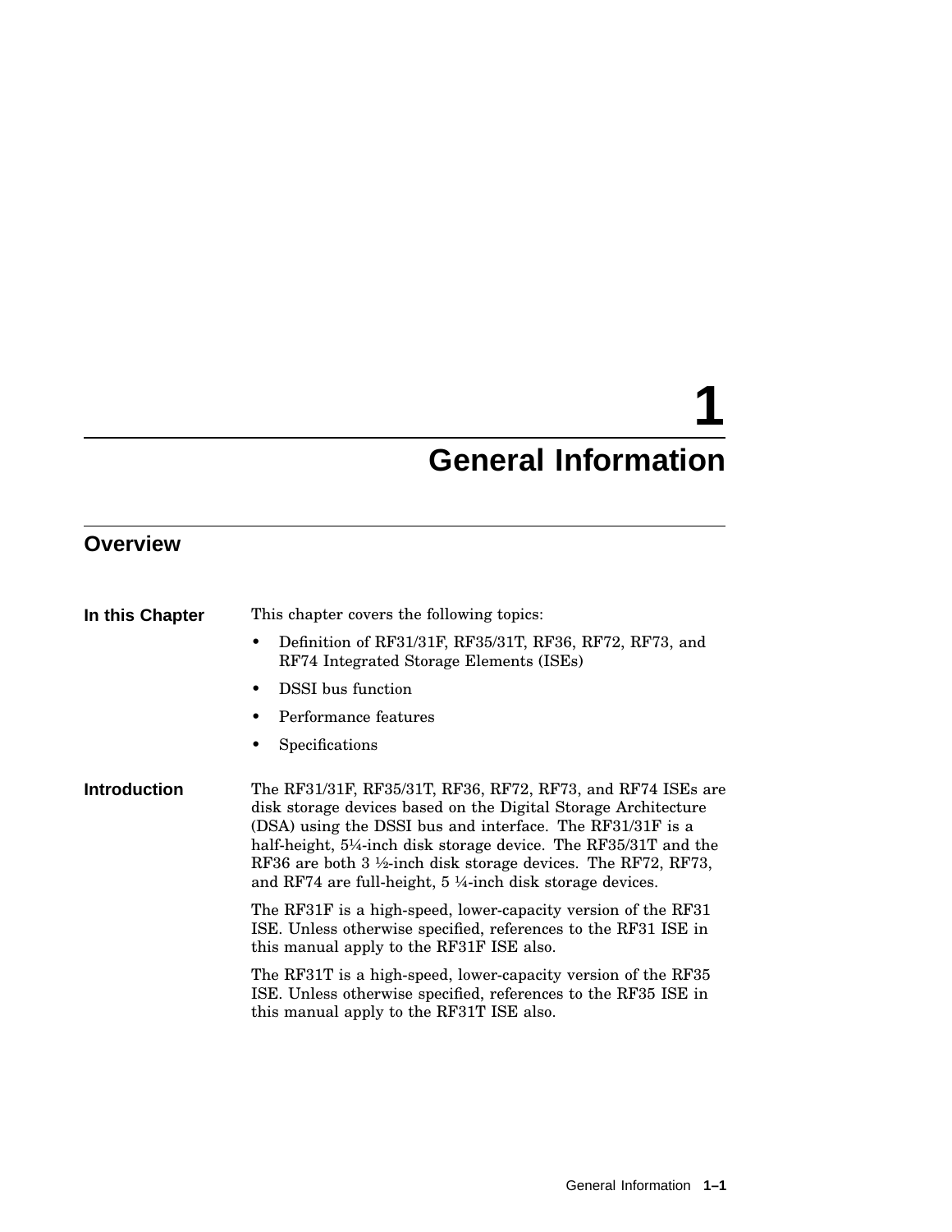# 1 General Information

## Overview

### In this Chapter

This chapter covers the following topics:

- Definition of RF31/31F, RF35/31T, RF36, RF72, RF73, and RF74 Integrated Storage Elements (ISEs)
- DSSI bus function
- Performance features
- Specifications

### Introduction

The RF31/31F, RF35/31T, RF36, RF72, RF73, and RF74 ISEs are disk storage devices based on the Digital Storage Architecture (DSA) using the DSSI bus and interface. The RF31/31F is a half-height, 5¼-inch disk storage device. The RF35/31T and the RF36 are both 3 ½-inch disk storage devices. The RF72, RF73, and RF74 are full-height, 5 ¼-inch disk storage devices.

The RF31F is a high-speed, lower-capacity version of the RF31 ISE. Unless otherwise specified, references to the RF31 ISE in this manual apply to the RF31F ISE also.

The RF31T is a high-speed, lower-capacity version of the RF35 ISE. Unless otherwise specified, references to the RF35 ISE in this manual apply to the RF31T ISE also.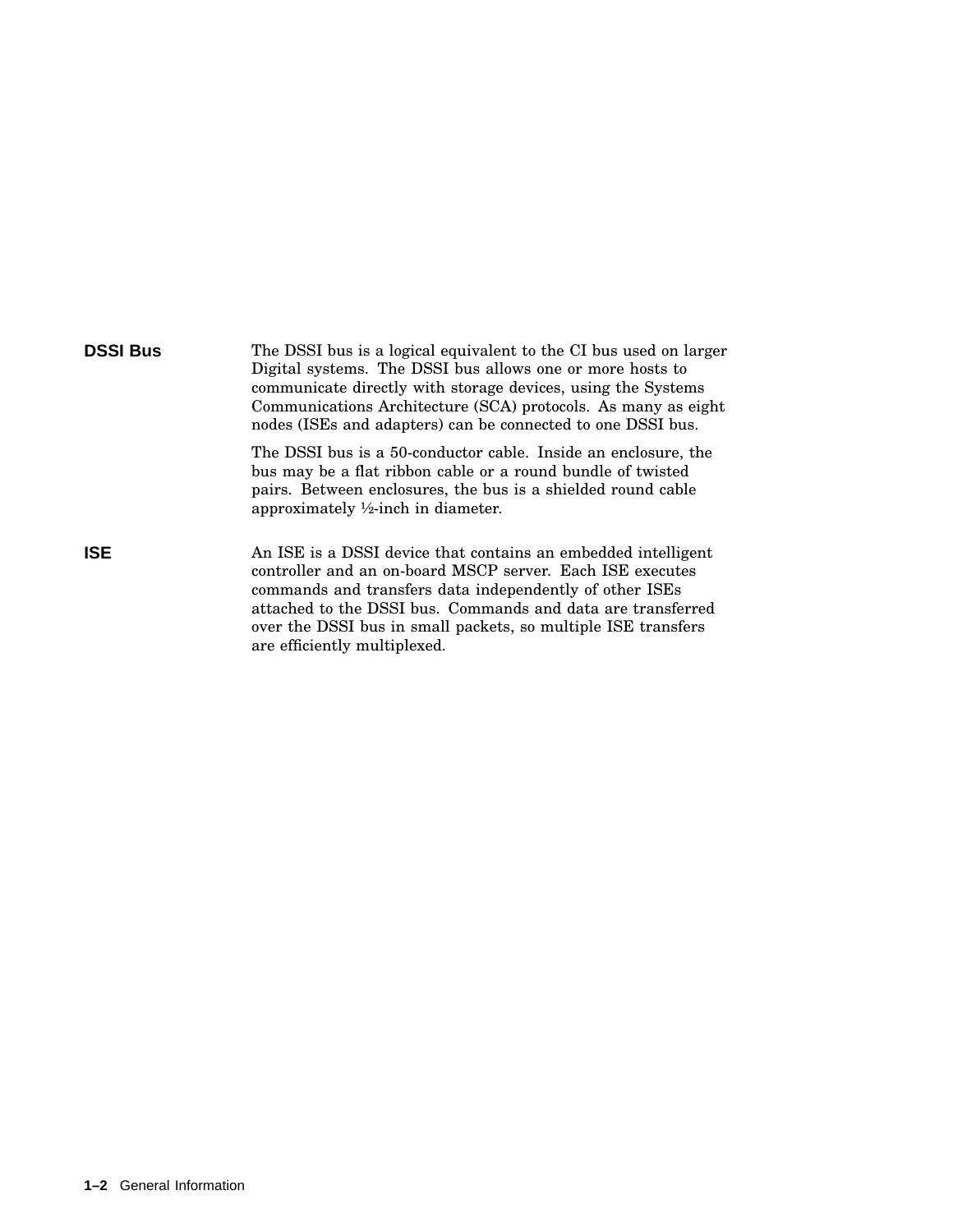**DSSI Bus**

The DSSI bus is a logical equivalent to the CI bus used on larger Digital systems. The DSSI bus allows one or more hosts to communicate directly with storage devices, using the Systems Communications Architecture (SCA) protocols. As many as eight nodes (ISEs and adapters) can be connected to one DSSI bus.

The DSSI bus is a 50-conductor cable. Inside an enclosure, the bus may be a flat ribbon cable or a round bundle of twisted pairs. Between enclosures, the bus is a shielded round cable approximately ½-inch in diameter.

**ISE**

An ISE is a DSSI device that contains an embedded intelligent controller and an on-board MSCP server. Each ISE executes commands and transfers data independently of other ISEs attached to the DSSI bus. Commands and data are transferred over the DSSI bus in small packets, so multiple ISE transfers are efficiently multiplexed.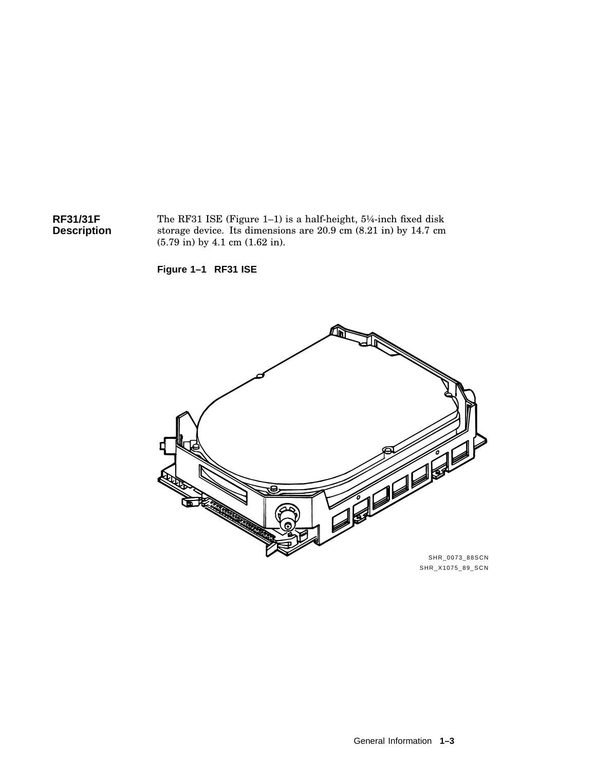## RF31/31F Description

The RF31 ISE (Figure 1–1) is a half-height, 5¼-inch fixed disk storage device. Its dimensions are 20.9 cm (8.21 in) by 14.7 cm (5.79 in) by 4.1 cm (1.62 in).

**Figure 1–1 RF31 ISE**

SHR_0073_88SCN
SHR_X1075_89_SCN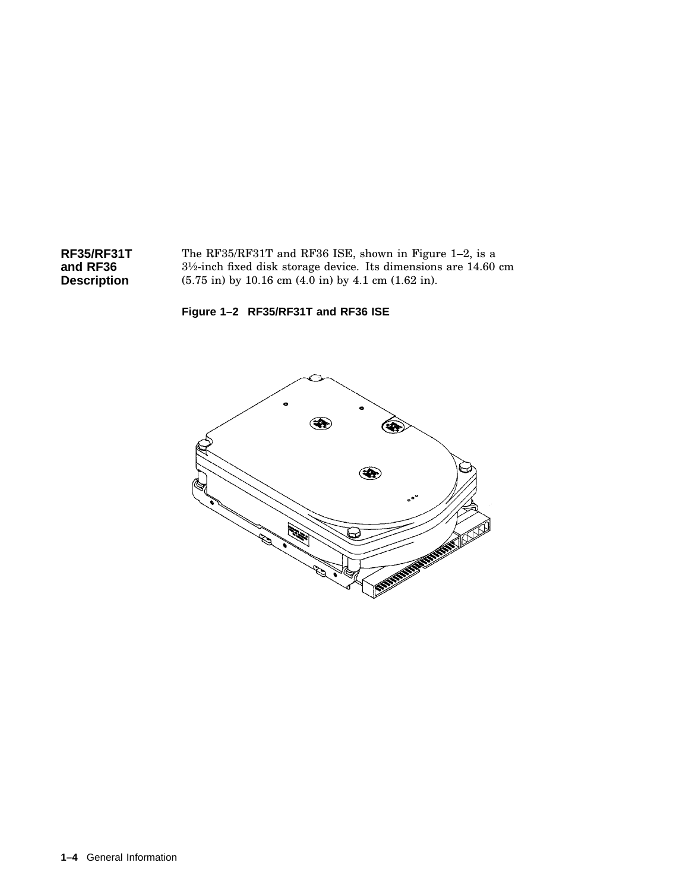## RF35/RF31T and RF36 Description

The RF35/RF31T and RF36 ISE, shown in Figure 1–2, is a 3½-inch fixed disk storage device. Its dimensions are 14.60 cm (5.75 in) by 10.16 cm (4.0 in) by 4.1 cm (1.62 in).

**Figure 1–2 RF35/RF31T and RF36 ISE**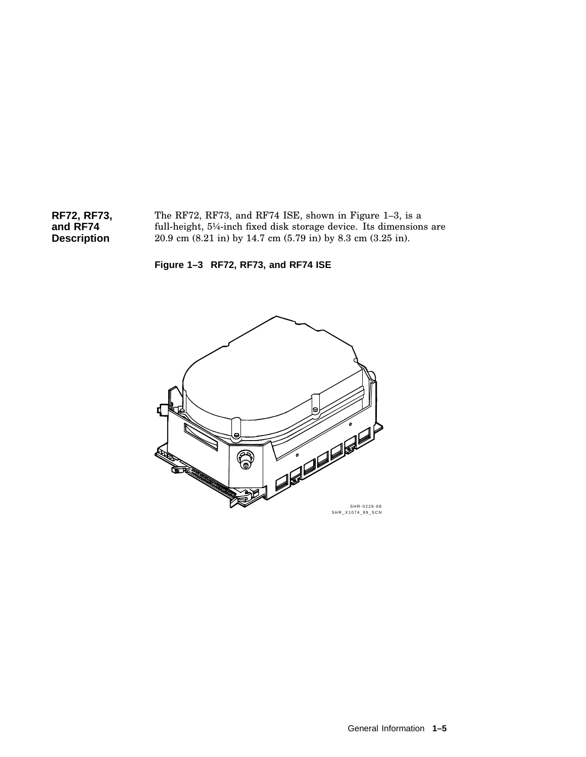### RF72, RF73, and RF74 Description

The RF72, RF73, and RF74 ISE, shown in Figure 1–3, is a full-height, 5¼-inch fixed disk storage device. Its dimensions are 20.9 cm (8.21 in) by 14.7 cm (5.79 in) by 8.3 cm (3.25 in).

**Figure 1–3 RF72, RF73, and RF74 ISE**

SHR-0226-88
SHR_X1074_89_SCN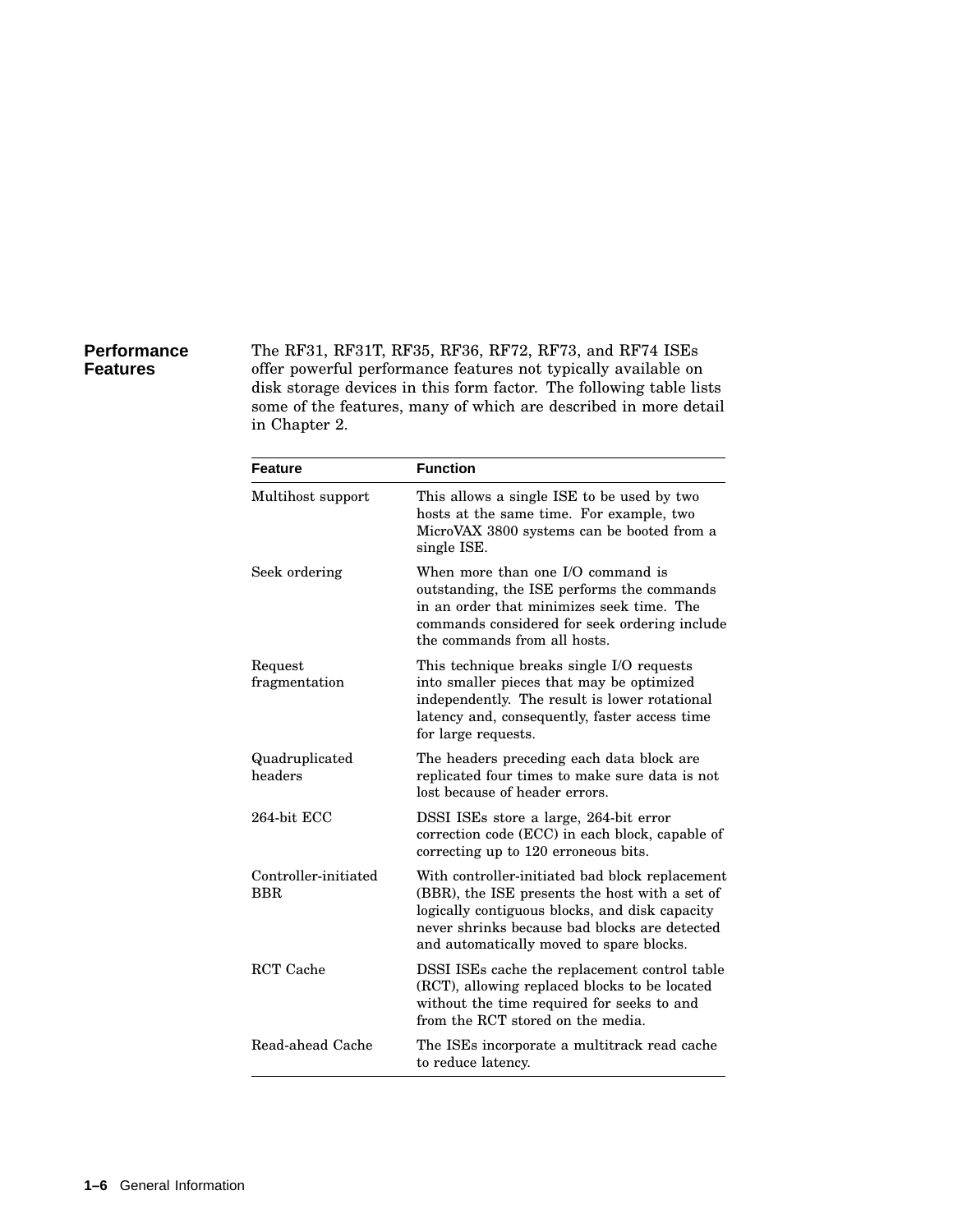## Performance Features

The RF31, RF31T, RF35, RF36, RF72, RF73, and RF74 ISEs offer powerful performance features not typically available on disk storage devices in this form factor. The following table lists some of the features, many of which are described in more detail in Chapter 2.

| Feature | Function |
|---|---|
| Multihost support | This allows a single ISE to be used by two hosts at the same time. For example, two MicroVAX 3800 systems can be booted from a single ISE. |
| Seek ordering | When more than one I/O command is outstanding, the ISE performs the commands in an order that minimizes seek time. The commands considered for seek ordering include the commands from all hosts. |
| Request fragmentation | This technique breaks single I/O requests into smaller pieces that may be optimized independently. The result is lower rotational latency and, consequently, faster access time for large requests. |
| Quadruplicated headers | The headers preceding each data block are replicated four times to make sure data is not lost because of header errors. |
| 264-bit ECC | DSSI ISEs store a large, 264-bit error correction code (ECC) in each block, capable of correcting up to 120 erroneous bits. |
| Controller-initiated BBR | With controller-initiated bad block replacement (BBR), the ISE presents the host with a set of logically contiguous blocks, and disk capacity never shrinks because bad blocks are detected and automatically moved to spare blocks. |
| RCT Cache | DSSI ISEs cache the replacement control table (RCT), allowing replaced blocks to be located without the time required for seeks to and from the RCT stored on the media. |
| Read-ahead Cache | The ISEs incorporate a multitrack read cache to reduce latency. |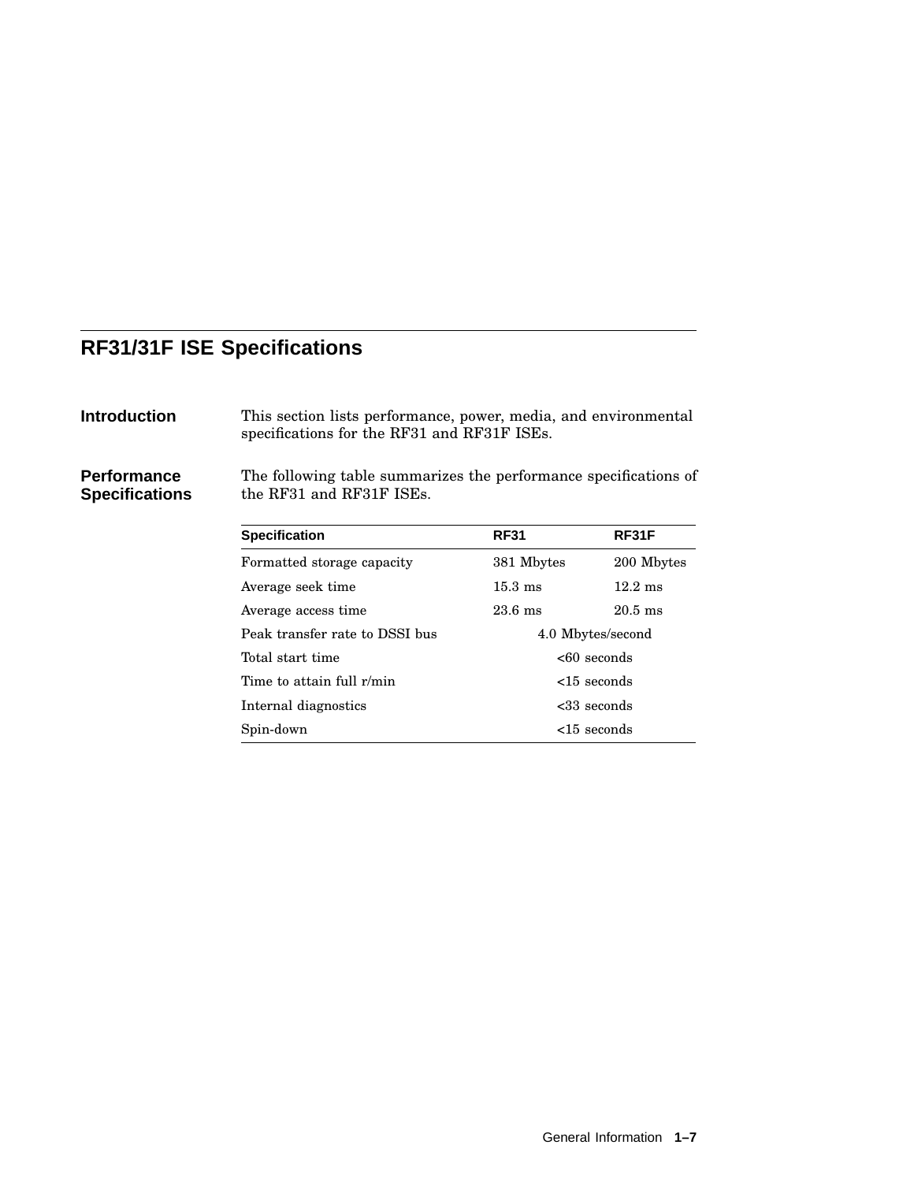## RF31/31F ISE Specifications

### Introduction

This section lists performance, power, media, and environmental specifications for the RF31 and RF31F ISEs.

### Performance Specifications

The following table summarizes the performance specifications of the RF31 and RF31F ISEs.

| Specification | RF31 | RF31F |
|---|---|---|
| Formatted storage capacity | 381 Mbytes | 200 Mbytes |
| Average seek time | 15.3 ms | 12.2 ms |
| Average access time | 23.6 ms | 20.5 ms |
| Peak transfer rate to DSSI bus | 4.0 Mbytes/second | |
| Total start time | <60 seconds | |
| Time to attain full r/min | <15 seconds | |
| Internal diagnostics | <33 seconds | |
| Spin-down | <15 seconds | |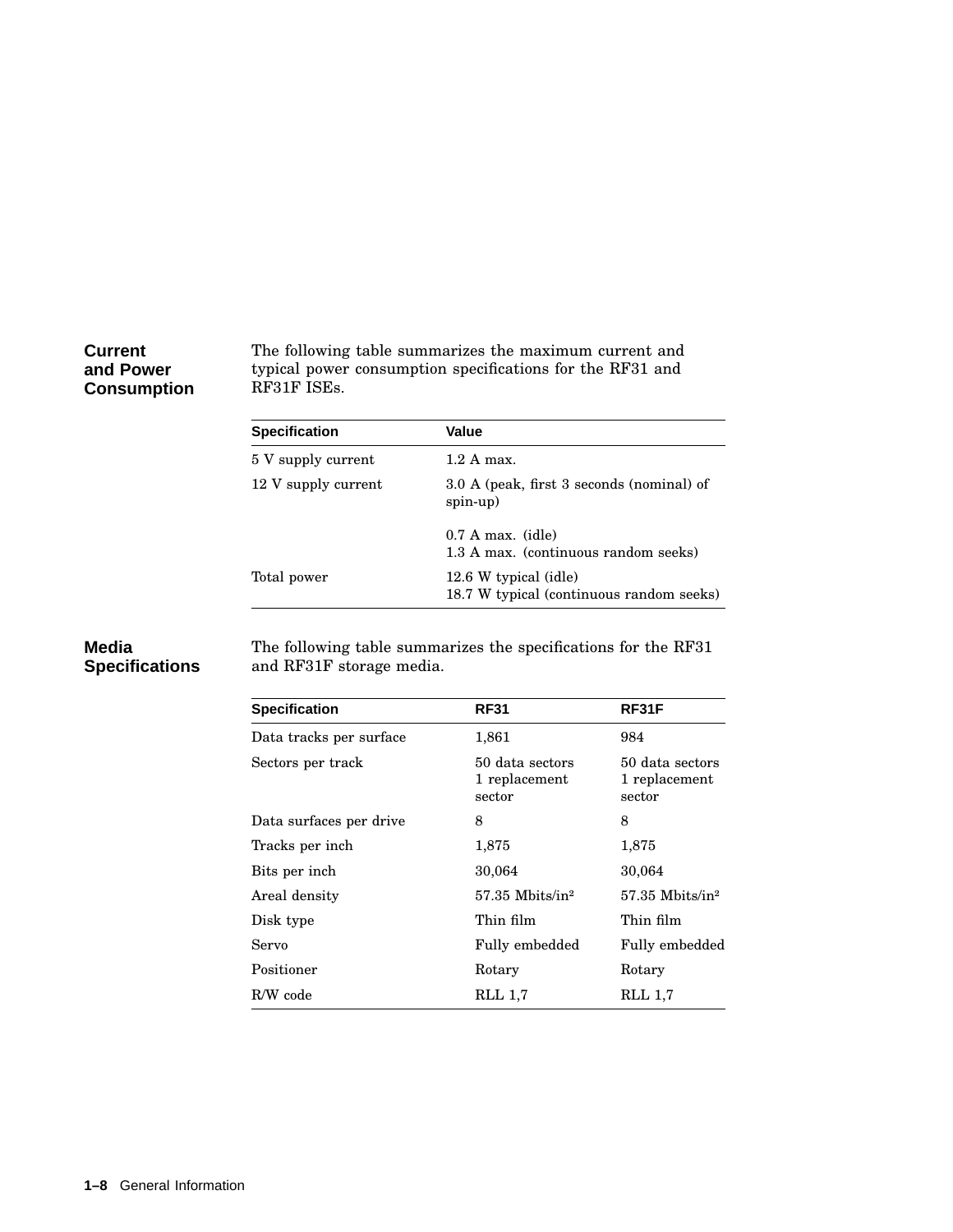### Current and Power Consumption

The following table summarizes the maximum current and typical power consumption specifications for the RF31 and RF31F ISEs.

| Specification | Value |
|---|---|
| 5 V supply current | 1.2 A max. |
| 12 V supply current | 3.0 A (peak, first 3 seconds (nominal) of spin-up)<br><br>0.7 A max. (idle)<br>1.3 A max. (continuous random seeks) |
| Total power | 12.6 W typical (idle)<br>18.7 W typical (continuous random seeks) |

### Media Specifications

The following table summarizes the specifications for the RF31 and RF31F storage media.

| Specification | RF31 | RF31F |
|---|---|---|
| Data tracks per surface | 1,861 | 984 |
| Sectors per track | 50 data sectors<br>1 replacement sector | 50 data sectors<br>1 replacement sector |
| Data surfaces per drive | 8 | 8 |
| Tracks per inch | 1,875 | 1,875 |
| Bits per inch | 30,064 | 30,064 |
| Areal density | 57.35 Mbits/in$^2$ | 57.35 Mbits/in$^2$ |
| Disk type | Thin film | Thin film |
| Servo | Fully embedded | Fully embedded |
| Positioner | Rotary | Rotary |
| R/W code | RLL 1,7 | RLL 1,7 |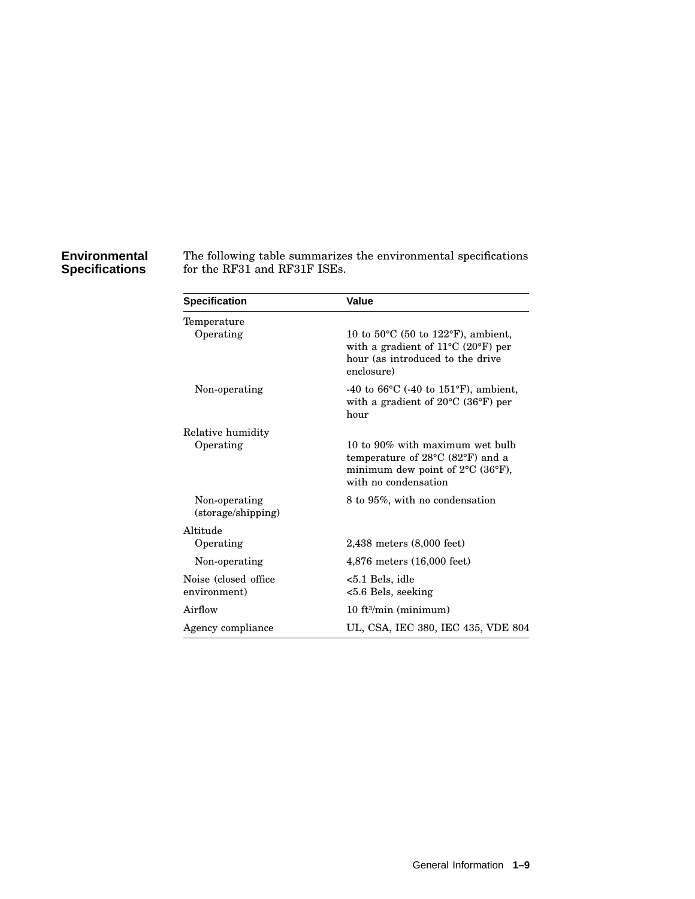## Environmental Specifications

The following table summarizes the environmental specifications for the RF31 and RF31F ISEs.

| Specification | Value |
|---|---|
| Temperature | |
| Operating | 10 to 50°C (50 to 122°F), ambient, with a gradient of 11°C (20°F) per hour (as introduced to the drive enclosure) |
| Non-operating | -40 to 66°C (-40 to 151°F), ambient, with a gradient of 20°C (36°F) per hour |
| Relative humidity | |
| Operating | 10 to 90% with maximum wet bulb temperature of 28°C (82°F) and a minimum dew point of 2°C (36°F), with no condensation |
| Non-operating (storage/shipping) | 8 to 95%, with no condensation |
| Altitude | |
| Operating | 2,438 meters (8,000 feet) |
| Non-operating | 4,876 meters (16,000 feet) |
| Noise (closed office environment) | <5.1 Bels, idle<br><5.6 Bels, seeking |
| Airflow | 10 $ft^3$/min (minimum) |
| Agency compliance | UL, CSA, IEC 380, IEC 435, VDE 804 |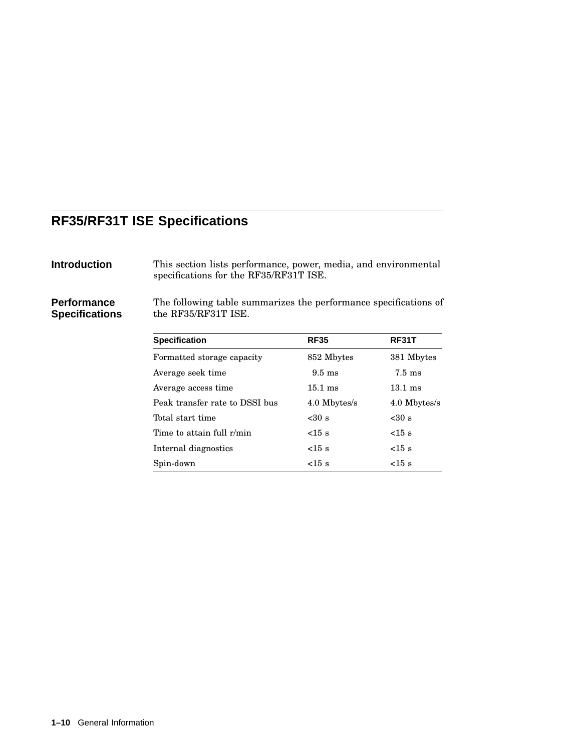## RF35/RF31T ISE Specifications

### Introduction

This section lists performance, power, media, and environmental specifications for the RF35/RF31T ISE.

### Performance Specifications

The following table summarizes the performance specifications of the RF35/RF31T ISE.

| Specification | RF35 | RF31T |
|---|---|---|
| Formatted storage capacity | 852 Mbytes | 381 Mbytes |
| Average seek time | 9.5 ms | 7.5 ms |
| Average access time | 15.1 ms | 13.1 ms |
| Peak transfer rate to DSSI bus | 4.0 Mbytes/s | 4.0 Mbytes/s |
| Total start time | <30 s | <30 s |
| Time to attain full r/min | <15 s | <15 s |
| Internal diagnostics | <15 s | <15 s |
| Spin-down | <15 s | <15 s |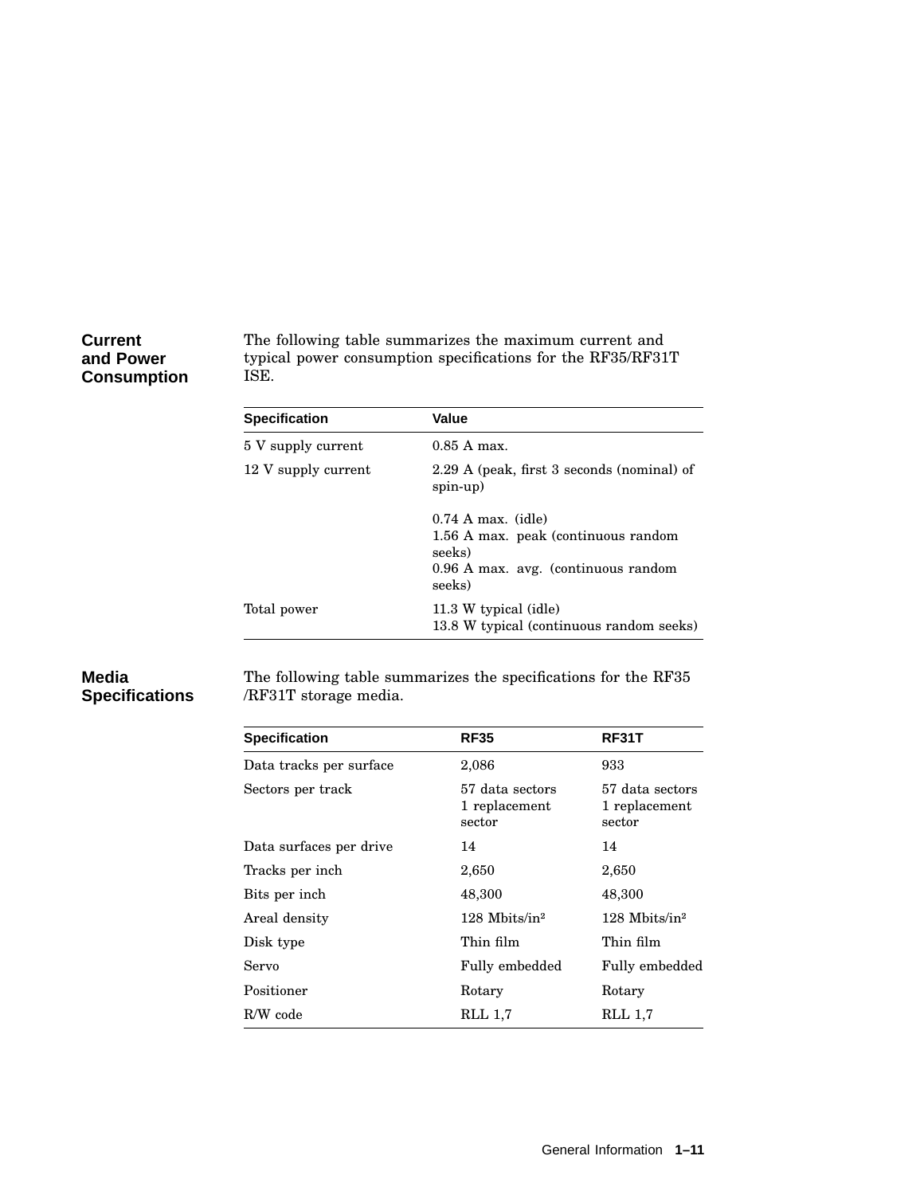### Current and Power Consumption

The following table summarizes the maximum current and typical power consumption specifications for the RF35/RF31T ISE.

| Specification | Value |
|---|---|
| 5 V supply current | 0.85 A max. |
| 12 V supply current | 2.29 A (peak, first 3 seconds (nominal) of spin-up)<br><br>0.74 A max. (idle)<br>1.56 A max. peak (continuous random seeks)<br>0.96 A max. avg. (continuous random seeks) |
| Total power | 11.3 W typical (idle)<br>13.8 W typical (continuous random seeks) |

### Media Specifications

The following table summarizes the specifications for the RF35 /RF31T storage media.

| Specification | RF35 | RF31T |
|---|---|---|
| Data tracks per surface | 2,086 | 933 |
| Sectors per track | 57 data sectors<br>1 replacement sector | 57 data sectors<br>1 replacement sector |
| Data surfaces per drive | 14 | 14 |
| Tracks per inch | 2,650 | 2,650 |
| Bits per inch | 48,300 | 48,300 |
| Areal density | 128 Mbits/in$^2$ | 128 Mbits/in$^2$ |
| Disk type | Thin film | Thin film |
| Servo | Fully embedded | Fully embedded |
| Positioner | Rotary | Rotary |
| R/W code | RLL 1,7 | RLL 1,7 |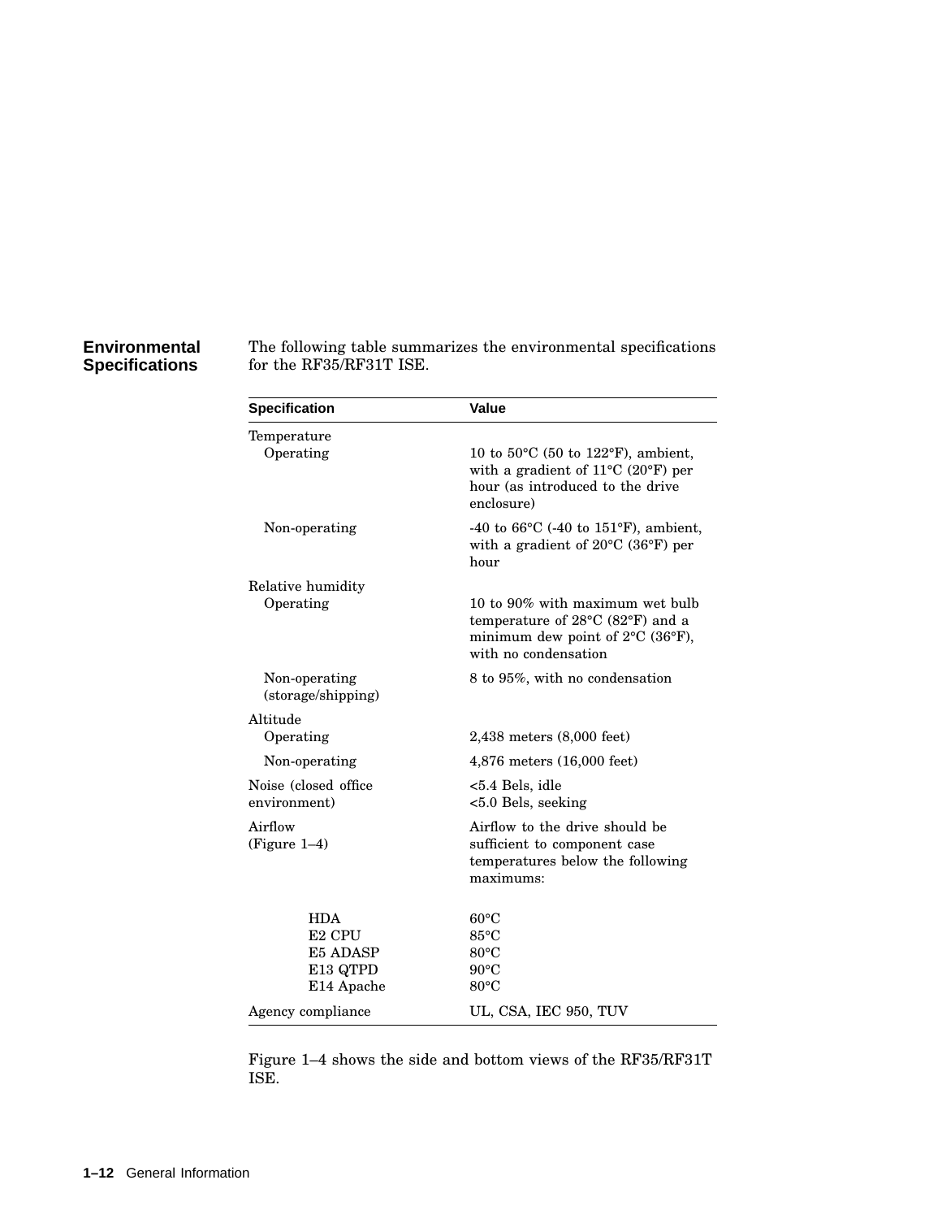## Environmental Specifications

The following table summarizes the environmental specifications for the RF35/RF31T ISE.

| Specification | Value |
|---|---|
| Temperature | |
| Operating | 10 to 50°C (50 to 122°F), ambient, with a gradient of 11°C (20°F) per hour (as introduced to the drive enclosure) |
| Non-operating | -40 to 66°C (-40 to 151°F), ambient, with a gradient of 20°C (36°F) per hour |
| Relative humidity | |
| Operating | 10 to 90% with maximum wet bulb temperature of 28°C (82°F) and a minimum dew point of 2°C (36°F), with no condensation |
| Non-operating (storage/shipping) | 8 to 95%, with no condensation |
| Altitude | |
| Operating | 2,438 meters (8,000 feet) |
| Non-operating | 4,876 meters (16,000 feet) |
| Noise (closed office environment) | <5.4 Bels, idle<br><5.0 Bels, seeking |
| Airflow (Figure 1–4) | Airflow to the drive should be sufficient to component case temperatures below the following maximums: |
| HDA | 60°C |
| E2 CPU | 85°C |
| E5 ADASP | 80°C |
| E13 QTPD | 90°C |
| E14 Apache | 80°C |
| Agency compliance | UL, CSA, IEC 950, TUV |

Figure 1–4 shows the side and bottom views of the RF35/RF31T ISE.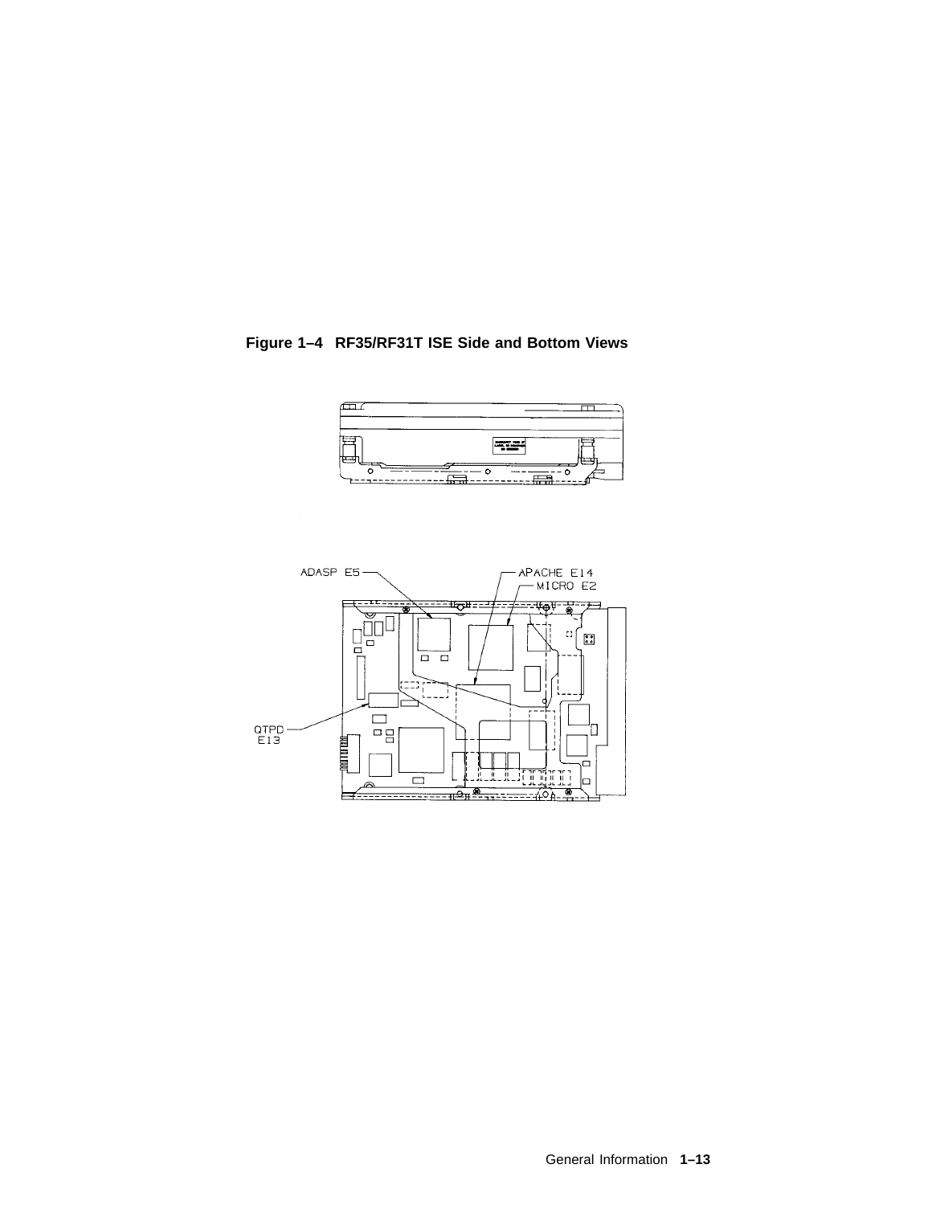**Figure 1–4 RF35/RF31T ISE Side and Bottom Views**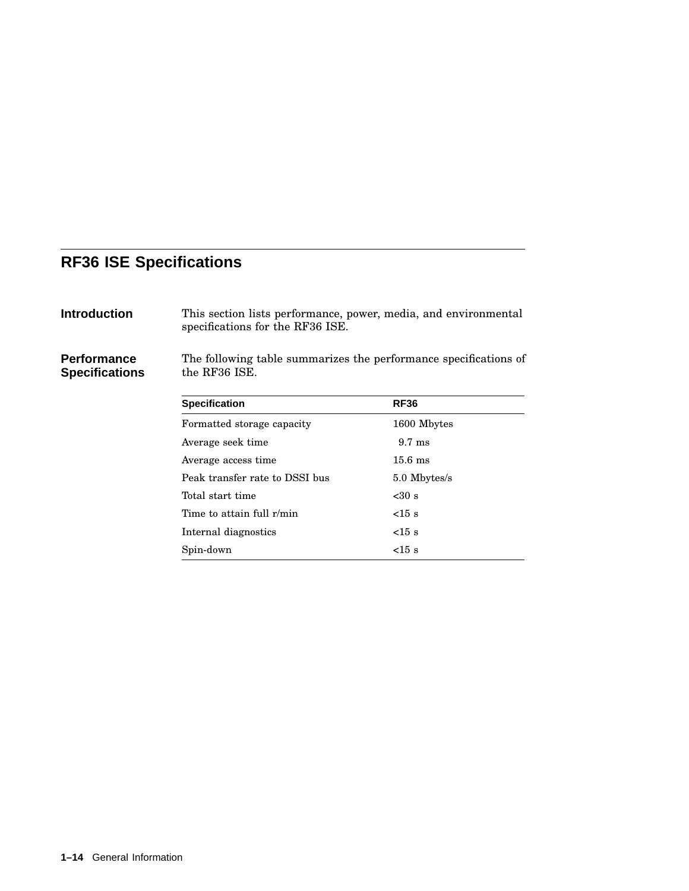## RF36 ISE Specifications

### Introduction

This section lists performance, power, media, and environmental specifications for the RF36 ISE.

### Performance Specifications

The following table summarizes the performance specifications of the RF36 ISE.

| Specification | RF36 |
|---|---|
| Formatted storage capacity | 1600 Mbytes |
| Average seek time | 9.7 ms |
| Average access time | 15.6 ms |
| Peak transfer rate to DSSI bus | 5.0 Mbytes/s |
| Total start time | <30 s |
| Time to attain full r/min | <15 s |
| Internal diagnostics | <15 s |
| Spin-down | <15 s |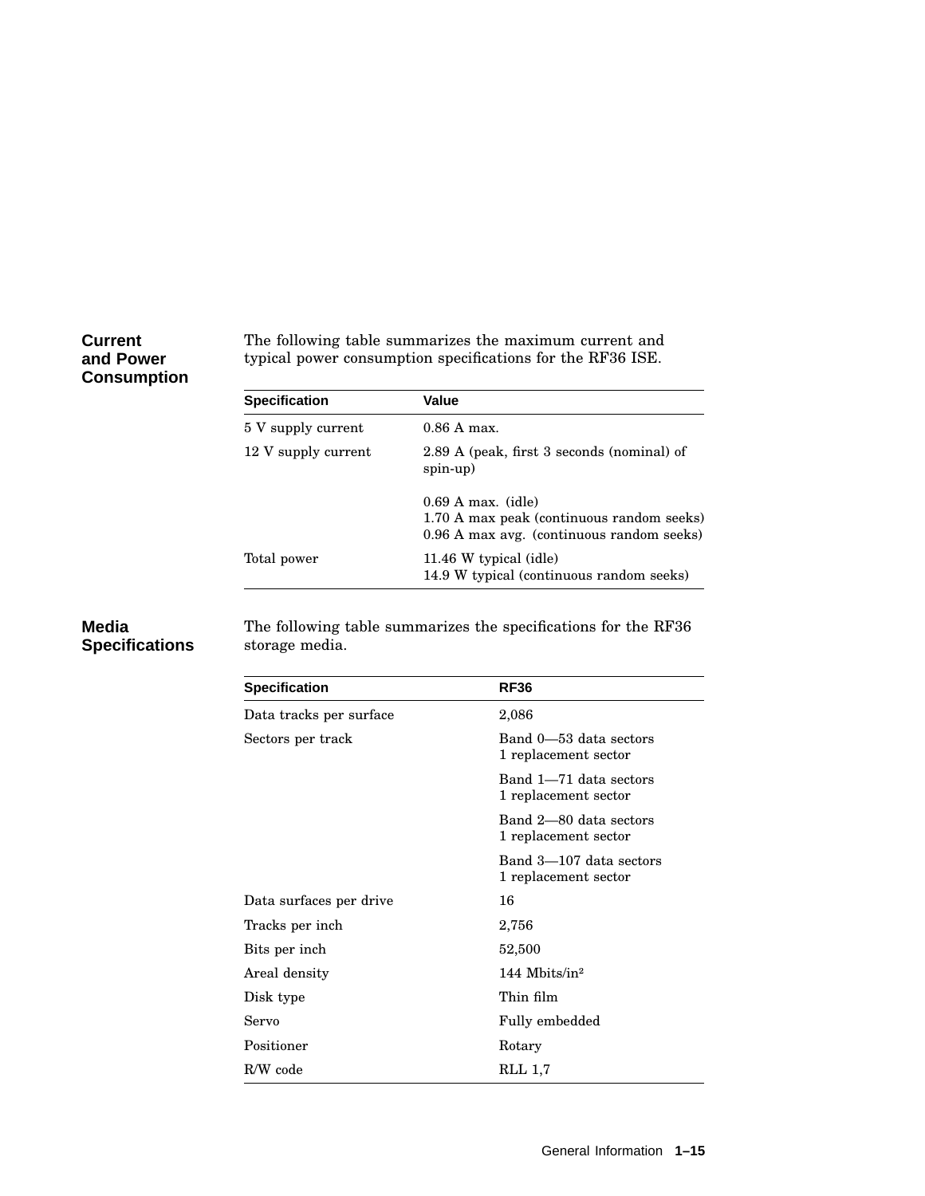### Current and Power Consumption

The following table summarizes the maximum current and typical power consumption specifications for the RF36 ISE.

| Specification | Value |
|---|---|
| 5 V supply current | 0.86 A max. |
| 12 V supply current | 2.89 A (peak, first 3 seconds (nominal) of spin-up) |
| | 0.69 A max. (idle)<br>1.70 A max peak (continuous random seeks)<br>0.96 A max avg. (continuous random seeks) |
| Total power | 11.46 W typical (idle)<br>14.9 W typical (continuous random seeks) |

### Media Specifications

The following table summarizes the specifications for the RF36 storage media.

| Specification | RF36 |
|---|---|
| Data tracks per surface | 2,086 |
| Sectors per track | Band 0—53 data sectors<br>1 replacement sector |
| | Band 1—71 data sectors<br>1 replacement sector |
| | Band 2—80 data sectors<br>1 replacement sector |
| | Band 3—107 data sectors<br>1 replacement sector |
| Data surfaces per drive | 16 |
| Tracks per inch | 2,756 |
| Bits per inch | 52,500 |
| Areal density | 144 Mbits/in$^2$ |
| Disk type | Thin film |
| Servo | Fully embedded |
| Positioner | Rotary |
| R/W code | RLL 1,7 |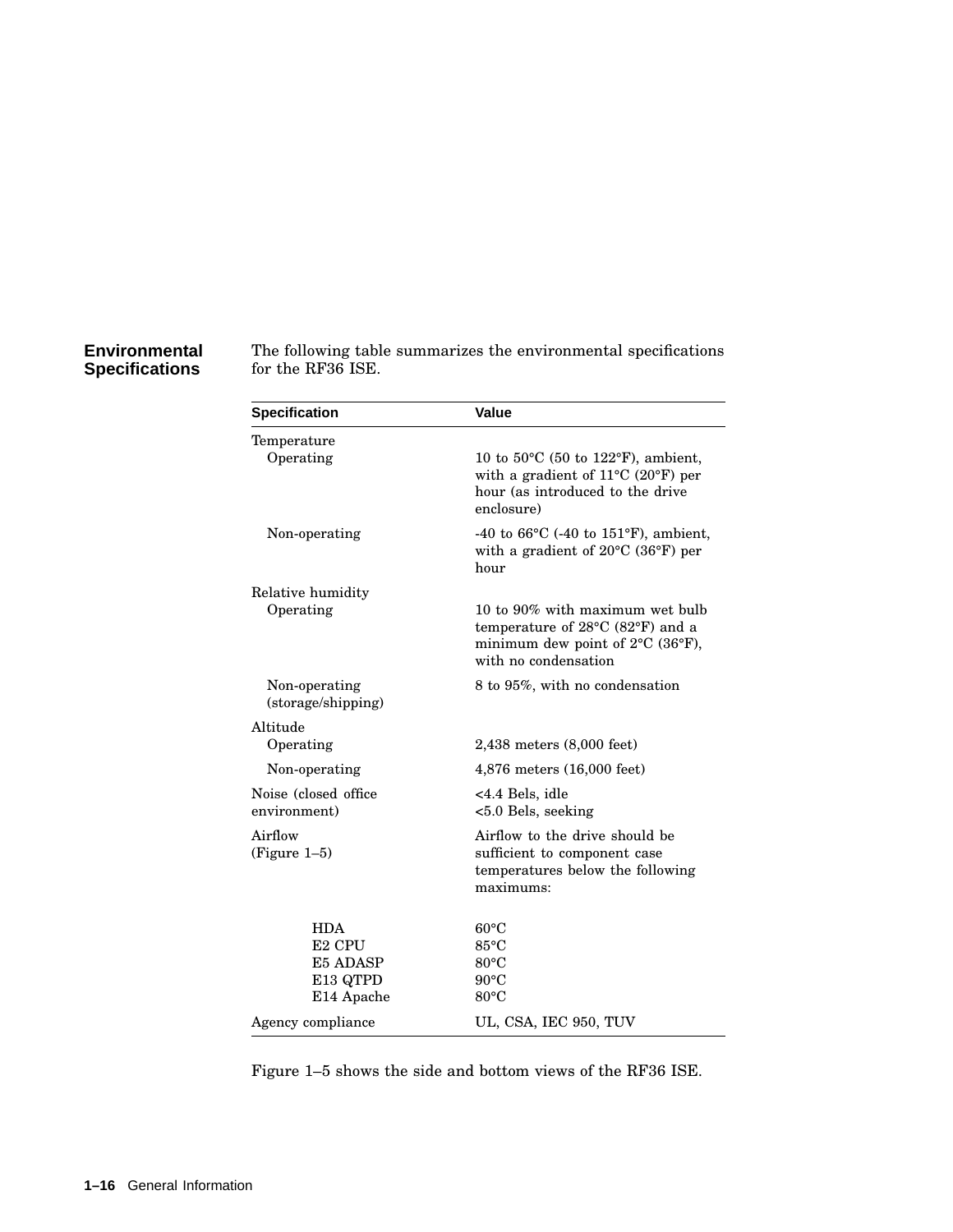## Environmental Specifications

The following table summarizes the environmental specifications for the RF36 ISE.

| Specification | Value |
|---|---|
| Temperature | |
| Operating | 10 to 50°C (50 to 122°F), ambient, with a gradient of 11°C (20°F) per hour (as introduced to the drive enclosure) |
| Non-operating | -40 to 66°C (-40 to 151°F), ambient, with a gradient of 20°C (36°F) per hour |
| Relative humidity | |
| Operating | 10 to 90% with maximum wet bulb temperature of 28°C (82°F) and a minimum dew point of 2°C (36°F), with no condensation |
| Non-operating (storage/shipping) | 8 to 95%, with no condensation |
| Altitude | |
| Operating | 2,438 meters (8,000 feet) |
| Non-operating | 4,876 meters (16,000 feet) |
| Noise (closed office environment) | <4.4 Bels, idle<br><5.0 Bels, seeking |
| Airflow (Figure 1–5) | Airflow to the drive should be sufficient to component case temperatures below the following maximums: |
| HDA | 60°C |
| E2 CPU | 85°C |
| E5 ADASP | 80°C |
| E13 QTPD | 90°C |
| E14 Apache | 80°C |
| Agency compliance | UL, CSA, IEC 950, TUV |

Figure 1–5 shows the side and bottom views of the RF36 ISE.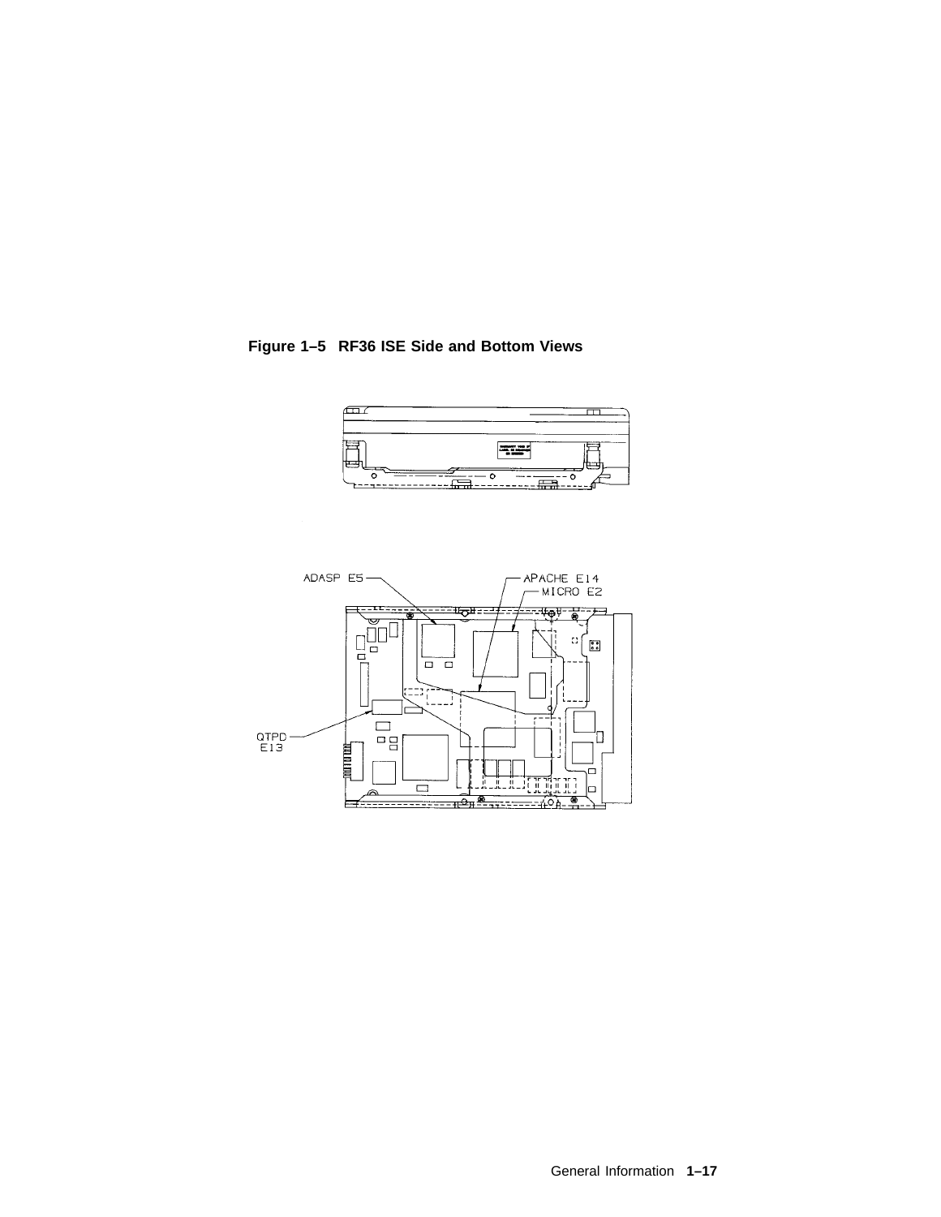**Figure 1–5 RF36 ISE Side and Bottom Views**

ADASP E5

APACHE E14

MICRO E2

QTPD E13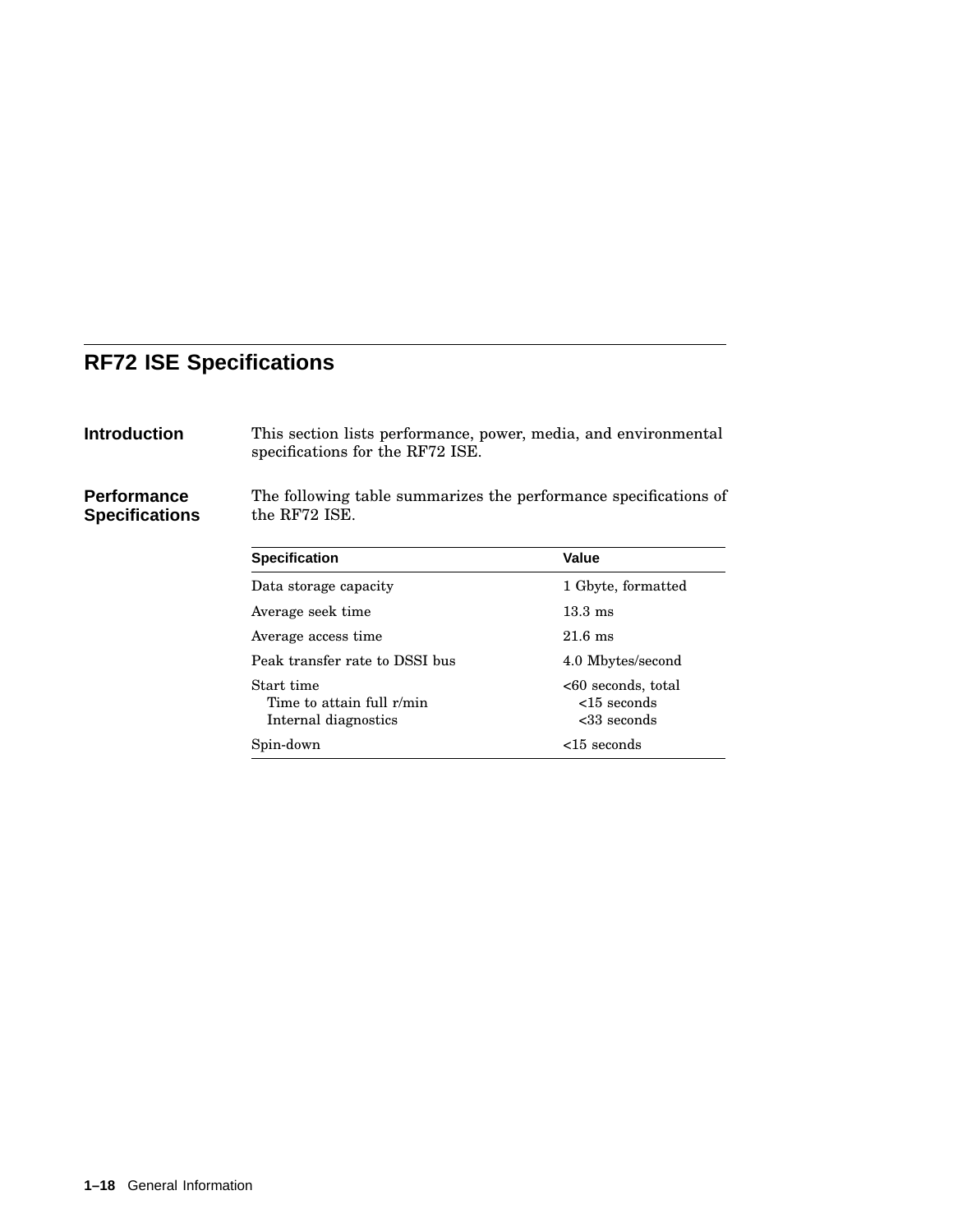## RF72 ISE Specifications

### Introduction

This section lists performance, power, media, and environmental specifications for the RF72 ISE.

### Performance Specifications

The following table summarizes the performance specifications of the RF72 ISE.

| Specification | Value |
|---|---|
| Data storage capacity | 1 Gbyte, formatted |
| Average seek time | 13.3 ms |
| Average access time | 21.6 ms |
| Peak transfer rate to DSSI bus | 4.0 Mbytes/second |
| Start time | <60 seconds, total |
| Time to attain full r/min | <15 seconds |
| Internal diagnostics | <33 seconds |
| Spin-down | <15 seconds |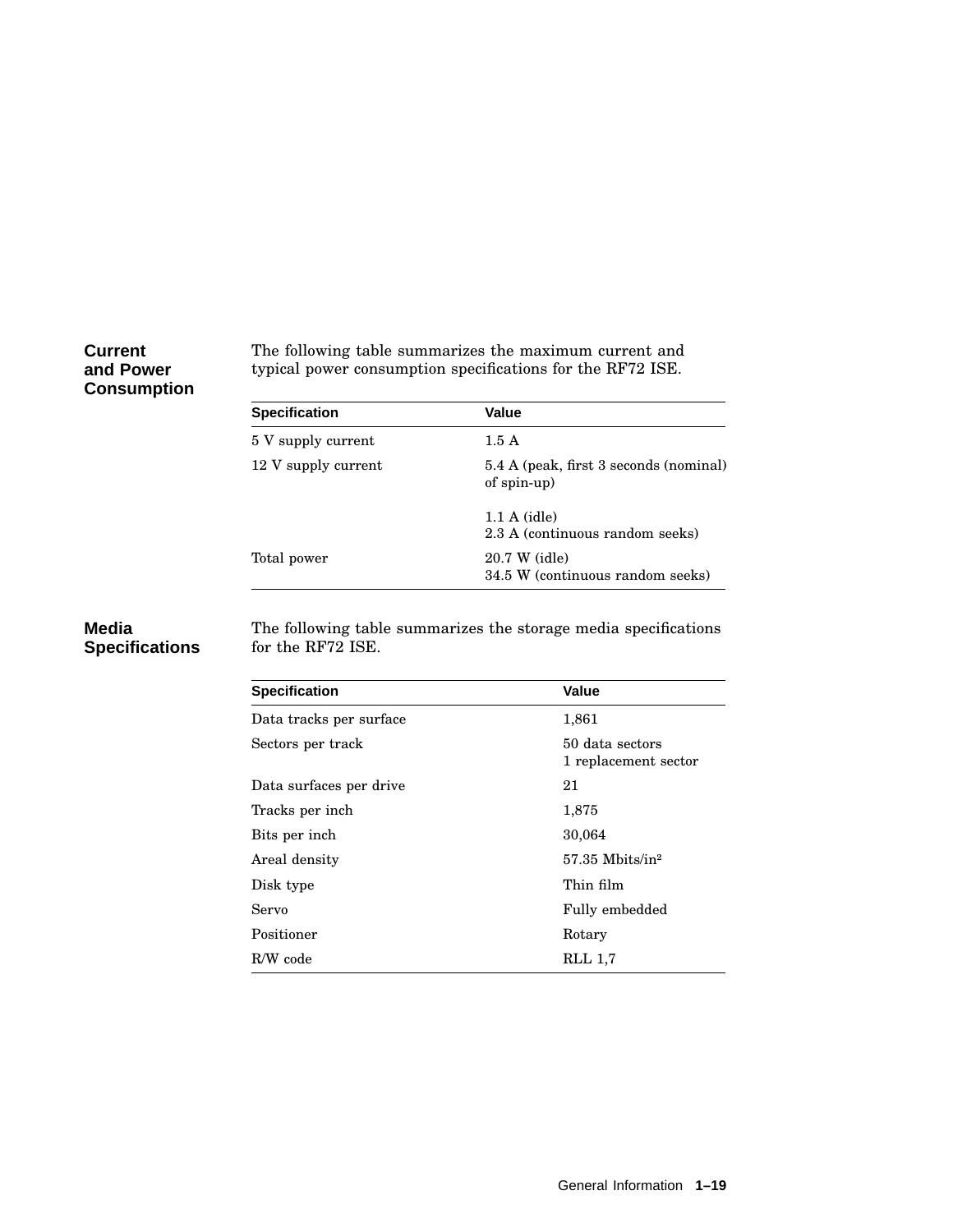### Current and Power Consumption

The following table summarizes the maximum current and typical power consumption specifications for the RF72 ISE.

| Specification | Value |
|---|---|
| 5 V supply current | 1.5 A |
| 12 V supply current | 5.4 A (peak, first 3 seconds (nominal) of spin-up) |
| | 1.1 A (idle)<br>2.3 A (continuous random seeks) |
| Total power | 20.7 W (idle)<br>34.5 W (continuous random seeks) |

### Media Specifications

The following table summarizes the storage media specifications for the RF72 ISE.

| Specification | Value |
|---|---|
| Data tracks per surface | 1,861 |
| Sectors per track | 50 data sectors<br>1 replacement sector |
| Data surfaces per drive | 21 |
| Tracks per inch | 1,875 |
| Bits per inch | 30,064 |
| Areal density | 57.35 Mbits/in$^2$ |
| Disk type | Thin film |
| Servo | Fully embedded |
| Positioner | Rotary |
| R/W code | RLL 1,7 |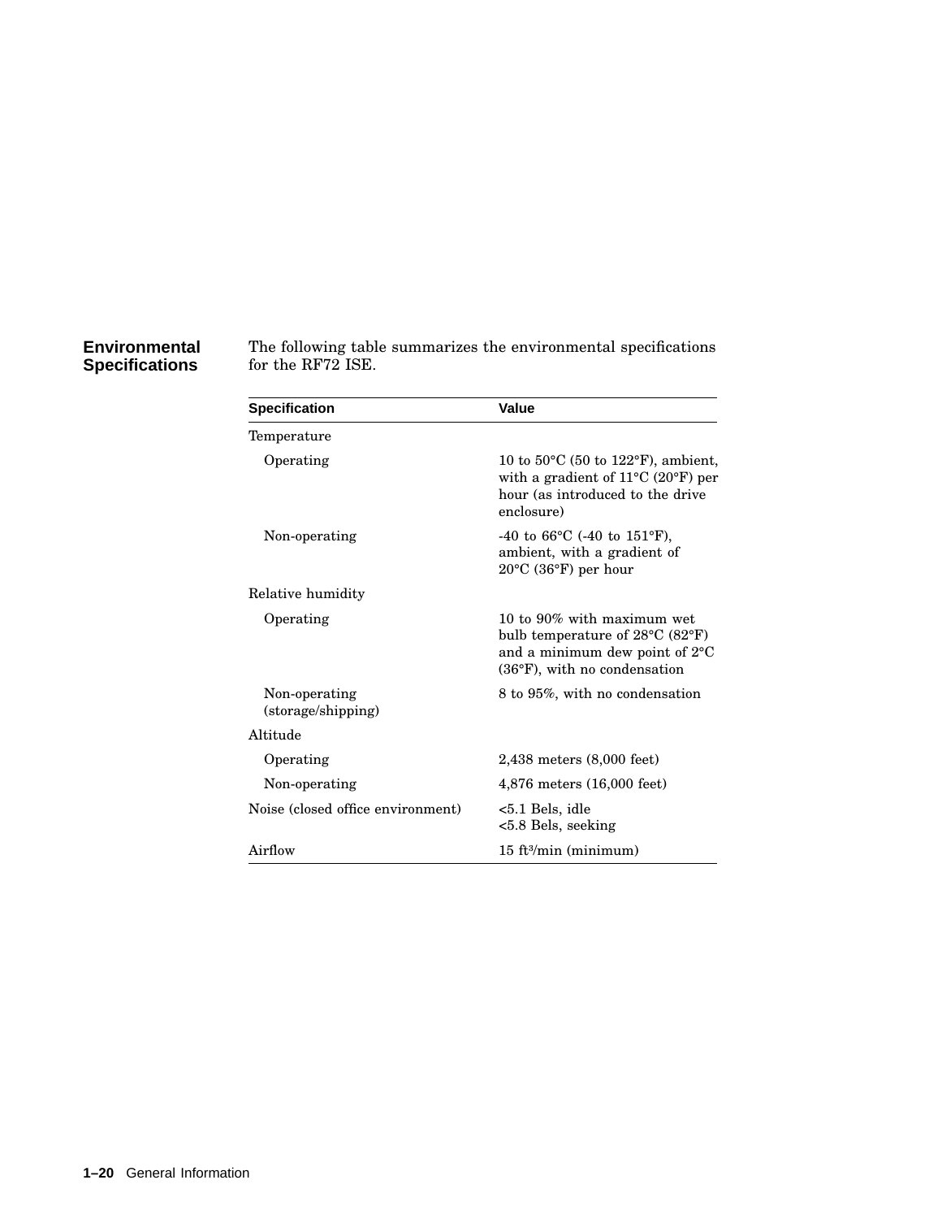## Environmental Specifications

The following table summarizes the environmental specifications for the RF72 ISE.

| Specification | Value |
|---|---|
| Temperature | |
| Operating | 10 to 50°C (50 to 122°F), ambient, with a gradient of 11°C (20°F) per hour (as introduced to the drive enclosure) |
| Non-operating | -40 to 66°C (-40 to 151°F), ambient, with a gradient of 20°C (36°F) per hour |
| Relative humidity | |
| Operating | 10 to 90% with maximum wet bulb temperature of 28°C (82°F) and a minimum dew point of 2°C (36°F), with no condensation |
| Non-operating (storage/shipping) | 8 to 95%, with no condensation |
| Altitude | |
| Operating | 2,438 meters (8,000 feet) |
| Non-operating | 4,876 meters (16,000 feet) |
| Noise (closed office environment) | <5.1 Bels, idle<br><5.8 Bels, seeking |
| Airflow | 15 $ft^3$/min (minimum) |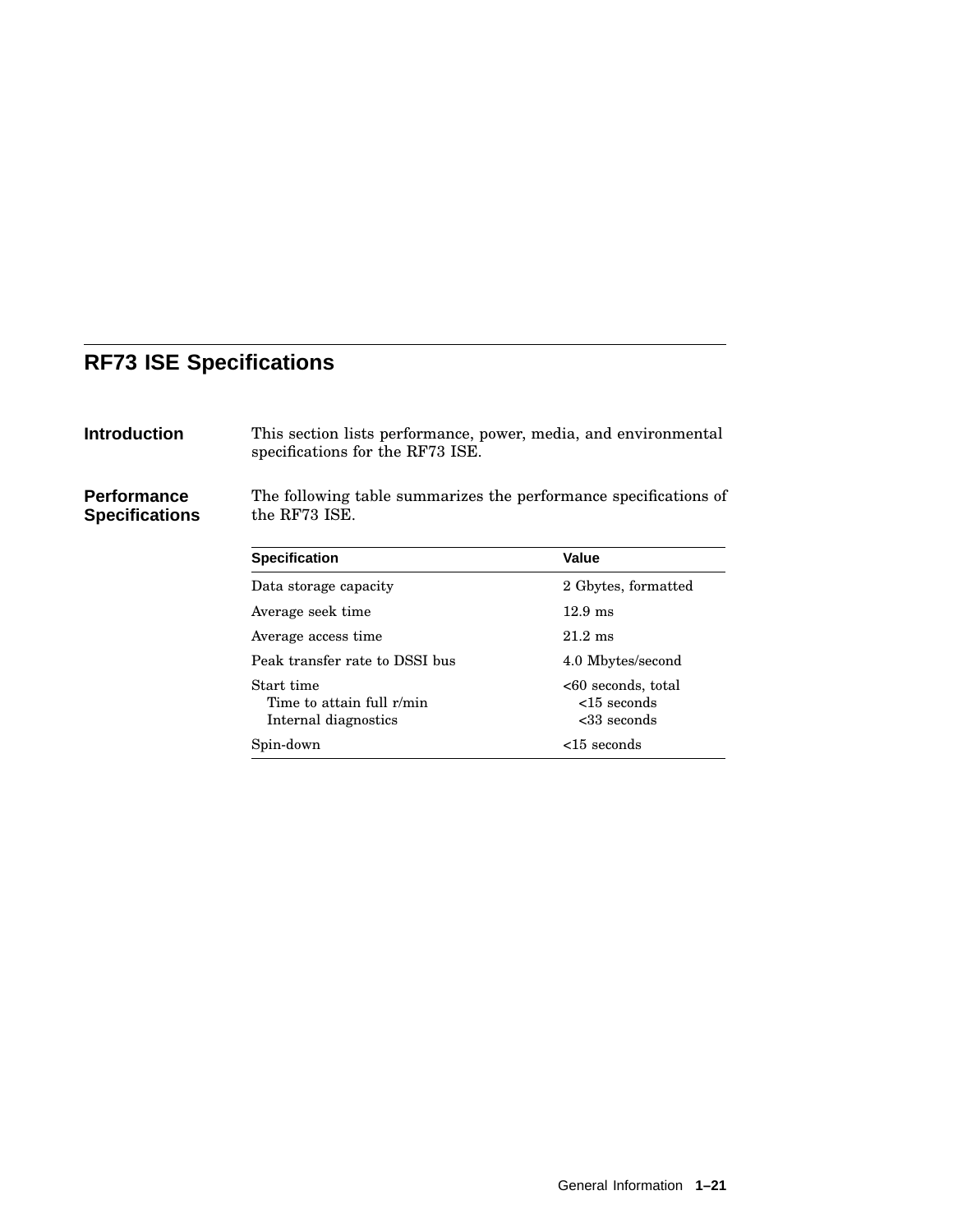## RF73 ISE Specifications

### Introduction

This section lists performance, power, media, and environmental specifications for the RF73 ISE.

### Performance Specifications

The following table summarizes the performance specifications of the RF73 ISE.

| Specification | Value |
|---|---|
| Data storage capacity | 2 Gbytes, formatted |
| Average seek time | 12.9 ms |
| Average access time | 21.2 ms |
| Peak transfer rate to DSSI bus | 4.0 Mbytes/second |
| Start time<br>Time to attain full r/min<br>Internal diagnostics | <60 seconds, total<br><15 seconds<br><33 seconds |
| Spin-down | <15 seconds |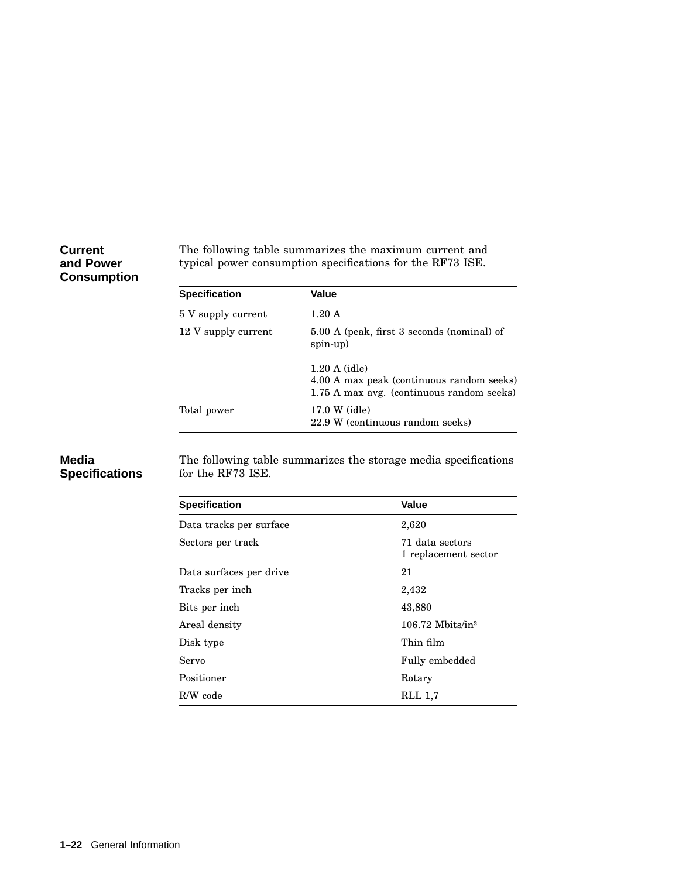## Current and Power Consumption

The following table summarizes the maximum current and typical power consumption specifications for the RF73 ISE.

| Specification | Value |
|---|---|
| 5 V supply current | 1.20 A |
| 12 V supply current | 5.00 A (peak, first 3 seconds (nominal) of spin-up)<br><br>1.20 A (idle)<br>4.00 A max peak (continuous random seeks)<br>1.75 A max avg. (continuous random seeks) |
| Total power | 17.0 W (idle)<br>22.9 W (continuous random seeks) |

## Media Specifications

The following table summarizes the storage media specifications for the RF73 ISE.

| Specification | Value |
|---|---|
| Data tracks per surface | 2,620 |
| Sectors per track | 71 data sectors<br>1 replacement sector |
| Data surfaces per drive | 21 |
| Tracks per inch | 2,432 |
| Bits per inch | 43,880 |
| Areal density | 106.72 Mbits/in$^2$ |
| Disk type | Thin film |
| Servo | Fully embedded |
| Positioner | Rotary |
| R/W code | RLL 1,7 |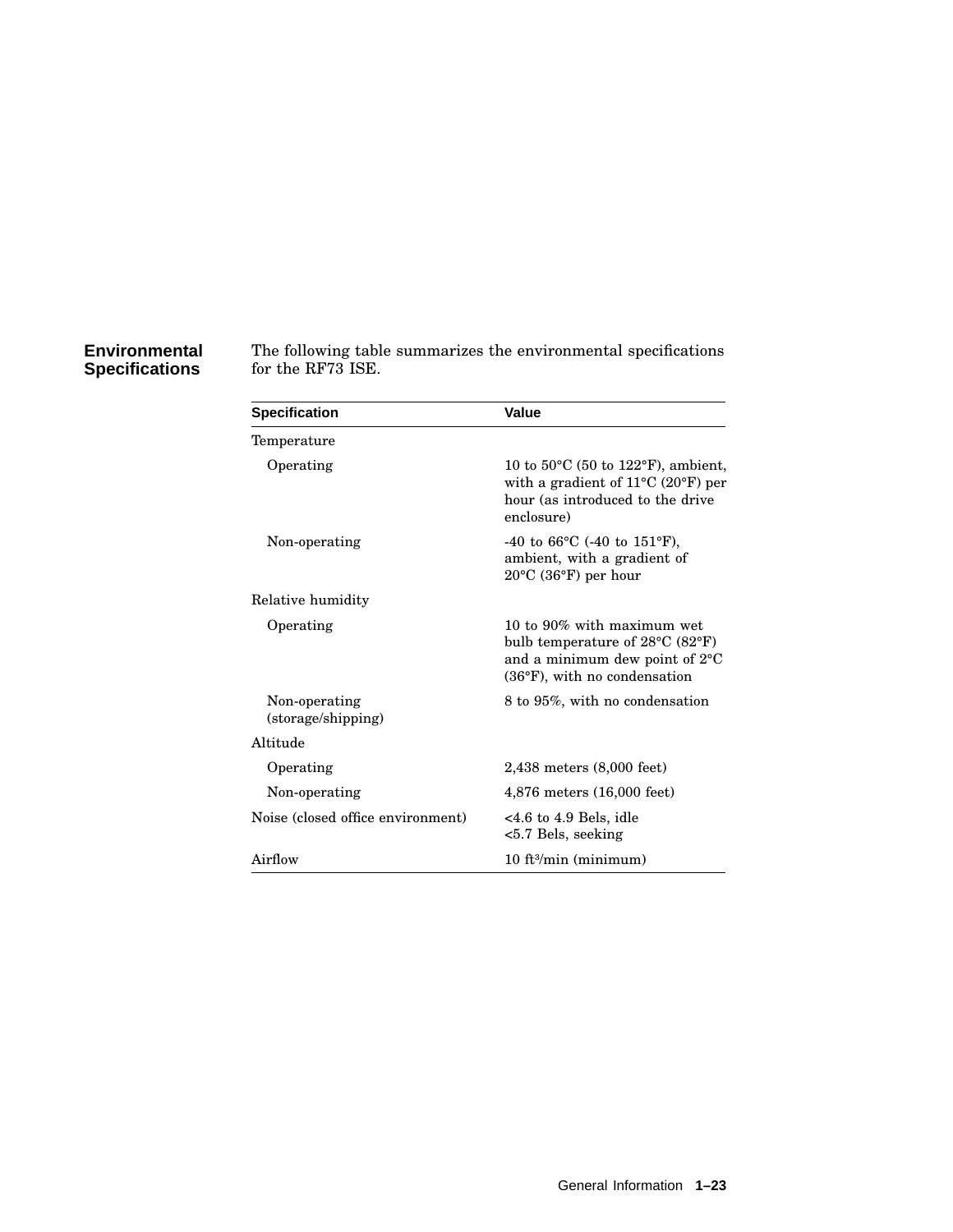## Environmental Specifications

The following table summarizes the environmental specifications for the RF73 ISE.

| Specification | Value |
|---|---|
| Temperature | |
| Operating | 10 to 50°C (50 to 122°F), ambient, with a gradient of 11°C (20°F) per hour (as introduced to the drive enclosure) |
| Non-operating | -40 to 66°C (-40 to 151°F), ambient, with a gradient of 20°C (36°F) per hour |
| Relative humidity | |
| Operating | 10 to 90% with maximum wet bulb temperature of 28°C (82°F) and a minimum dew point of 2°C (36°F), with no condensation |
| Non-operating (storage/shipping) | 8 to 95%, with no condensation |
| Altitude | |
| Operating | 2,438 meters (8,000 feet) |
| Non-operating | 4,876 meters (16,000 feet) |
| Noise (closed office environment) | <4.6 to 4.9 Bels, idle<br><5.7 Bels, seeking |
| Airflow | 10 $ft^3$/min (minimum) |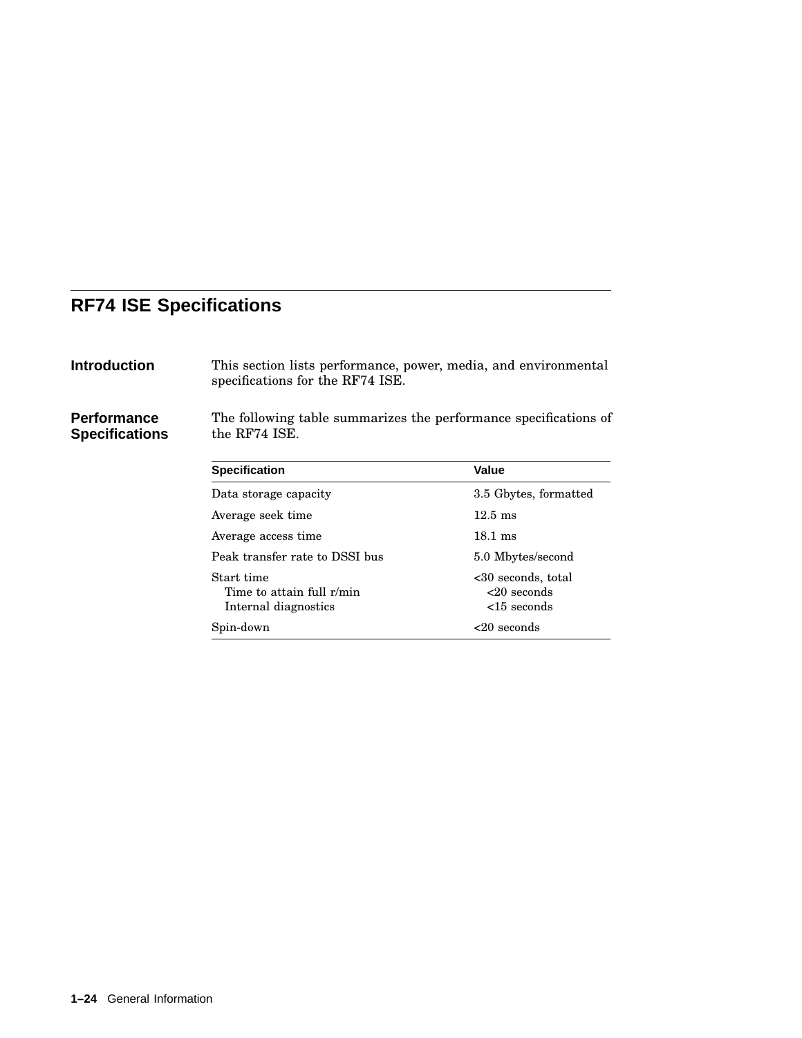## RF74 ISE Specifications

### Introduction

This section lists performance, power, media, and environmental specifications for the RF74 ISE.

### Performance Specifications

The following table summarizes the performance specifications of the RF74 ISE.

| Specification | Value |
| --- | --- |
| Data storage capacity | 3.5 Gbytes, formatted |
| Average seek time | 12.5 ms |
| Average access time | 18.1 ms |
| Peak transfer rate to DSSI bus | 5.0 Mbytes/second |
| Start time | <30 seconds, total |
| Time to attain full r/min | <20 seconds |
| Internal diagnostics | <15 seconds |
| Spin-down | <20 seconds |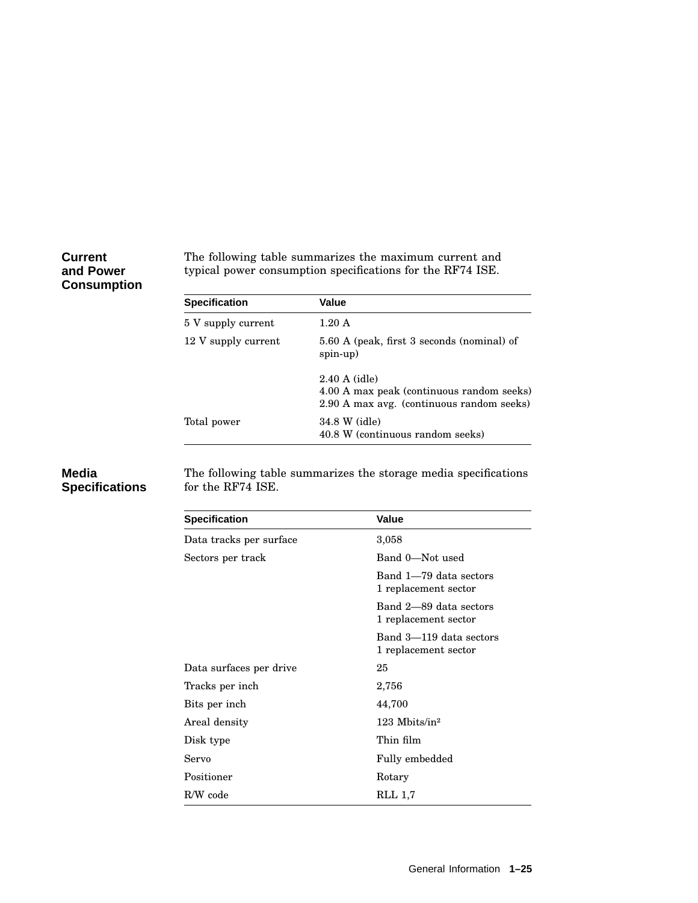## Current and Power Consumption

The following table summarizes the maximum current and typical power consumption specifications for the RF74 ISE.

| Specification | Value |
|---|---|
| 5 V supply current | 1.20 A |
| 12 V supply current | 5.60 A (peak, first 3 seconds (nominal) of spin-up)<br><br>2.40 A (idle)<br>4.00 A max peak (continuous random seeks)<br>2.90 A max avg. (continuous random seeks) |
| Total power | 34.8 W (idle)<br>40.8 W (continuous random seeks) |

## Media Specifications

The following table summarizes the storage media specifications for the RF74 ISE.

| Specification | Value |
|---|---|
| Data tracks per surface | 3,058 |
| Sectors per track | Band 0—Not used |
| | Band 1—79 data sectors<br>1 replacement sector |
| | Band 2—89 data sectors<br>1 replacement sector |
| | Band 3—119 data sectors<br>1 replacement sector |
| Data surfaces per drive | 25 |
| Tracks per inch | 2,756 |
| Bits per inch | 44,700 |
| Areal density | 123 Mbits/in$^2$ |
| Disk type | Thin film |
| Servo | Fully embedded |
| Positioner | Rotary |
| R/W code | RLL 1,7 |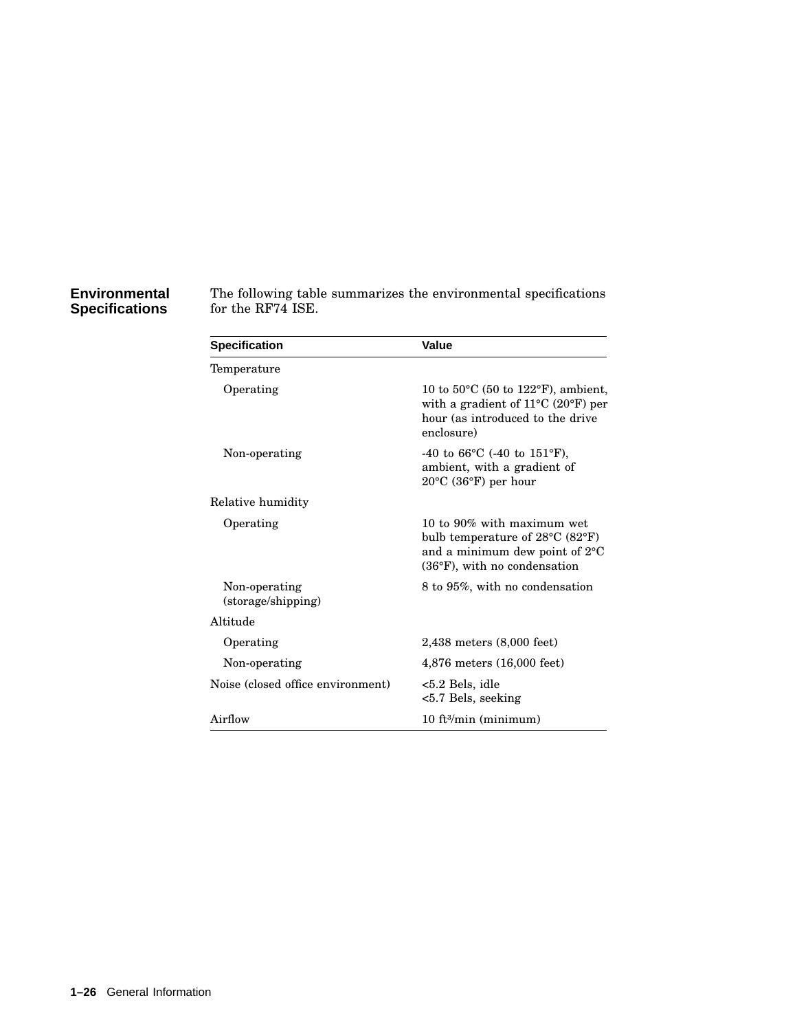## Environmental Specifications

The following table summarizes the environmental specifications for the RF74 ISE.

| Specification | Value |
|---|---|
| Temperature | |
| Operating | 10 to 50°C (50 to 122°F), ambient, with a gradient of 11°C (20°F) per hour (as introduced to the drive enclosure) |
| Non-operating | -40 to 66°C (-40 to 151°F), ambient, with a gradient of 20°C (36°F) per hour |
| Relative humidity | |
| Operating | 10 to 90% with maximum wet bulb temperature of 28°C (82°F) and a minimum dew point of 2°C (36°F), with no condensation |
| Non-operating (storage/shipping) | 8 to 95%, with no condensation |
| Altitude | |
| Operating | 2,438 meters (8,000 feet) |
| Non-operating | 4,876 meters (16,000 feet) |
| Noise (closed office environment) | <5.2 Bels, idle<br><5.7 Bels, seeking |
| Airflow | 10 $ft^3$/min (minimum) |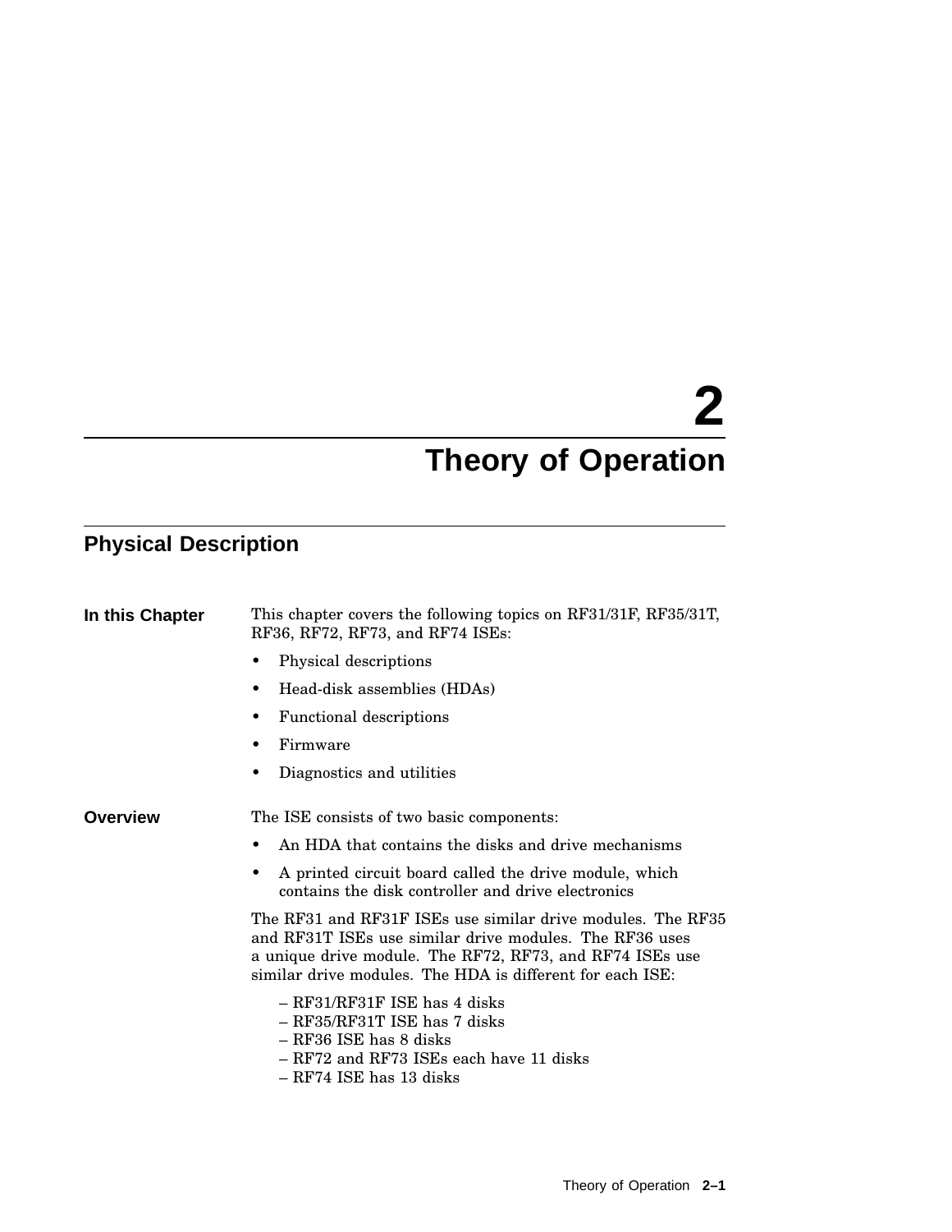# 2 Theory of Operation

## Physical Description

### In this Chapter

This chapter covers the following topics on RF31/31F, RF35/31T, RF36, RF72, RF73, and RF74 ISEs:

- Physical descriptions
- Head-disk assemblies (HDAs)
- Functional descriptions
- Firmware
- Diagnostics and utilities

### Overview

The ISE consists of two basic components:

- An HDA that contains the disks and drive mechanisms
- A printed circuit board called the drive module, which contains the disk controller and drive electronics

The RF31 and RF31F ISEs use similar drive modules. The RF35 and RF31T ISEs use similar drive modules. The RF36 uses a unique drive module. The RF72, RF73, and RF74 ISEs use similar drive modules. The HDA is different for each ISE:

– RF31/RF31F ISE has 4 disks
– RF35/RF31T ISE has 7 disks
– RF36 ISE has 8 disks
– RF72 and RF73 ISEs each have 11 disks
– RF74 ISE has 13 disks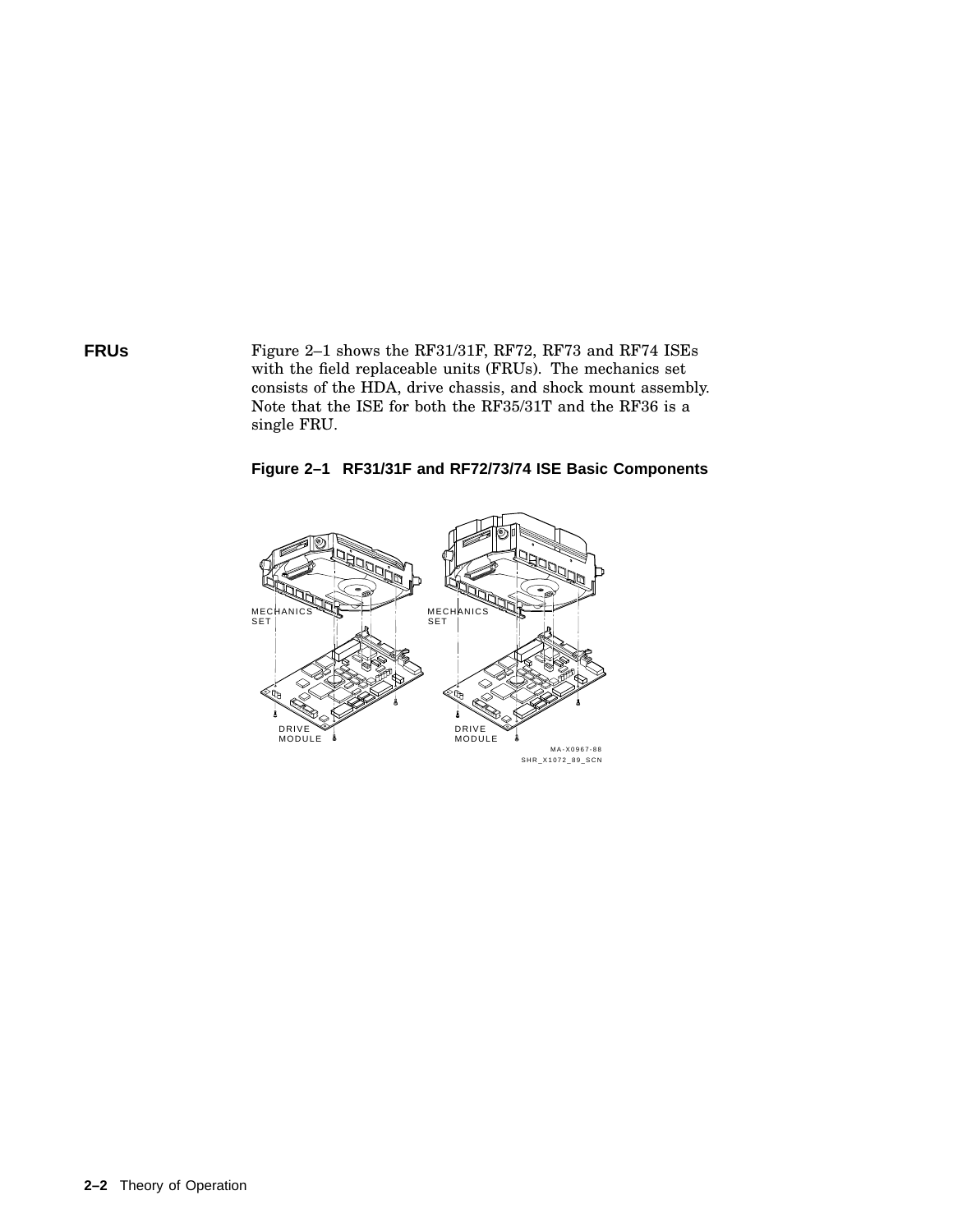## FRUs

Figure 2–1 shows the RF31/31F, RF72, RF73 and RF74 ISEs with the field replaceable units (FRUs). The mechanics set consists of the HDA, drive chassis, and shock mount assembly. Note that the ISE for both the RF35/31T and the RF36 is a single FRU.

**Figure 2–1 RF31/31F and RF72/73/74 ISE Basic Components**

MECHANICS SET

MECHANICS SET

DRIVE MODULE

DRIVE MODULE

MA-X0967-88

SHR_X1072_89_SCN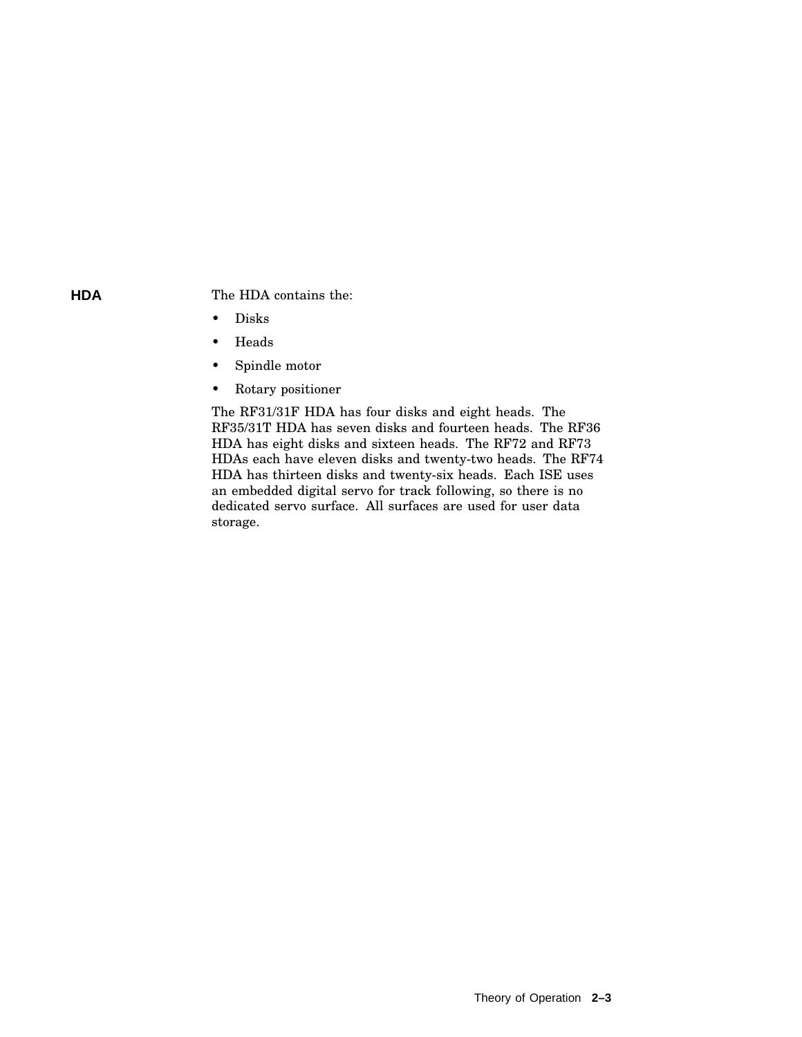### HDA

The HDA contains the:

- Disks
- Heads
- Spindle motor
- Rotary positioner

The RF31/31F HDA has four disks and eight heads. The RF35/31T HDA has seven disks and fourteen heads. The RF36 HDA has eight disks and sixteen heads. The RF72 and RF73 HDAs each have eleven disks and twenty-two heads. The RF74 HDA has thirteen disks and twenty-six heads. Each ISE uses an embedded digital servo for track following, so there is no dedicated servo surface. All surfaces are used for user data storage.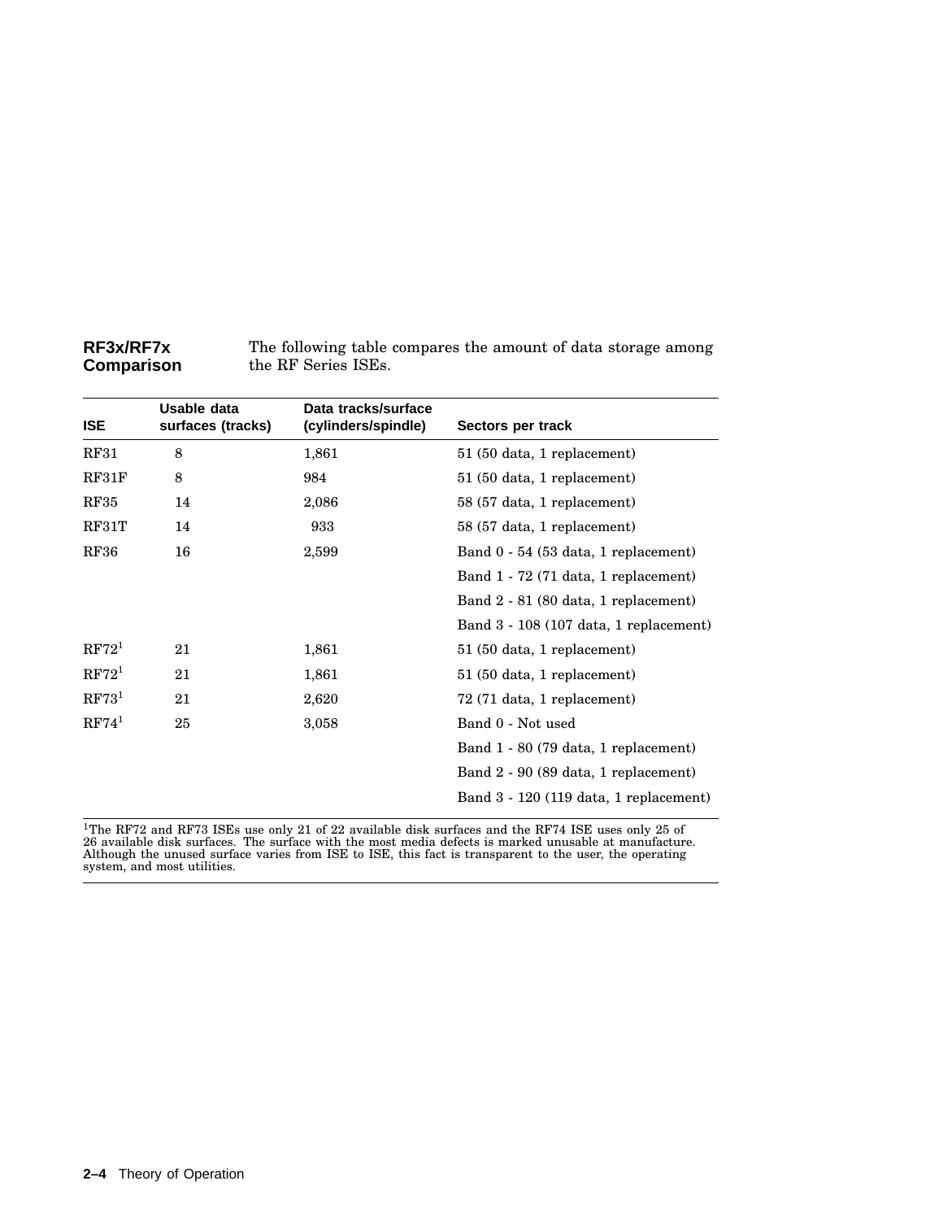## RF3x/RF7x Comparison

The following table compares the amount of data storage among the RF Series ISEs.

| ISE | Usable data surfaces (tracks) | Data tracks/surface (cylinders/spindle) | Sectors per track |
|---|---|---|---|
| RF31 | 8 | 1,861 | 51 (50 data, 1 replacement) |
| RF31F | 8 | 984 | 51 (50 data, 1 replacement) |
| RF35 | 14 | 2,086 | 58 (57 data, 1 replacement) |
| RF31T | 14 | 933 | 58 (57 data, 1 replacement) |
| RF36 | 16 | 2,599 | Band 0 - 54 (53 data, 1 replacement) |
| | | | Band 1 - 72 (71 data, 1 replacement) |
| | | | Band 2 - 81 (80 data, 1 replacement) |
| | | | Band 3 - 108 (107 data, 1 replacement) |
| RF72[1] | 21 | 1,861 | 51 (50 data, 1 replacement) |
| RF72[1] | 21 | 1,861 | 51 (50 data, 1 replacement) |
| RF73[1] | 21 | 2,620 | 72 (71 data, 1 replacement) |
| RF74[1] | 25 | 3,058 | Band 0 - Not used |
| | | | Band 1 - 80 (79 data, 1 replacement) |
| | | | Band 2 - 90 (89 data, 1 replacement) |
| | | | Band 3 - 120 (119 data, 1 replacement) |

[1]The RF72 and RF73 ISEs use only 21 of 22 available disk surfaces and the RF74 ISE uses only 25 of 26 available disk surfaces. The surface with the most media defects is marked unusable at manufacture. Although the unused surface varies from ISE to ISE, this fact is transparent to the user, the operating system, and most utilities.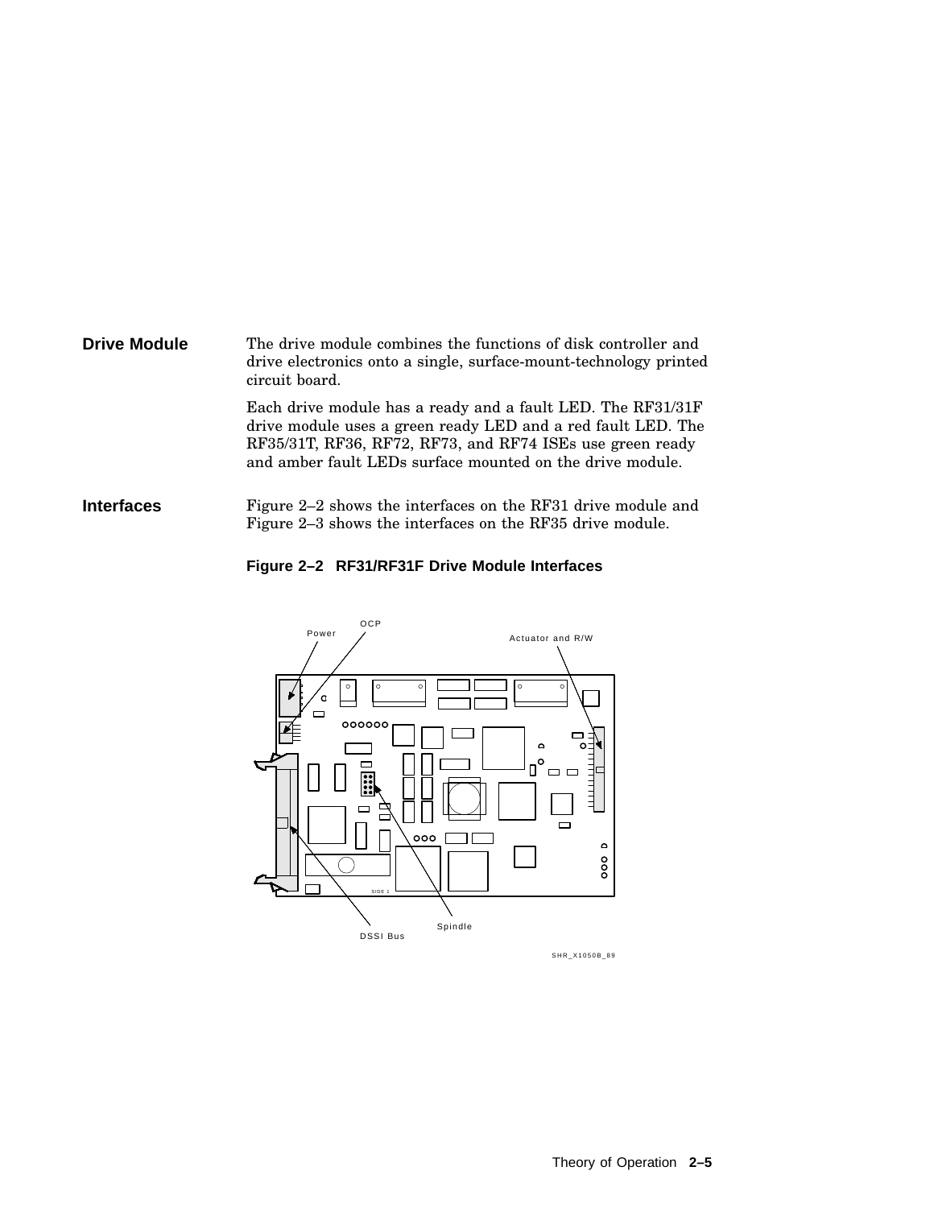**Drive Module**

The drive module combines the functions of disk controller and drive electronics onto a single, surface-mount-technology printed circuit board.

Each drive module has a ready and a fault LED. The RF31/31F drive module uses a green ready LED and a red fault LED. The RF35/31T, RF36, RF72, RF73, and RF74 ISEs use green ready and amber fault LEDs surface mounted on the drive module.

**Interfaces**

Figure 2–2 shows the interfaces on the RF31 drive module and Figure 2–3 shows the interfaces on the RF35 drive module.

**Figure 2–2 RF31/RF31F Drive Module Interfaces**

Power

OCP

Actuator and R/W

DSSI Bus

Spindle

SHR_X1050B_89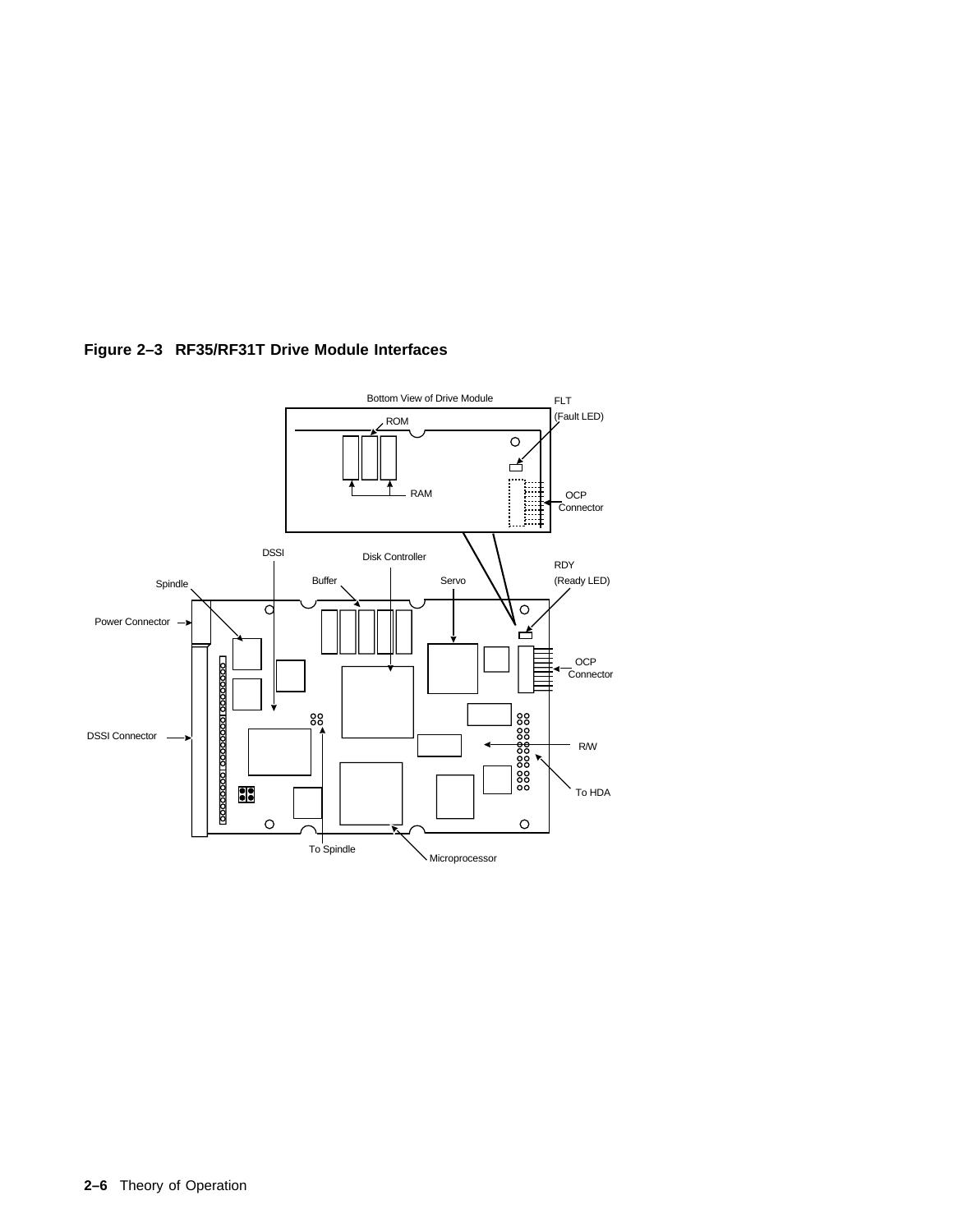**Figure 2–3 RF35/RF31T Drive Module Interfaces**

Bottom View of Drive Module

ROM

RAM

FLT (Fault LED)

OCP Connector

DSSI

Disk Controller

RDY (Ready LED)

Spindle

Buffer

Servo

Power Connector

OCP Connector

DSSI Connector

R/W

To HDA

To Spindle

Microprocessor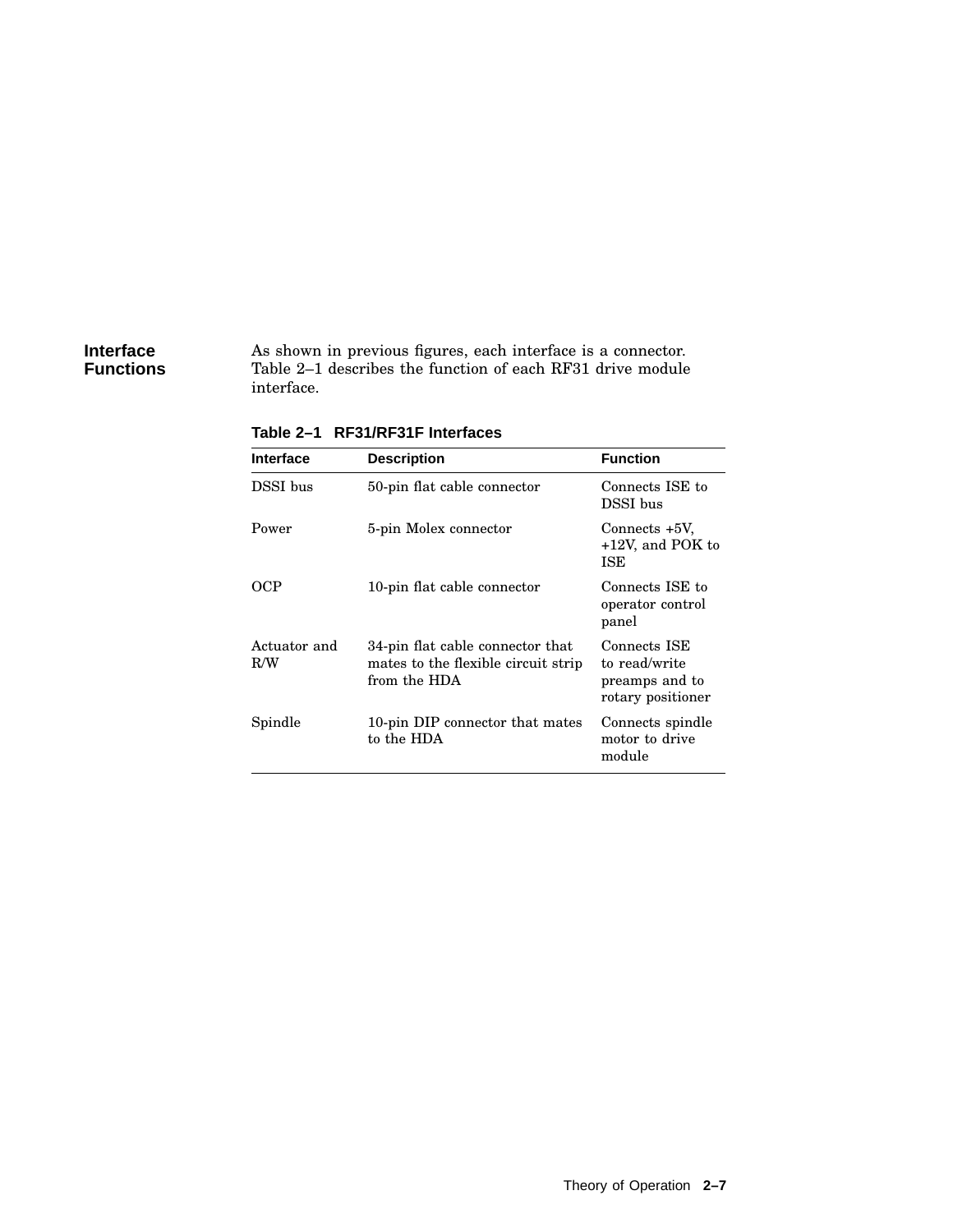## Interface Functions

As shown in previous figures, each interface is a connector. Table 2–1 describes the function of each RF31 drive module interface.

**Table 2–1 RF31/RF31F Interfaces**

| Interface | Description | Function |
|---|---|---|
| DSSI bus | 50-pin flat cable connector | Connects ISE to DSSI bus |
| Power | 5-pin Molex connector | Connects +5V, +12V, and POK to ISE |
| OCP | 10-pin flat cable connector | Connects ISE to operator control panel |
| Actuator and R/W | 34-pin flat cable connector that mates to the flexible circuit strip from the HDA | Connects ISE to read/write preamps and to rotary positioner |
| Spindle | 10-pin DIP connector that mates to the HDA | Connects spindle motor to drive module |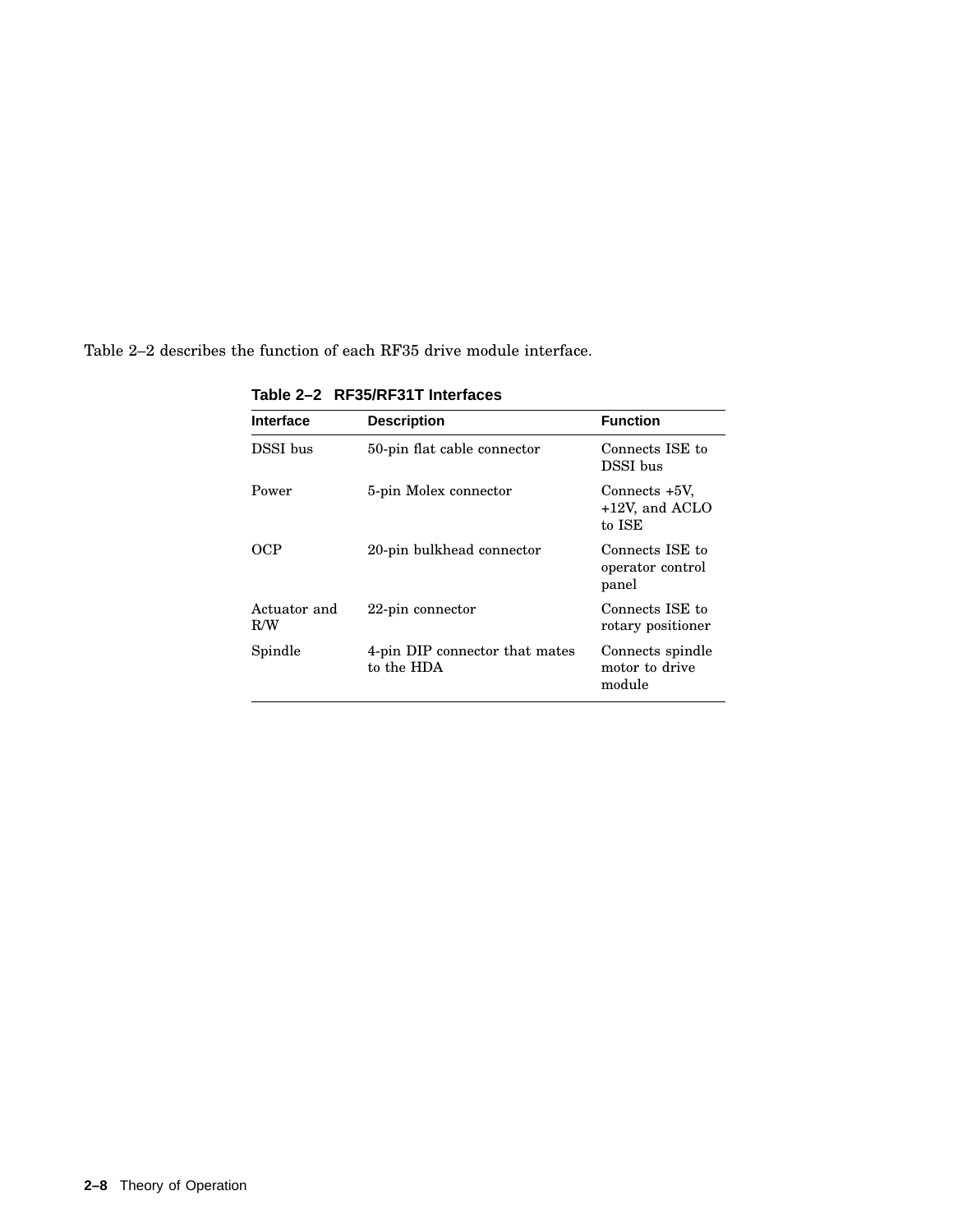Table 2–2 describes the function of each RF35 drive module interface.

**Table 2–2 RF35/RF31T Interfaces**

| Interface | Description | Function |
|---|---|---|
| DSSI bus | 50-pin flat cable connector | Connects ISE to DSSI bus |
| Power | 5-pin Molex connector | Connects +5V, +12V, and ACLO to ISE |
| OCP | 20-pin bulkhead connector | Connects ISE to operator control panel |
| Actuator and R/W | 22-pin connector | Connects ISE to rotary positioner |
| Spindle | 4-pin DIP connector that mates to the HDA | Connects spindle motor to drive module |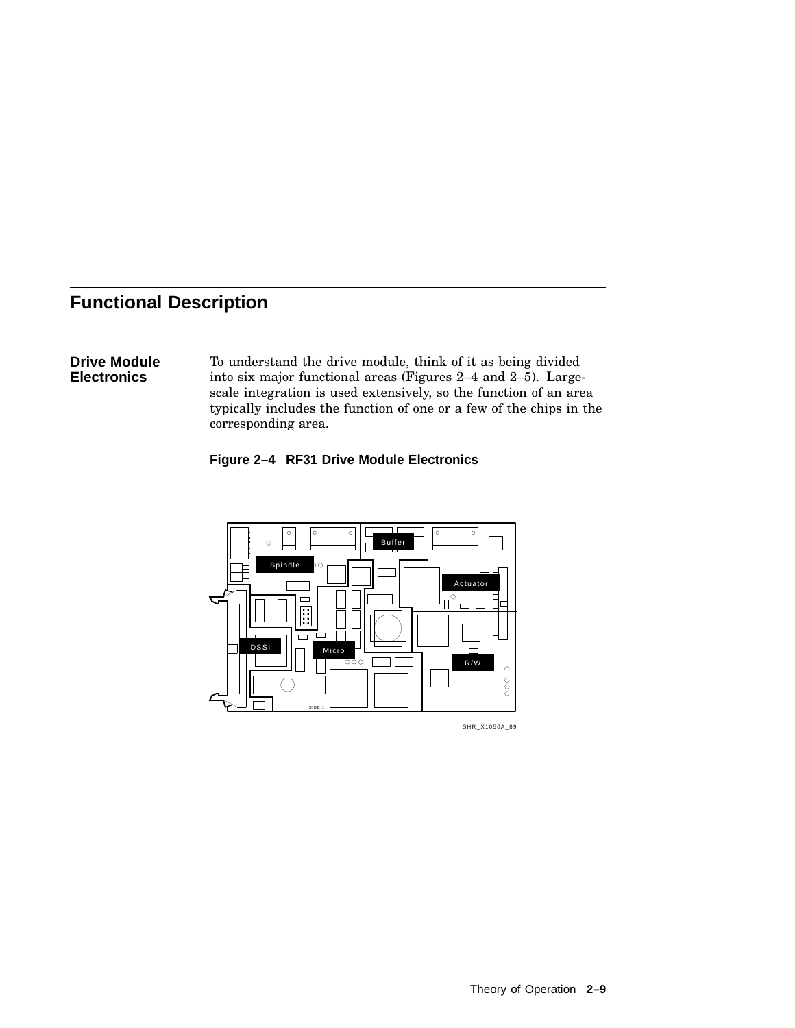## Functional Description

### Drive Module Electronics

To understand the drive module, think of it as being divided into six major functional areas (Figures 2–4 and 2–5). Large-scale integration is used extensively, so the function of an area typically includes the function of one or a few of the chips in the corresponding area.

**Figure 2–4 RF31 Drive Module Electronics**

Buffer

Spindle

Actuator

DSSI

Micro

R/W

SIDE 1

SHR_X1050A_89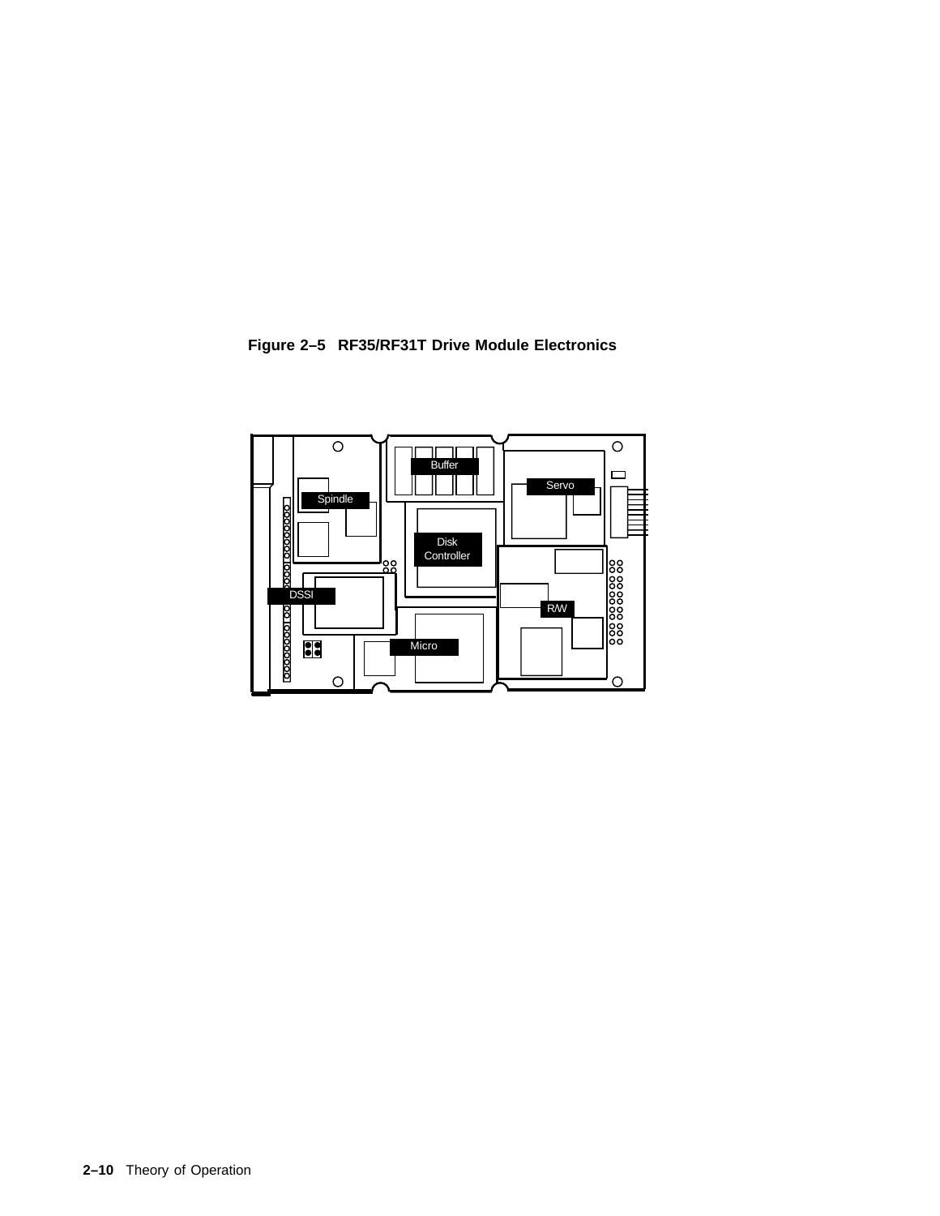**Figure 2–5 RF35/RF31T Drive Module Electronics**

Buffer

Servo

Spindle

Disk Controller

DSSI

R/W

Micro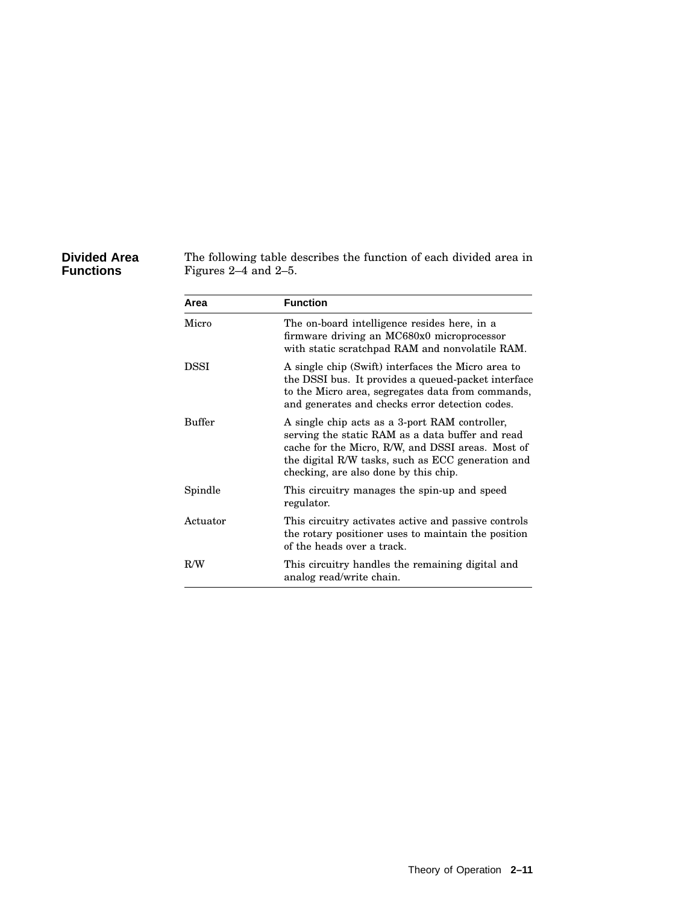### Divided Area Functions

The following table describes the function of each divided area in Figures 2–4 and 2–5.

| Area | Function |
|---|---|
| Micro | The on-board intelligence resides here, in a firmware driving an MC680x0 microprocessor with static scratchpad RAM and nonvolatile RAM. |
| DSSI | A single chip (Swift) interfaces the Micro area to the DSSI bus. It provides a queued-packet interface to the Micro area, segregates data from commands, and generates and checks error detection codes. |
| Buffer | A single chip acts as a 3-port RAM controller, serving the static RAM as a data buffer and read cache for the Micro, R/W, and DSSI areas. Most of the digital R/W tasks, such as ECC generation and checking, are also done by this chip. |
| Spindle | This circuitry manages the spin-up and speed regulator. |
| Actuator | This circuitry activates active and passive controls the rotary positioner uses to maintain the position of the heads over a track. |
| R/W | This circuitry handles the remaining digital and analog read/write chain. |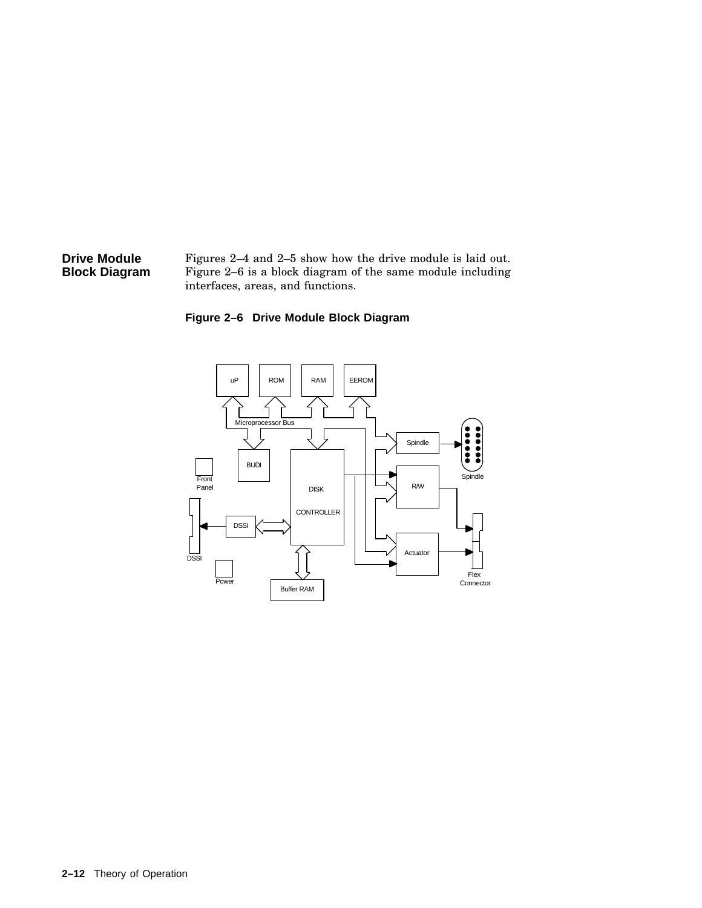## Drive Module Block Diagram

Figures 2–4 and 2–5 show how the drive module is laid out. Figure 2–6 is a block diagram of the same module including interfaces, areas, and functions.

**Figure 2–6 Drive Module Block Diagram**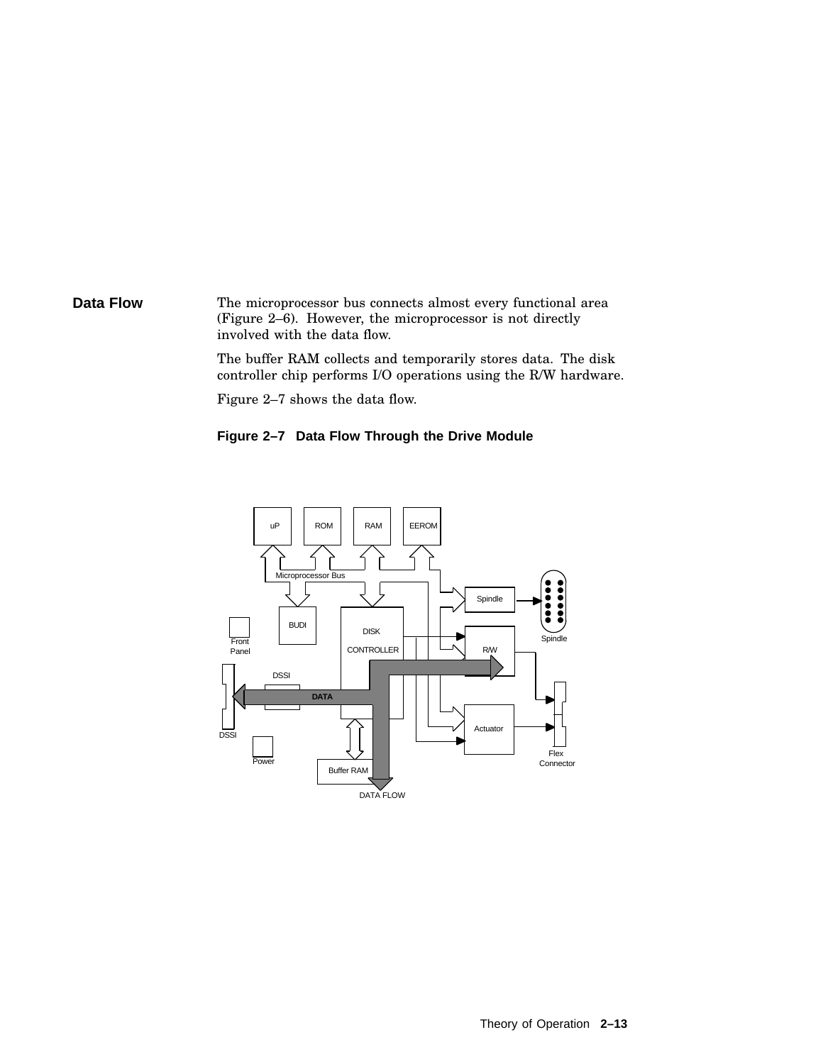## Data Flow

The microprocessor bus connects almost every functional area (Figure 2–6). However, the microprocessor is not directly involved with the data flow.

The buffer RAM collects and temporarily stores data. The disk controller chip performs I/O operations using the R/W hardware.

Figure 2–7 shows the data flow.

**Figure 2–7 Data Flow Through the Drive Module**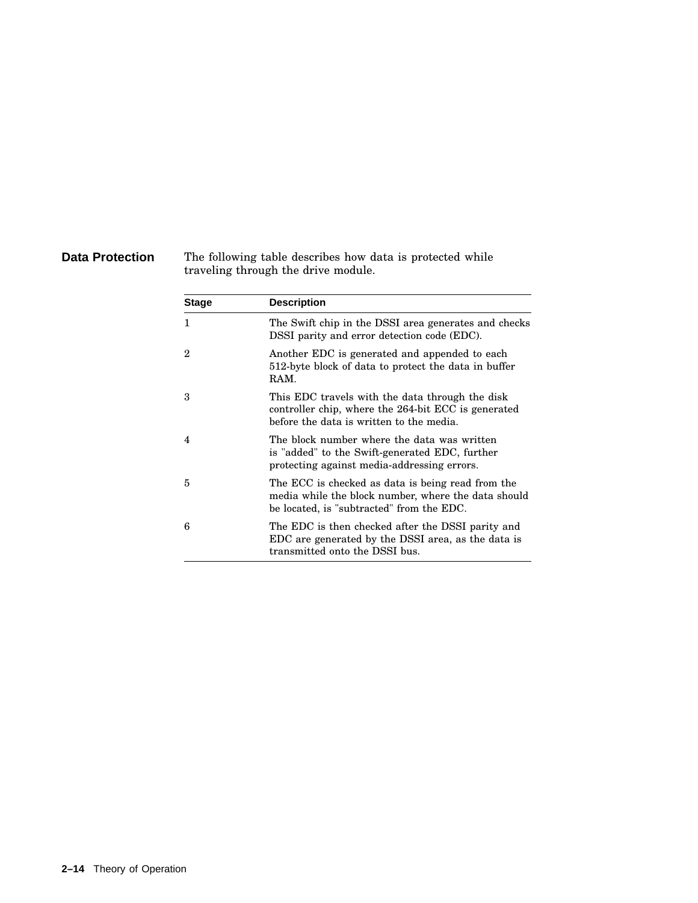## Data Protection

The following table describes how data is protected while traveling through the drive module.

| Stage | Description |
|---|---|
| 1 | The Swift chip in the DSSI area generates and checks DSSI parity and error detection code (EDC). |
| 2 | Another EDC is generated and appended to each 512-byte block of data to protect the data in buffer RAM. |
| 3 | This EDC travels with the data through the disk controller chip, where the 264-bit ECC is generated before the data is written to the media. |
| 4 | The block number where the data was written is "added" to the Swift-generated EDC, further protecting against media-addressing errors. |
| 5 | The ECC is checked as data is being read from the media while the block number, where the data should be located, is "subtracted" from the EDC. |
| 6 | The EDC is then checked after the DSSI parity and EDC are generated by the DSSI area, as the data is transmitted onto the DSSI bus. |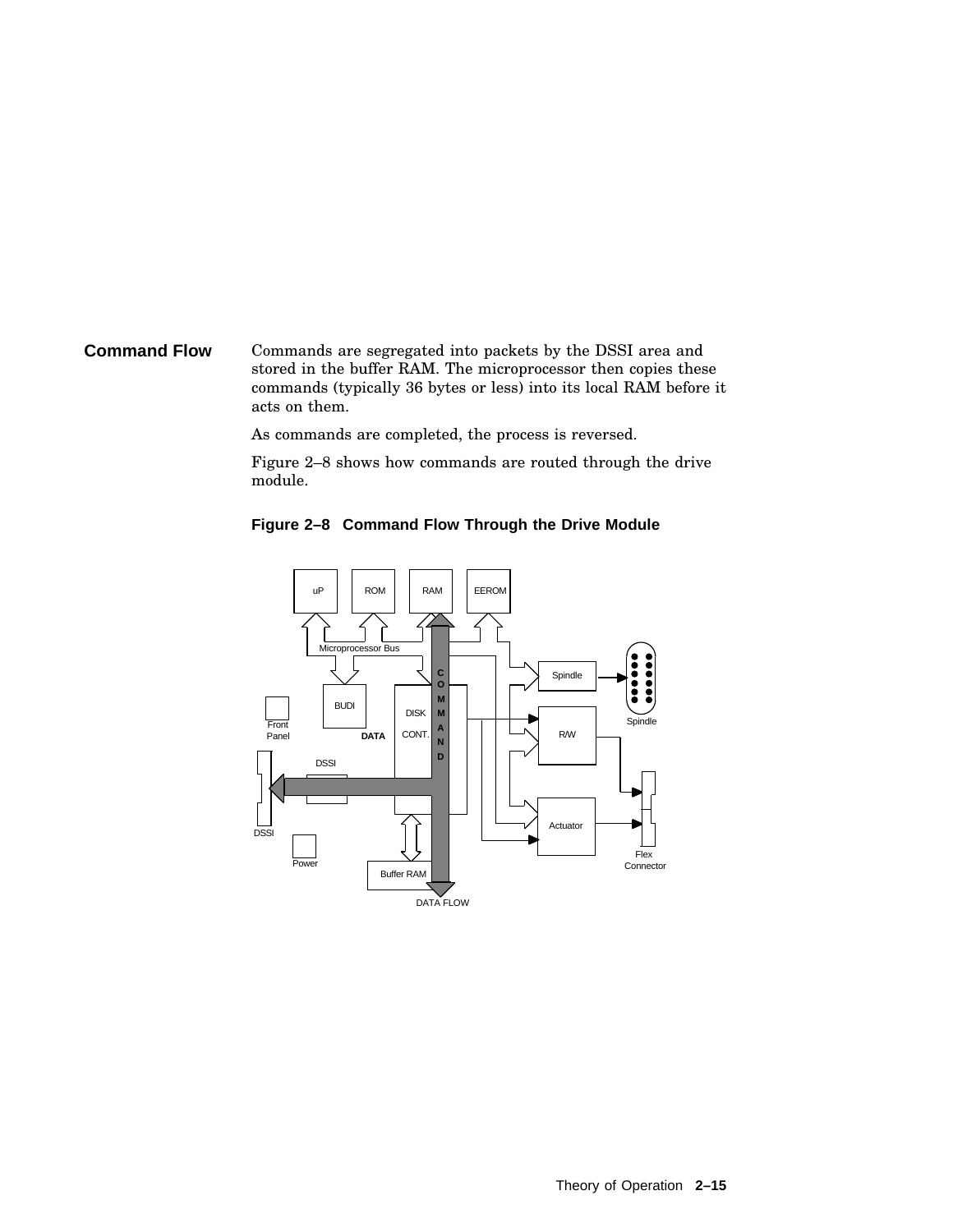## Command Flow

Commands are segregated into packets by the DSSI area and stored in the buffer RAM. The microprocessor then copies these commands (typically 36 bytes or less) into its local RAM before it acts on them.

As commands are completed, the process is reversed.

Figure 2–8 shows how commands are routed through the drive module.

**Figure 2–8 Command Flow Through the Drive Module**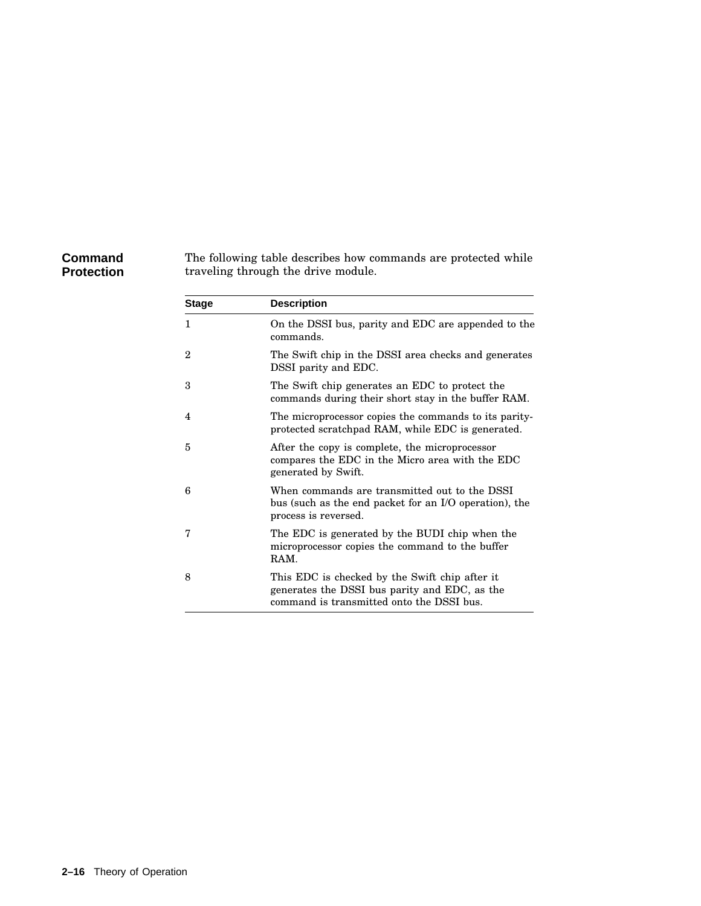## Command Protection

The following table describes how commands are protected while traveling through the drive module.

| Stage | Description |
|---|---|
| 1 | On the DSSI bus, parity and EDC are appended to the commands. |
| 2 | The Swift chip in the DSSI area checks and generates DSSI parity and EDC. |
| 3 | The Swift chip generates an EDC to protect the commands during their short stay in the buffer RAM. |
| 4 | The microprocessor copies the commands to its parity-protected scratchpad RAM, while EDC is generated. |
| 5 | After the copy is complete, the microprocessor compares the EDC in the Micro area with the EDC generated by Swift. |
| 6 | When commands are transmitted out to the DSSI bus (such as the end packet for an I/O operation), the process is reversed. |
| 7 | The EDC is generated by the BUDI chip when the microprocessor copies the command to the buffer RAM. |
| 8 | This EDC is checked by the Swift chip after it generates the DSSI bus parity and EDC, as the command is transmitted onto the DSSI bus. |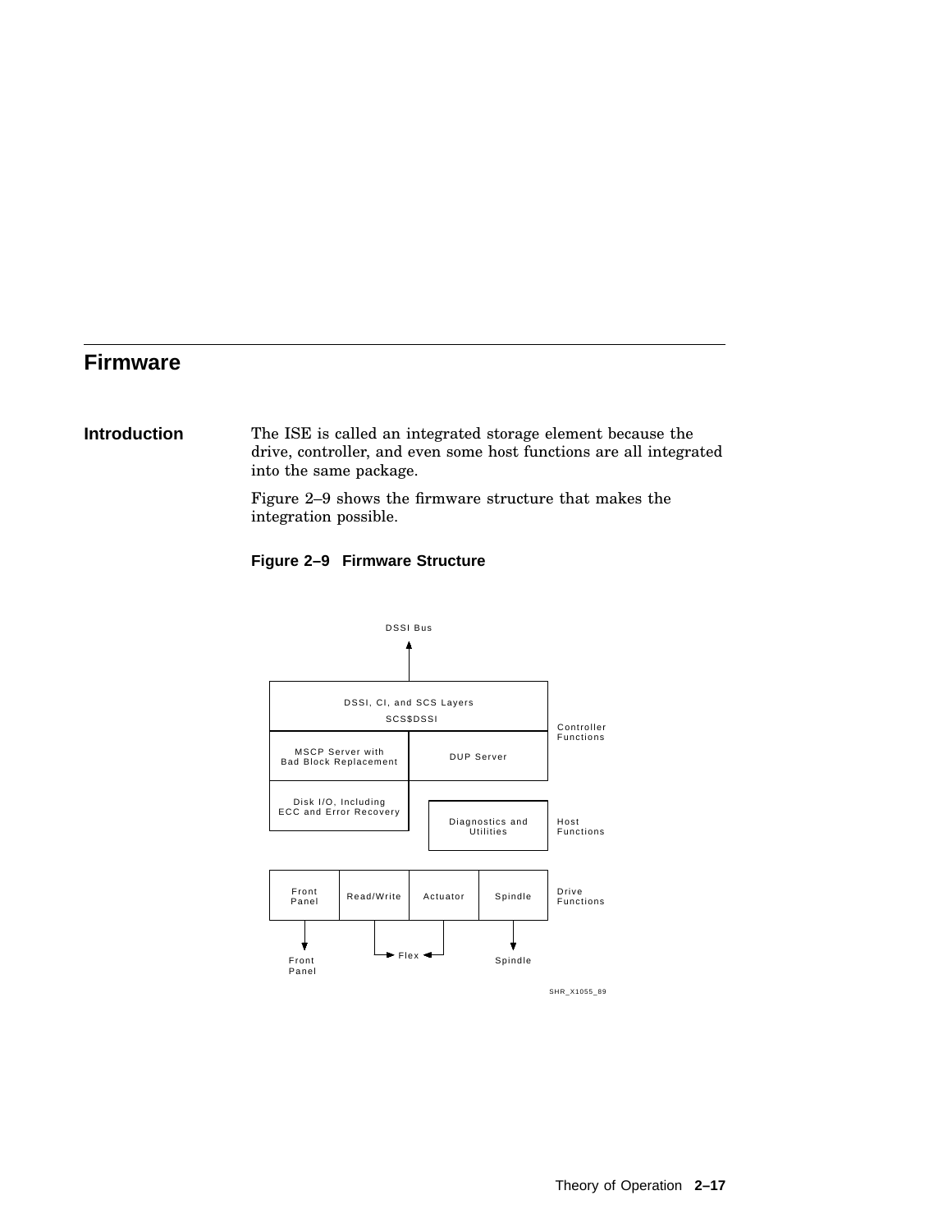## Firmware

**Introduction**

The ISE is called an integrated storage element because the drive, controller, and even some host functions are all integrated into the same package.

Figure 2–9 shows the firmware structure that makes the integration possible.

**Figure 2–9 Firmware Structure**

DSSI Bus

DSSI, CI, and SCS Layers
SCS$DSSI

Controller Functions

MSCP Server with Bad Block Replacement

DUP Server

Disk I/O, Including ECC and Error Recovery

Diagnostics and Utilities

Host Functions

Front Panel | Read/Write | Actuator | Spindle

Drive Functions

Front Panel

Flex

Spindle

SHR_X1055_89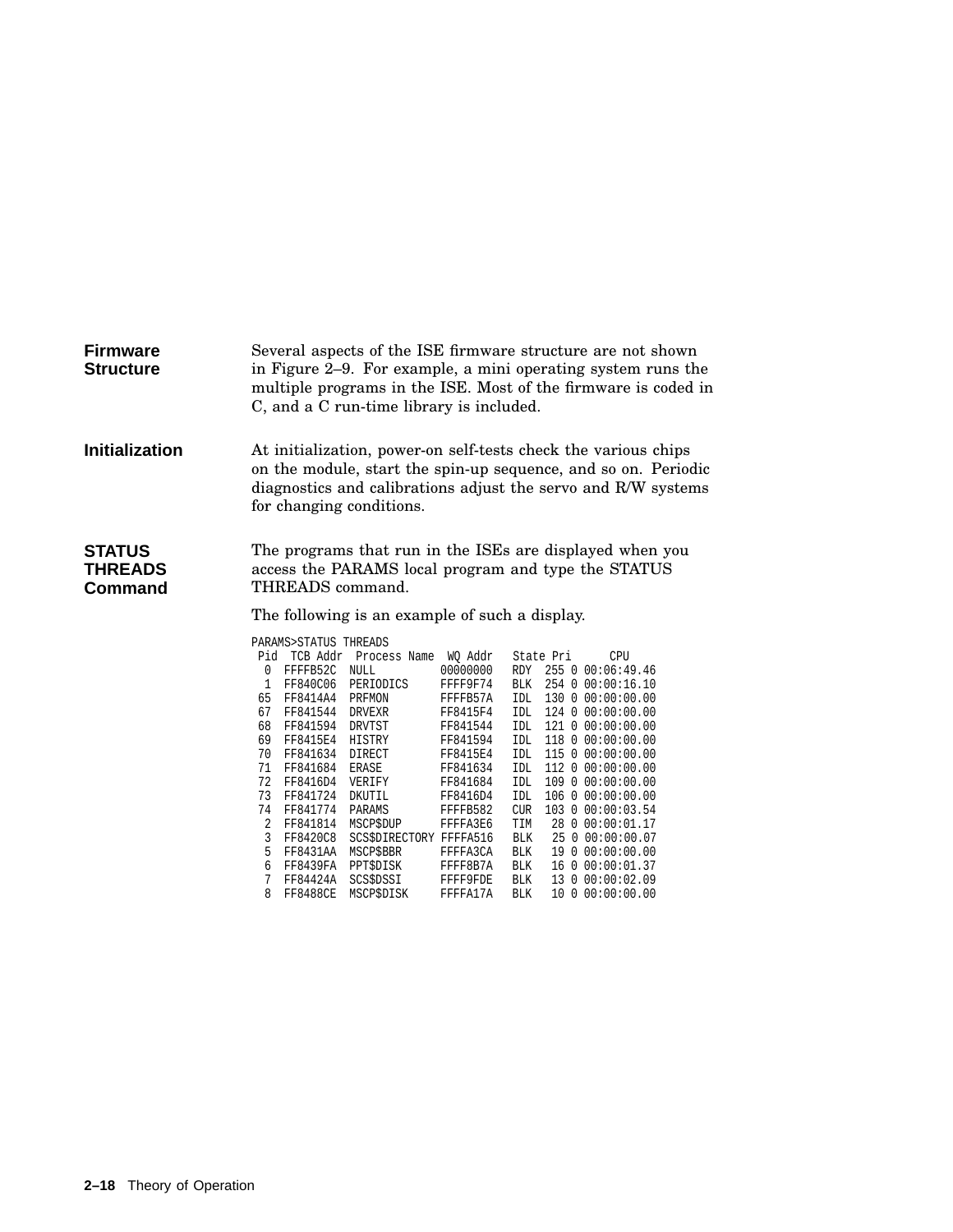## Firmware Structure

Several aspects of the ISE firmware structure are not shown in Figure 2–9. For example, a mini operating system runs the multiple programs in the ISE. Most of the firmware is coded in C, and a C run-time library is included.

## Initialization

At initialization, power-on self-tests check the various chips on the module, start the spin-up sequence, and so on. Periodic diagnostics and calibrations adjust the servo and R/W systems for changing conditions.

## STATUS THREADS Command

The programs that run in the ISEs are displayed when you access the PARAMS local program and type the STATUS THREADS command.

The following is an example of such a display.

```
PARAMS>STATUS THREADS
 Pid  TCB Addr  Process Name  WQ Addr   State Pri      CPU
  0  FFFFB52C  NULL          00000000   RDY  255 0 00:06:49.46
  1  FF840C06  PERIODICS     FFFF9F74   BLK  254 0 00:00:16.10
 65  FF8414A4  PRFMON        FFFFB57A   IDL  130 0 00:00:00.00
 67  FF841544  DRVEXR        FF8415F4   IDL  124 0 00:00:00.00
 68  FF841594  DRVTST        FF841544   IDL  121 0 00:00:00.00
 69  FF8415E4  HISTRY        FF841594   IDL  118 0 00:00:00.00
 70  FF841634  DIRECT        FF8415E4   IDL  115 0 00:00:00.00
 71  FF841684  ERASE         FF841634   IDL  112 0 00:00:00.00
 72  FF8416D4  VERIFY        FF841684   IDL  109 0 00:00:00.00
 73  FF841724  DKUTIL        FF8416D4   IDL  106 0 00:00:00.00
 74  FF841774  PARAMS        FFFFB582   CUR  103 0 00:00:03.54
  2  FF841814  MSCP$DUP      FFFFA3E6   TIM   28 0 00:00:01.17
  3  FF8420C8  SCS$DIRECTORY FFFFA516   BLK   25 0 00:00:00.07
  5  FF8431AA  MSCP$BBR      FFFFA3CA   BLK   19 0 00:00:00.00
  6  FF8439FA  PPT$DISK      FFFF8B7A   BLK   16 0 00:00:01.37
  7  FF84424A  SCS$DSSI      FFFF9FDE   BLK   13 0 00:00:02.09
  8  FF8488CE  MSCP$DISK     FFFFA17A   BLK   10 0 00:00:00.00
```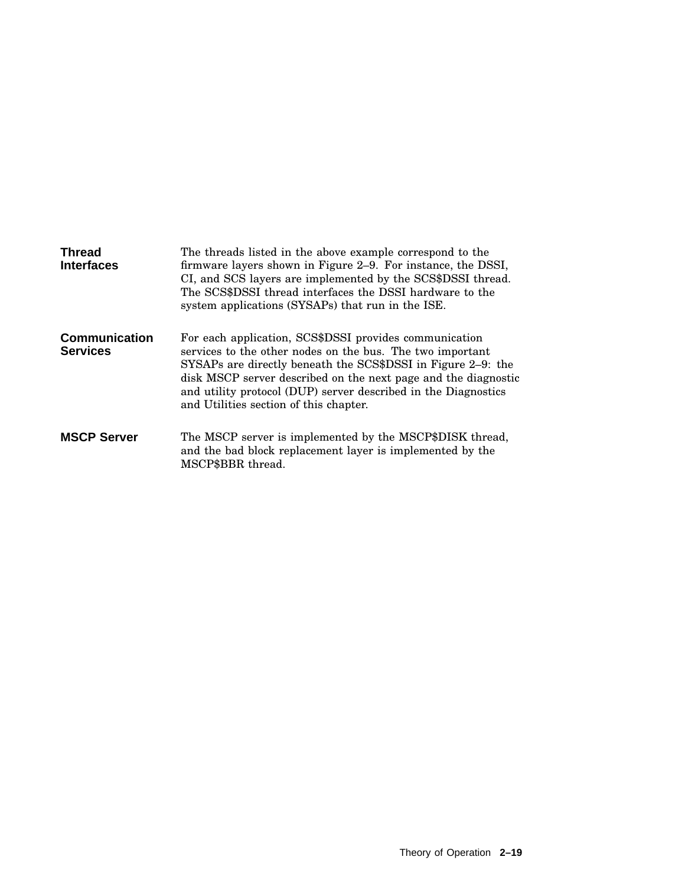**Thread Interfaces**

The threads listed in the above example correspond to the firmware layers shown in Figure 2–9. For instance, the DSSI, CI, and SCS layers are implemented by the SCS$DSSI thread. The SCS$DSSI thread interfaces the DSSI hardware to the system applications (SYSAPs) that run in the ISE.

**Communication Services**

For each application, SCS$DSSI provides communication services to the other nodes on the bus. The two important SYSAPs are directly beneath the SCS$DSSI in Figure 2–9: the disk MSCP server described on the next page and the diagnostic and utility protocol (DUP) server described in the Diagnostics and Utilities section of this chapter.

**MSCP Server**

The MSCP server is implemented by the MSCP$DISK thread, and the bad block replacement layer is implemented by the MSCP$BBR thread.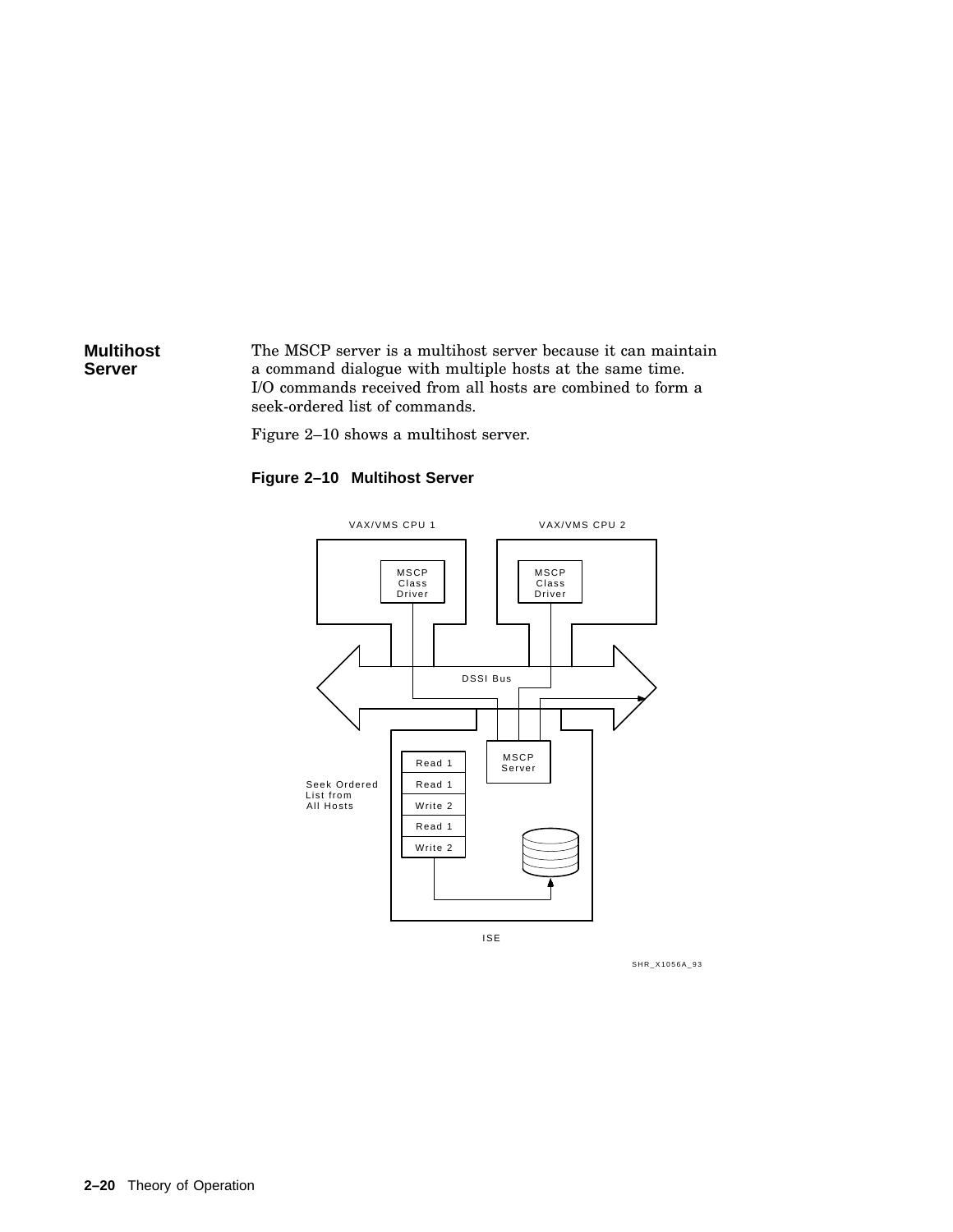## Multihost Server

The MSCP server is a multihost server because it can maintain a command dialogue with multiple hosts at the same time. I/O commands received from all hosts are combined to form a seek-ordered list of commands.

Figure 2–10 shows a multihost server.

**Figure 2–10 Multihost Server**

VAX/VMS CPU 1

VAX/VMS CPU 2

MSCP Class Driver

MSCP Class Driver

DSSI Bus

Seek Ordered List from All Hosts

| Read 1 |
| --- |
| Read 1 |
| Write 2 |
| Read 1 |
| Write 2 |

MSCP Server

ISE

SHR_X1056A_93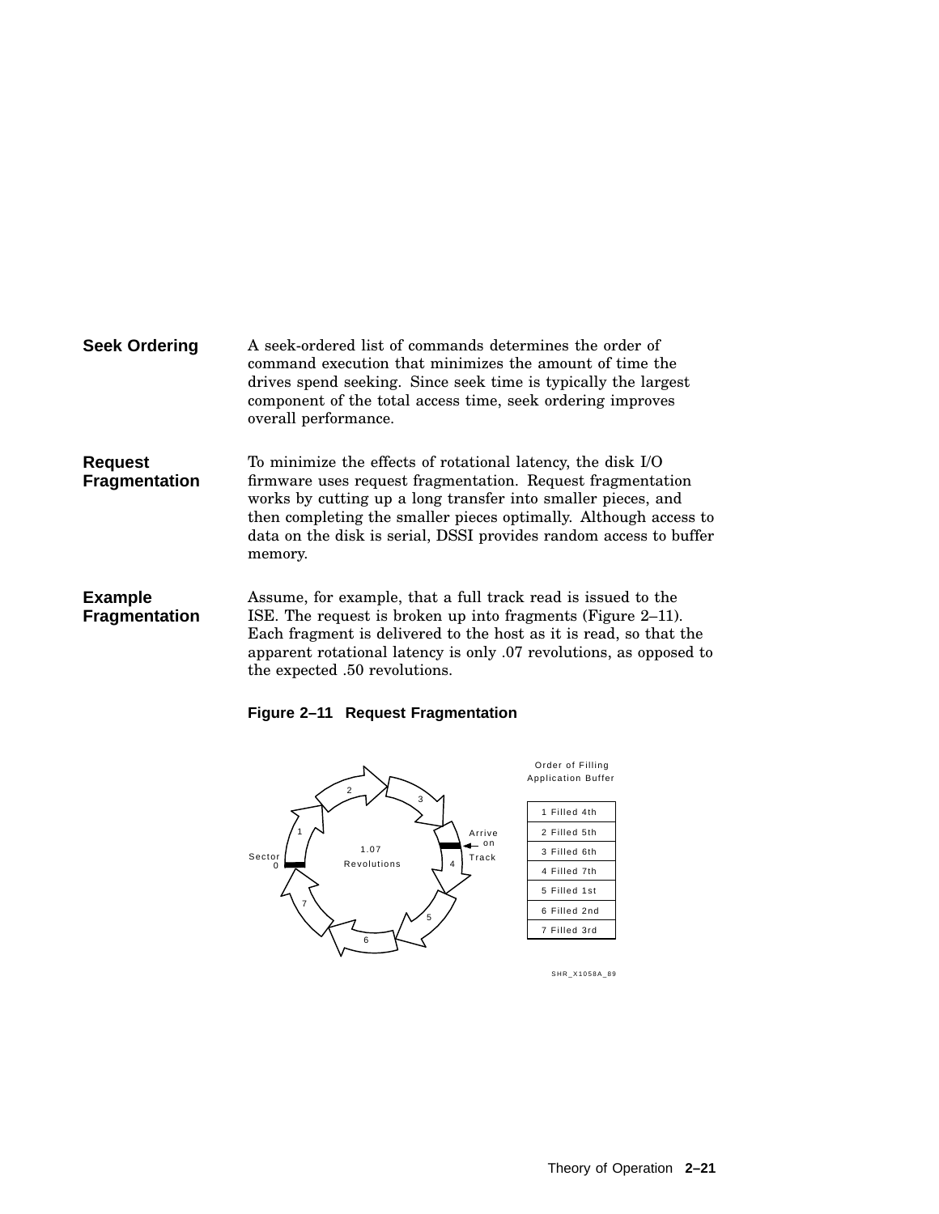**Seek Ordering**

A seek-ordered list of commands determines the order of command execution that minimizes the amount of time the drives spend seeking. Since seek time is typically the largest component of the total access time, seek ordering improves overall performance.

**Request Fragmentation**

To minimize the effects of rotational latency, the disk I/O firmware uses request fragmentation. Request fragmentation works by cutting up a long transfer into smaller pieces, and then completing the smaller pieces optimally. Although access to data on the disk is serial, DSSI provides random access to buffer memory.

**Example Fragmentation**

Assume, for example, that a full track read is issued to the ISE. The request is broken up into fragments (Figure 2–11). Each fragment is delivered to the host as it is read, so that the apparent rotational latency is only .07 revolutions, as opposed to the expected .50 revolutions.

**Figure 2–11 Request Fragmentation**

Order of Filling Application Buffer

| Order of Filling Application Buffer |
|---|
| 1 Filled 4th |
| 2 Filled 5th |
| 3 Filled 6th |
| 4 Filled 7th |
| 5 Filled 1st |
| 6 Filled 2nd |
| 7 Filled 3rd |

SHR_X1058A_89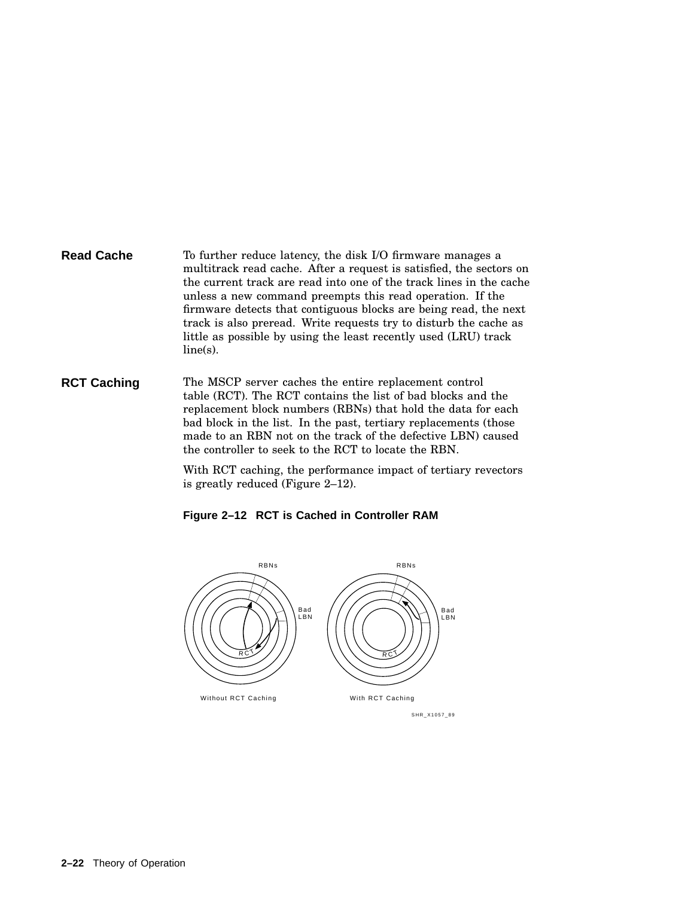### Read Cache

To further reduce latency, the disk I/O firmware manages a multitrack read cache. After a request is satisfied, the sectors on the current track are read into one of the track lines in the cache unless a new command preempts this read operation. If the firmware detects that contiguous blocks are being read, the next track is also preread. Write requests try to disturb the cache as little as possible by using the least recently used (LRU) track line(s).

### RCT Caching

The MSCP server caches the entire replacement control table (RCT). The RCT contains the list of bad blocks and the replacement block numbers (RBNs) that hold the data for each bad block in the list. In the past, tertiary replacements (those made to an RBN not on the track of the defective LBN) caused the controller to seek to the RCT to locate the RBN.

With RCT caching, the performance impact of tertiary revectors is greatly reduced (Figure 2–12).

**Figure 2–12 RCT is Cached in Controller RAM**

RBNs — Bad LBN — RCT

Without RCT Caching

RBNs — Bad LBN — RCT

With RCT Caching

SHR_X1057_89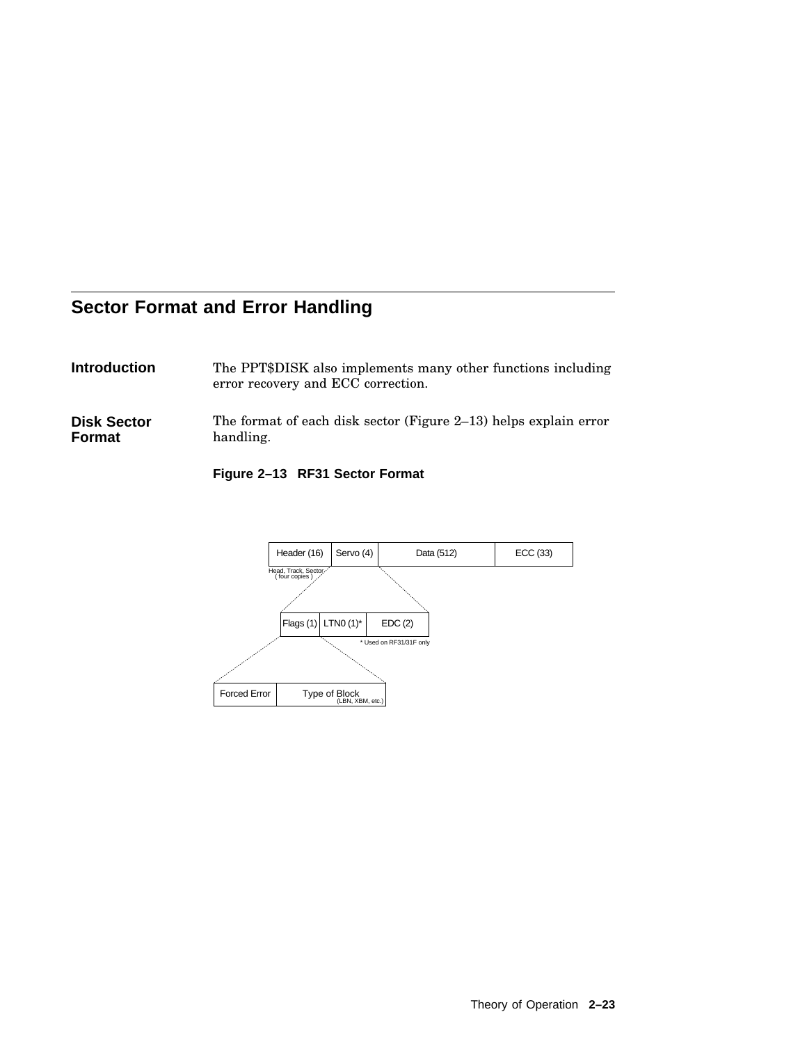## Sector Format and Error Handling

**Introduction**

The PPT$DISK also implements many other functions including error recovery and ECC correction.

**Disk Sector Format**

The format of each disk sector (Figure 2–13) helps explain error handling.

**Figure 2–13 RF31 Sector Format**

| Header (16) | Servo (4) | Data (512) | ECC (33) |
|---|---|---|---|

Head, Track, Sector (four copies)

| Flags (1) | LTN0 (1)* | EDC (2) |
|---|---|---|

\* Used on RF31/31F only

| Forced Error | Type of Block (LBN, XBM, etc.) |
|---|---|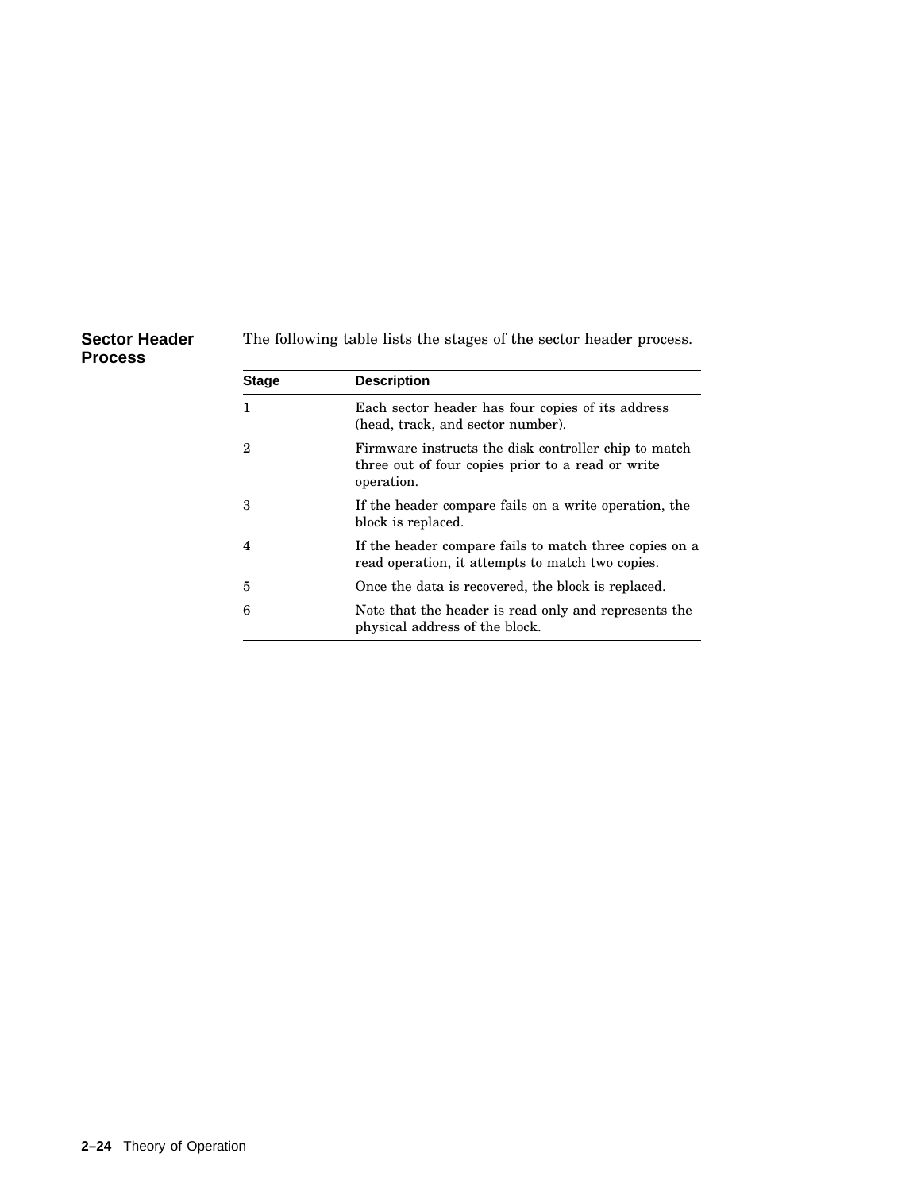## Sector Header Process

The following table lists the stages of the sector header process.

| Stage | Description |
| --- | --- |
| 1 | Each sector header has four copies of its address (head, track, and sector number). |
| 2 | Firmware instructs the disk controller chip to match three out of four copies prior to a read or write operation. |
| 3 | If the header compare fails on a write operation, the block is replaced. |
| 4 | If the header compare fails to match three copies on a read operation, it attempts to match two copies. |
| 5 | Once the data is recovered, the block is replaced. |
| 6 | Note that the header is read only and represents the physical address of the block. |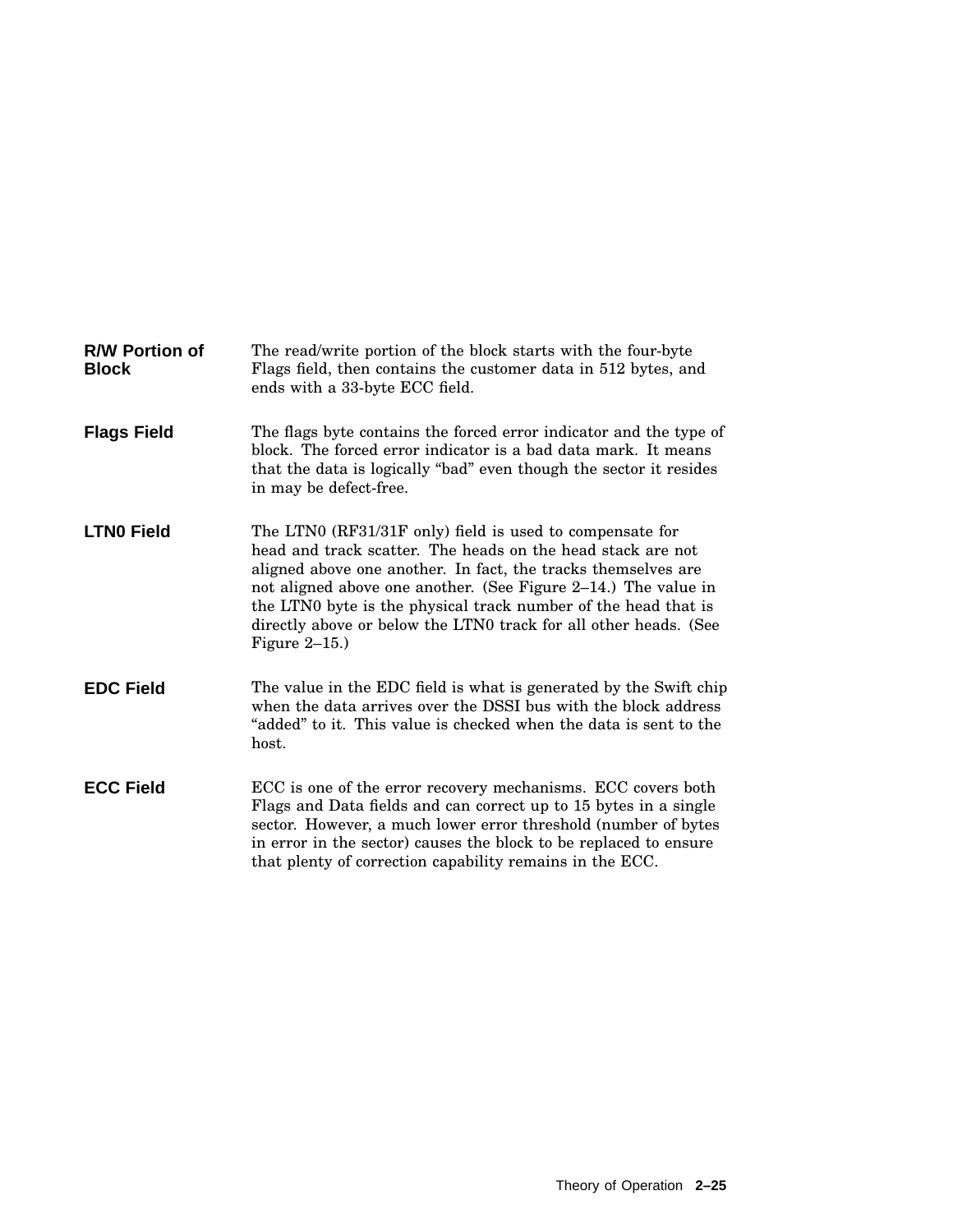**R/W Portion of Block**

The read/write portion of the block starts with the four-byte Flags field, then contains the customer data in 512 bytes, and ends with a 33-byte ECC field.

**Flags Field**

The flags byte contains the forced error indicator and the type of block. The forced error indicator is a bad data mark. It means that the data is logically “bad” even though the sector it resides in may be defect-free.

**LTN0 Field**

The LTN0 (RF31/31F only) field is used to compensate for head and track scatter. The heads on the head stack are not aligned above one another. In fact, the tracks themselves are not aligned above one another. (See Figure 2–14.) The value in the LTN0 byte is the physical track number of the head that is directly above or below the LTN0 track for all other heads. (See Figure 2–15.)

**EDC Field**

The value in the EDC field is what is generated by the Swift chip when the data arrives over the DSSI bus with the block address “added” to it. This value is checked when the data is sent to the host.

**ECC Field**

ECC is one of the error recovery mechanisms. ECC covers both Flags and Data fields and can correct up to 15 bytes in a single sector. However, a much lower error threshold (number of bytes in error in the sector) causes the block to be replaced to ensure that plenty of correction capability remains in the ECC.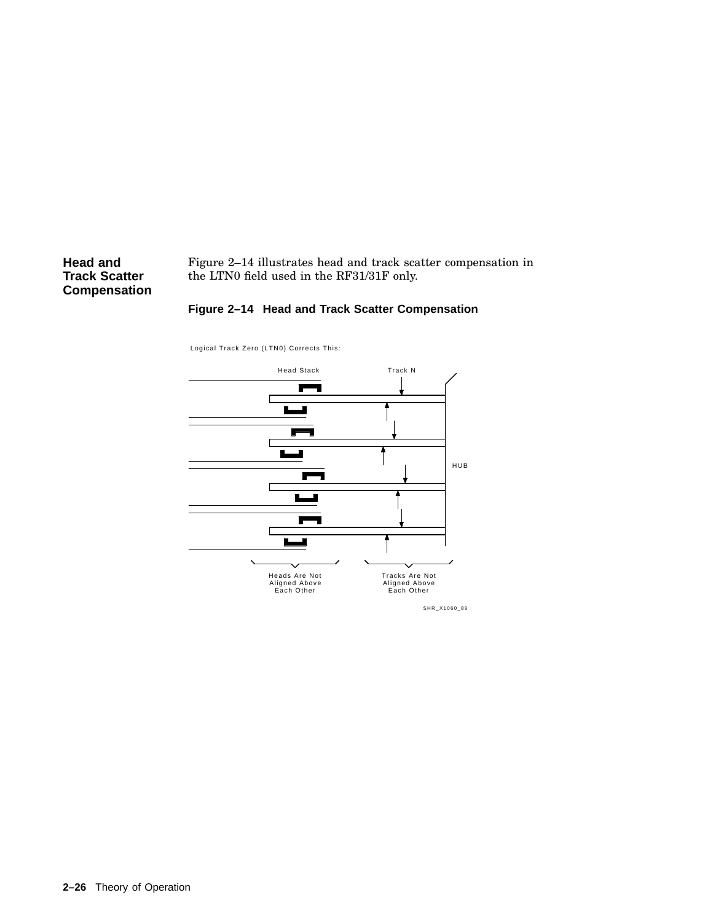## Head and Track Scatter Compensation

Figure 2–14 illustrates head and track scatter compensation in the LTN0 field used in the RF31/31F only.

**Figure 2–14 Head and Track Scatter Compensation**

Logical Track Zero (LTN0) Corrects This:

Head Stack

Track N

HUB

Heads Are Not Aligned Above Each Other

Tracks Are Not Aligned Above Each Other

SHR_X1060_89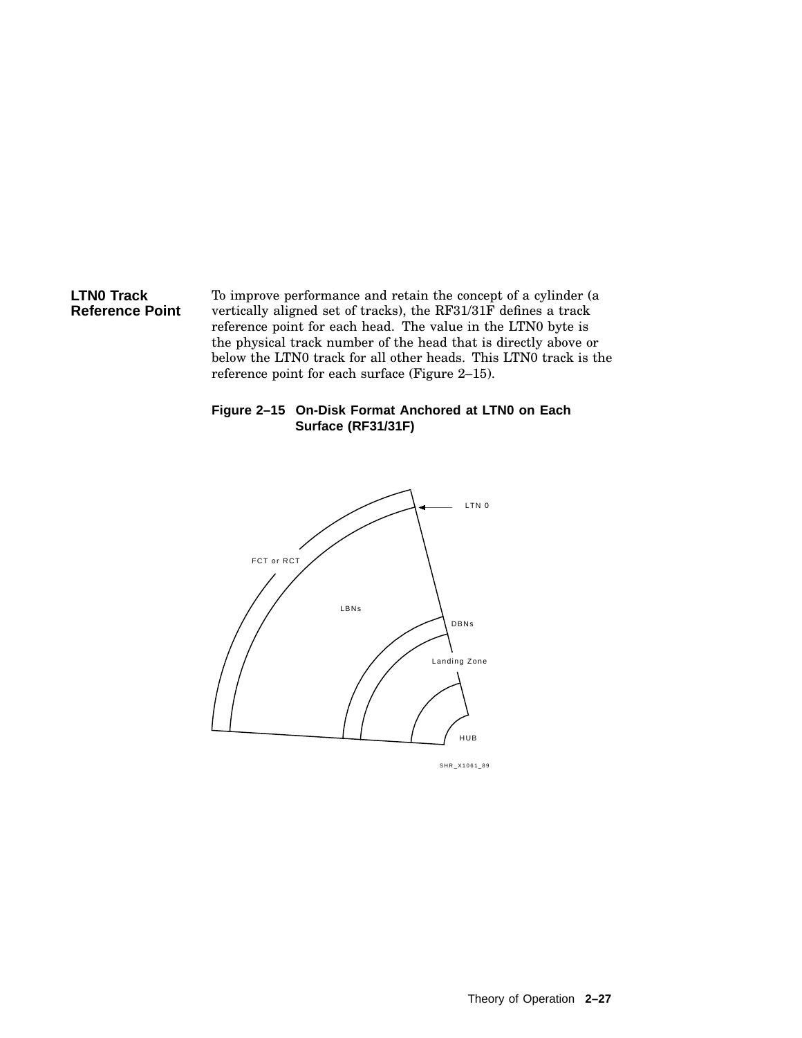### LTN0 Track Reference Point

To improve performance and retain the concept of a cylinder (a vertically aligned set of tracks), the RF31/31F defines a track reference point for each head. The value in the LTN0 byte is the physical track number of the head that is directly above or below the LTN0 track for all other heads. This LTN0 track is the reference point for each surface (Figure 2–15).

**Figure 2–15 On-Disk Format Anchored at LTN0 on Each Surface (RF31/31F)**

LTN 0

FCT or RCT

LBNs

DBNs

Landing Zone

HUB

SHR_X1061_89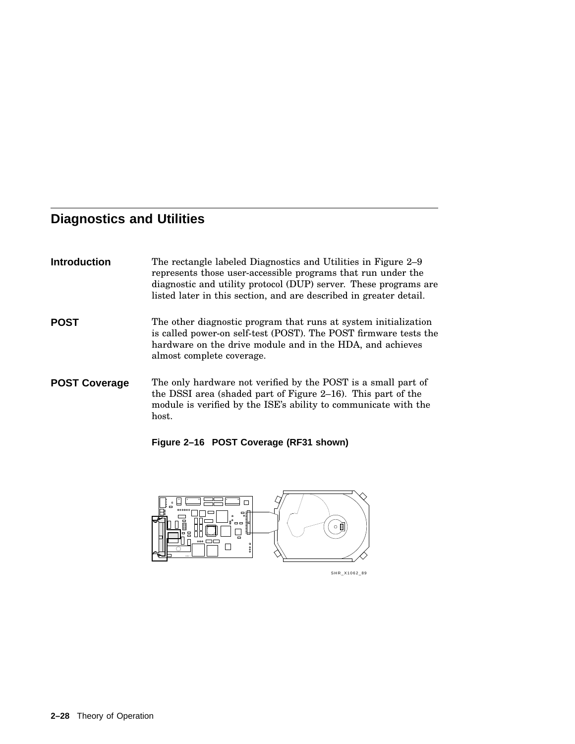## Diagnostics and Utilities

**Introduction**

The rectangle labeled Diagnostics and Utilities in Figure 2–9 represents those user-accessible programs that run under the diagnostic and utility protocol (DUP) server. These programs are listed later in this section, and are described in greater detail.

**POST**

The other diagnostic program that runs at system initialization is called power-on self-test (POST). The POST firmware tests the hardware on the drive module and in the HDA, and achieves almost complete coverage.

**POST Coverage**

The only hardware not verified by the POST is a small part of the DSSI area (shaded part of Figure 2–16). This part of the module is verified by the ISE's ability to communicate with the host.

**Figure 2–16 POST Coverage (RF31 shown)**

SHR_X1062_89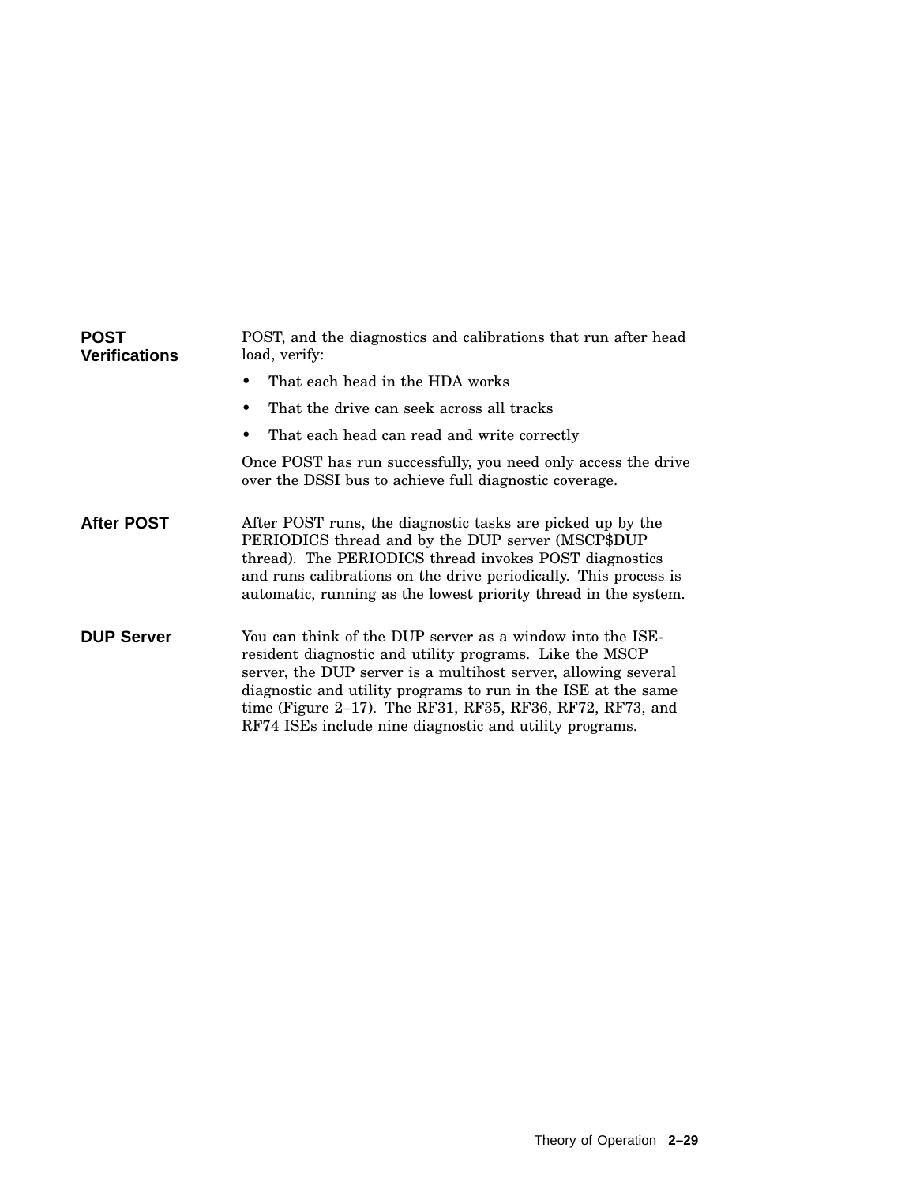### POST Verifications

POST, and the diagnostics and calibrations that run after head load, verify:

- That each head in the HDA works
- That the drive can seek across all tracks
- That each head can read and write correctly

Once POST has run successfully, you need only access the drive over the DSSI bus to achieve full diagnostic coverage.

### After POST

After POST runs, the diagnostic tasks are picked up by the PERIODICS thread and by the DUP server (MSCP$DUP thread). The PERIODICS thread invokes POST diagnostics and runs calibrations on the drive periodically. This process is automatic, running as the lowest priority thread in the system.

### DUP Server

You can think of the DUP server as a window into the ISE-resident diagnostic and utility programs. Like the MSCP server, the DUP server is a multihost server, allowing several diagnostic and utility programs to run in the ISE at the same time (Figure 2–17). The RF31, RF35, RF36, RF72, RF73, and RF74 ISEs include nine diagnostic and utility programs.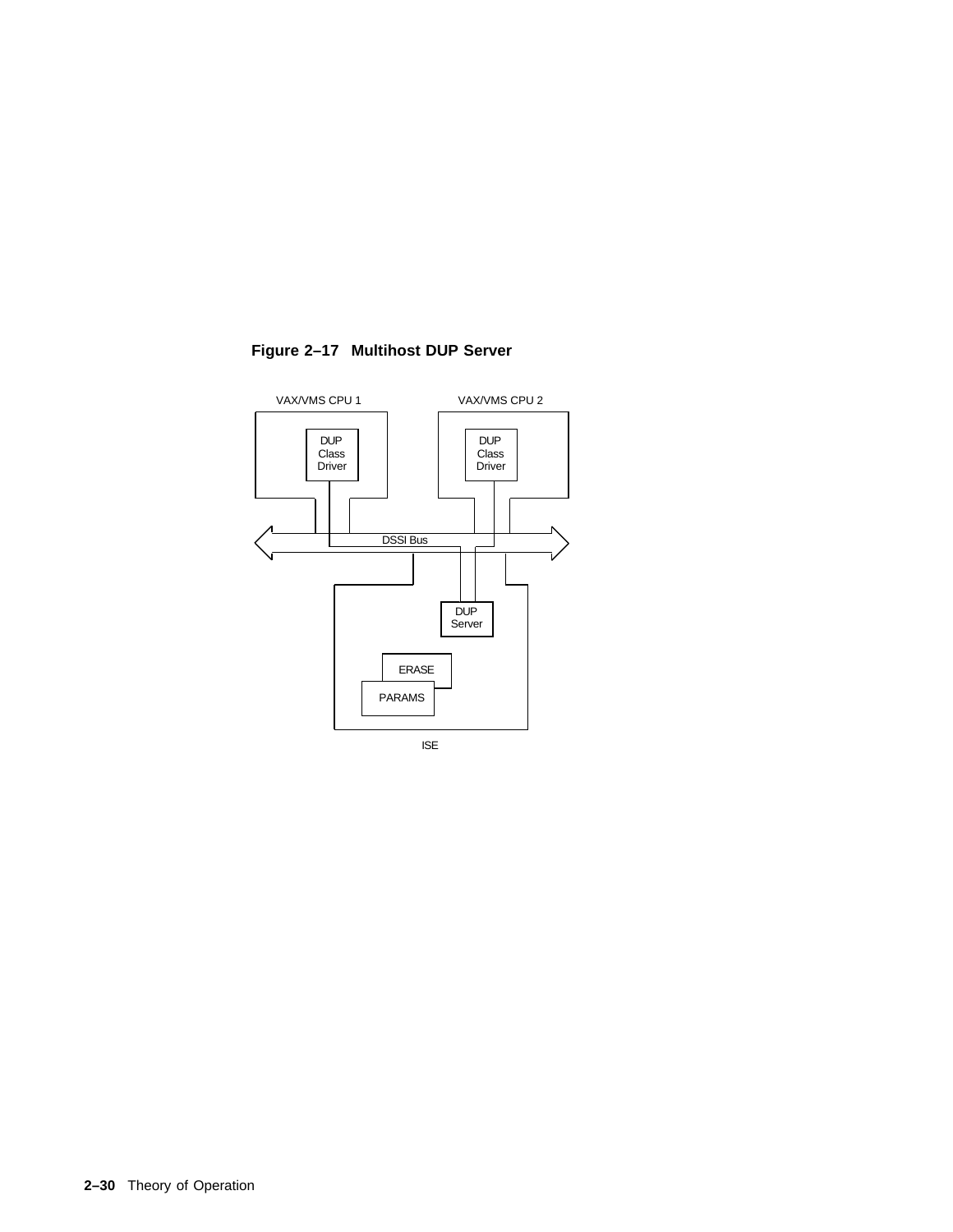**Figure 2–17 Multihost DUP Server**

VAX/VMS CPU 1

DUP Class Driver

VAX/VMS CPU 2

DUP Class Driver

DSSI Bus

DUP Server

ERASE

PARAMS

ISE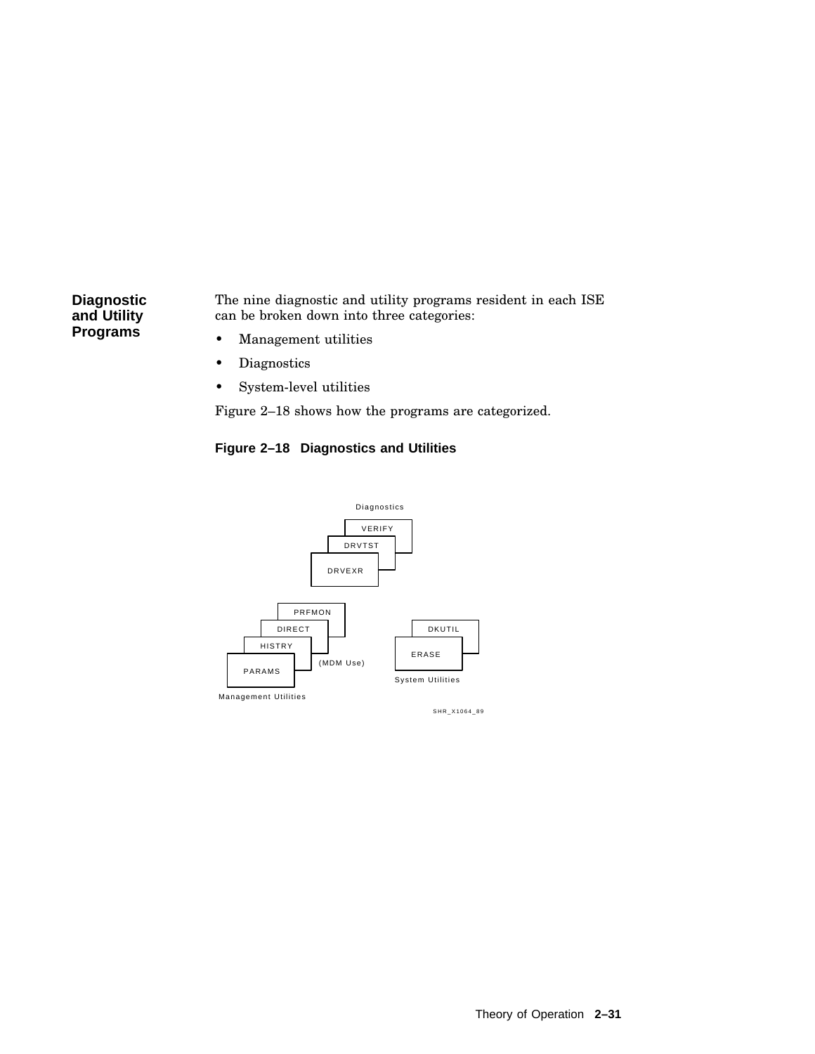## Diagnostic and Utility Programs

The nine diagnostic and utility programs resident in each ISE can be broken down into three categories:

- Management utilities
- Diagnostics
- System-level utilities

Figure 2–18 shows how the programs are categorized.

**Figure 2–18 Diagnostics and Utilities**

Diagnostics

VERIFY
DRVTST
DRVEXR

PRFMON
DIRECT
HISTRY
PARAMS
(MDM Use)

Management Utilities

DKUTIL
ERASE

System Utilities

SHR_X1064_89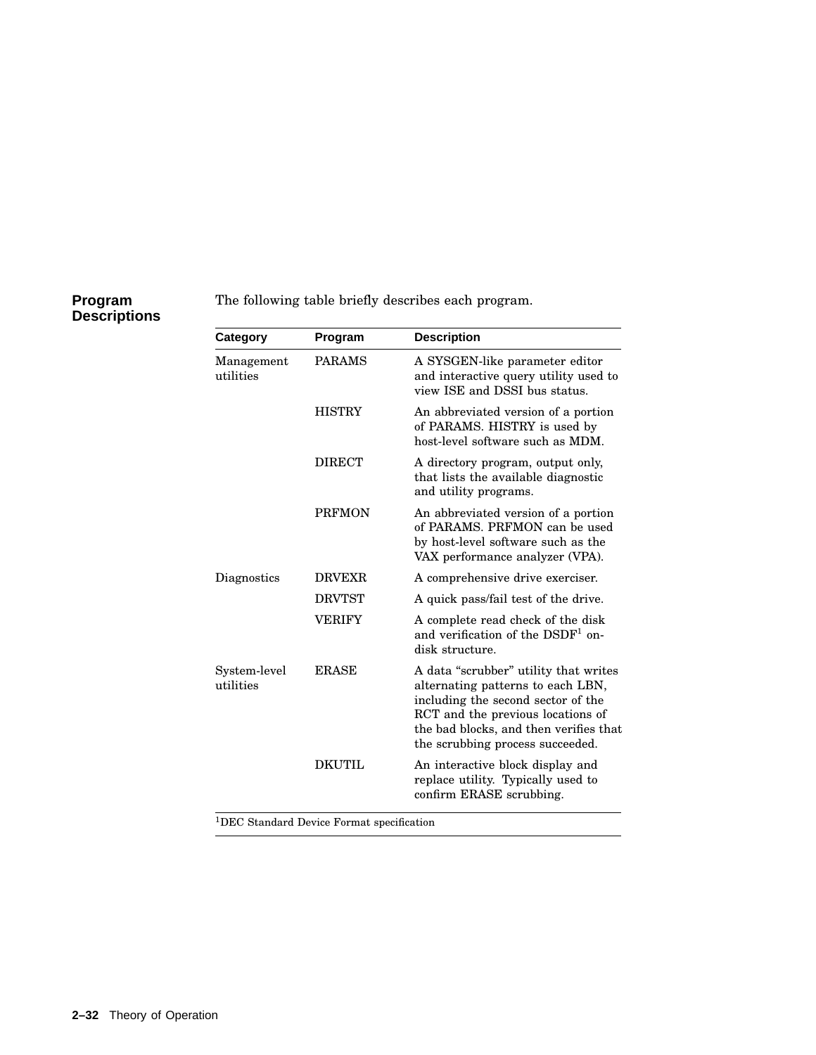## Program Descriptions

The following table briefly describes each program.

| Category | Program | Description |
|---|---|---|
| Management utilities | PARAMS | A SYSGEN-like parameter editor and interactive query utility used to view ISE and DSSI bus status. |
| | HISTRY | An abbreviated version of a portion of PARAMS. HISTRY is used by host-level software such as MDM. |
| | DIRECT | A directory program, output only, that lists the available diagnostic and utility programs. |
| | PRFMON | An abbreviated version of a portion of PARAMS. PRFMON can be used by host-level software such as the VAX performance analyzer (VPA). |
| Diagnostics | DRVEXR | A comprehensive drive exerciser. |
| | DRVTST | A quick pass/fail test of the drive. |
| | VERIFY | A complete read check of the disk and verification of the DSDF[1] on-disk structure. |
| System-level utilities | ERASE | A data “scrubber” utility that writes alternating patterns to each LBN, including the second sector of the RCT and the previous locations of the bad blocks, and then verifies that the scrubbing process succeeded. |
| | DKUTIL | An interactive block display and replace utility. Typically used to confirm ERASE scrubbing. |

[1]DEC Standard Device Format specification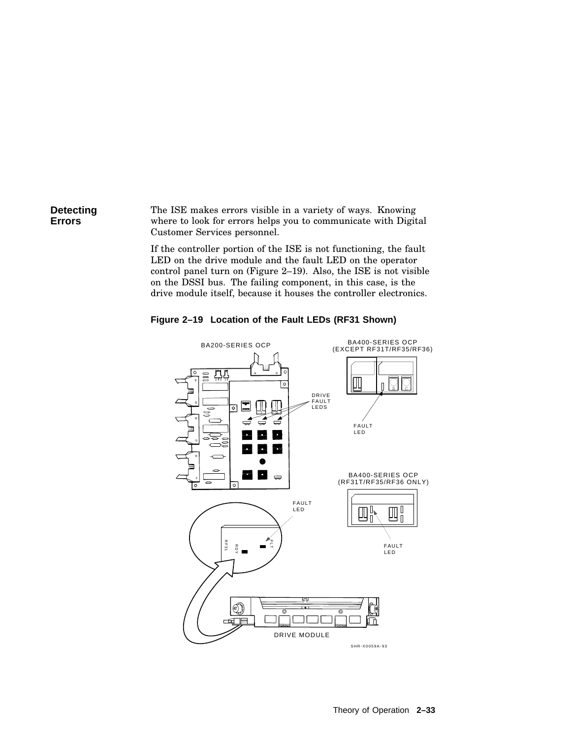## Detecting Errors

The ISE makes errors visible in a variety of ways. Knowing where to look for errors helps you to communicate with Digital Customer Services personnel.

If the controller portion of the ISE is not functioning, the fault LED on the drive module and the fault LED on the operator control panel turn on (Figure 2–19). Also, the ISE is not visible on the DSSI bus. The failing component, in this case, is the drive module itself, because it houses the controller electronics.

**Figure 2–19 Location of the Fault LEDs (RF31 Shown)**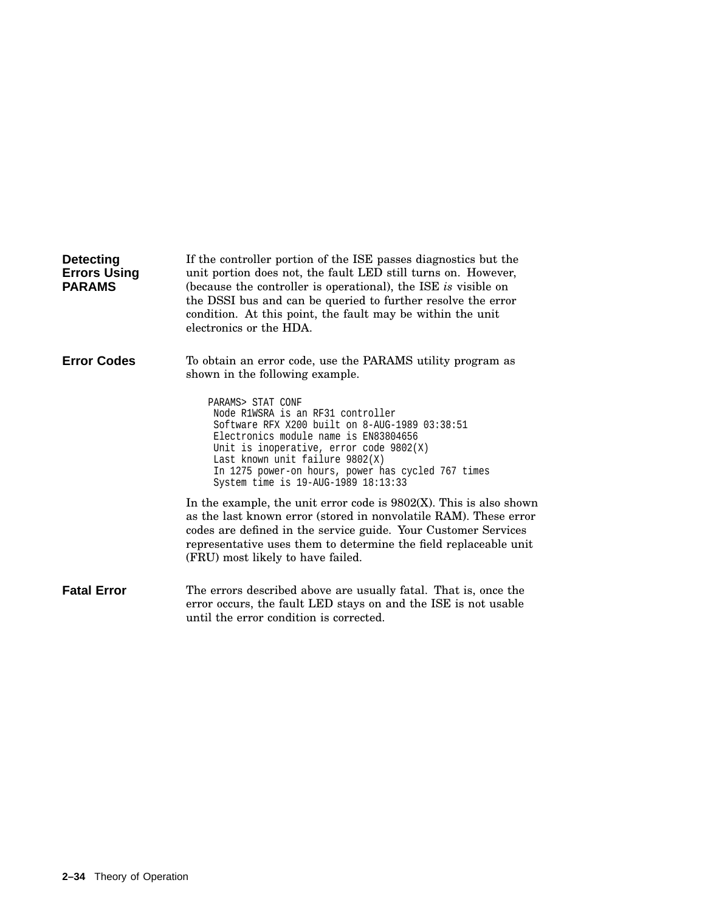### Detecting Errors Using PARAMS

If the controller portion of the ISE passes diagnostics but the unit portion does not, the fault LED still turns on. However, (because the controller is operational), the ISE *is* visible on the DSSI bus and can be queried to further resolve the error condition. At this point, the fault may be within the unit electronics or the HDA.

### Error Codes

To obtain an error code, use the PARAMS utility program as shown in the following example.

```
PARAMS> STAT CONF
 Node R1WSRA is an RF31 controller
 Software RFX X200 built on 8-AUG-1989 03:38:51
 Electronics module name is EN83804656
 Unit is inoperative, error code 9802(X)
 Last known unit failure 9802(X)
 In 1275 power-on hours, power has cycled 767 times
 System time is 19-AUG-1989 18:13:33
```

In the example, the unit error code is 9802(X). This is also shown as the last known error (stored in nonvolatile RAM). These error codes are defined in the service guide. Your Customer Services representative uses them to determine the field replaceable unit (FRU) most likely to have failed.

### Fatal Error

The errors described above are usually fatal. That is, once the error occurs, the fault LED stays on and the ISE is not usable until the error condition is corrected.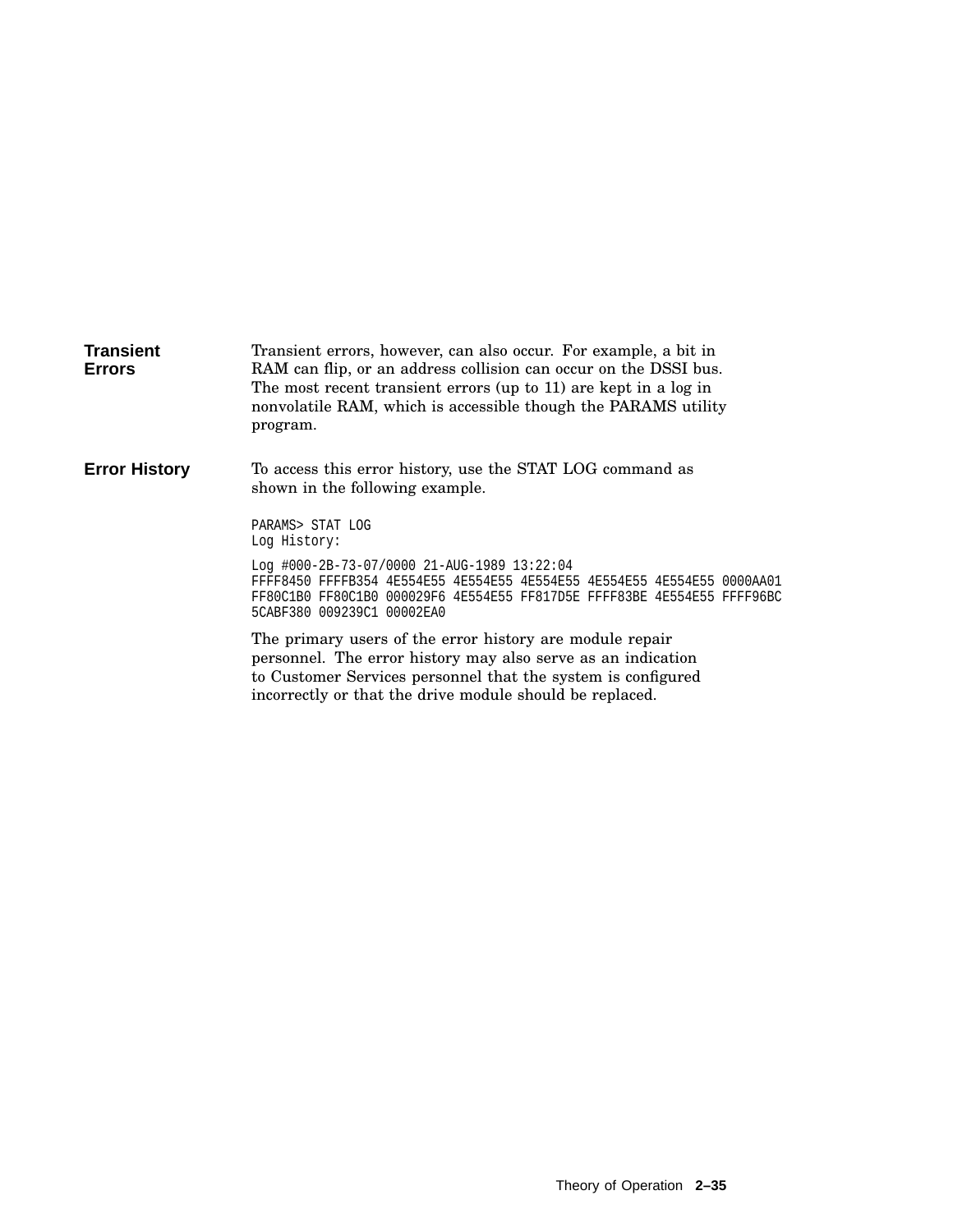### Transient Errors

Transient errors, however, can also occur. For example, a bit in RAM can flip, or an address collision can occur on the DSSI bus. The most recent transient errors (up to 11) are kept in a log in nonvolatile RAM, which is accessible though the PARAMS utility program.

### Error History

To access this error history, use the STAT LOG command as shown in the following example.

```
PARAMS> STAT LOG
Log History:

Log #000-2B-73-07/0000 21-AUG-1989 13:22:04
FFFF8450 FFFFB354 4E554E55 4E554E55 4E554E55 4E554E55 4E554E55 0000AA01
FF80C1B0 FF80C1B0 000029F6 4E554E55 FF817D5E FFFF83BE 4E554E55 FFFF96BC
5CABF380 009239C1 00002EA0
```

The primary users of the error history are module repair personnel. The error history may also serve as an indication to Customer Services personnel that the system is configured incorrectly or that the drive module should be replaced.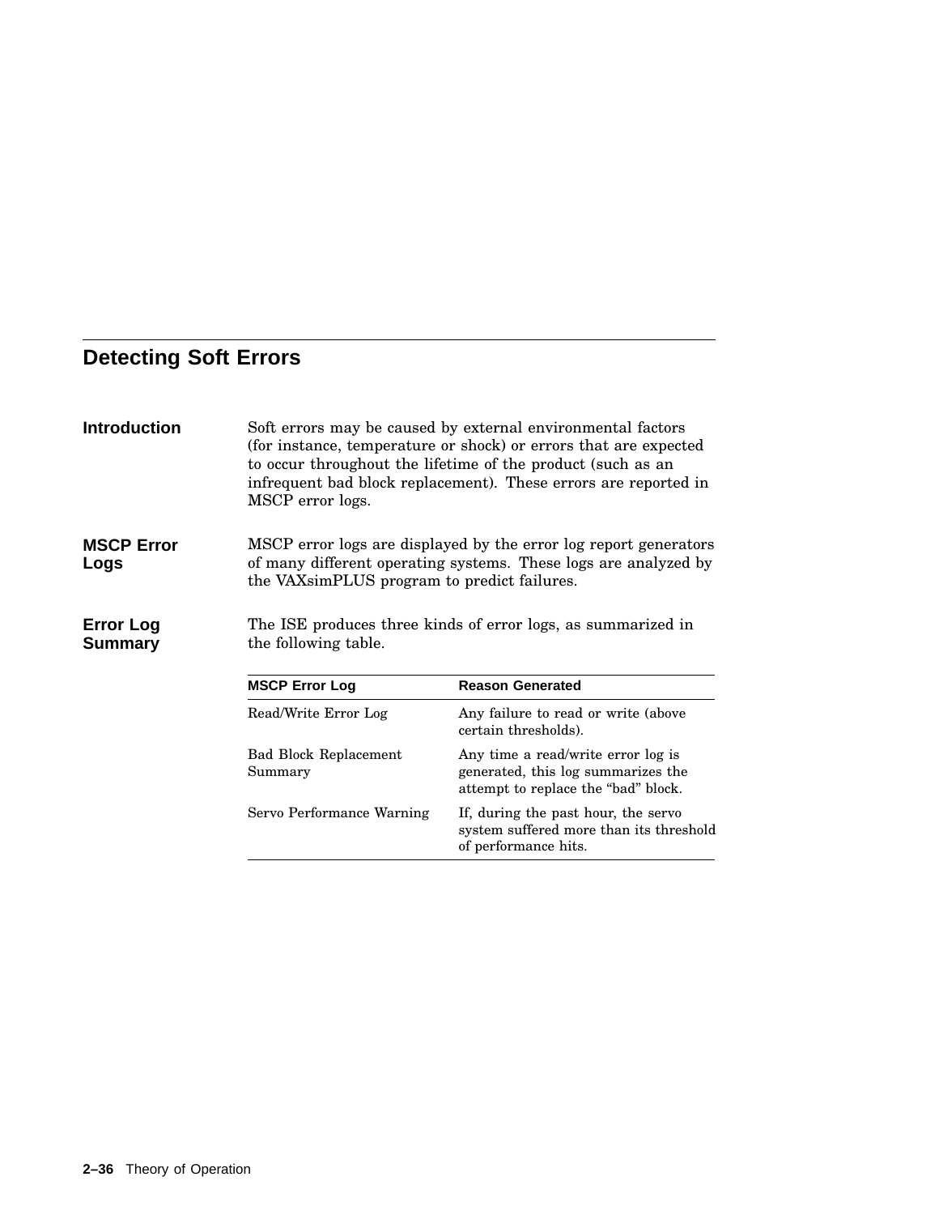## Detecting Soft Errors

### Introduction

Soft errors may be caused by external environmental factors (for instance, temperature or shock) or errors that are expected to occur throughout the lifetime of the product (such as an infrequent bad block replacement). These errors are reported in MSCP error logs.

### MSCP Error Logs

MSCP error logs are displayed by the error log report generators of many different operating systems. These logs are analyzed by the VAXsimPLUS program to predict failures.

### Error Log Summary

The ISE produces three kinds of error logs, as summarized in the following table.

| MSCP Error Log | Reason Generated |
| --- | --- |
| Read/Write Error Log | Any failure to read or write (above certain thresholds). |
| Bad Block Replacement Summary | Any time a read/write error log is generated, this log summarizes the attempt to replace the “bad” block. |
| Servo Performance Warning | If, during the past hour, the servo system suffered more than its threshold of performance hits. |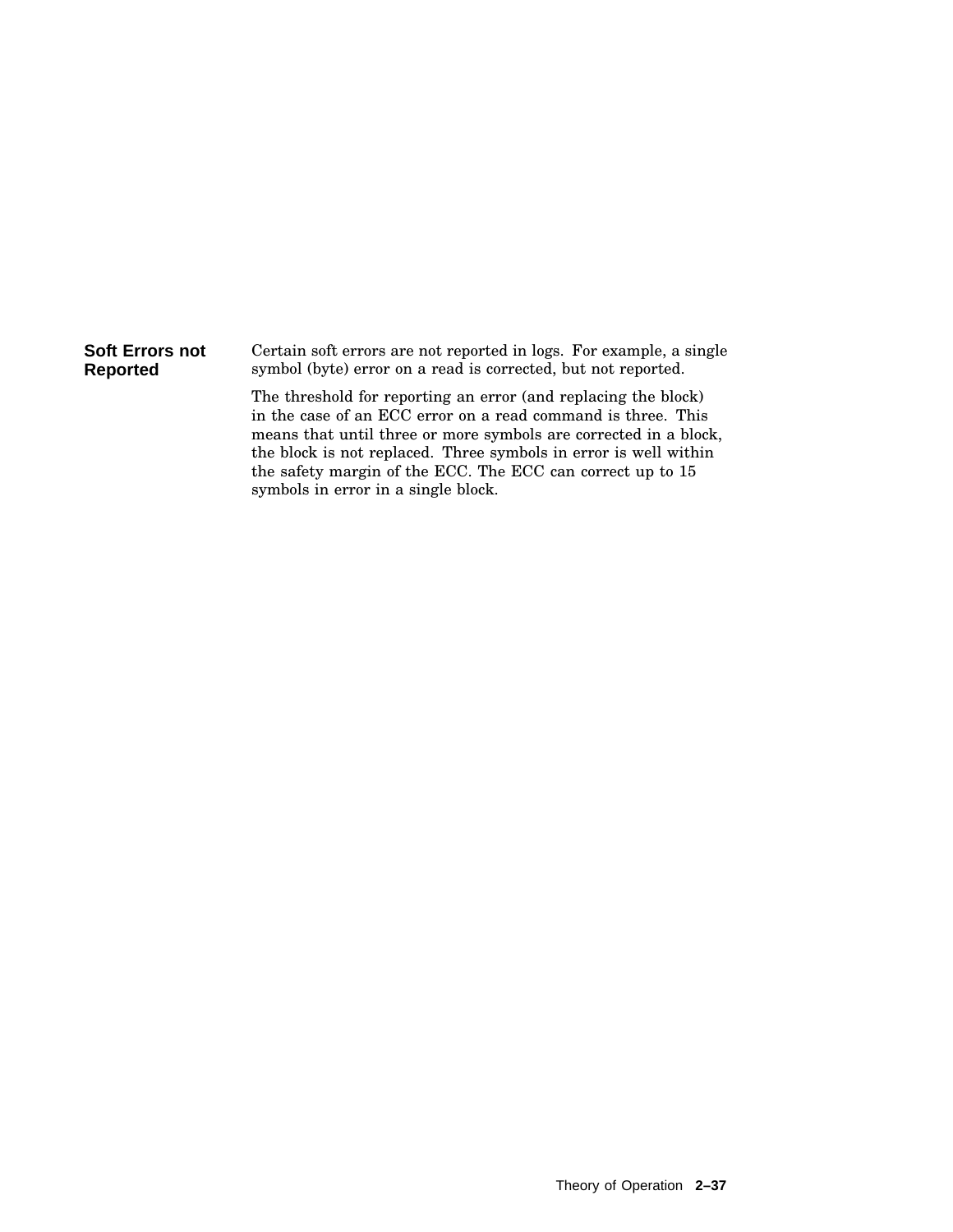### Soft Errors not Reported

Certain soft errors are not reported in logs. For example, a single symbol (byte) error on a read is corrected, but not reported.

The threshold for reporting an error (and replacing the block) in the case of an ECC error on a read command is three. This means that until three or more symbols are corrected in a block, the block is not replaced. Three symbols in error is well within the safety margin of the ECC. The ECC can correct up to 15 symbols in error in a single block.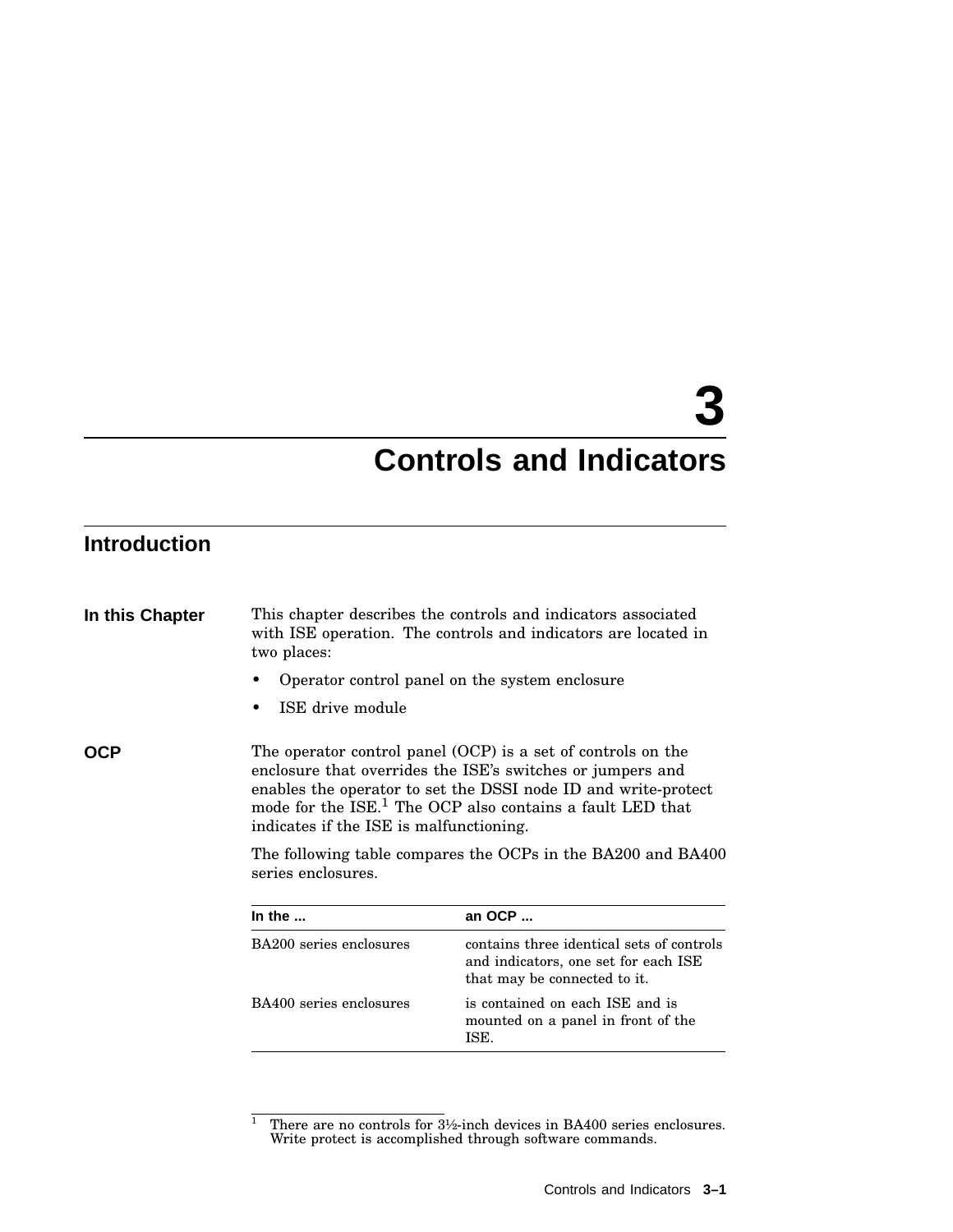# 3 Controls and Indicators

## Introduction

**In this Chapter**

This chapter describes the controls and indicators associated with ISE operation. The controls and indicators are located in two places:

- Operator control panel on the system enclosure
- ISE drive module

**OCP**

The operator control panel (OCP) is a set of controls on the enclosure that overrides the ISE's switches or jumpers and enables the operator to set the DSSI node ID and write-protect mode for the ISE.[1] The OCP also contains a fault LED that indicates if the ISE is malfunctioning.

The following table compares the OCPs in the BA200 and BA400 series enclosures.

| In the ... | an OCP ... |
|---|---|
| BA200 series enclosures | contains three identical sets of controls and indicators, one set for each ISE that may be connected to it. |
| BA400 series enclosures | is contained on each ISE and is mounted on a panel in front of the ISE. |

[1] There are no controls for 3½-inch devices in BA400 series enclosures. Write protect is accomplished through software commands.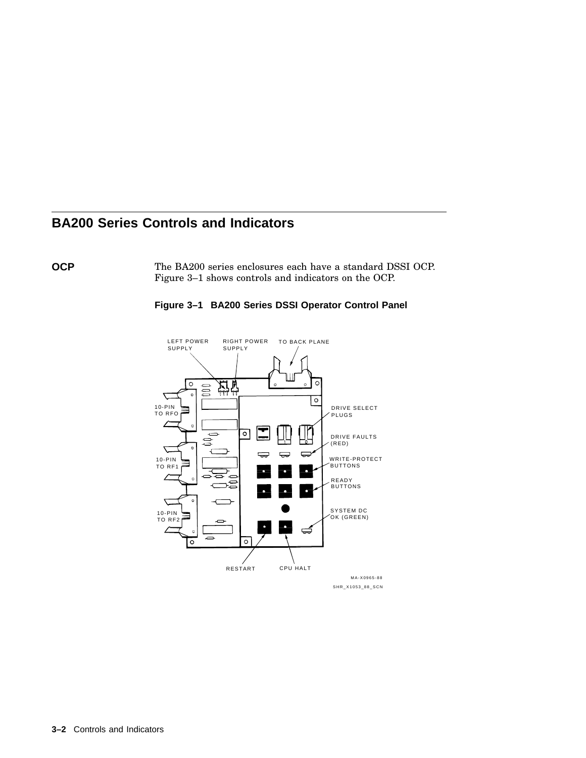## BA200 Series Controls and Indicators

**OCP**

The BA200 series enclosures each have a standard DSSI OCP. Figure 3–1 shows controls and indicators on the OCP.

**Figure 3–1 BA200 Series DSSI Operator Control Panel**

LEFT POWER SUPPLY
RIGHT POWER SUPPLY
TO BACK PLANE
10-PIN TO RFO
DRIVE SELECT PLUGS
DRIVE FAULTS (RED)
10-PIN TO RF1
WRITE-PROTECT BUTTONS
READY BUTTONS
10-PIN TO RF2
SYSTEM DC OK (GREEN)
RESTART
CPU HALT

MA-X0965-88

SHR_X1053_88_SCN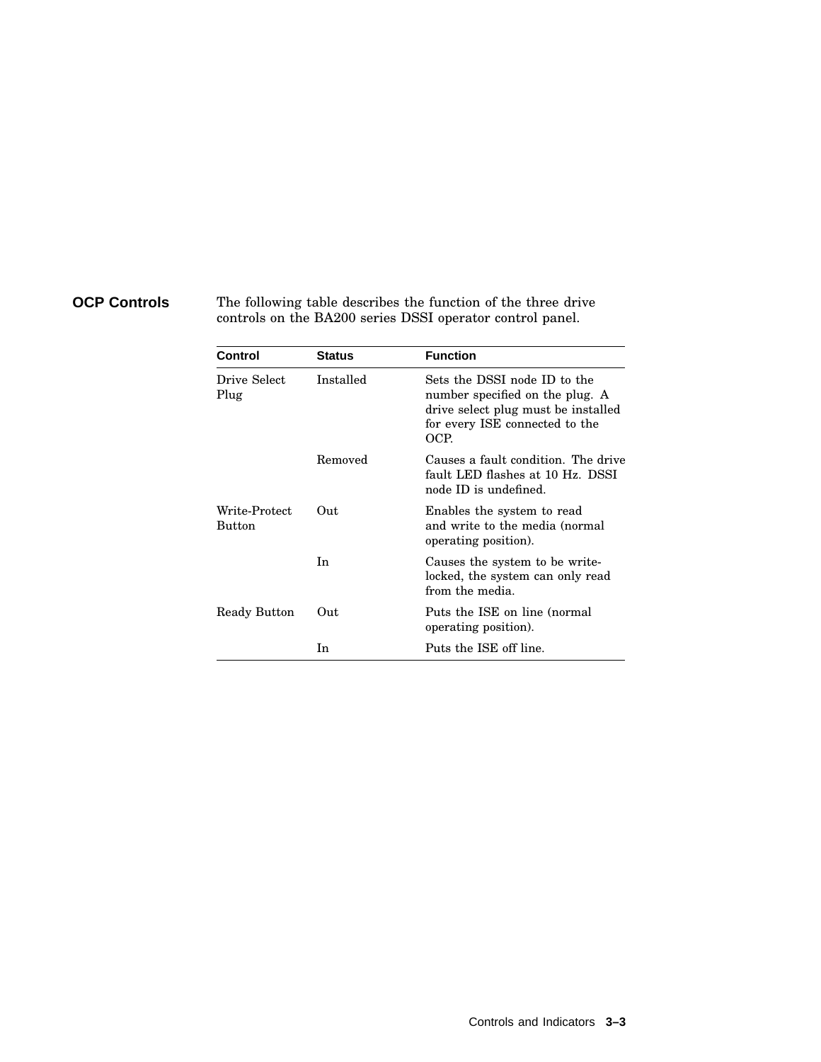## OCP Controls

The following table describes the function of the three drive controls on the BA200 series DSSI operator control panel.

| Control | Status | Function |
|---|---|---|
| Drive Select Plug | Installed | Sets the DSSI node ID to the number specified on the plug. A drive select plug must be installed for every ISE connected to the OCP. |
| | Removed | Causes a fault condition. The drive fault LED flashes at 10 Hz. DSSI node ID is undefined. |
| Write-Protect Button | Out | Enables the system to read and write to the media (normal operating position). |
| | In | Causes the system to be write-locked, the system can only read from the media. |
| Ready Button | Out | Puts the ISE on line (normal operating position). |
| | In | Puts the ISE off line. |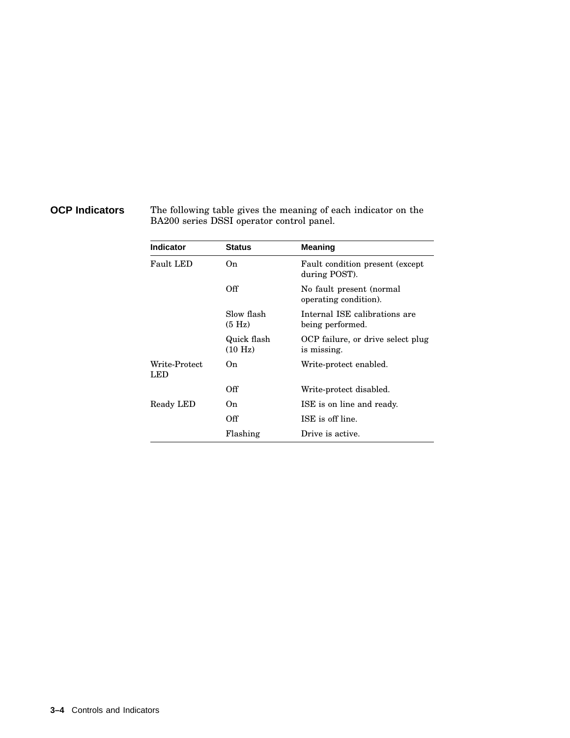## OCP Indicators

The following table gives the meaning of each indicator on the BA200 series DSSI operator control panel.

| Indicator | Status | Meaning |
|---|---|---|
| Fault LED | On | Fault condition present (except during POST). |
| | Off | No fault present (normal operating condition). |
| | Slow flash (5 Hz) | Internal ISE calibrations are being performed. |
| | Quick flash (10 Hz) | OCP failure, or drive select plug is missing. |
| Write-Protect LED | On | Write-protect enabled. |
| | Off | Write-protect disabled. |
| Ready LED | On | ISE is on line and ready. |
| | Off | ISE is off line. |
| | Flashing | Drive is active. |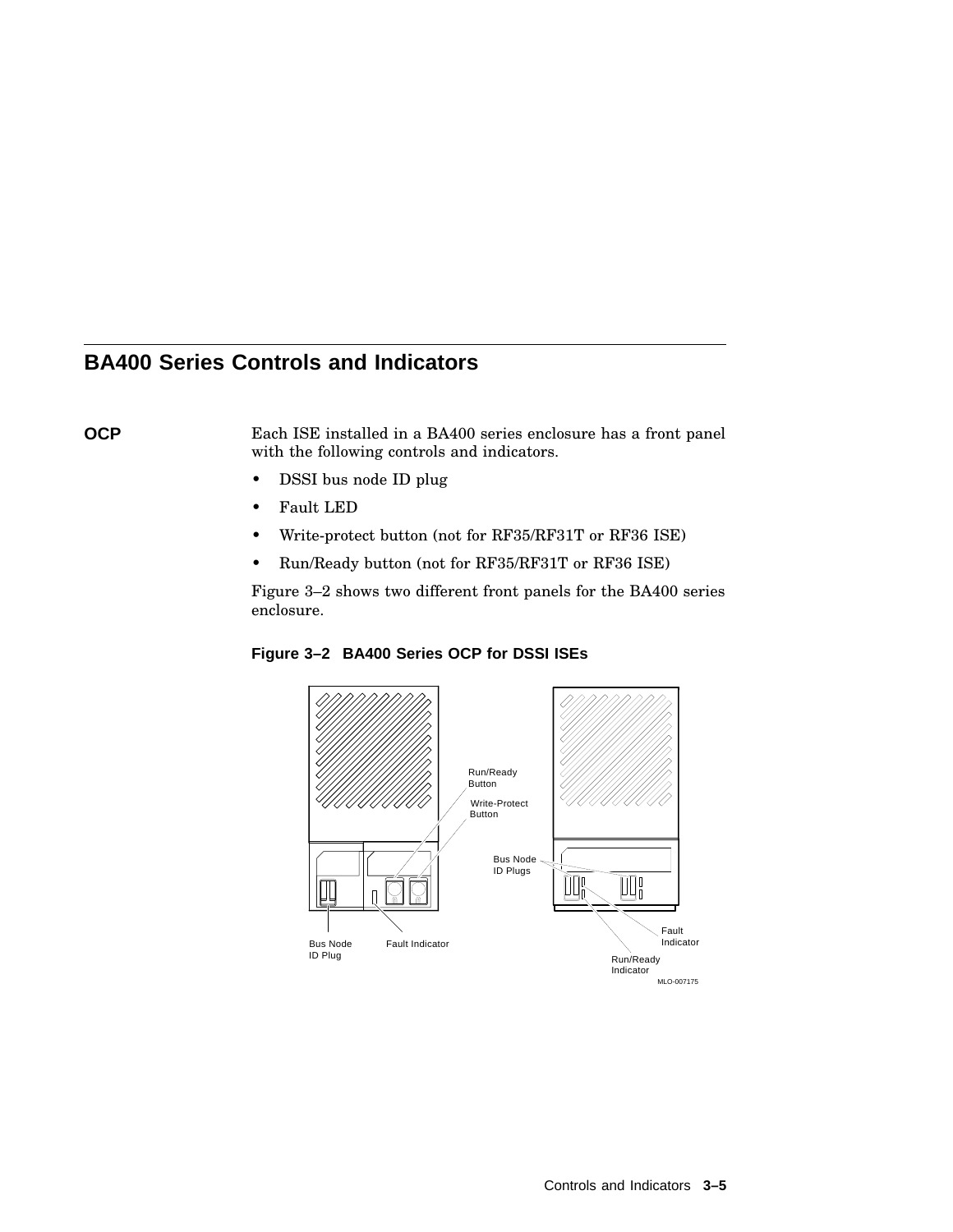## BA400 Series Controls and Indicators

**OCP**

Each ISE installed in a BA400 series enclosure has a front panel with the following controls and indicators.

- DSSI bus node ID plug
- Fault LED
- Write-protect button (not for RF35/RF31T or RF36 ISE)
- Run/Ready button (not for RF35/RF31T or RF36 ISE)

Figure 3–2 shows two different front panels for the BA400 series enclosure.

**Figure 3–2 BA400 Series OCP for DSSI ISEs**

Run/Ready Button

Write-Protect Button

Bus Node ID Plugs

Bus Node ID Plug

Fault Indicator

Fault Indicator

Run/Ready Indicator

MLO-007175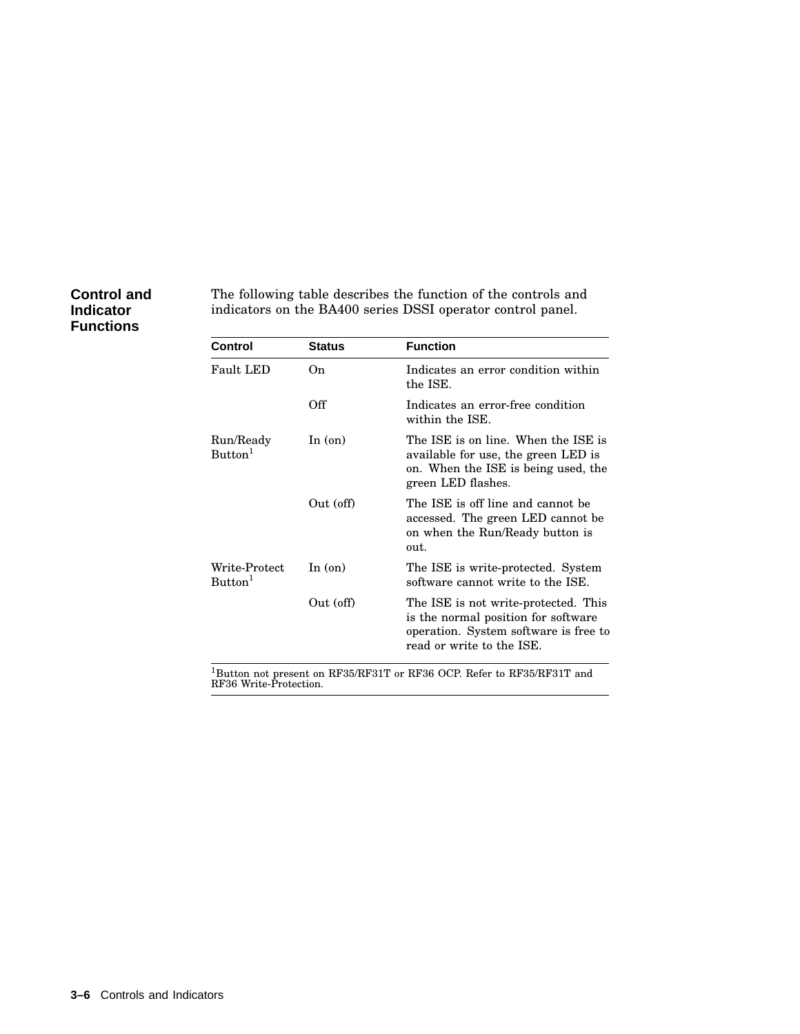### Control and Indicator Functions

The following table describes the function of the controls and indicators on the BA400 series DSSI operator control panel.

| Control | Status | Function |
|---|---|---|
| Fault LED | On | Indicates an error condition within the ISE. |
| | Off | Indicates an error-free condition within the ISE. |
| Run/Ready Button[1] | In (on) | The ISE is on line. When the ISE is available for use, the green LED is on. When the ISE is being used, the green LED flashes. |
| | Out (off) | The ISE is off line and cannot be accessed. The green LED cannot be on when the Run/Ready button is out. |
| Write-Protect Button[1] | In (on) | The ISE is write-protected. System software cannot write to the ISE. |
| | Out (off) | The ISE is not write-protected. This is the normal position for software operation. System software is free to read or write to the ISE. |

[1]Button not present on RF35/RF31T or RF36 OCP. Refer to RF35/RF31T and RF36 Write-Protection.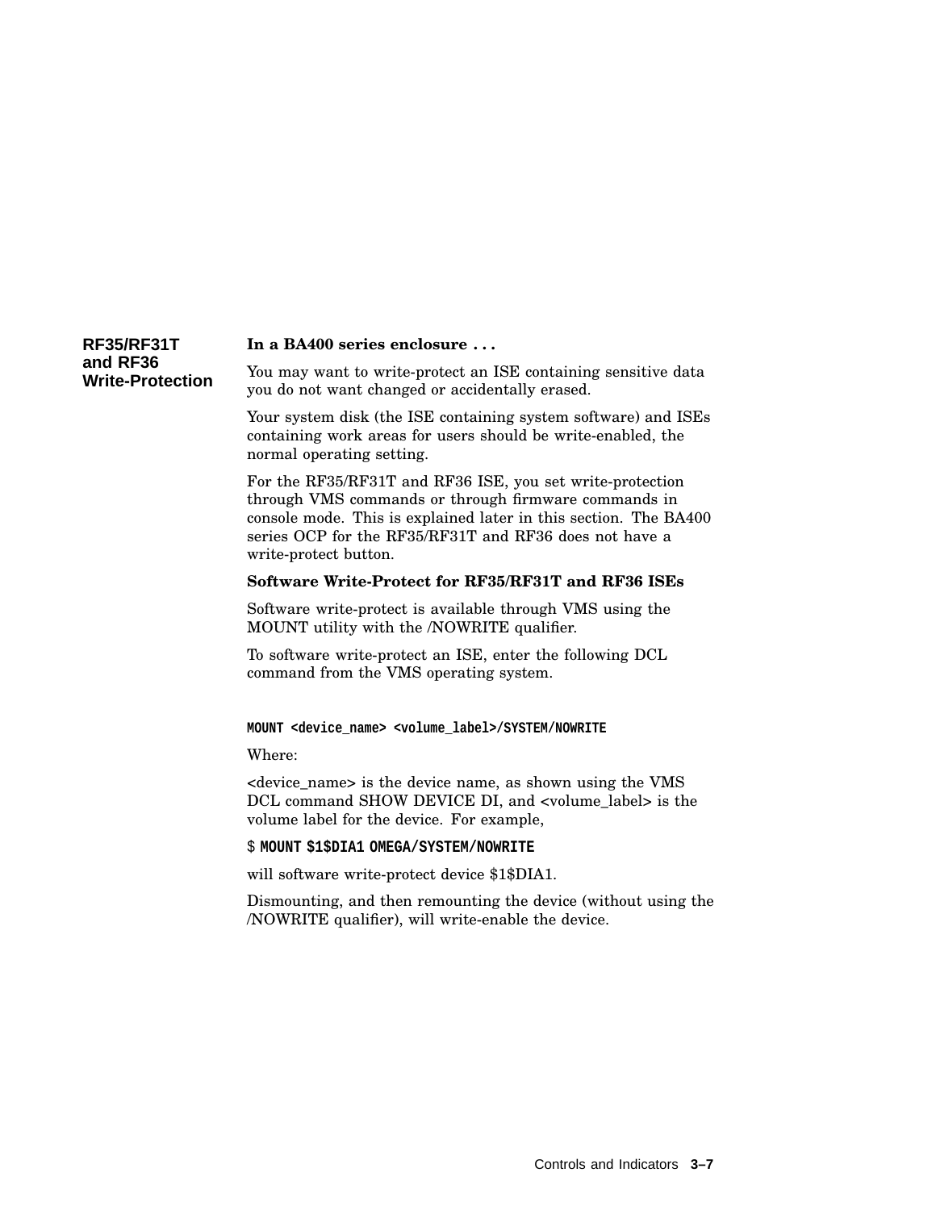## RF35/RF31T and RF36 Write-Protection

**In a BA400 series enclosure . . .**

You may want to write-protect an ISE containing sensitive data you do not want changed or accidentally erased.

Your system disk (the ISE containing system software) and ISEs containing work areas for users should be write-enabled, the normal operating setting.

For the RF35/RF31T and RF36 ISE, you set write-protection through VMS commands or through firmware commands in console mode. This is explained later in this section. The BA400 series OCP for the RF35/RF31T and RF36 does not have a write-protect button.

**Software Write-Protect for RF35/RF31T and RF36 ISEs**

Software write-protect is available through VMS using the MOUNT utility with the /NOWRITE qualifier.

To software write-protect an ISE, enter the following DCL command from the VMS operating system.

```
MOUNT <device_name> <volume_label>/SYSTEM/NOWRITE
```

Where:

<device_name> is the device name, as shown using the VMS DCL command SHOW DEVICE DI, and <volume_label> is the volume label for the device. For example,

```
$ MOUNT $1$DIA1 OMEGA/SYSTEM/NOWRITE
```

will software write-protect device $1$DIA1.

Dismounting, and then remounting the device (without using the /NOWRITE qualifier), will write-enable the device.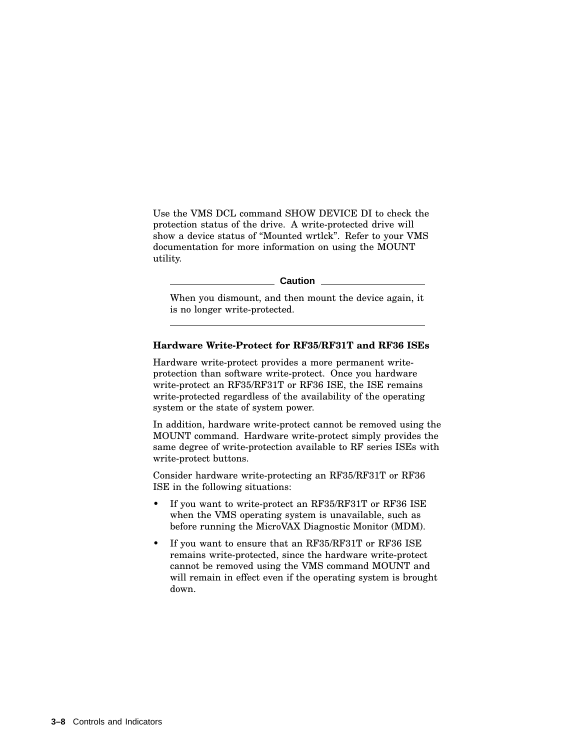Use the VMS DCL command SHOW DEVICE DI to check the protection status of the drive. A write-protected drive will show a device status of “Mounted wrtlck”. Refer to your VMS documentation for more information on using the MOUNT utility.

---

**Caution**

When you dismount, and then mount the device again, it is no longer write-protected.

---

**Hardware Write-Protect for RF35/RF31T and RF36 ISEs**

Hardware write-protect provides a more permanent write-protection than software write-protect. Once you hardware write-protect an RF35/RF31T or RF36 ISE, the ISE remains write-protected regardless of the availability of the operating system or the state of system power.

In addition, hardware write-protect cannot be removed using the MOUNT command. Hardware write-protect simply provides the same degree of write-protection available to RF series ISEs with write-protect buttons.

Consider hardware write-protecting an RF35/RF31T or RF36 ISE in the following situations:

- If you want to write-protect an RF35/RF31T or RF36 ISE when the VMS operating system is unavailable, such as before running the MicroVAX Diagnostic Monitor (MDM).
- If you want to ensure that an RF35/RF31T or RF36 ISE remains write-protected, since the hardware write-protect cannot be removed using the VMS command MOUNT and will remain in effect even if the operating system is brought down.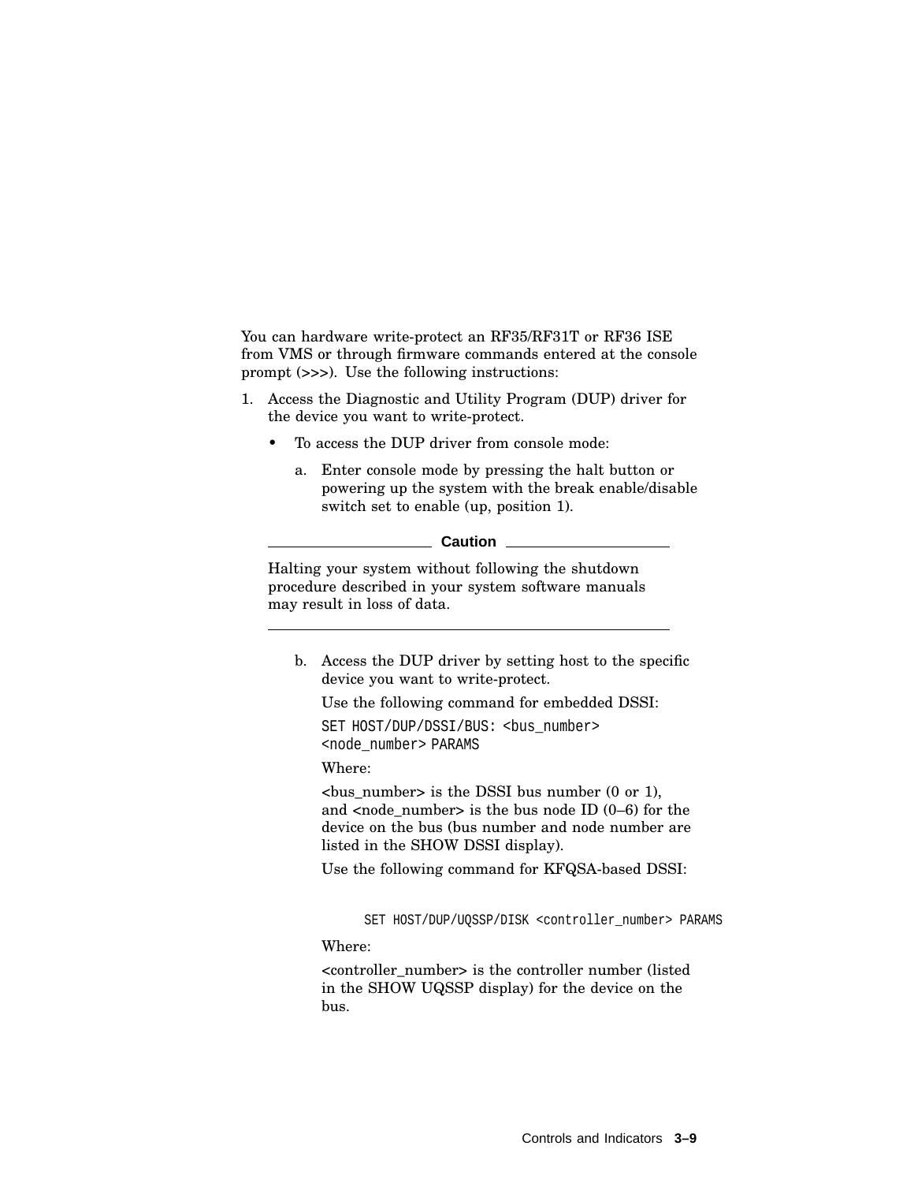You can hardware write-protect an RF35/RF31T or RF36 ISE from VMS or through firmware commands entered at the console prompt (>>>). Use the following instructions:

1. Access the Diagnostic and Utility Program (DUP) driver for the device you want to write-protect.

   - To access the DUP driver from console mode:

     a. Enter console mode by pressing the halt button or powering up the system with the break enable/disable switch set to enable (up, position 1).

     **Caution**

     Halting your system without following the shutdown procedure described in your system software manuals may result in loss of data.

     b. Access the DUP driver by setting host to the specific device you want to write-protect.

        Use the following command for embedded DSSI:

        ```
        SET HOST/DUP/DSSI/BUS: <bus_number>
        <node_number> PARAMS
        ```

        Where:

        <bus_number> is the DSSI bus number (0 or 1), and <node_number> is the bus node ID (0–6) for the device on the bus (bus number and node number are listed in the SHOW DSSI display).

        Use the following command for KFQSA-based DSSI:

        ```
        SET HOST/DUP/UQSSP/DISK <controller_number> PARAMS
        ```

        Where:

        <controller_number> is the controller number (listed in the SHOW UQSSP display) for the device on the bus.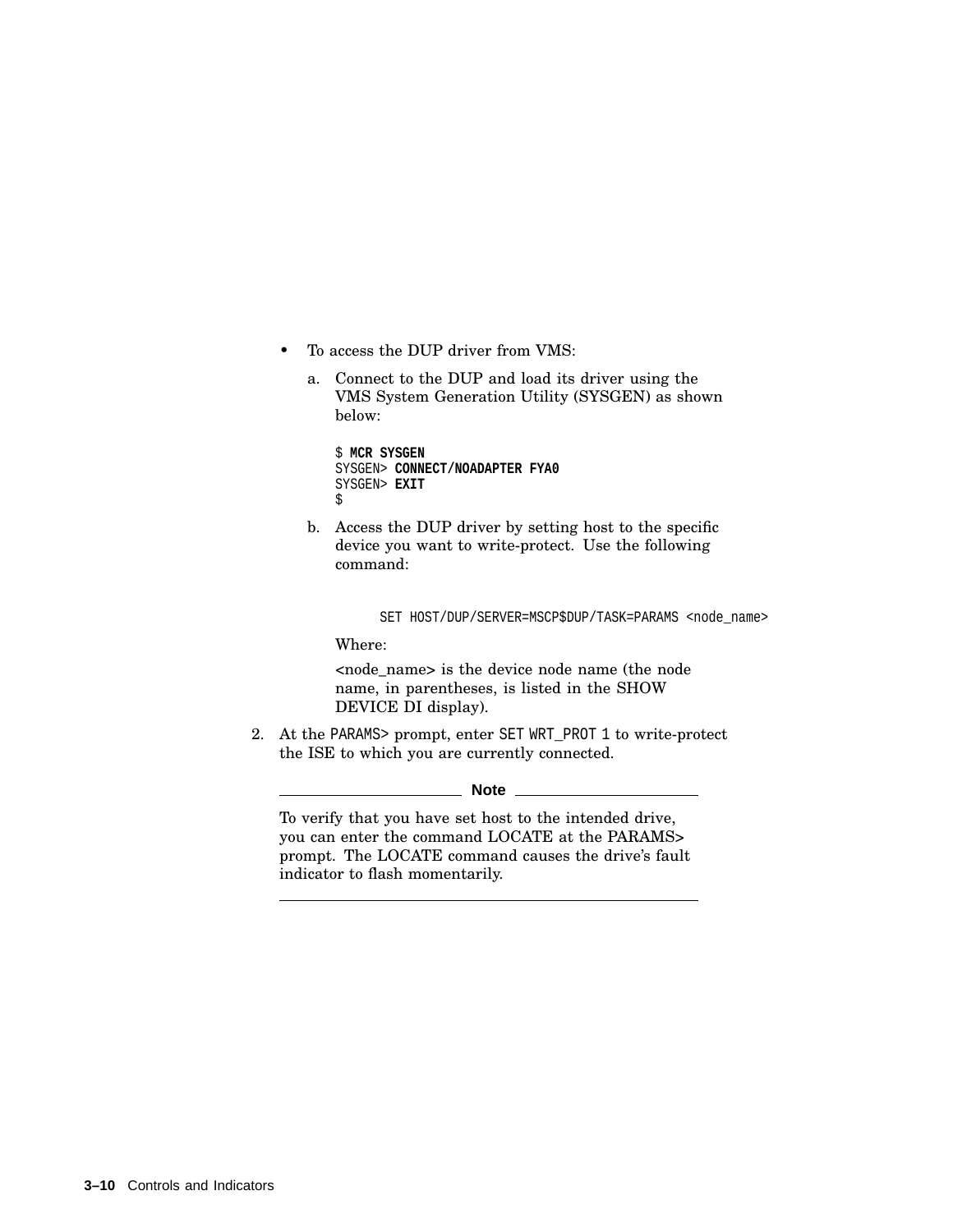- To access the DUP driver from VMS:

  a. Connect to the DUP and load its driver using the VMS System Generation Utility (SYSGEN) as shown below:

  ```
  $ MCR SYSGEN
  SYSGEN> CONNECT/NOADAPTER FYA0
  SYSGEN> EXIT
  $
  ```

  b. Access the DUP driver by setting host to the specific device you want to write-protect. Use the following command:

  ```
  SET HOST/DUP/SERVER=MSCP$DUP/TASK=PARAMS <node_name>
  ```

  Where:

  <node_name> is the device node name (the node name, in parentheses, is listed in the SHOW DEVICE DI display).

2. At the `PARAMS>` prompt, enter `SET WRT_PROT 1` to write-protect the ISE to which you are currently connected.

---

**Note**

To verify that you have set host to the intended drive, you can enter the command LOCATE at the PARAMS> prompt. The LOCATE command causes the drive's fault indicator to flash momentarily.

---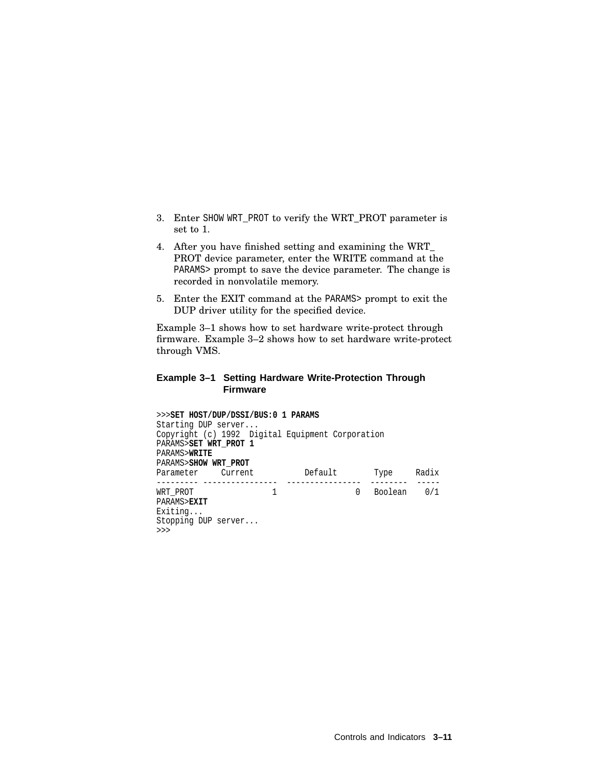3. Enter `SHOW WRT_PROT` to verify the WRT_PROT parameter is set to 1.
4. After you have finished setting and examining the WRT_PROT device parameter, enter the WRITE command at the `PARAMS>` prompt to save the device parameter. The change is recorded in nonvolatile memory.
5. Enter the EXIT command at the `PARAMS>` prompt to exit the DUP driver utility for the specified device.

Example 3–1 shows how to set hardware write-protect through firmware. Example 3–2 shows how to set hardware write-protect through VMS.

**Example 3–1 Setting Hardware Write-Protection Through Firmware**

```
>>>SET HOST/DUP/DSSI/BUS:0 1 PARAMS
Starting DUP server...
Copyright (c) 1992  Digital Equipment Corporation
PARAMS>SET WRT_PROT 1
PARAMS>WRITE
PARAMS>SHOW WRT_PROT
Parameter     Current           Default        Type     Radix
--------- ----------------  ----------------  --------  -----
WRT_PROT                 1                 0   Boolean    0/1
PARAMS>EXIT
Exiting...
Stopping DUP server...
>>>
```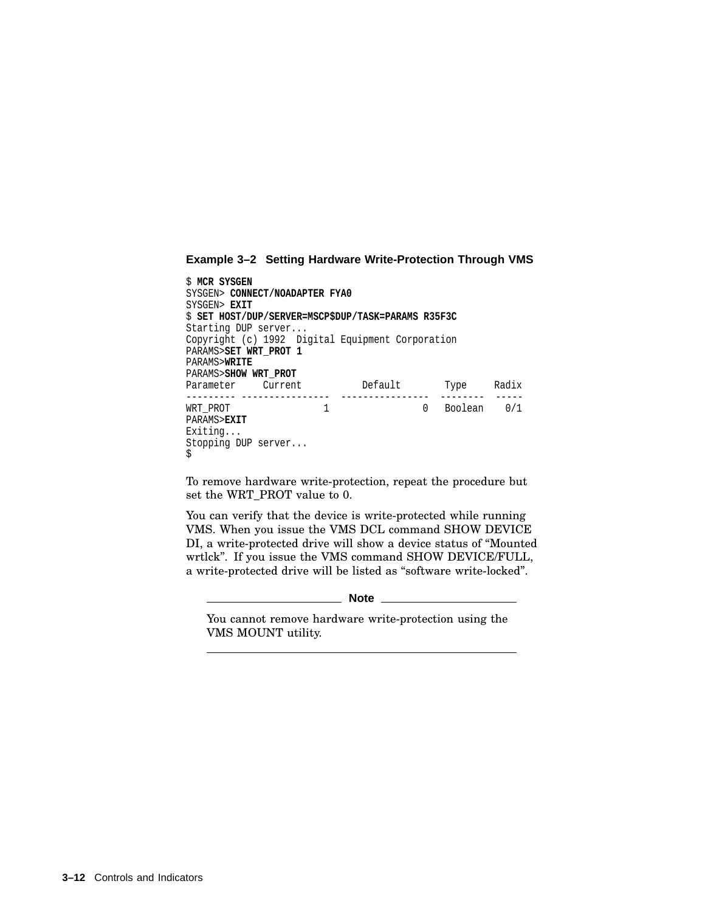**Example 3–2 Setting Hardware Write-Protection Through VMS**

```
$ MCR SYSGEN
SYSGEN> CONNECT/NOADAPTER FYA0
SYSGEN> EXIT
$ SET HOST/DUP/SERVER=MSCP$DUP/TASK=PARAMS R35F3C
Starting DUP server...
Copyright (c) 1992  Digital Equipment Corporation
PARAMS>SET WRT_PROT 1
PARAMS>WRITE
PARAMS>SHOW WRT_PROT
Parameter     Current           Default        Type     Radix
--------- ----------------  ----------------  --------  -----
WRT_PROT                1                 0   Boolean    0/1
PARAMS>EXIT
Exiting...
Stopping DUP server...
$
```

To remove hardware write-protection, repeat the procedure but set the WRT_PROT value to 0.

You can verify that the device is write-protected while running VMS. When you issue the VMS DCL command SHOW DEVICE DI, a write-protected drive will show a device status of "Mounted wrtlck". If you issue the VMS command SHOW DEVICE/FULL, a write-protected drive will be listed as "software write-locked".

**Note**

You cannot remove hardware write-protection using the VMS MOUNT utility.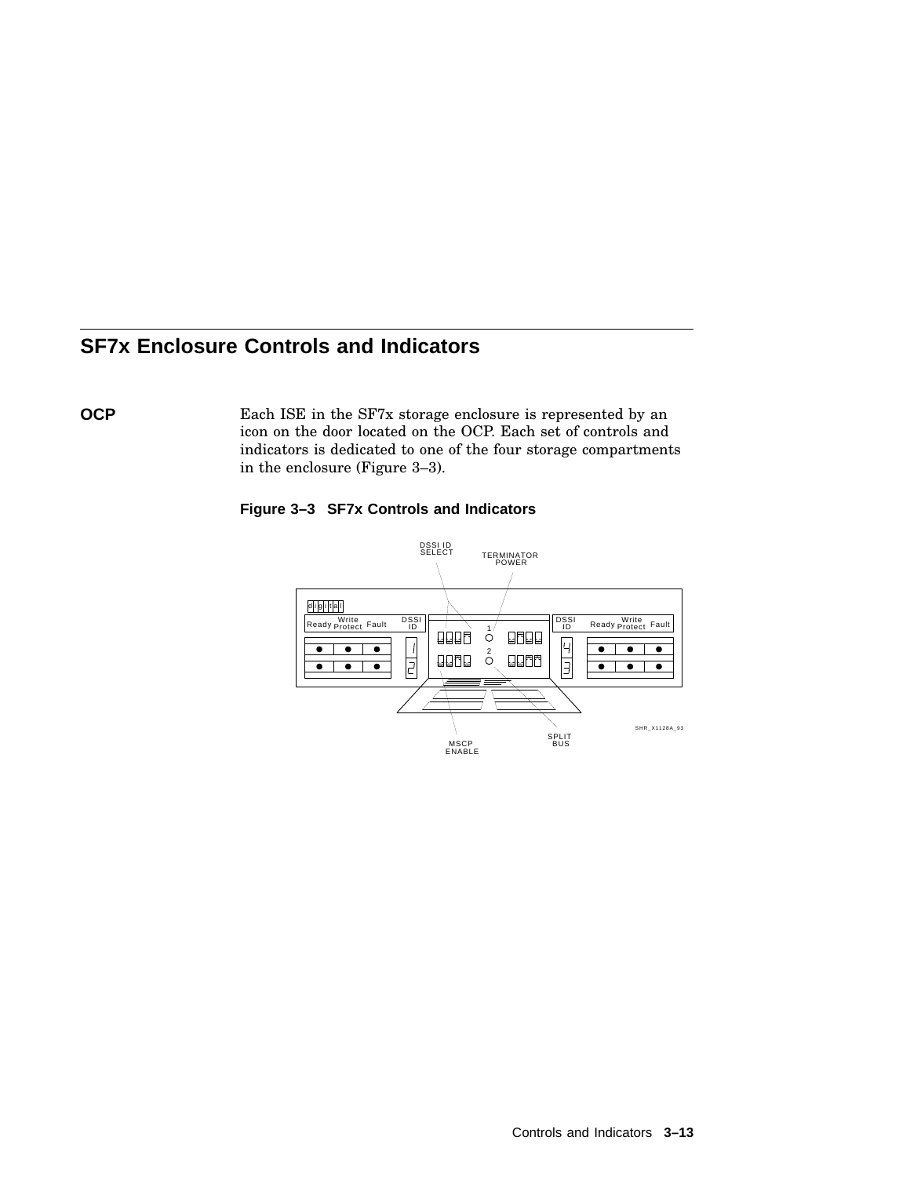## SF7x Enclosure Controls and Indicators

**OCP**

Each ISE in the SF7x storage enclosure is represented by an icon on the door located on the OCP. Each set of controls and indicators is dedicated to one of the four storage compartments in the enclosure (Figure 3–3).

**Figure 3–3 SF7x Controls and Indicators**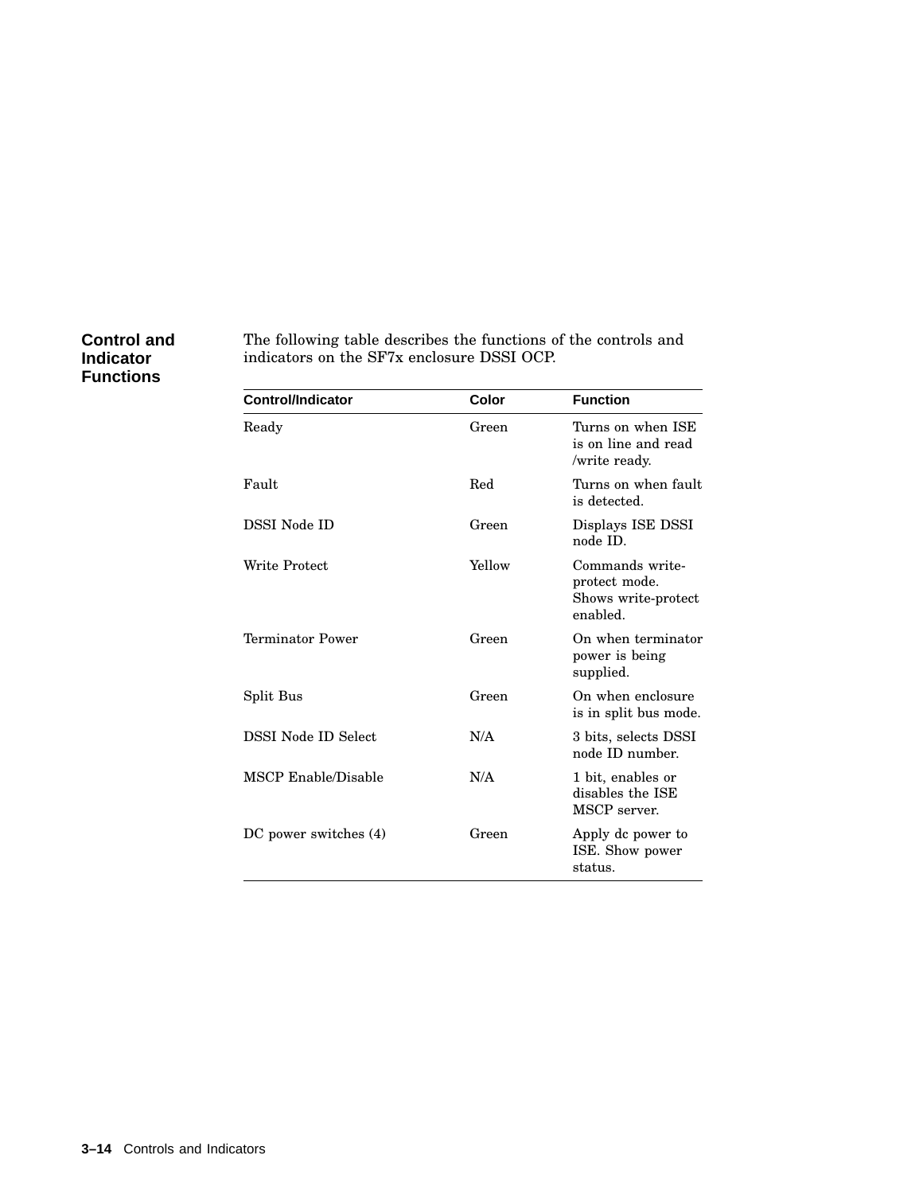### Control and Indicator Functions

The following table describes the functions of the controls and indicators on the SF7x enclosure DSSI OCP.

| Control/Indicator | Color | Function |
| --- | --- | --- |
| Ready | Green | Turns on when ISE is on line and read /write ready. |
| Fault | Red | Turns on when fault is detected. |
| DSSI Node ID | Green | Displays ISE DSSI node ID. |
| Write Protect | Yellow | Commands write-protect mode. Shows write-protect enabled. |
| Terminator Power | Green | On when terminator power is being supplied. |
| Split Bus | Green | On when enclosure is in split bus mode. |
| DSSI Node ID Select | N/A | 3 bits, selects DSSI node ID number. |
| MSCP Enable/Disable | N/A | 1 bit, enables or disables the ISE MSCP server. |
| DC power switches (4) | Green | Apply dc power to ISE. Show power status. |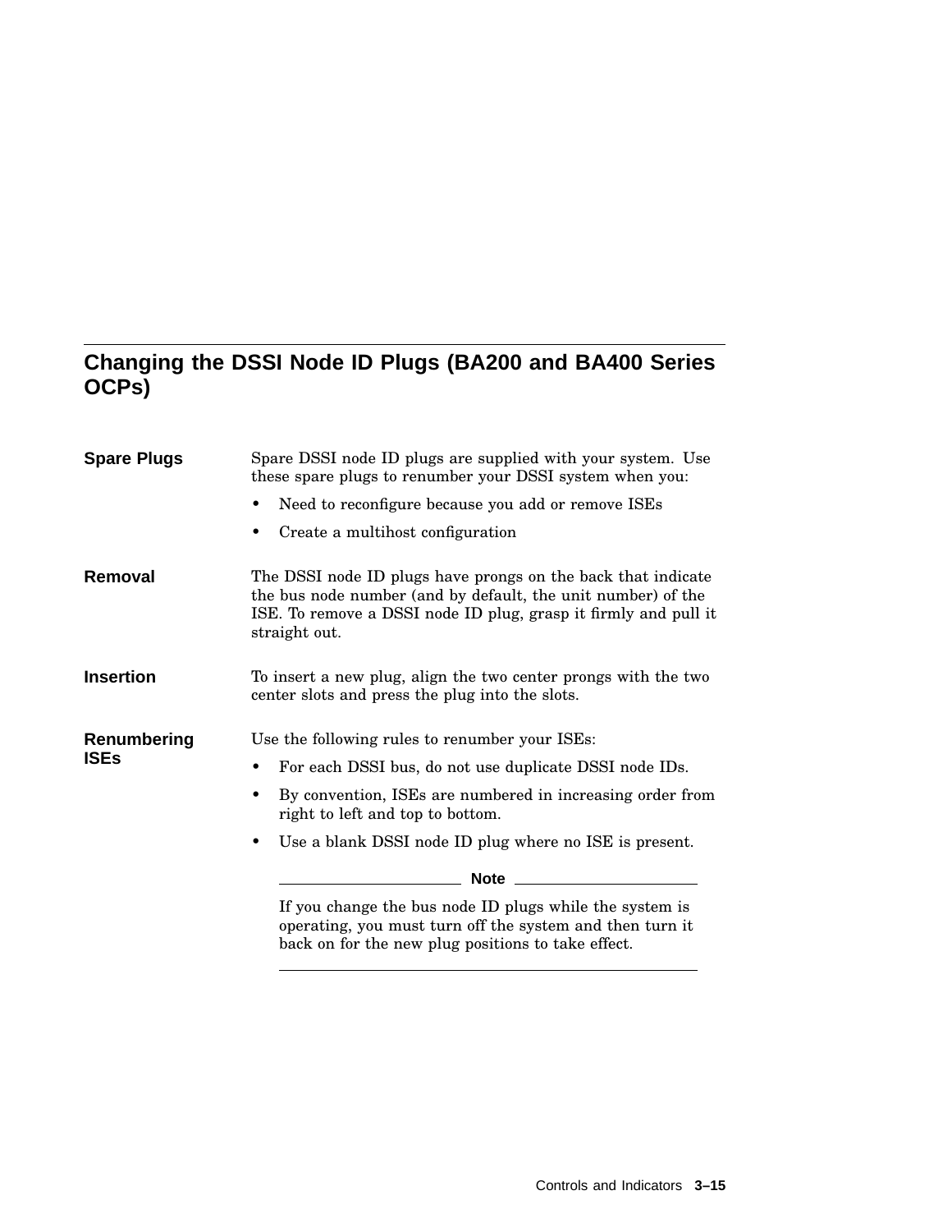## Changing the DSSI Node ID Plugs (BA200 and BA400 Series OCPs)

**Spare Plugs**

Spare DSSI node ID plugs are supplied with your system. Use these spare plugs to renumber your DSSI system when you:

- Need to reconfigure because you add or remove ISEs
- Create a multihost configuration

**Removal**

The DSSI node ID plugs have prongs on the back that indicate the bus node number (and by default, the unit number) of the ISE. To remove a DSSI node ID plug, grasp it firmly and pull it straight out.

**Insertion**

To insert a new plug, align the two center prongs with the two center slots and press the plug into the slots.

**Renumbering ISEs**

Use the following rules to renumber your ISEs:

- For each DSSI bus, do not use duplicate DSSI node IDs.
- By convention, ISEs are numbered in increasing order from right to left and top to bottom.
- Use a blank DSSI node ID plug where no ISE is present.

**Note**

If you change the bus node ID plugs while the system is operating, you must turn off the system and then turn it back on for the new plug positions to take effect.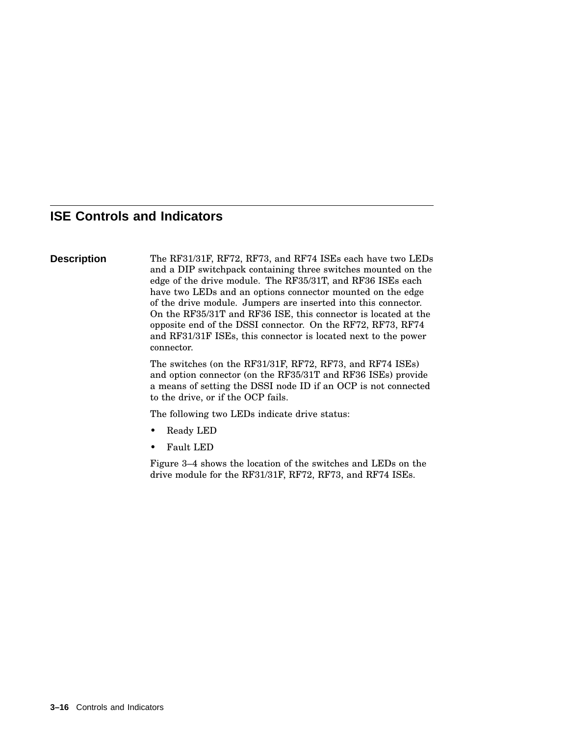## ISE Controls and Indicators

**Description**

The RF31/31F, RF72, RF73, and RF74 ISEs each have two LEDs and a DIP switchpack containing three switches mounted on the edge of the drive module. The RF35/31T, and RF36 ISEs each have two LEDs and an options connector mounted on the edge of the drive module. Jumpers are inserted into this connector. On the RF35/31T and RF36 ISE, this connector is located at the opposite end of the DSSI connector. On the RF72, RF73, RF74 and RF31/31F ISEs, this connector is located next to the power connector.

The switches (on the RF31/31F, RF72, RF73, and RF74 ISEs) and option connector (on the RF35/31T and RF36 ISEs) provide a means of setting the DSSI node ID if an OCP is not connected to the drive, or if the OCP fails.

The following two LEDs indicate drive status:

- Ready LED
- Fault LED

Figure 3–4 shows the location of the switches and LEDs on the drive module for the RF31/31F, RF72, RF73, and RF74 ISEs.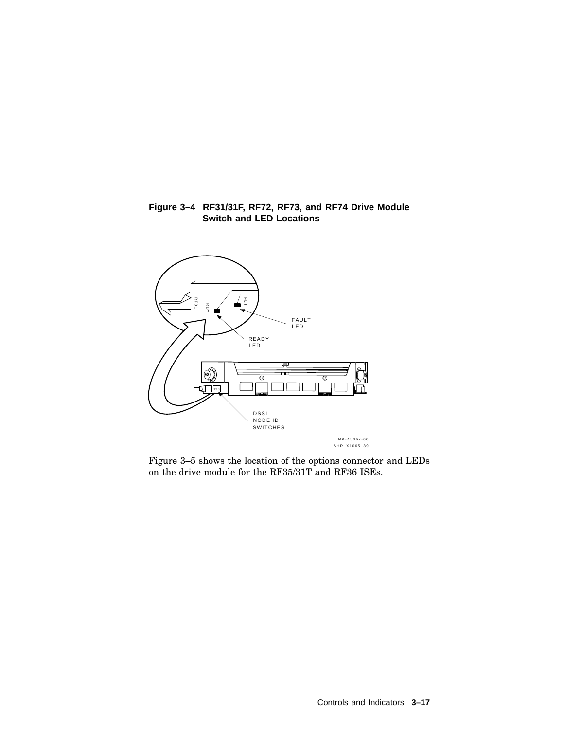**Figure 3–4 RF31/31F, RF72, RF73, and RF74 Drive Module Switch and LED Locations**

Figure 3–5 shows the location of the options connector and LEDs on the drive module for the RF35/31T and RF36 ISEs.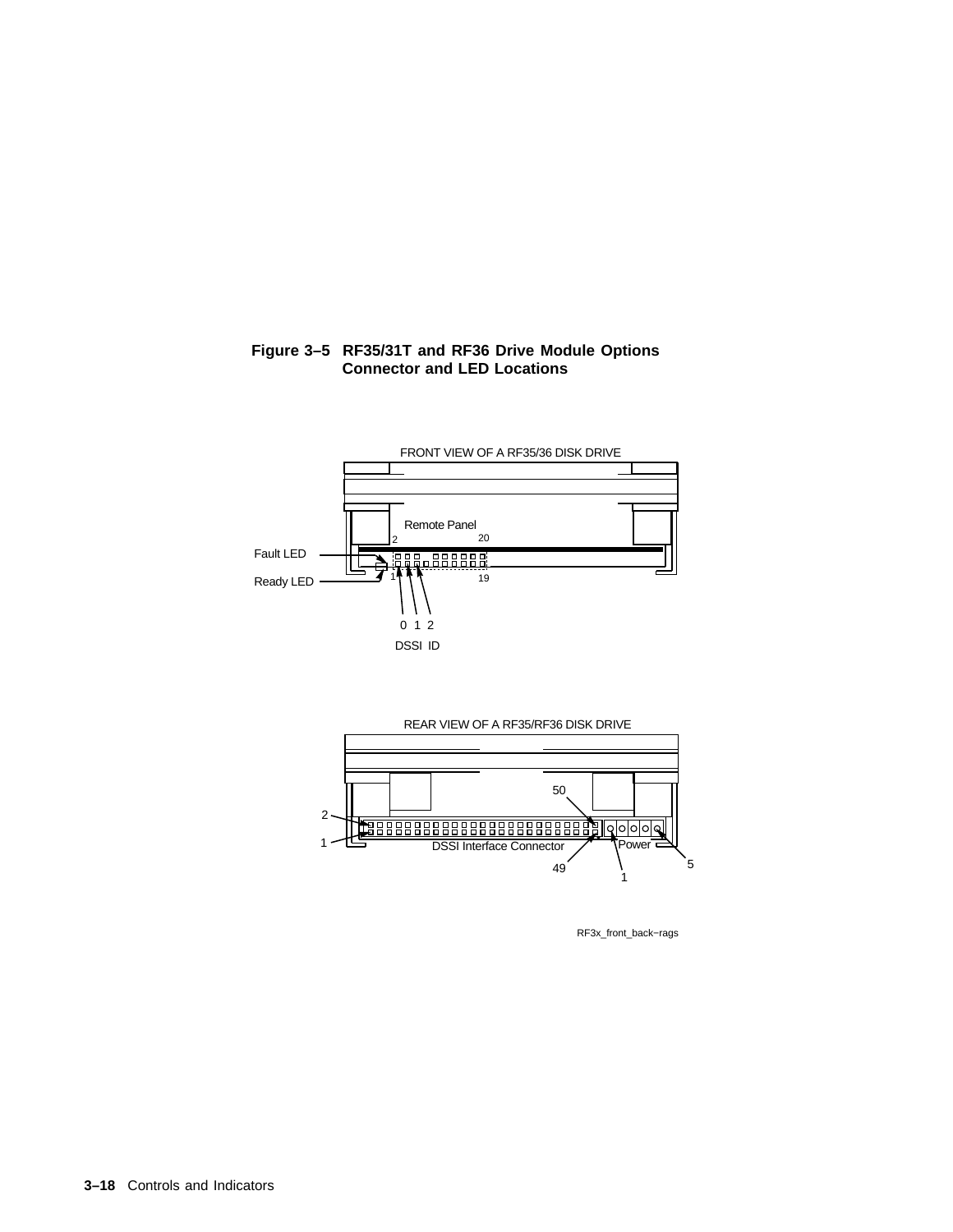**Figure 3–5 RF35/31T and RF36 Drive Module Options Connector and LED Locations**

FRONT VIEW OF A RF35/36 DISK DRIVE

Remote Panel

Fault LED

Ready LED

DSSI ID

REAR VIEW OF A RF35/RF36 DISK DRIVE

DSSI Interface Connector

Power

RF3x_front_back−rags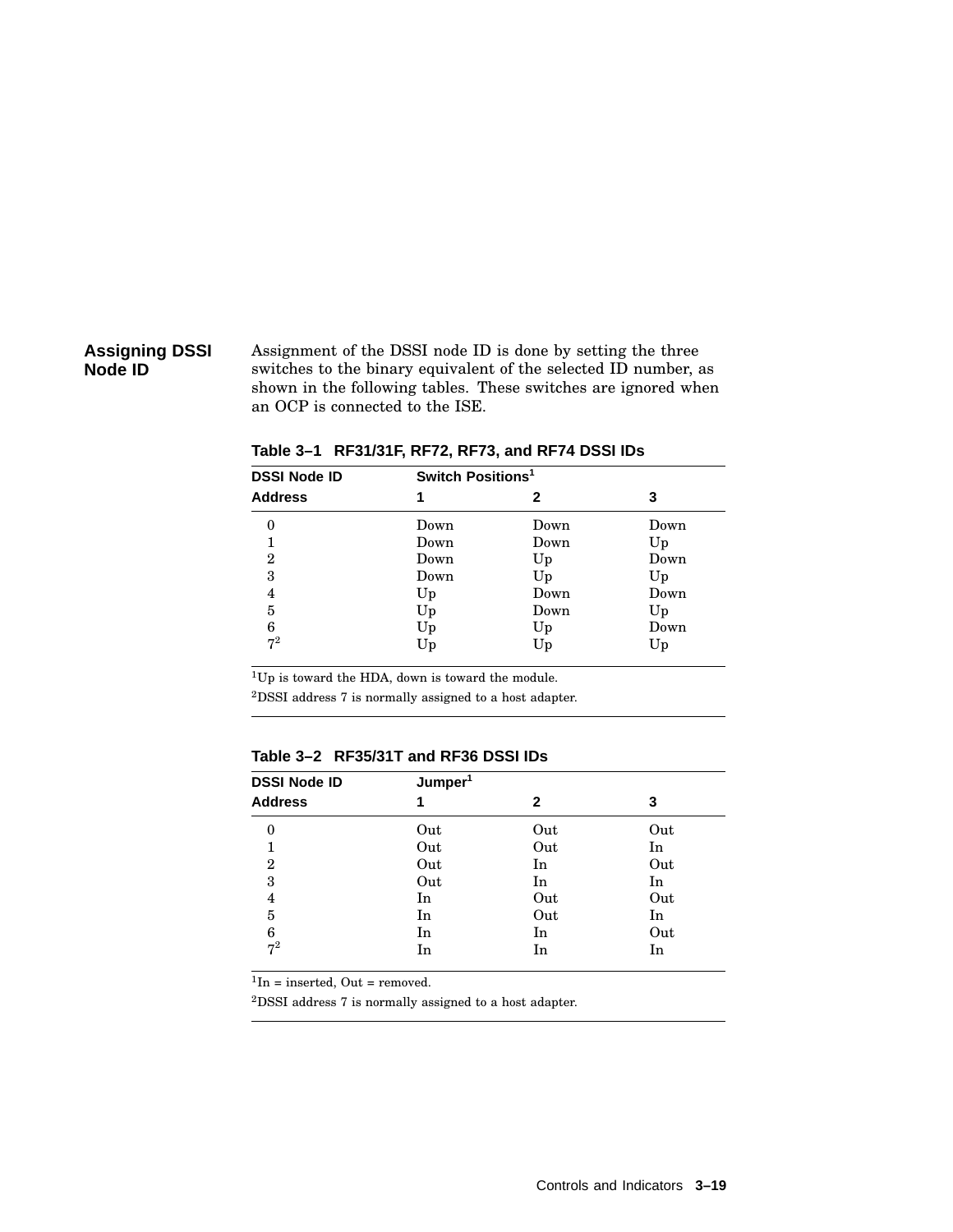## Assigning DSSI Node ID

Assignment of the DSSI node ID is done by setting the three switches to the binary equivalent of the selected ID number, as shown in the following tables. These switches are ignored when an OCP is connected to the ISE.

**Table 3–1 RF31/31F, RF72, RF73, and RF74 DSSI IDs**

| DSSI Node ID | Switch Positions[1] | | |
|---|---|---|---|
| **Address** | **1** | **2** | **3** |
| 0 | Down | Down | Down |
| 1 | Down | Down | Up |
| 2 | Down | Up | Down |
| 3 | Down | Up | Up |
| 4 | Up | Down | Down |
| 5 | Up | Down | Up |
| 6 | Up | Up | Down |
| 7[2] | Up | Up | Up |

[1]Up is toward the HDA, down is toward the module.

[2]DSSI address 7 is normally assigned to a host adapter.

**Table 3–2 RF35/31T and RF36 DSSI IDs**

| DSSI Node ID | Jumper[1] | | |
|---|---|---|---|
| **Address** | **1** | **2** | **3** |
| 0 | Out | Out | Out |
| 1 | Out | Out | In |
| 2 | Out | In | Out |
| 3 | Out | In | In |
| 4 | In | Out | Out |
| 5 | In | Out | In |
| 6 | In | In | Out |
| 7[2] | In | In | In |

[1]In = inserted, Out = removed.

[2]DSSI address 7 is normally assigned to a host adapter.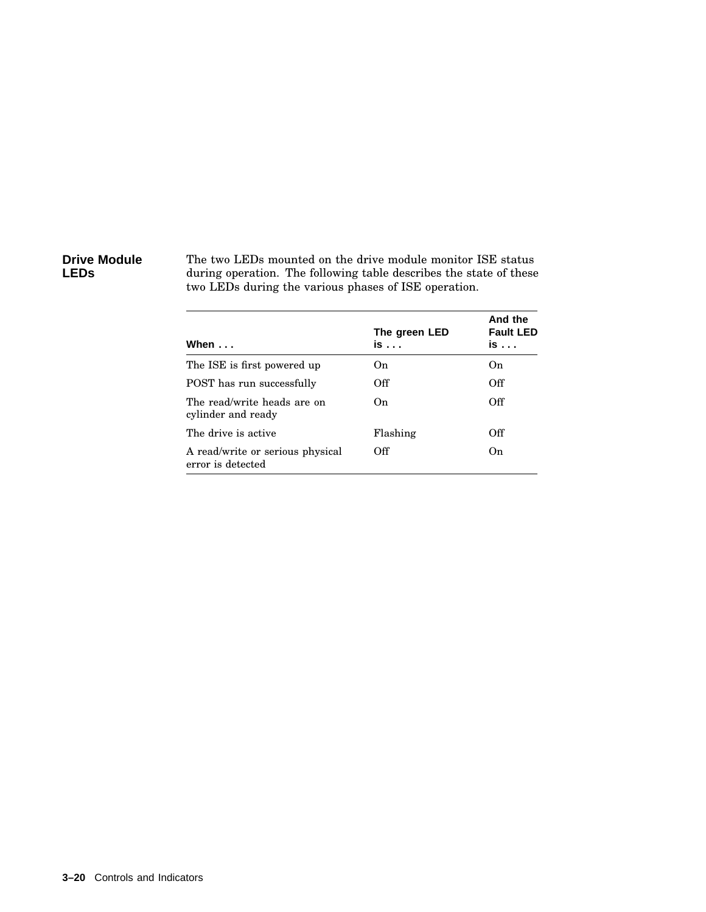## Drive Module LEDs

The two LEDs mounted on the drive module monitor ISE status during operation. The following table describes the state of these two LEDs during the various phases of ISE operation.

| When . . . | The green LED is . . . | And the Fault LED is . . . |
|---|---|---|
| The ISE is first powered up | On | On |
| POST has run successfully | Off | Off |
| The read/write heads are on cylinder and ready | On | Off |
| The drive is active | Flashing | Off |
| A read/write or serious physical error is detected | Off | On |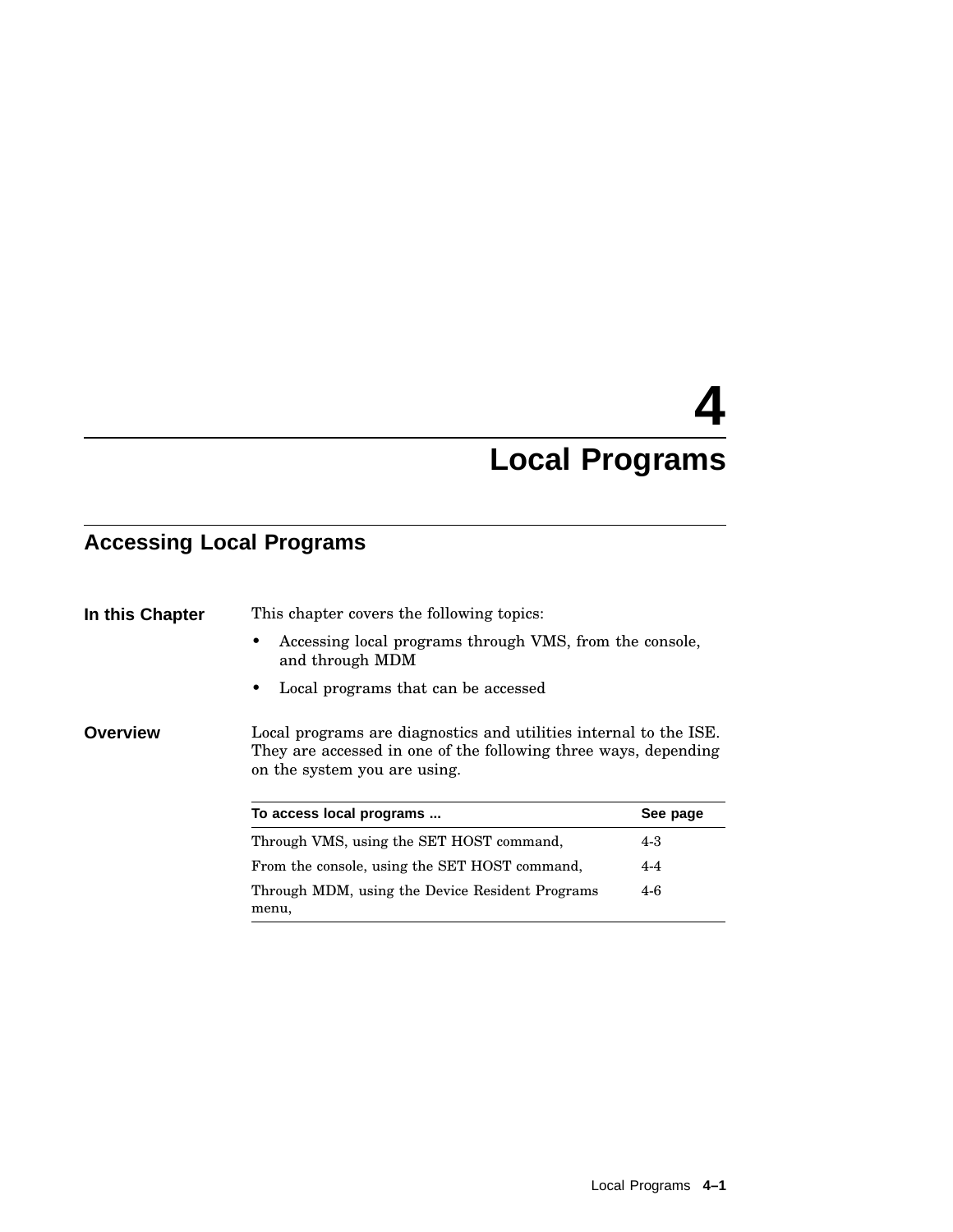# 4 Local Programs

## Accessing Local Programs

**In this Chapter**

This chapter covers the following topics:

- Accessing local programs through VMS, from the console, and through MDM
- Local programs that can be accessed

**Overview**

Local programs are diagnostics and utilities internal to the ISE. They are accessed in one of the following three ways, depending on the system you are using.

| To access local programs ... | See page |
|---|---|
| Through VMS, using the SET HOST command, | 4-3 |
| From the console, using the SET HOST command, | 4-4 |
| Through MDM, using the Device Resident Programs menu, | 4-6 |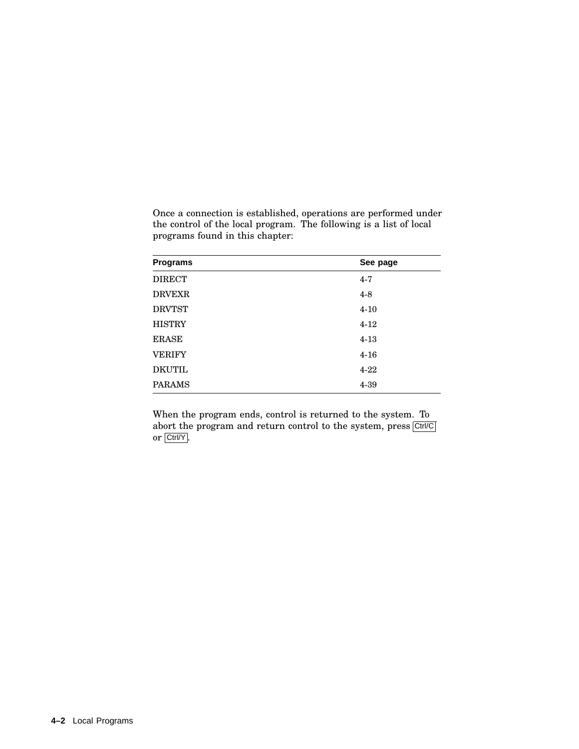Once a connection is established, operations are performed under the control of the local program. The following is a list of local programs found in this chapter:

| Programs | See page |
| --- | --- |
| DIRECT | 4-7 |
| DRVEXR | 4-8 |
| DRVTST | 4-10 |
| HISTRY | 4-12 |
| ERASE | 4-13 |
| VERIFY | 4-16 |
| DKUTIL | 4-22 |
| PARAMS | 4-39 |

When the program ends, control is returned to the system. To abort the program and return control to the system, press Ctrl/C or Ctrl/Y.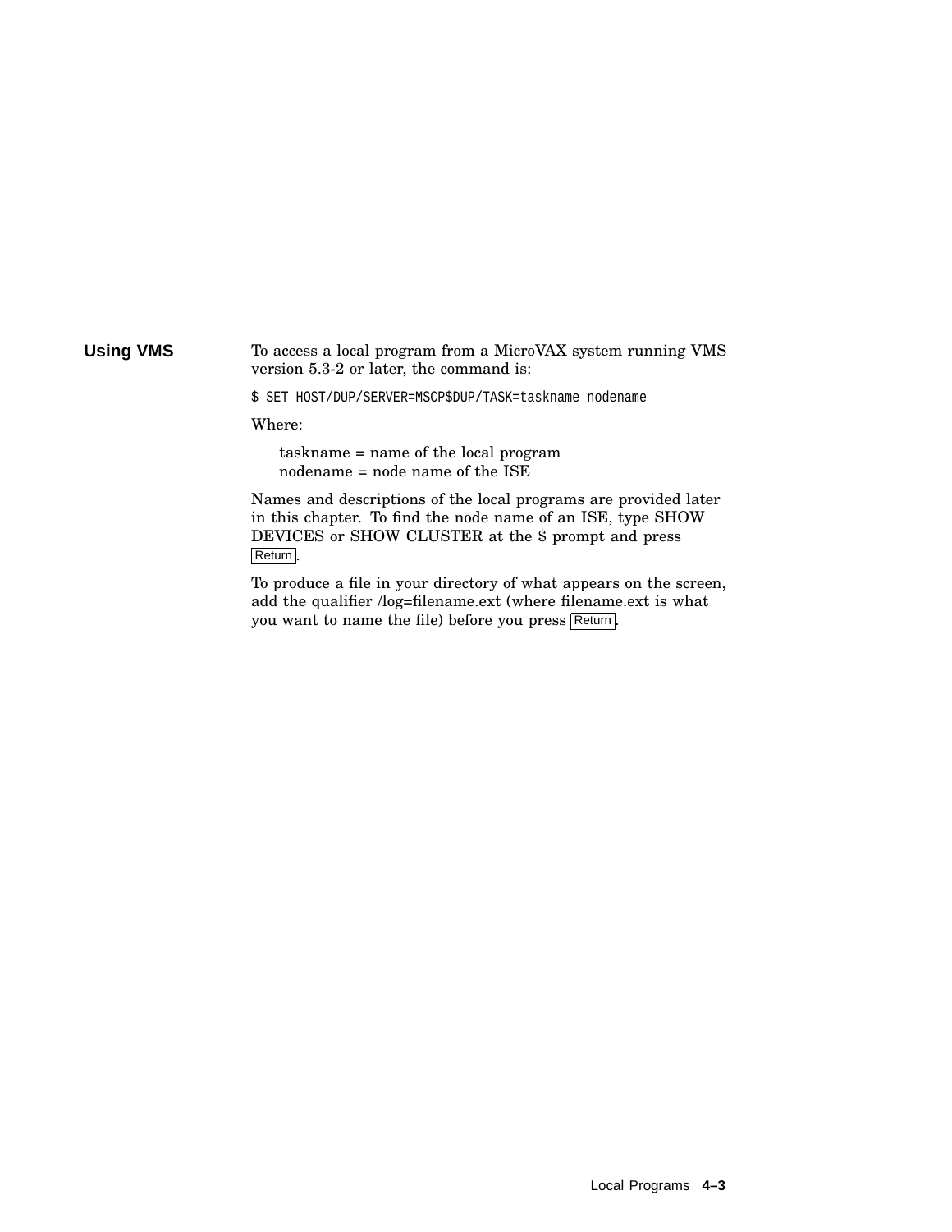## Using VMS

To access a local program from a MicroVAX system running VMS version 5.3-2 or later, the command is:

```
$ SET HOST/DUP/SERVER=MSCP$DUP/TASK=taskname nodename
```

Where:

taskname = name of the local program
nodename = node name of the ISE

Names and descriptions of the local programs are provided later in this chapter. To find the node name of an ISE, type SHOW DEVICES or SHOW CLUSTER at the $ prompt and press Return.

To produce a file in your directory of what appears on the screen, add the qualifier /log=filename.ext (where filename.ext is what you want to name the file) before you press Return.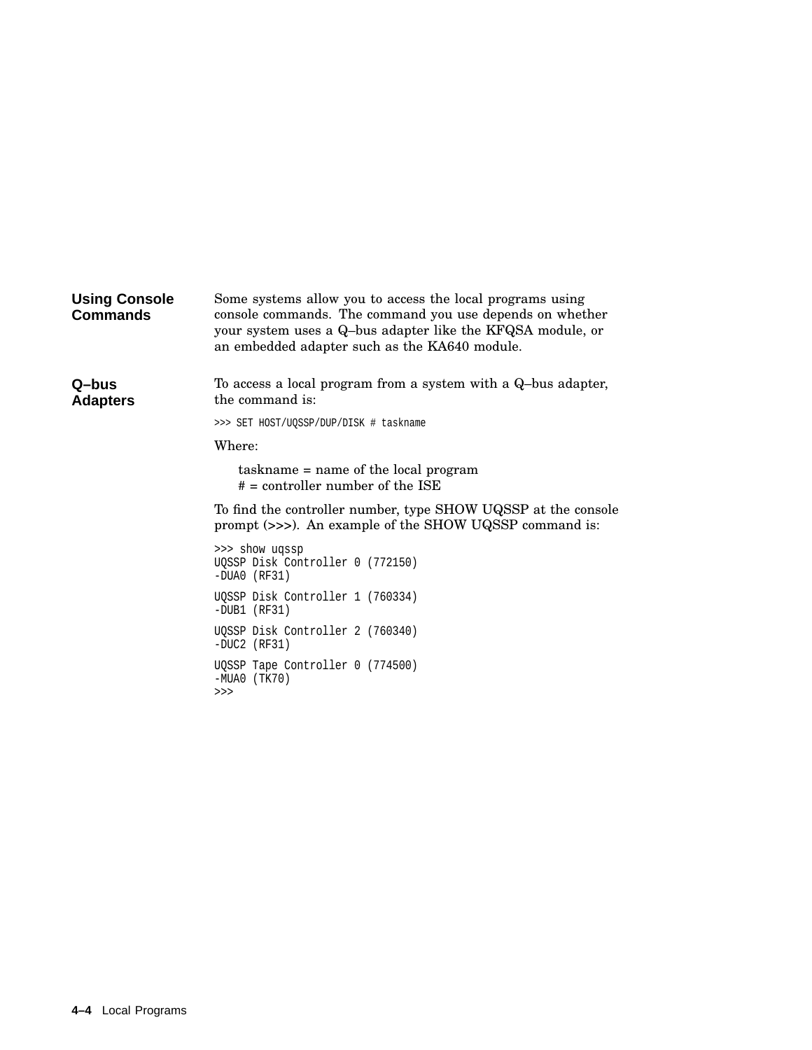### Using Console Commands

Some systems allow you to access the local programs using console commands. The command you use depends on whether your system uses a Q–bus adapter like the KFQSA module, or an embedded adapter such as the KA640 module.

### Q–bus Adapters

To access a local program from a system with a Q–bus adapter, the command is:

```
>>> SET HOST/UQSSP/DUP/DISK # taskname
```

Where:

taskname = name of the local program
# = controller number of the ISE

To find the controller number, type SHOW UQSSP at the console prompt (>>>). An example of the SHOW UQSSP command is:

```
>>> show uqssp
UQSSP Disk Controller 0 (772150)
-DUA0 (RF31)

UQSSP Disk Controller 1 (760334)
-DUB1 (RF31)

UQSSP Disk Controller 2 (760340)
-DUC2 (RF31)

UQSSP Tape Controller 0 (774500)
-MUA0 (TK70)
>>>
```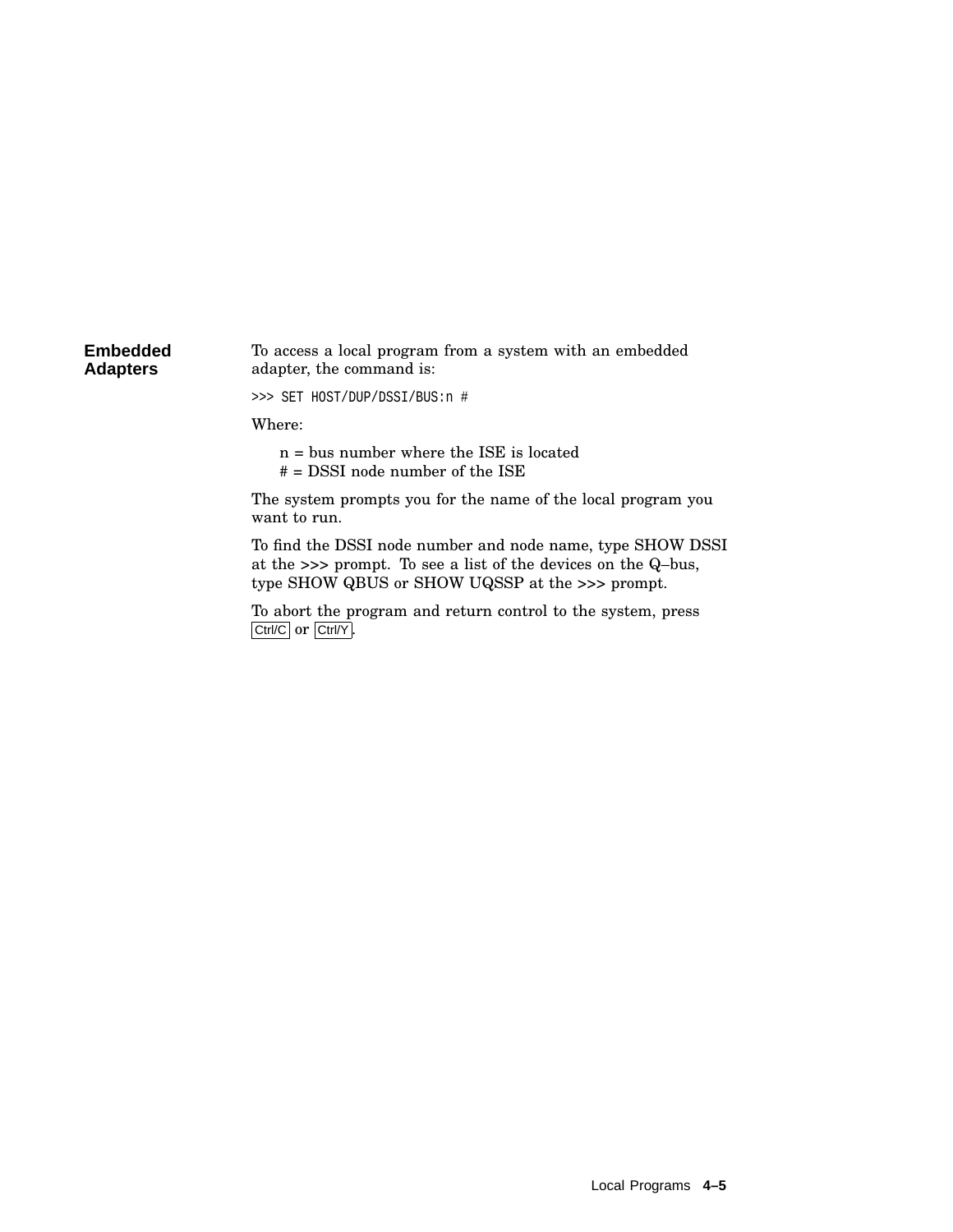## Embedded Adapters

To access a local program from a system with an embedded adapter, the command is:

```
>>> SET HOST/DUP/DSSI/BUS:n #
```

Where:

n = bus number where the ISE is located
# = DSSI node number of the ISE

The system prompts you for the name of the local program you want to run.

To find the DSSI node number and node name, type SHOW DSSI at the >>> prompt. To see a list of the devices on the Q–bus, type SHOW QBUS or SHOW UQSSP at the >>> prompt.

To abort the program and return control to the system, press Ctrl/C or Ctrl/Y.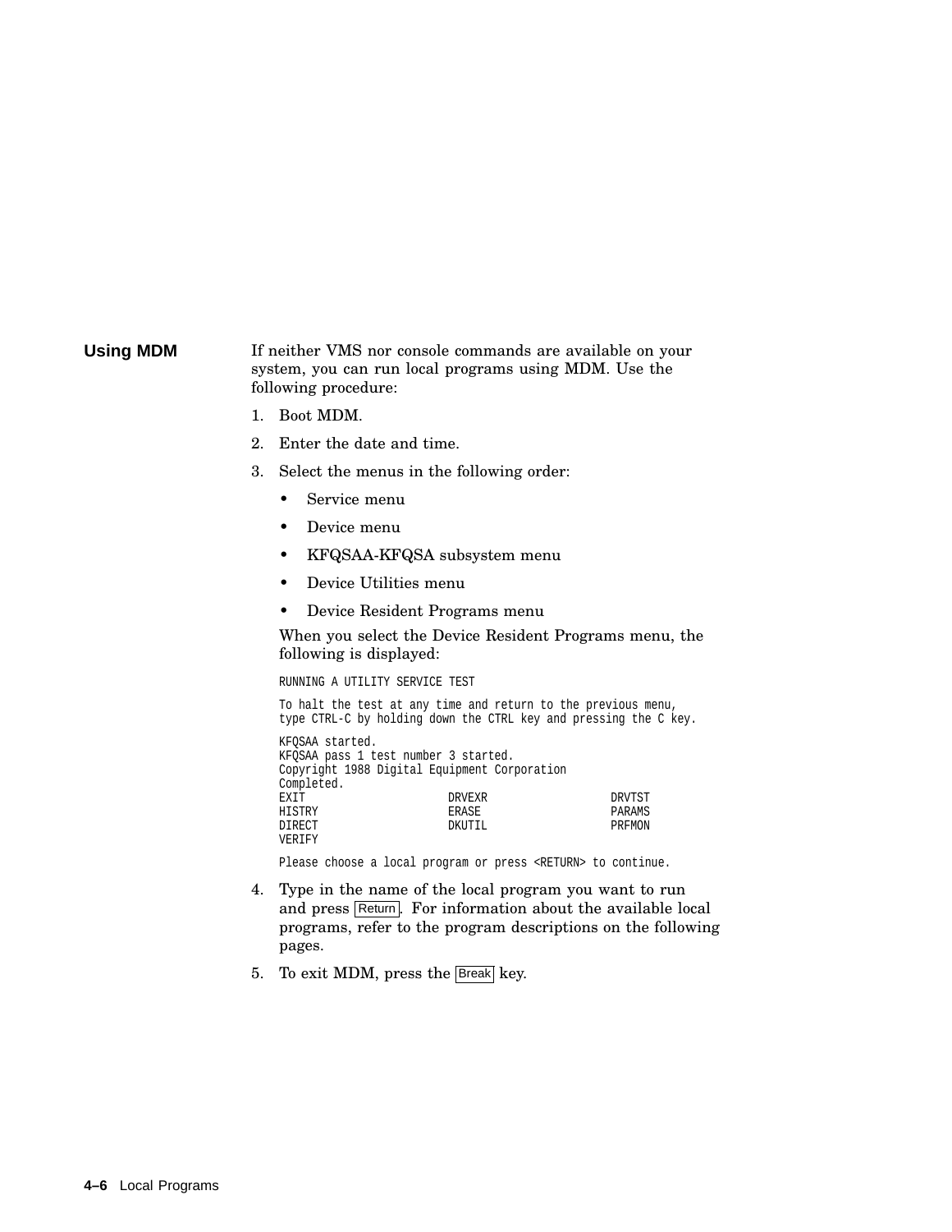## Using MDM

If neither VMS nor console commands are available on your system, you can run local programs using MDM. Use the following procedure:

1. Boot MDM.
2. Enter the date and time.
3. Select the menus in the following order:
   - Service menu
   - Device menu
   - KFQSAA-KFQSA subsystem menu
   - Device Utilities menu
   - Device Resident Programs menu

   When you select the Device Resident Programs menu, the following is displayed:

   ```
   RUNNING A UTILITY SERVICE TEST

   To halt the test at any time and return to the previous menu,
   type CTRL-C by holding down the CTRL key and pressing the C key.

   KFQSAA started.
   KFQSAA pass 1 test number 3 started.
   Copyright 1988 Digital Equipment Corporation
   Completed.
   EXIT                    DRVEXR                  DRVTST
   HISTRY                  ERASE                   PARAMS
   DIRECT                  DKUTIL                  PRFMON
   VERIFY

   Please choose a local program or press <RETURN> to continue.
   ```

4. Type in the name of the local program you want to run and press Return. For information about the available local programs, refer to the program descriptions on the following pages.
5. To exit MDM, press the Break key.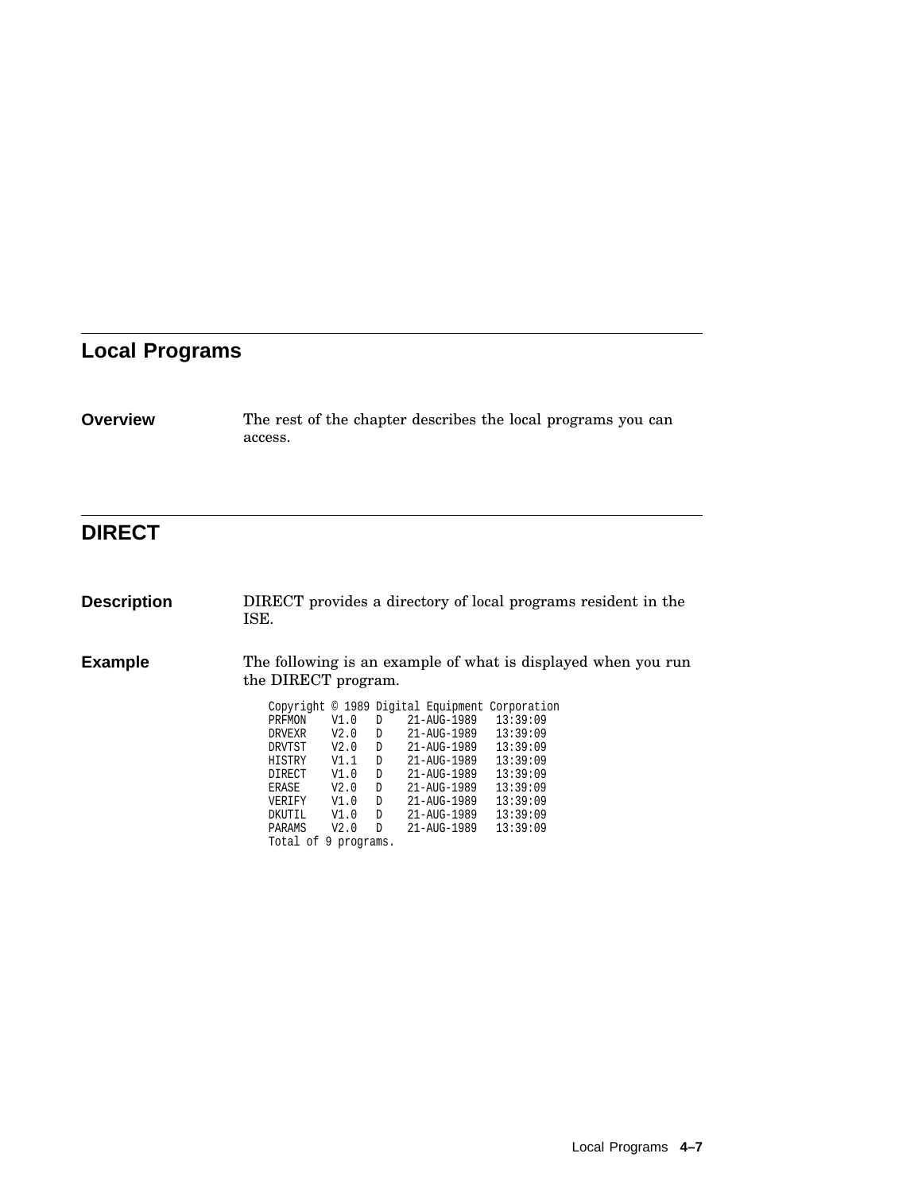## Local Programs

**Overview**

The rest of the chapter describes the local programs you can access.

## DIRECT

**Description**

DIRECT provides a directory of local programs resident in the ISE.

**Example**

The following is an example of what is displayed when you run the DIRECT program.

```
Copyright © 1989 Digital Equipment Corporation
PRFMON    V1.0   D    21-AUG-1989   13:39:09
DRVEXR    V2.0   D    21-AUG-1989   13:39:09
DRVTST    V2.0   D    21-AUG-1989   13:39:09
HISTRY    V1.1   D    21-AUG-1989   13:39:09
DIRECT    V1.0   D    21-AUG-1989   13:39:09
ERASE     V2.0   D    21-AUG-1989   13:39:09
VERIFY    V1.0   D    21-AUG-1989   13:39:09
DKUTIL    V1.0   D    21-AUG-1989   13:39:09
PARAMS    V2.0   D    21-AUG-1989   13:39:09
Total of 9 programs.
```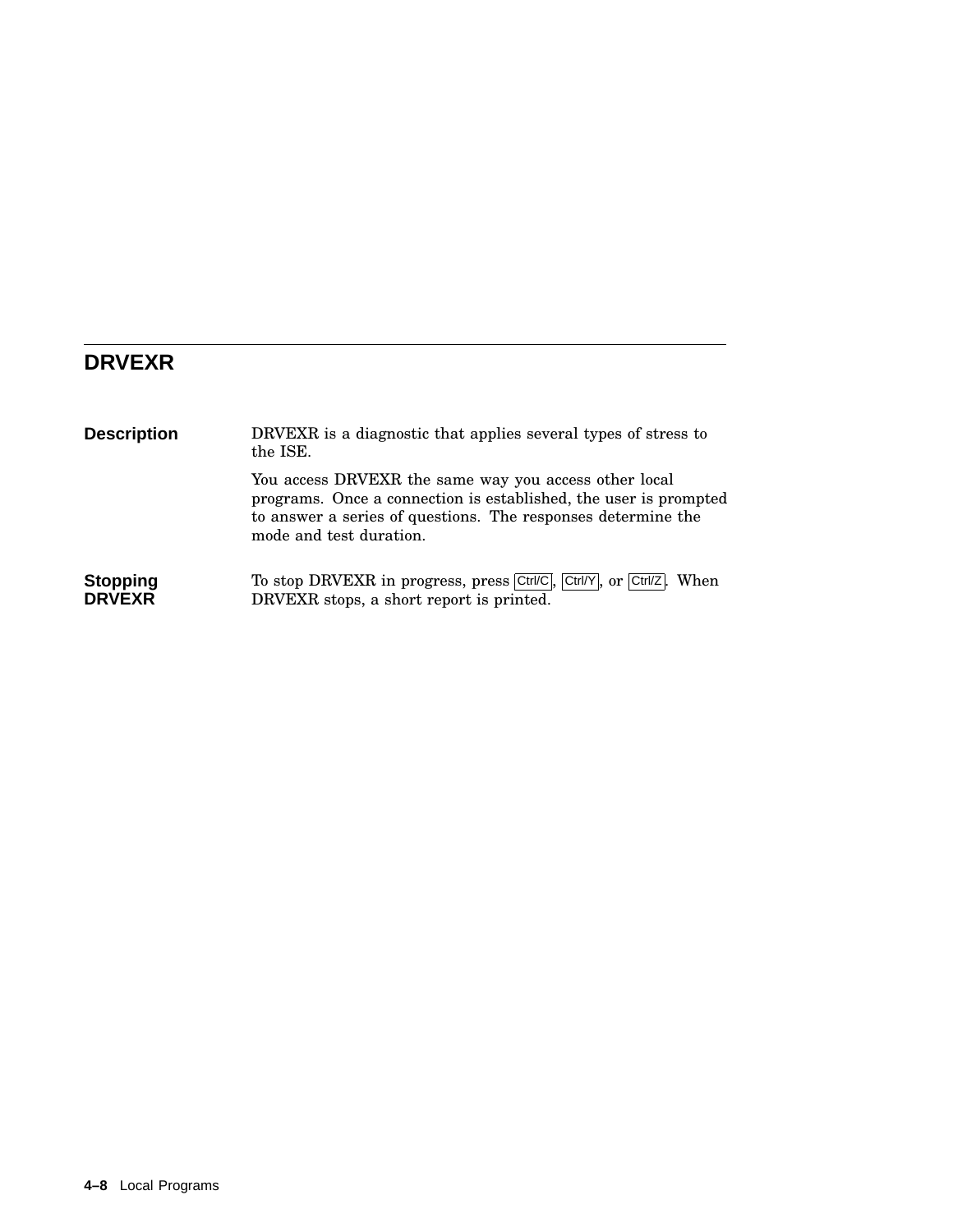## DRVEXR

### Description

DRVEXR is a diagnostic that applies several types of stress to the ISE.

You access DRVEXR the same way you access other local programs. Once a connection is established, the user is prompted to answer a series of questions. The responses determine the mode and test duration.

### Stopping DRVEXR

To stop DRVEXR in progress, press Ctrl/C, Ctrl/Y, or Ctrl/Z. When DRVEXR stops, a short report is printed.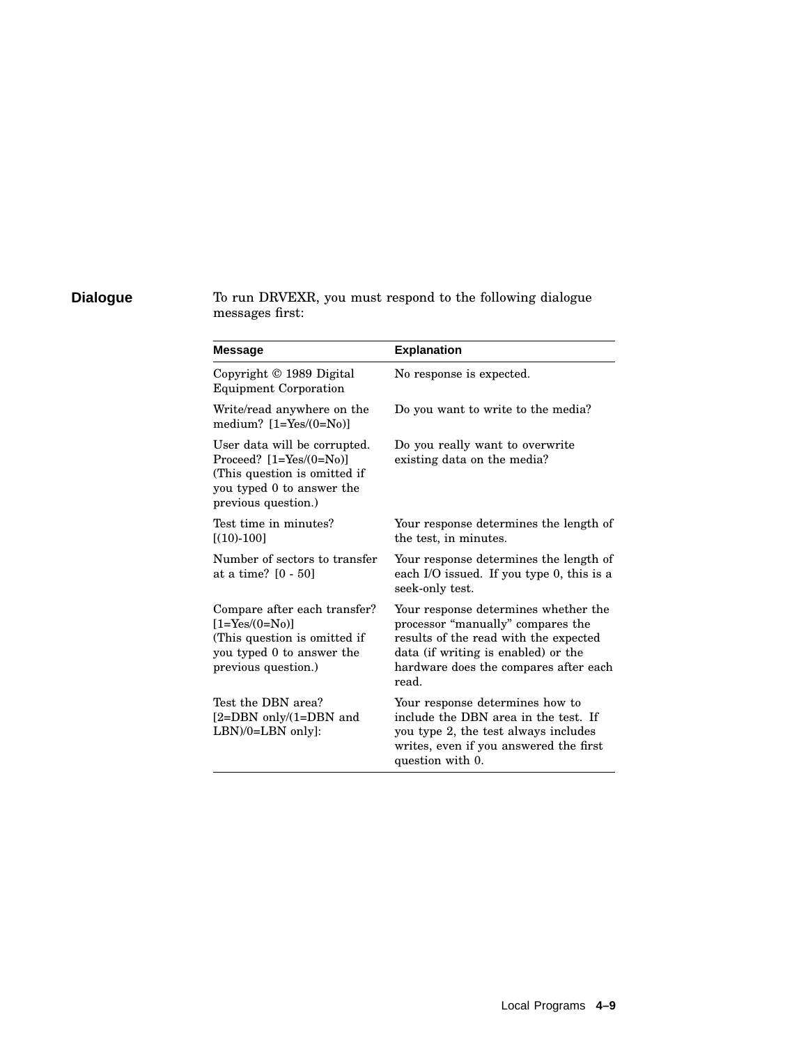## Dialogue

To run DRVEXR, you must respond to the following dialogue messages first:

| Message | Explanation |
|---|---|
| Copyright © 1989 Digital Equipment Corporation | No response is expected. |
| Write/read anywhere on the medium? [1=Yes/(0=No)] | Do you want to write to the media? |
| User data will be corrupted. Proceed? [1=Yes/(0=No)] (This question is omitted if you typed 0 to answer the previous question.) | Do you really want to overwrite existing data on the media? |
| Test time in minutes? [(10)-100] | Your response determines the length of the test, in minutes. |
| Number of sectors to transfer at a time? [0 - 50] | Your response determines the length of each I/O issued. If you type 0, this is a seek-only test. |
| Compare after each transfer? [1=Yes/(0=No)] (This question is omitted if you typed 0 to answer the previous question.) | Your response determines whether the processor “manually” compares the results of the read with the expected data (if writing is enabled) or the hardware does the compares after each read. |
| Test the DBN area? [2=DBN only/(1=DBN and LBN)/0=LBN only]: | Your response determines how to include the DBN area in the test. If you type 2, the test always includes writes, even if you answered the first question with 0. |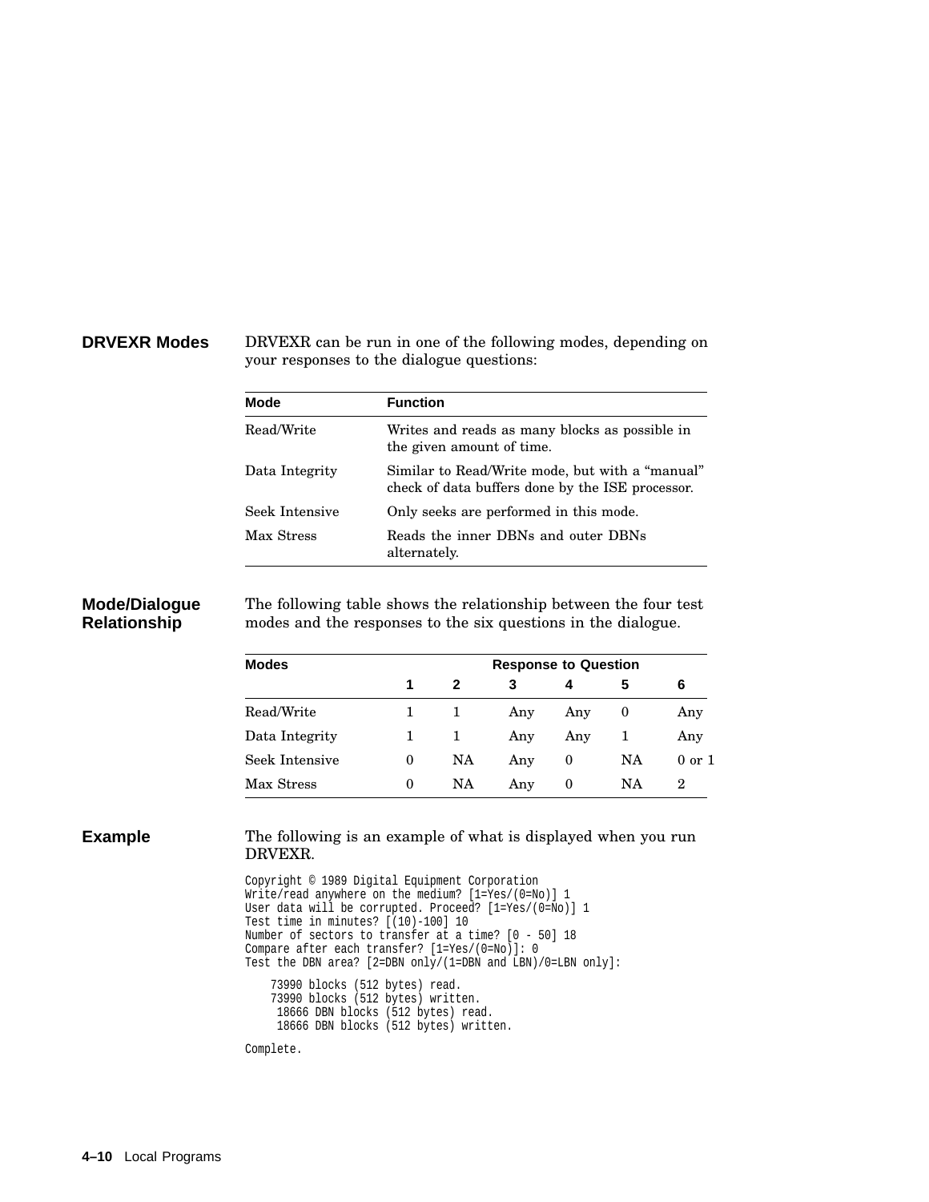## DRVEXR Modes

DRVEXR can be run in one of the following modes, depending on your responses to the dialogue questions:

| Mode | Function |
|---|---|
| Read/Write | Writes and reads as many blocks as possible in the given amount of time. |
| Data Integrity | Similar to Read/Write mode, but with a “manual” check of data buffers done by the ISE processor. |
| Seek Intensive | Only seeks are performed in this mode. |
| Max Stress | Reads the inner DBNs and outer DBNs alternately. |

## Mode/Dialogue Relationship

The following table shows the relationship between the four test modes and the responses to the six questions in the dialogue.

| Modes | Response to Question | | | | | |
|---|---|---|---|---|---|---|
| | 1 | 2 | 3 | 4 | 5 | 6 |
| Read/Write | 1 | 1 | Any | Any | 0 | Any |
| Data Integrity | 1 | 1 | Any | Any | 1 | Any |
| Seek Intensive | 0 | NA | Any | 0 | NA | 0 or 1 |
| Max Stress | 0 | NA | Any | 0 | NA | 2 |

## Example

The following is an example of what is displayed when you run DRVEXR.

```
Copyright © 1989 Digital Equipment Corporation
Write/read anywhere on the medium? [1=Yes/(0=No)] 1
User data will be corrupted. Proceed? [1=Yes/(0=No)] 1
Test time in minutes? [(10)-100] 10
Number of sectors to transfer at a time? [0 - 50] 18
Compare after each transfer? [1=Yes/(0=No)]: 0
Test the DBN area? [2=DBN only/(1=DBN and LBN)/0=LBN only]:

    73990 blocks (512 bytes) read.
    73990 blocks (512 bytes) written.
     18666 DBN blocks (512 bytes) read.
     18666 DBN blocks (512 bytes) written.

Complete.
```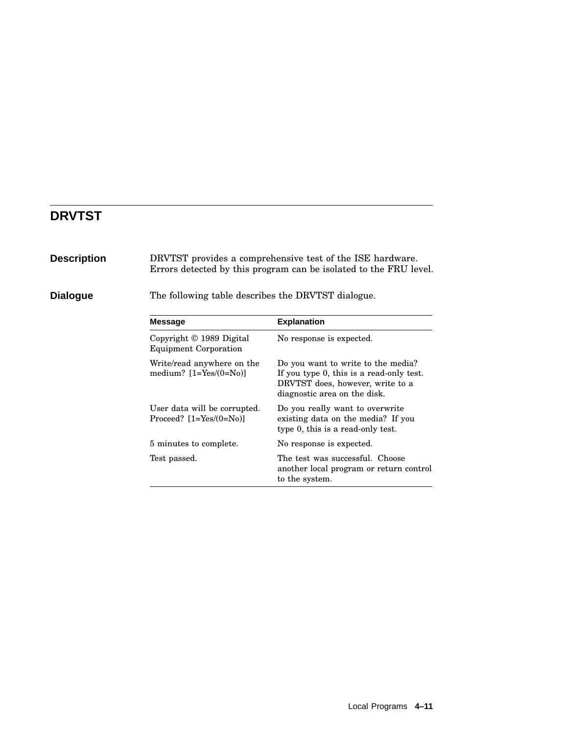## DRVTST

**Description**

DRVTST provides a comprehensive test of the ISE hardware. Errors detected by this program can be isolated to the FRU level.

**Dialogue**

The following table describes the DRVTST dialogue.

| Message | Explanation |
| --- | --- |
| Copyright © 1989 Digital Equipment Corporation | No response is expected. |
| Write/read anywhere on the medium? [1=Yes/(0=No)] | Do you want to write to the media? If you type 0, this is a read-only test. DRVTST does, however, write to a diagnostic area on the disk. |
| User data will be corrupted. Proceed? [1=Yes/(0=No)] | Do you really want to overwrite existing data on the media? If you type 0, this is a read-only test. |
| 5 minutes to complete. | No response is expected. |
| Test passed. | The test was successful. Choose another local program or return control to the system. |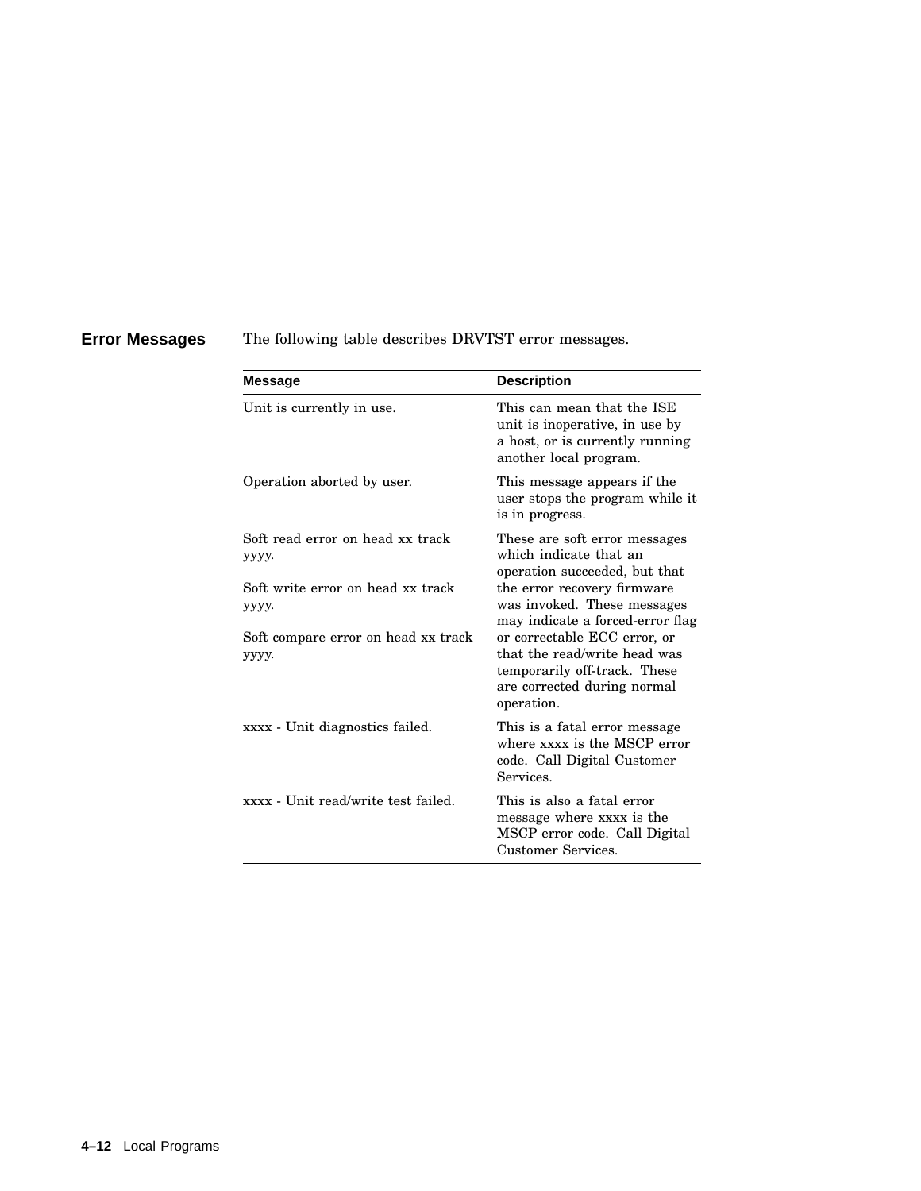## Error Messages

The following table describes DRVTST error messages.

| Message | Description |
|---|---|
| Unit is currently in use. | This can mean that the ISE unit is inoperative, in use by a host, or is currently running another local program. |
| Operation aborted by user. | This message appears if the user stops the program while it is in progress. |
| Soft read error on head xx track yyyy.<br><br>Soft write error on head xx track yyyy.<br><br>Soft compare error on head xx track yyyy. | These are soft error messages which indicate that an operation succeeded, but that the error recovery firmware was invoked. These messages may indicate a forced-error flag or correctable ECC error, or that the read/write head was temporarily off-track. These are corrected during normal operation. |
| xxxx - Unit diagnostics failed. | This is a fatal error message where xxxx is the MSCP error code. Call Digital Customer Services. |
| xxxx - Unit read/write test failed. | This is also a fatal error message where xxxx is the MSCP error code. Call Digital Customer Services. |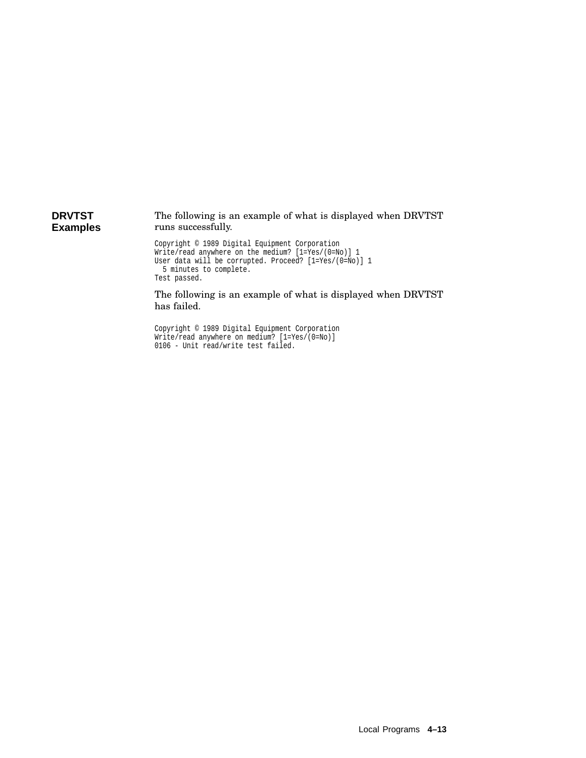## DRVTST Examples

The following is an example of what is displayed when DRVTST runs successfully.

```
Copyright © 1989 Digital Equipment Corporation
Write/read anywhere on the medium? [1=Yes/(0=No)] 1
User data will be corrupted. Proceed? [1=Yes/(0=No)] 1
  5 minutes to complete.
Test passed.
```

The following is an example of what is displayed when DRVTST has failed.

```
Copyright © 1989 Digital Equipment Corporation
Write/read anywhere on medium? [1=Yes/(0=No)]
0106 - Unit read/write test failed.
```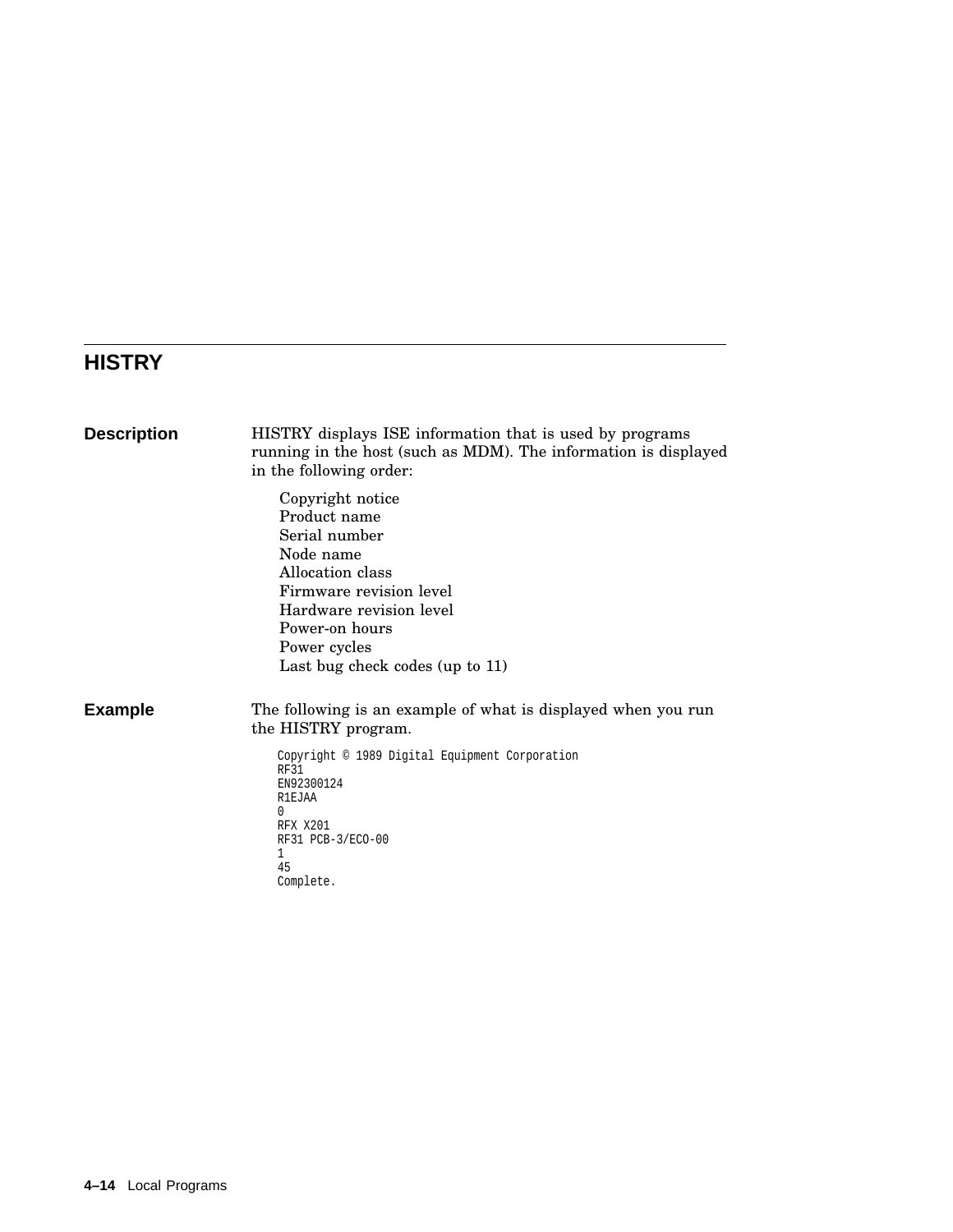## HISTRY

**Description**

HISTRY displays ISE information that is used by programs running in the host (such as MDM). The information is displayed in the following order:

Copyright notice
Product name
Serial number
Node name
Allocation class
Firmware revision level
Hardware revision level
Power-on hours
Power cycles
Last bug check codes (up to 11)

**Example**

The following is an example of what is displayed when you run the HISTRY program.

```
Copyright © 1989 Digital Equipment Corporation
RF31
EN92300124
R1EJAA
0
RFX X201
RF31 PCB-3/ECO-00
1
45
Complete.
```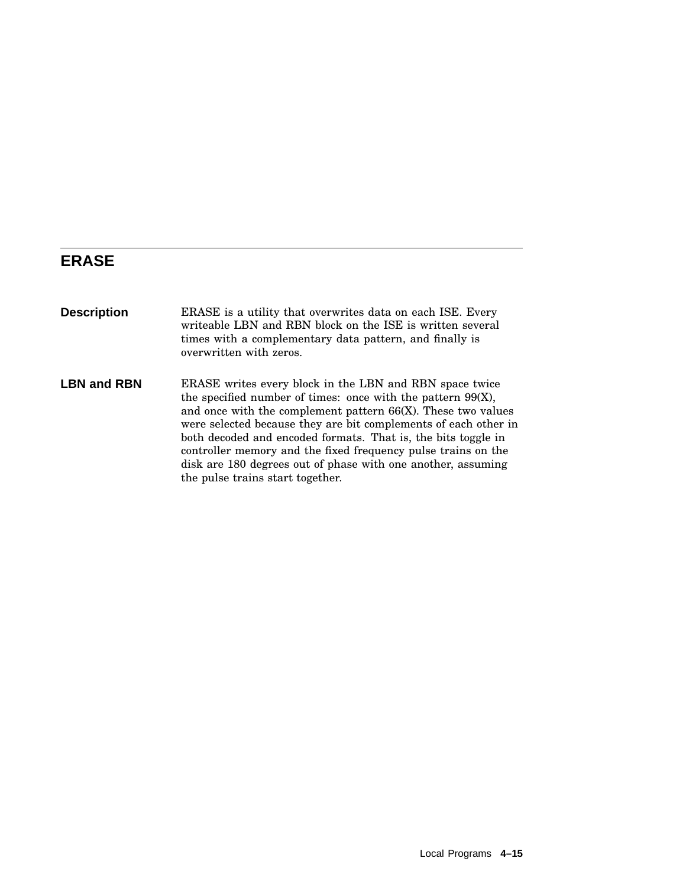## ERASE

**Description**

ERASE is a utility that overwrites data on each ISE. Every writeable LBN and RBN block on the ISE is written several times with a complementary data pattern, and finally is overwritten with zeros.

**LBN and RBN**

ERASE writes every block in the LBN and RBN space twice the specified number of times: once with the pattern 99(X), and once with the complement pattern 66(X). These two values were selected because they are bit complements of each other in both decoded and encoded formats. That is, the bits toggle in controller memory and the fixed frequency pulse trains on the disk are 180 degrees out of phase with one another, assuming the pulse trains start together.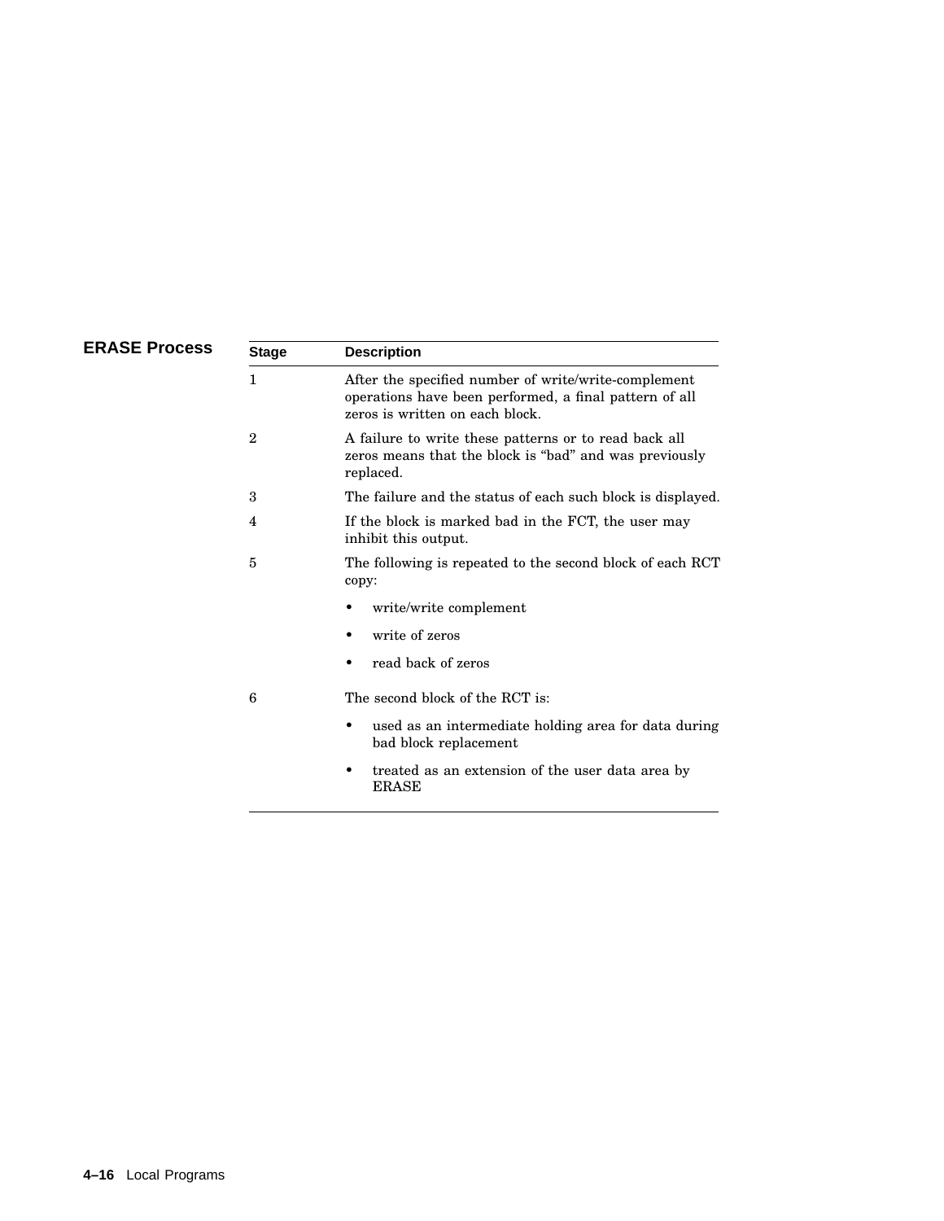## ERASE Process

| Stage | Description |
|---|---|
| 1 | After the specified number of write/write-complement operations have been performed, a final pattern of all zeros is written on each block. |
| 2 | A failure to write these patterns or to read back all zeros means that the block is “bad” and was previously replaced. |
| 3 | The failure and the status of each such block is displayed. |
| 4 | If the block is marked bad in the FCT, the user may inhibit this output. |
| 5 | The following is repeated to the second block of each RCT copy:<br>• write/write complement<br>• write of zeros<br>• read back of zeros |
| 6 | The second block of the RCT is:<br>• used as an intermediate holding area for data during bad block replacement<br>• treated as an extension of the user data area by ERASE |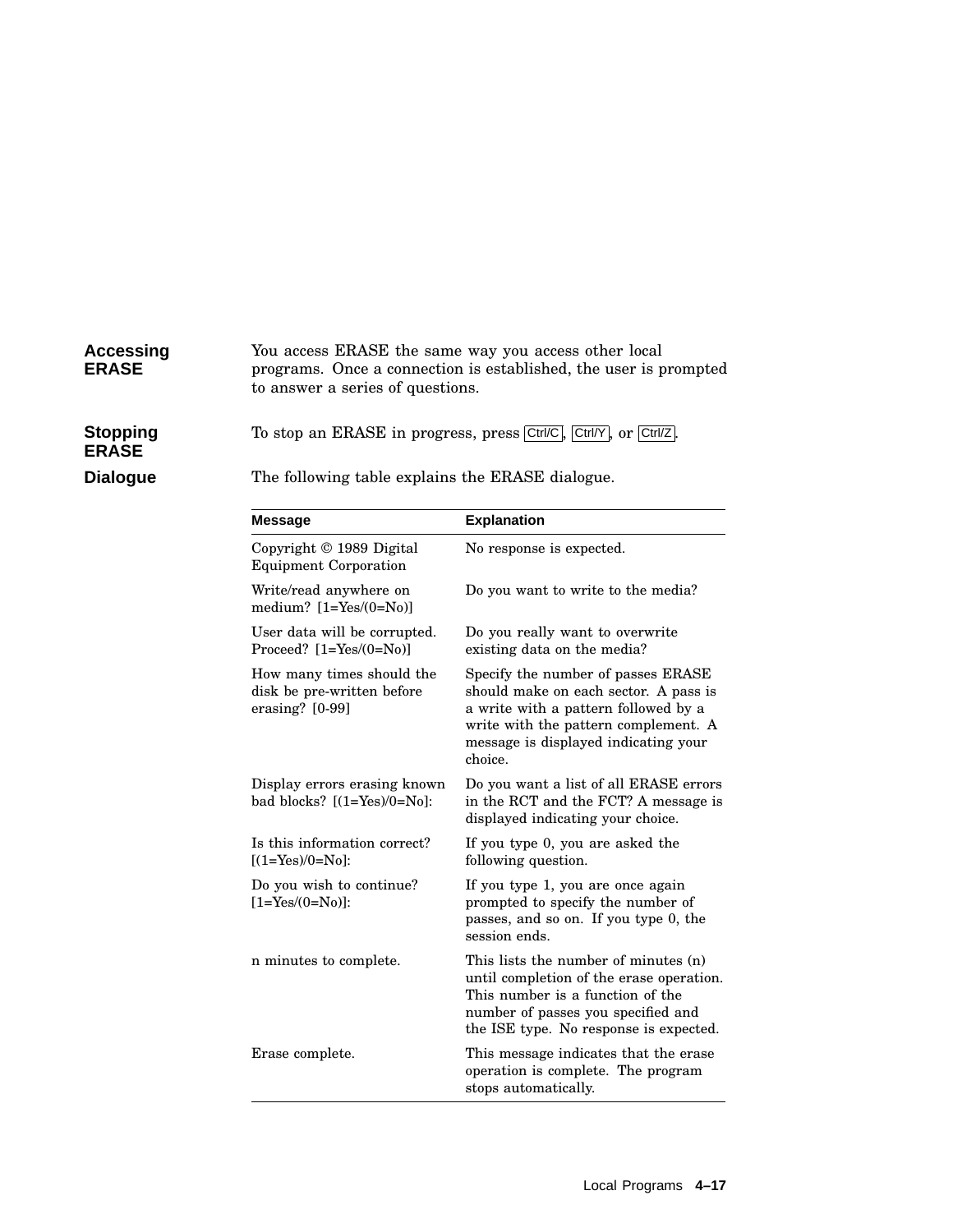### Accessing ERASE

You access ERASE the same way you access other local programs. Once a connection is established, the user is prompted to answer a series of questions.

### Stopping ERASE

To stop an ERASE in progress, press Ctrl/C, Ctrl/Y, or Ctrl/Z.

### Dialogue

The following table explains the ERASE dialogue.

| Message | Explanation |
|---|---|
| Copyright © 1989 Digital Equipment Corporation | No response is expected. |
| Write/read anywhere on medium? [1=Yes/(0=No)] | Do you want to write to the media? |
| User data will be corrupted. Proceed? [1=Yes/(0=No)] | Do you really want to overwrite existing data on the media? |
| How many times should the disk be pre-written before erasing? [0-99] | Specify the number of passes ERASE should make on each sector. A pass is a write with a pattern followed by a write with the pattern complement. A message is displayed indicating your choice. |
| Display errors erasing known bad blocks? [(1=Yes)/0=No]: | Do you want a list of all ERASE errors in the RCT and the FCT? A message is displayed indicating your choice. |
| Is this information correct? [(1=Yes)/0=No]: | If you type 0, you are asked the following question. |
| Do you wish to continue? [1=Yes/(0=No)]: | If you type 1, you are once again prompted to specify the number of passes, and so on. If you type 0, the session ends. |
| n minutes to complete. | This lists the number of minutes (n) until completion of the erase operation. This number is a function of the number of passes you specified and the ISE type. No response is expected. |
| Erase complete. | This message indicates that the erase operation is complete. The program stops automatically. |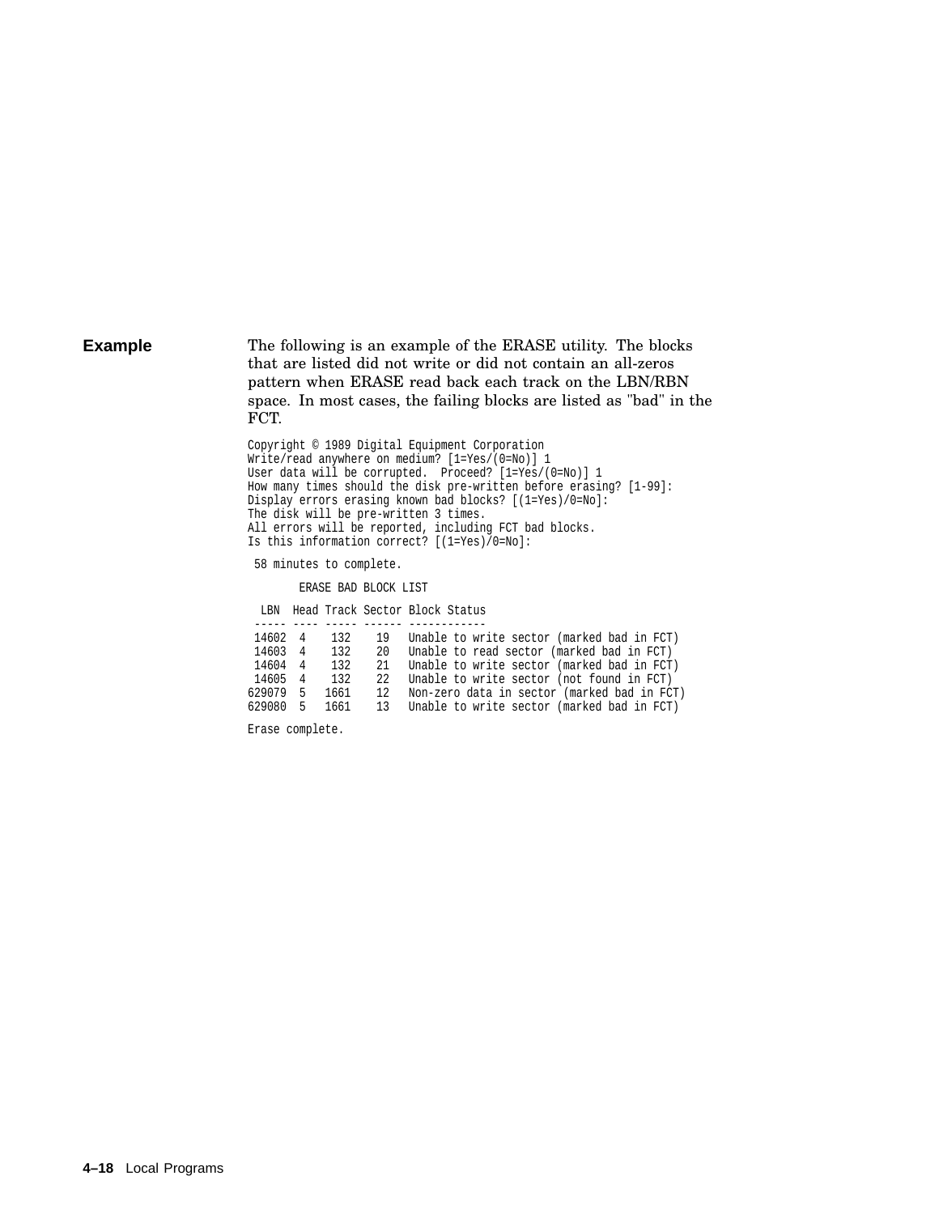## Example

The following is an example of the ERASE utility. The blocks that are listed did not write or did not contain an all-zeros pattern when ERASE read back each track on the LBN/RBN space. In most cases, the failing blocks are listed as "bad" in the FCT.

```
Copyright © 1989 Digital Equipment Corporation
Write/read anywhere on medium? [1=Yes/(0=No)] 1
User data will be corrupted.  Proceed? [1=Yes/(0=No)] 1
How many times should the disk pre-written before erasing? [1-99]:
Display errors erasing known bad blocks? [(1=Yes)/0=No]:
The disk will be pre-written 3 times.
All errors will be reported, including FCT bad blocks.
Is this information correct? [(1=Yes)/0=No]:

 58 minutes to complete.

       ERASE BAD BLOCK LIST

  LBN  Head Track Sector Block Status
 ----- ---- ----- ------ ------------
 14602  4    132    19   Unable to write sector (marked bad in FCT)
 14603  4    132    20   Unable to read sector (marked bad in FCT)
 14604  4    132    21   Unable to write sector (marked bad in FCT)
 14605  4    132    22   Unable to write sector (not found in FCT)
629079  5   1661    12   Non-zero data in sector (marked bad in FCT)
629080  5   1661    13   Unable to write sector (marked bad in FCT)

Erase complete.
```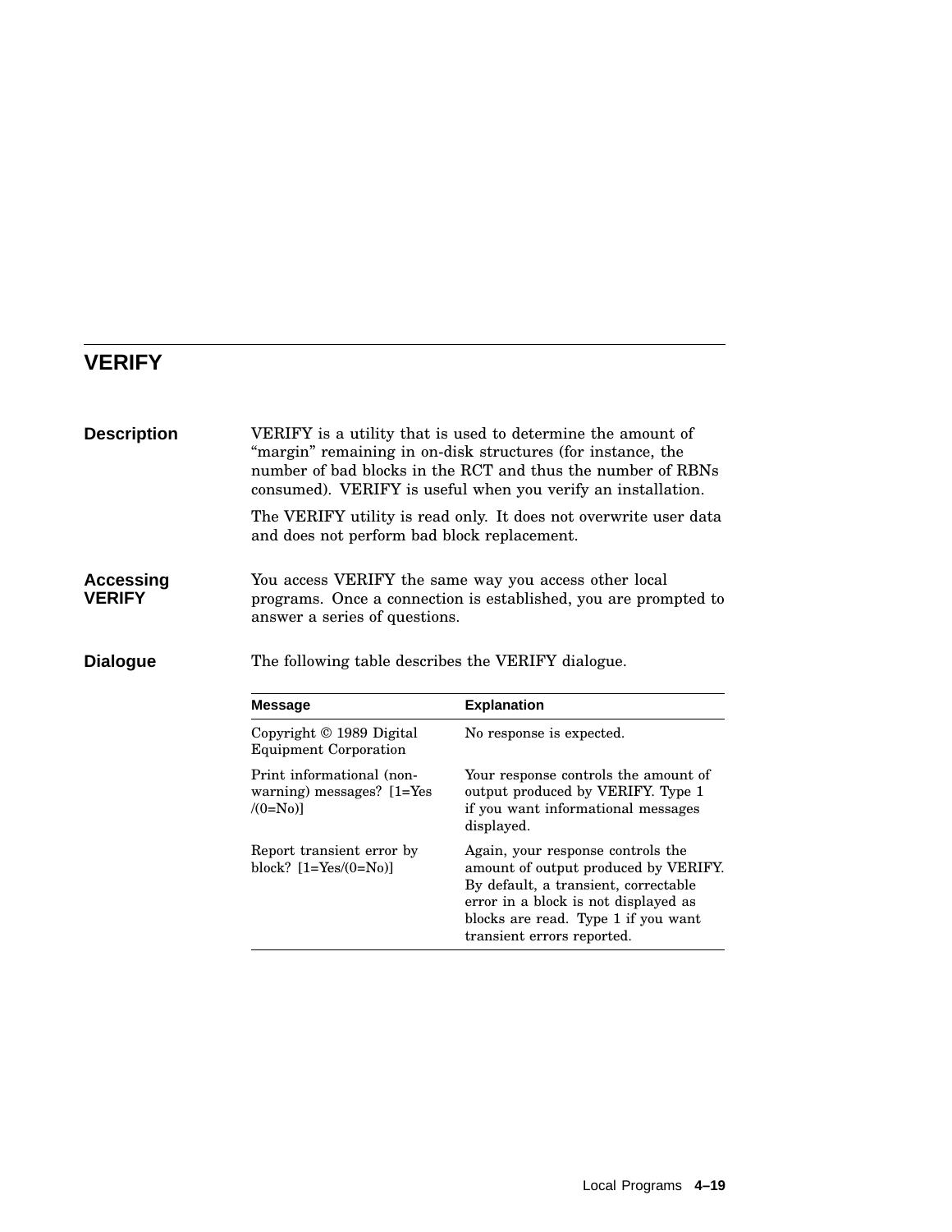# VERIFY

## Description

VERIFY is a utility that is used to determine the amount of "margin" remaining in on-disk structures (for instance, the number of bad blocks in the RCT and thus the number of RBNs consumed). VERIFY is useful when you verify an installation.

The VERIFY utility is read only. It does not overwrite user data and does not perform bad block replacement.

## Accessing VERIFY

You access VERIFY the same way you access other local programs. Once a connection is established, you are prompted to answer a series of questions.

## Dialogue

The following table describes the VERIFY dialogue.

| Message | Explanation |
| --- | --- |
| Copyright © 1989 Digital Equipment Corporation | No response is expected. |
| Print informational (non-warning) messages? [1=Yes /(0=No)] | Your response controls the amount of output produced by VERIFY. Type 1 if you want informational messages displayed. |
| Report transient error by block? [1=Yes/(0=No)] | Again, your response controls the amount of output produced by VERIFY. By default, a transient, correctable error in a block is not displayed as blocks are read. Type 1 if you want transient errors reported. |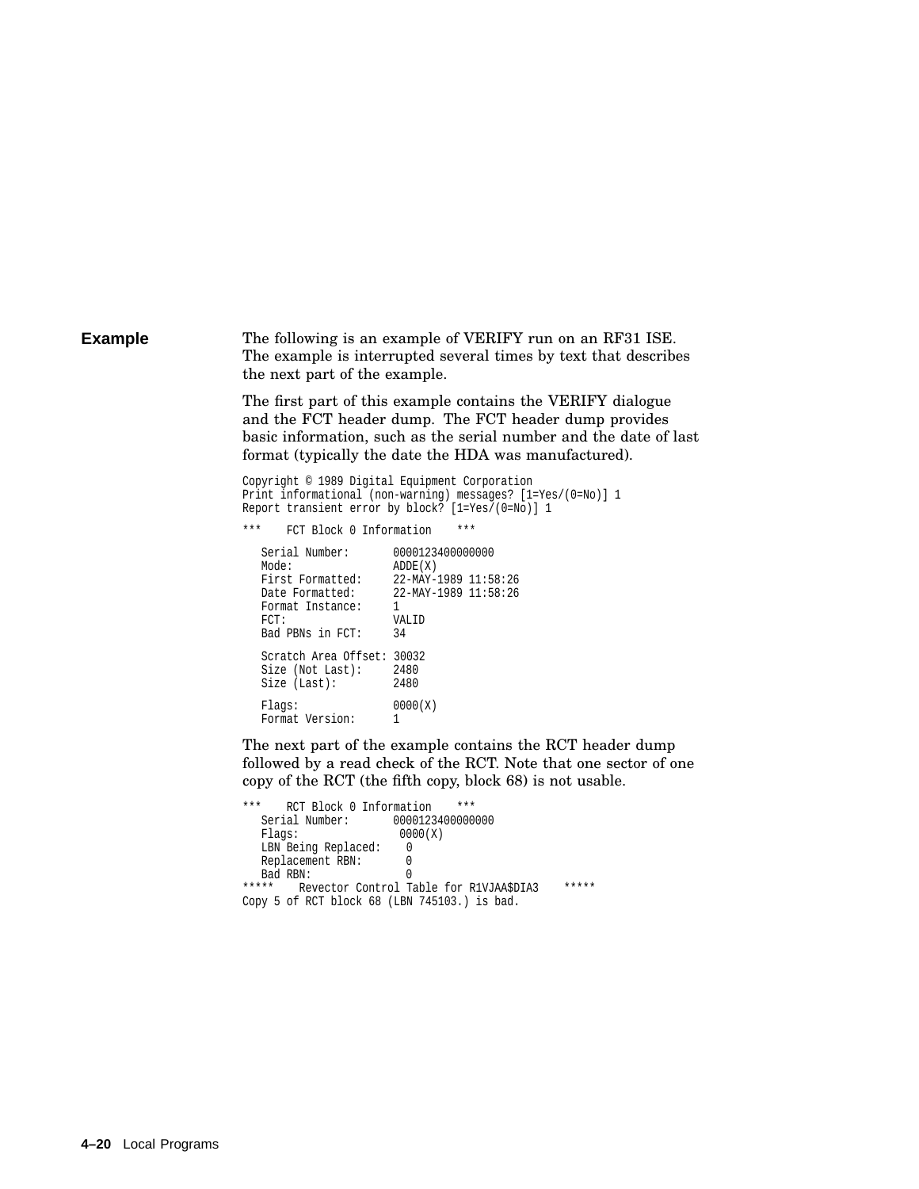## Example

The following is an example of VERIFY run on an RF31 ISE. The example is interrupted several times by text that describes the next part of the example.

The first part of this example contains the VERIFY dialogue and the FCT header dump. The FCT header dump provides basic information, such as the serial number and the date of last format (typically the date the HDA was manufactured).

```
Copyright © 1989 Digital Equipment Corporation
Print informational (non-warning) messages? [1=Yes/(0=No)] 1
Report transient error by block? [1=Yes/(0=No)] 1

***    FCT Block 0 Information    ***

   Serial Number:       0000123400000000
   Mode:                ADDE(X)
   First Formatted:     22-MAY-1989 11:58:26
   Date Formatted:      22-MAY-1989 11:58:26
   Format Instance:     1
   FCT:                 VALID
   Bad PBNs in FCT:     34

   Scratch Area Offset: 30032
   Size (Not Last):     2480
   Size (Last):         2480

   Flags:               0000(X)
   Format Version:      1
```

The next part of the example contains the RCT header dump followed by a read check of the RCT. Note that one sector of one copy of the RCT (the fifth copy, block 68) is not usable.

```
***    RCT Block 0 Information    ***
   Serial Number:       0000123400000000
   Flags:                0000(X)
   LBN Being Replaced:    0
   Replacement RBN:       0
   Bad RBN:               0
*****    Revector Control Table for R1VJAA$DIA3    *****
Copy 5 of RCT block 68 (LBN 745103.) is bad.
```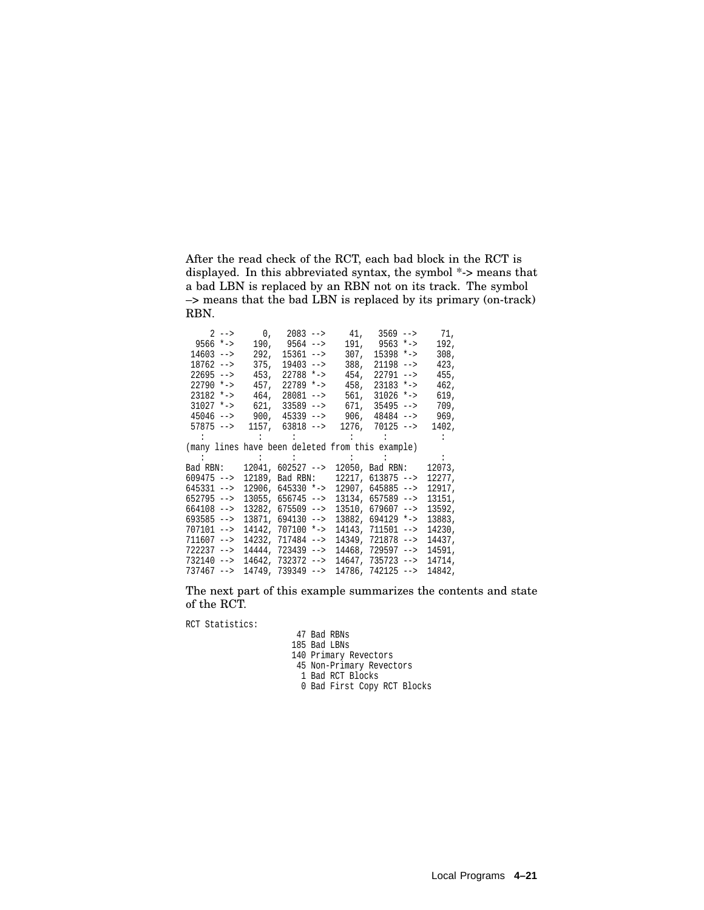After the read check of the RCT, each bad block in the RCT is displayed. In this abbreviated syntax, the symbol *-> means that a bad LBN is replaced by an RBN not on its track. The symbol –> means that the bad LBN is replaced by its primary (on-track) RBN.

```
     2 -->      0,   2083 -->     41,   3569 -->     71,
  9566 *->    190,   9564 -->    191,   9563 *->    192,
 14603 -->    292,  15361 -->    307,  15398 *->    308,
 18762 -->    375,  19403 -->    388,  21198 -->    423,
 22695 -->    453,  22788 *->    454,  22791 -->    455,
 22790 *->    457,  22789 *->    458,  23183 *->    462,
 23182 *->    464,  28081 -->    561,  31026 *->    619,
 31027 *->    621,  33589 -->    671,  35495 -->    709,
 45046 -->    900,  45339 -->    906,  48484 -->    969,
 57875 -->   1157,  63818 -->   1276,  70125 -->   1402,
   :            :      :            :      :            :
(many lines have been deleted from this example)
   :            :      :            :      :            :
Bad RBN:    12041, 602527 -->  12050, Bad RBN:    12073,
609475 -->  12189, Bad RBN:    12217, 613875 -->  12277,
645331 -->  12906, 645330 *->  12907, 645885 -->  12917,
652795 -->  13055, 656745 -->  13134, 657589 -->  13151,
664108 -->  13282, 675509 -->  13510, 679607 -->  13592,
693585 -->  13871, 694130 -->  13882, 694129 *->  13883,
707101 -->  14142, 707100 *->  14143, 711501 -->  14230,
711607 -->  14232, 717484 -->  14349, 721878 -->  14437,
722237 -->  14444, 723439 -->  14468, 729597 -->  14591,
732140 -->  14642, 732372 -->  14647, 735723 -->  14714,
737467 -->  14749, 739349 -->  14786, 742125 -->  14842,
```

The next part of this example summarizes the contents and state of the RCT.

```
RCT Statistics:
                         47 Bad RBNs
                        185 Bad LBNs
                        140 Primary Revectors
                         45 Non-Primary Revectors
                          1 Bad RCT Blocks
                          0 Bad First Copy RCT Blocks
```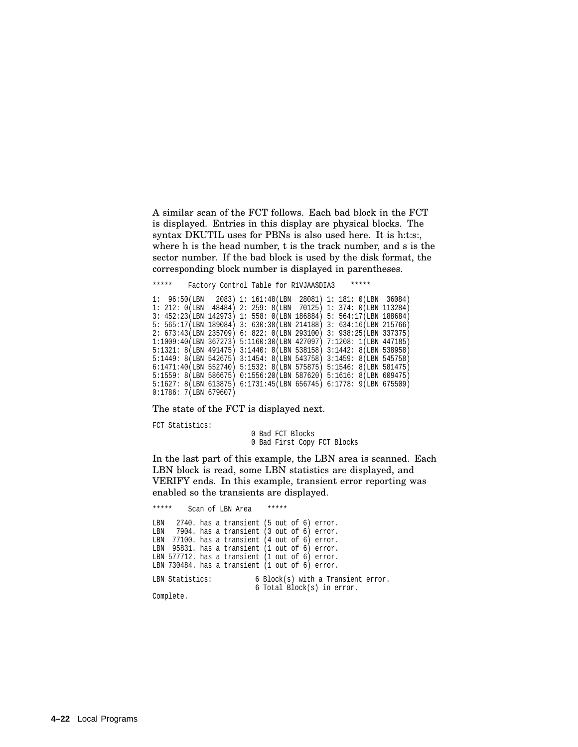A similar scan of the FCT follows. Each bad block in the FCT is displayed. Entries in this display are physical blocks. The syntax DKUTIL uses for PBNs is also used here. It is h:t:s:, where h is the head number, t is the track number, and s is the sector number. If the bad block is used by the disk format, the corresponding block number is displayed in parentheses.

```
*****    Factory Control Table for R1VJAA$DIA3    *****

1:  96:50(LBN   2083) 1: 161:48(LBN  28081) 1: 181: 0(LBN  36084)
1: 212: 0(LBN  48484) 2: 259: 8(LBN  70125) 1: 374: 0(LBN 113284)
3: 452:23(LBN 142973) 1: 558: 0(LBN 186884) 5: 564:17(LBN 188684)
5: 565:17(LBN 189084) 3: 630:38(LBN 214188) 3: 634:16(LBN 215766)
2: 673:43(LBN 235709) 6: 822: 0(LBN 293100) 3: 938:25(LBN 337375)
1:1009:40(LBN 367273) 5:1160:30(LBN 427097) 7:1208: 1(LBN 447185)
5:1321: 8(LBN 491475) 3:1440: 8(LBN 538158) 3:1442: 8(LBN 538958)
5:1449: 8(LBN 542675) 3:1454: 8(LBN 543758) 3:1459: 8(LBN 545758)
6:1471:40(LBN 552740) 5:1532: 8(LBN 575875) 5:1546: 8(LBN 581475)
5:1559: 8(LBN 586675) 0:1556:20(LBN 587620) 5:1616: 8(LBN 609475)
5:1627: 8(LBN 613875) 6:1731:45(LBN 656745) 6:1778: 9(LBN 675509)
0:1786: 7(LBN 679607)
```

The state of the FCT is displayed next.

```
FCT Statistics:
                        0 Bad FCT Blocks
                        0 Bad First Copy FCT Blocks
```

In the last part of this example, the LBN area is scanned. Each LBN block is read, some LBN statistics are displayed, and VERIFY ends. In this example, transient error reporting was enabled so the transients are displayed.

```
*****    Scan of LBN Area    *****

LBN   2740. has a transient (5 out of 6) error.
LBN   7904. has a transient (3 out of 6) error.
LBN  77100. has a transient (4 out of 6) error.
LBN  95831. has a transient (1 out of 6) error.
LBN 577712. has a transient (1 out of 6) error.
LBN 730484. has a transient (1 out of 6) error.

LBN Statistics:          6 Block(s) with a Transient error.
                         6 Total Block(s) in error.
Complete.
```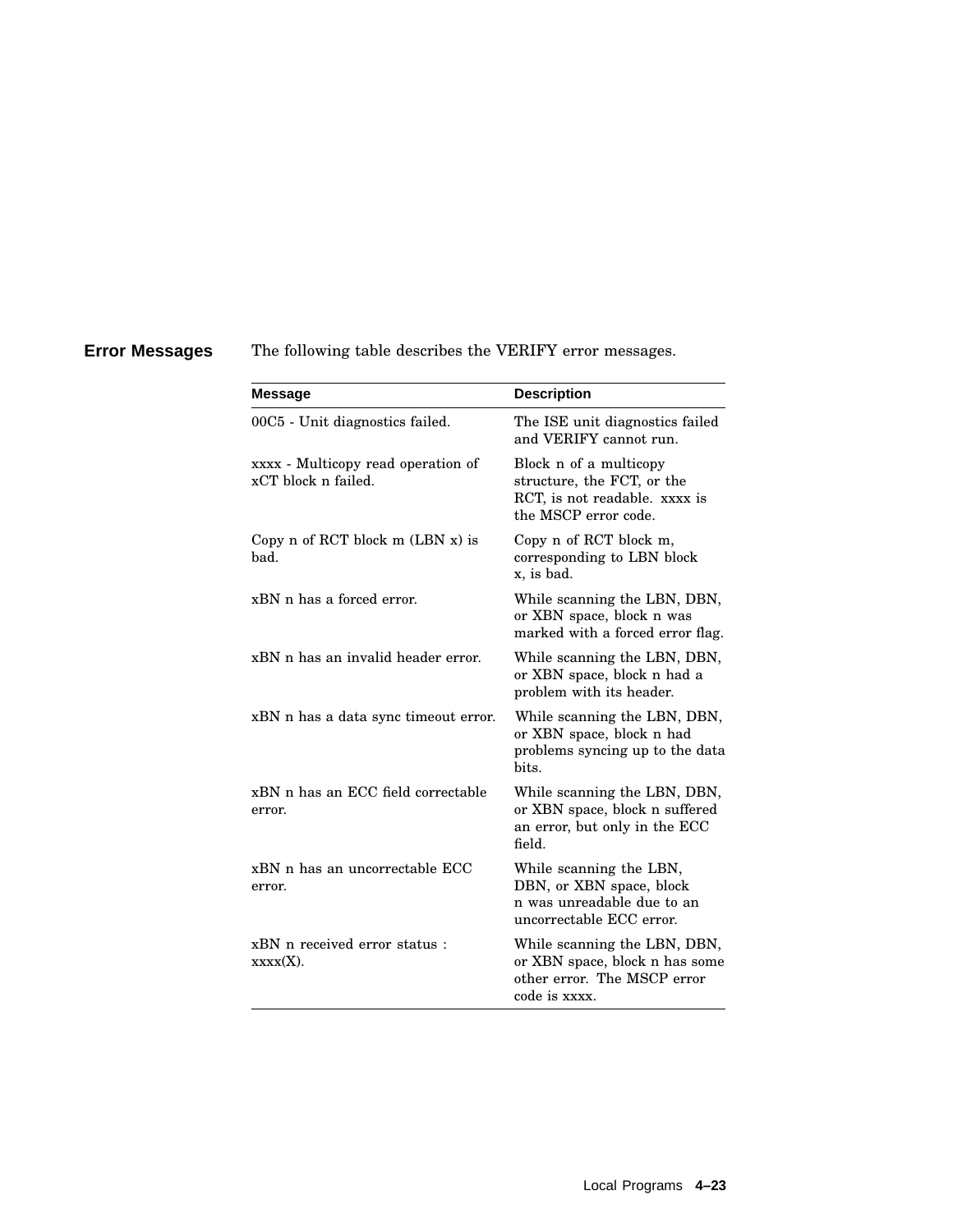## Error Messages

The following table describes the VERIFY error messages.

| Message | Description |
|---|---|
| 00C5 - Unit diagnostics failed. | The ISE unit diagnostics failed and VERIFY cannot run. |
| xxxx - Multicopy read operation of xCT block n failed. | Block n of a multicopy structure, the FCT, or the RCT, is not readable. xxxx is the MSCP error code. |
| Copy n of RCT block m (LBN x) is bad. | Copy n of RCT block m, corresponding to LBN block x, is bad. |
| xBN n has a forced error. | While scanning the LBN, DBN, or XBN space, block n was marked with a forced error flag. |
| xBN n has an invalid header error. | While scanning the LBN, DBN, or XBN space, block n had a problem with its header. |
| xBN n has a data sync timeout error. | While scanning the LBN, DBN, or XBN space, block n had problems syncing up to the data bits. |
| xBN n has an ECC field correctable error. | While scanning the LBN, DBN, or XBN space, block n suffered an error, but only in the ECC field. |
| xBN n has an uncorrectable ECC error. | While scanning the LBN, DBN, or XBN space, block n was unreadable due to an uncorrectable ECC error. |
| xBN n received error status : xxxx(X). | While scanning the LBN, DBN, or XBN space, block n has some other error. The MSCP error code is xxxx. |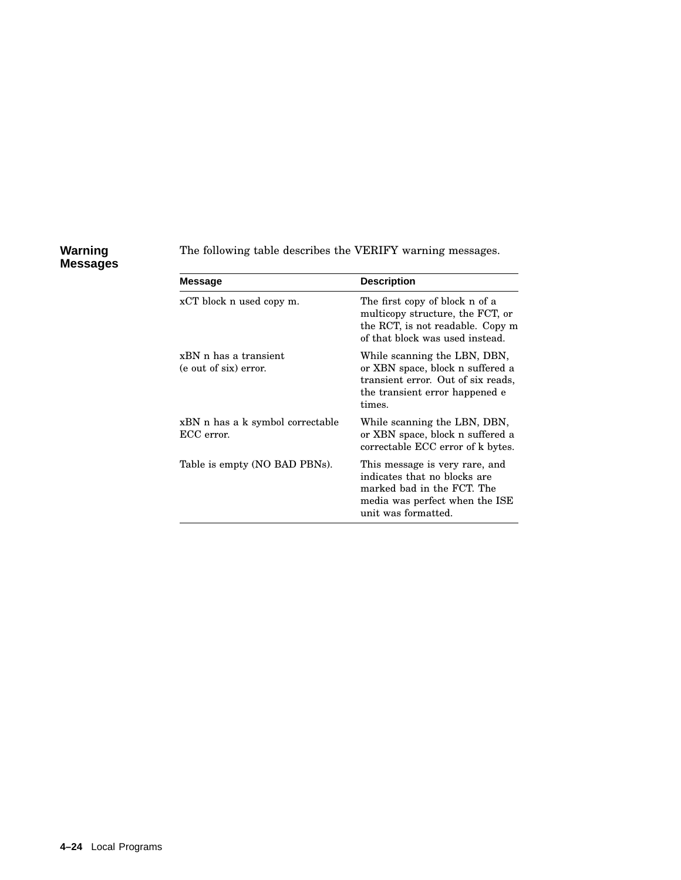## Warning Messages

The following table describes the VERIFY warning messages.

| Message | Description |
| --- | --- |
| xCT block n used copy m. | The first copy of block n of a multicopy structure, the FCT, or the RCT, is not readable. Copy m of that block was used instead. |
| xBN n has a transient (e out of six) error. | While scanning the LBN, DBN, or XBN space, block n suffered a transient error. Out of six reads, the transient error happened e times. |
| xBN n has a k symbol correctable ECC error. | While scanning the LBN, DBN, or XBN space, block n suffered a correctable ECC error of k bytes. |
| Table is empty (NO BAD PBNs). | This message is very rare, and indicates that no blocks are marked bad in the FCT. The media was perfect when the ISE unit was formatted. |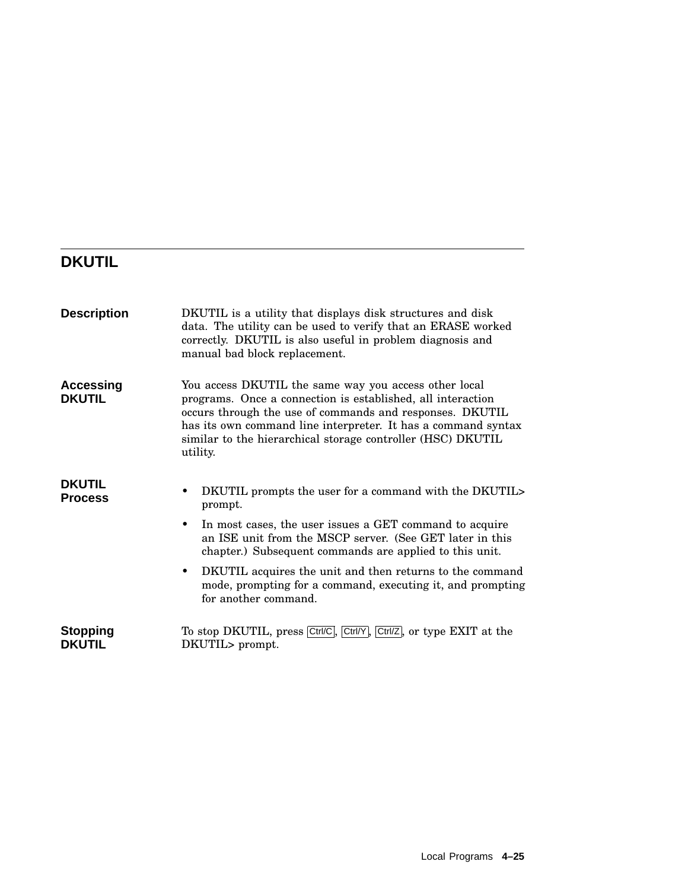## DKUTIL

### Description

DKUTIL is a utility that displays disk structures and disk data. The utility can be used to verify that an ERASE worked correctly. DKUTIL is also useful in problem diagnosis and manual bad block replacement.

### Accessing DKUTIL

You access DKUTIL the same way you access other local programs. Once a connection is established, all interaction occurs through the use of commands and responses. DKUTIL has its own command line interpreter. It has a command syntax similar to the hierarchical storage controller (HSC) DKUTIL utility.

### DKUTIL Process

- DKUTIL prompts the user for a command with the DKUTIL> prompt.
- In most cases, the user issues a GET command to acquire an ISE unit from the MSCP server. (See GET later in this chapter.) Subsequent commands are applied to this unit.
- DKUTIL acquires the unit and then returns to the command mode, prompting for a command, executing it, and prompting for another command.

### Stopping DKUTIL

To stop DKUTIL, press Ctrl/C, Ctrl/Y, Ctrl/Z, or type EXIT at the DKUTIL> prompt.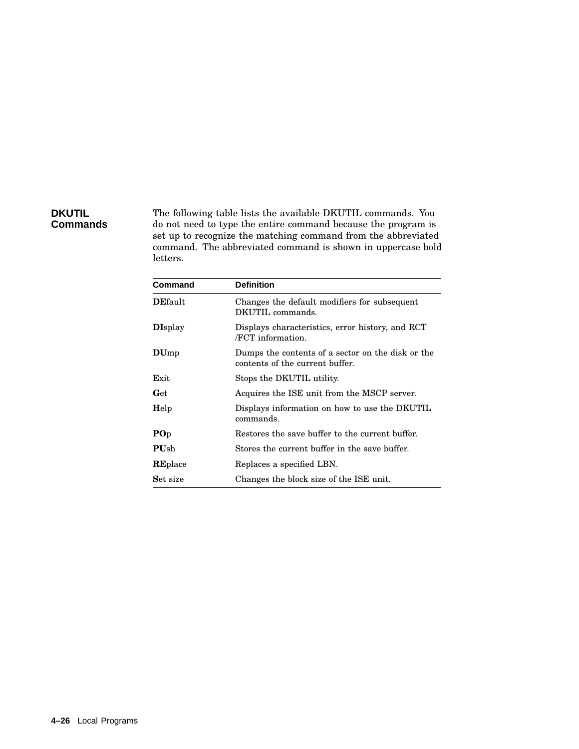## DKUTIL Commands

The following table lists the available DKUTIL commands. You do not need to type the entire command because the program is set up to recognize the matching command from the abbreviated command. The abbreviated command is shown in uppercase bold letters.

| Command | Definition |
|---|---|
| **DE**fault | Changes the default modifiers for subsequent DKUTIL commands. |
| **DI**splay | Displays characteristics, error history, and RCT /FCT information. |
| **DU**mp | Dumps the contents of a sector on the disk or the contents of the current buffer. |
| **E**xit | Stops the DKUTIL utility. |
| **G**et | Acquires the ISE unit from the MSCP server. |
| **H**elp | Displays information on how to use the DKUTIL commands. |
| **PO**p | Restores the save buffer to the current buffer. |
| **PU**sh | Stores the current buffer in the save buffer. |
| **RE**place | Replaces a specified LBN. |
| **S**et size | Changes the block size of the ISE unit. |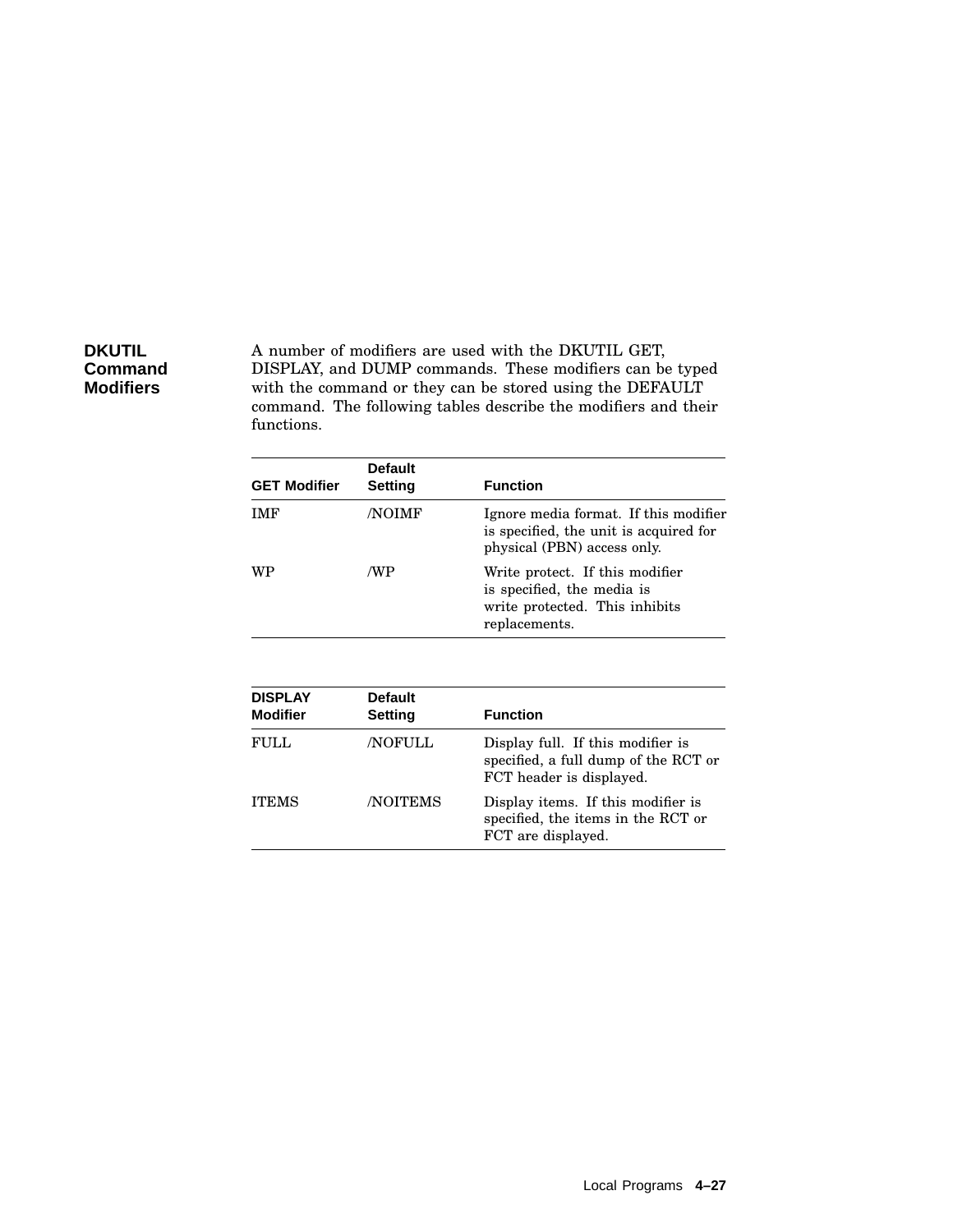## DKUTIL Command Modifiers

A number of modifiers are used with the DKUTIL GET, DISPLAY, and DUMP commands. These modifiers can be typed with the command or they can be stored using the DEFAULT command. The following tables describe the modifiers and their functions.

| GET Modifier | Default Setting | Function |
|---|---|---|
| IMF | /NOIMF | Ignore media format. If this modifier is specified, the unit is acquired for physical (PBN) access only. |
| WP | /WP | Write protect. If this modifier is specified, the media is write protected. This inhibits replacements. |

| DISPLAY Modifier | Default Setting | Function |
|---|---|---|
| FULL | /NOFULL | Display full. If this modifier is specified, a full dump of the RCT or FCT header is displayed. |
| ITEMS | /NOITEMS | Display items. If this modifier is specified, the items in the RCT or FCT are displayed. |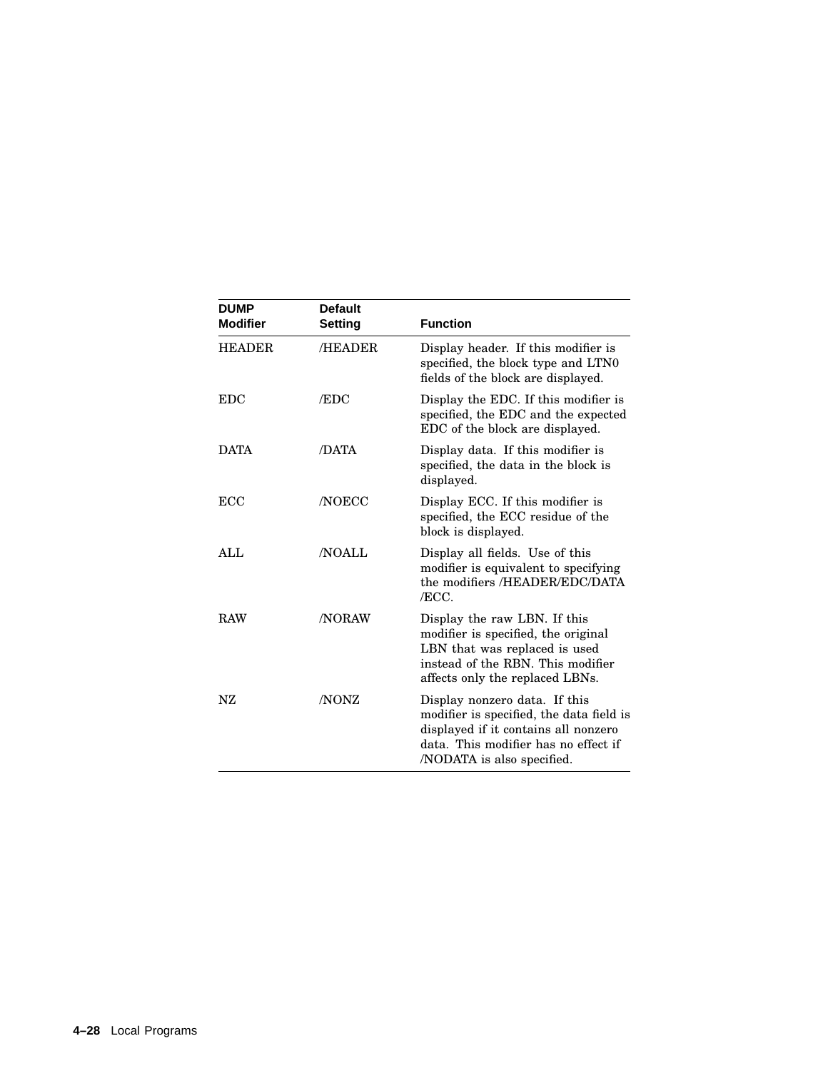| DUMP Modifier | Default Setting | Function |
|---|---|---|
| HEADER | /HEADER | Display header. If this modifier is specified, the block type and LTN0 fields of the block are displayed. |
| EDC | /EDC | Display the EDC. If this modifier is specified, the EDC and the expected EDC of the block are displayed. |
| DATA | /DATA | Display data. If this modifier is specified, the data in the block is displayed. |
| ECC | /NOECC | Display ECC. If this modifier is specified, the ECC residue of the block is displayed. |
| ALL | /NOALL | Display all fields. Use of this modifier is equivalent to specifying the modifiers /HEADER/EDC/DATA /ECC. |
| RAW | /NORAW | Display the raw LBN. If this modifier is specified, the original LBN that was replaced is used instead of the RBN. This modifier affects only the replaced LBNs. |
| NZ | /NONZ | Display nonzero data. If this modifier is specified, the data field is displayed if it contains all nonzero data. This modifier has no effect if /NODATA is also specified. |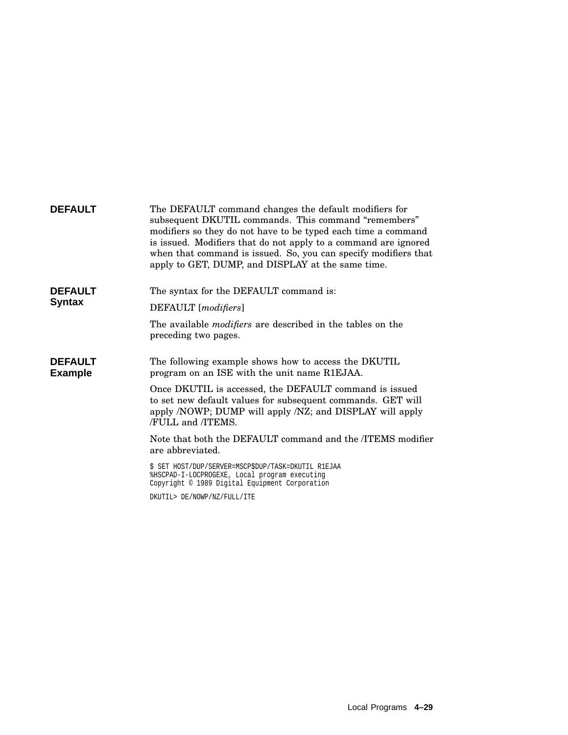## DEFAULT

The DEFAULT command changes the default modifiers for subsequent DKUTIL commands. This command "remembers" modifiers so they do not have to be typed each time a command is issued. Modifiers that do not apply to a command are ignored when that command is issued. So, you can specify modifiers that apply to GET, DUMP, and DISPLAY at the same time.

## DEFAULT Syntax

The syntax for the DEFAULT command is:

DEFAULT [*modifiers*]

The available *modifiers* are described in the tables on the preceding two pages.

## DEFAULT Example

The following example shows how to access the DKUTIL program on an ISE with the unit name R1EJAA.

Once DKUTIL is accessed, the DEFAULT command is issued to set new default values for subsequent commands. GET will apply /NOWP; DUMP will apply /NZ; and DISPLAY will apply /FULL and /ITEMS.

Note that both the DEFAULT command and the /ITEMS modifier are abbreviated.

```
$ SET HOST/DUP/SERVER=MSCP$DUP/TASK=DKUTIL R1EJAA
%HSCPAD-I-LOCPROGEXE, Local program executing
Copyright © 1989 Digital Equipment Corporation

DKUTIL> DE/NOWP/NZ/FULL/ITE
```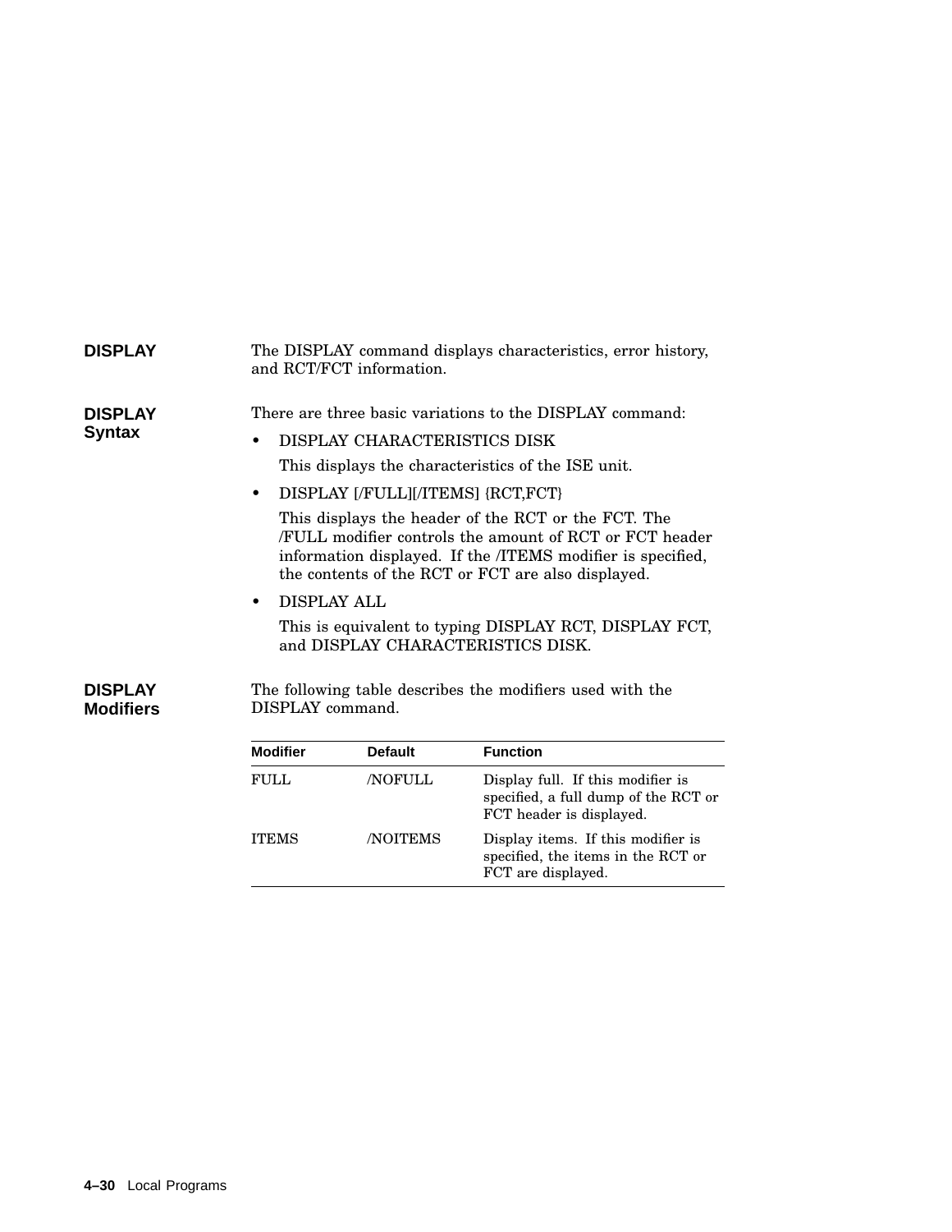## DISPLAY

The DISPLAY command displays characteristics, error history, and RCT/FCT information.

### DISPLAY Syntax

There are three basic variations to the DISPLAY command:

- DISPLAY CHARACTERISTICS DISK

  This displays the characteristics of the ISE unit.

- DISPLAY [/FULL][/ITEMS] {RCT,FCT}

  This displays the header of the RCT or the FCT. The /FULL modifier controls the amount of RCT or FCT header information displayed. If the /ITEMS modifier is specified, the contents of the RCT or FCT are also displayed.

- DISPLAY ALL

  This is equivalent to typing DISPLAY RCT, DISPLAY FCT, and DISPLAY CHARACTERISTICS DISK.

### DISPLAY Modifiers

The following table describes the modifiers used with the DISPLAY command.

| Modifier | Default | Function |
|---|---|---|
| FULL | /NOFULL | Display full. If this modifier is specified, a full dump of the RCT or FCT header is displayed. |
| ITEMS | /NOITEMS | Display items. If this modifier is specified, the items in the RCT or FCT are displayed. |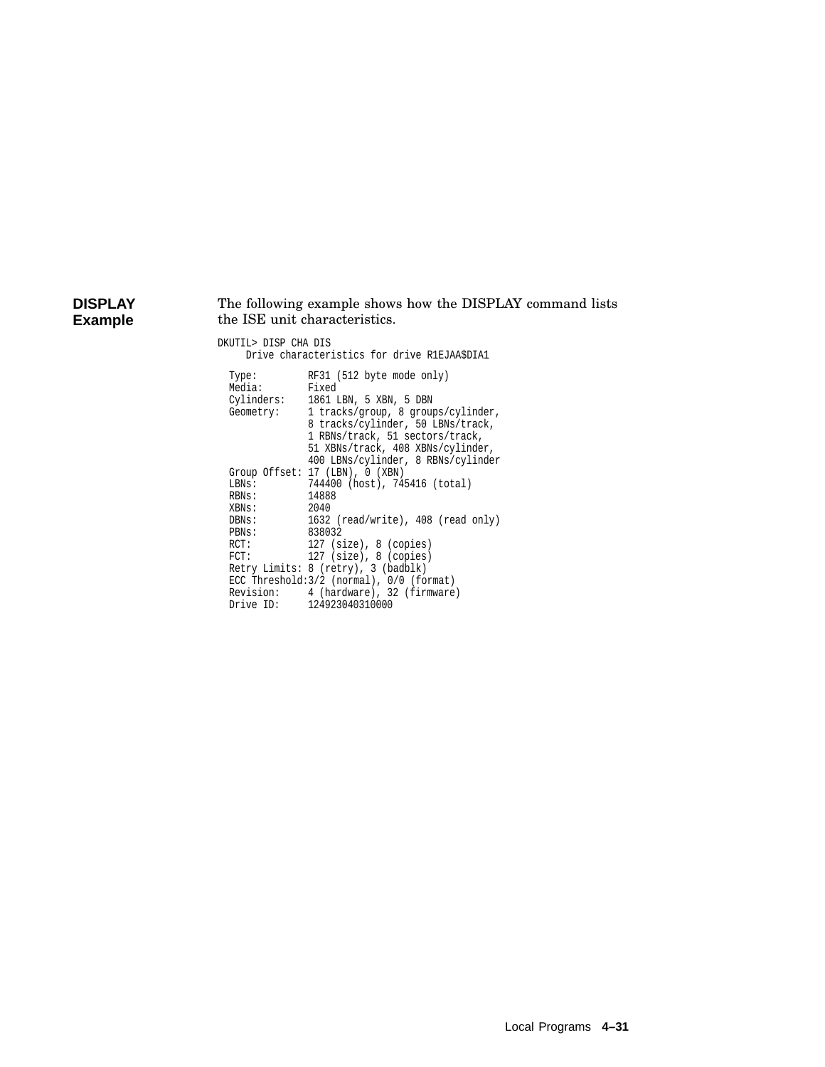### DISPLAY Example

The following example shows how the DISPLAY command lists the ISE unit characteristics.

```
DKUTIL> DISP CHA DIS
     Drive characteristics for drive R1EJAA$DIA1

  Type:         RF31 (512 byte mode only)
  Media:        Fixed
  Cylinders:    1861 LBN, 5 XBN, 5 DBN
  Geometry:     1 tracks/group, 8 groups/cylinder,
                8 tracks/cylinder, 50 LBNs/track,
                1 RBNs/track, 51 sectors/track,
                51 XBNs/track, 408 XBNs/cylinder,
                400 LBNs/cylinder, 8 RBNs/cylinder
  Group Offset: 17 (LBN), 0 (XBN)
  LBNs:         744400 (host), 745416 (total)
  RBNs:         14888
  XBNs:         2040
  DBNs:         1632 (read/write), 408 (read only)
  PBNs:         838032
  RCT:          127 (size), 8 (copies)
  FCT:          127 (size), 8 (copies)
  Retry Limits: 8 (retry), 3 (badblk)
  ECC Threshold:3/2 (normal), 0/0 (format)
  Revision:     4 (hardware), 32 (firmware)
  Drive ID:     124923040310000
```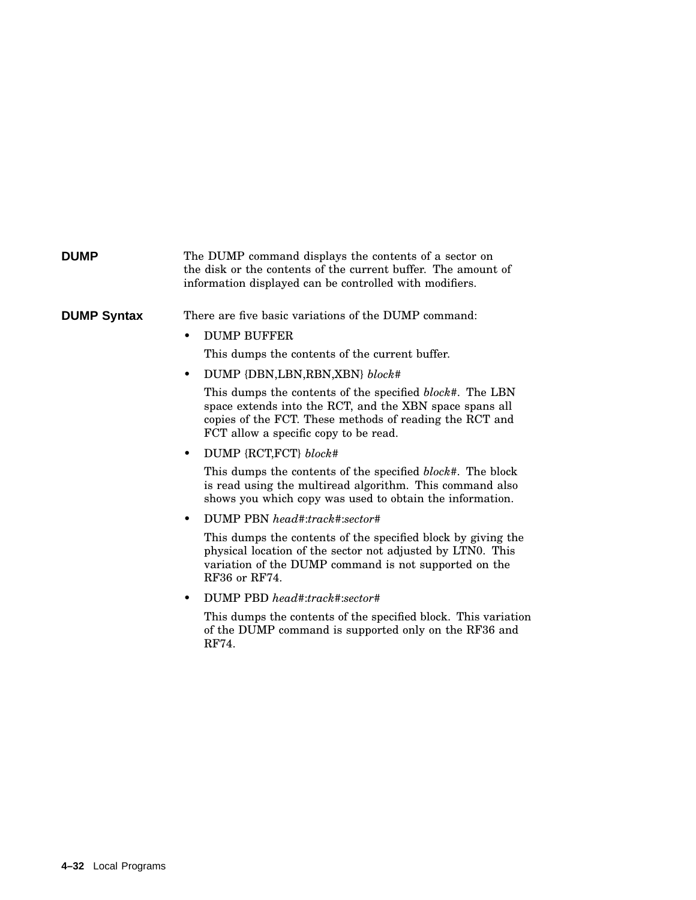## DUMP

The DUMP command displays the contents of a sector on the disk or the contents of the current buffer. The amount of information displayed can be controlled with modifiers.

## DUMP Syntax

There are five basic variations of the DUMP command:

- DUMP BUFFER

  This dumps the contents of the current buffer.

- DUMP {DBN,LBN,RBN,XBN} *block#*

  This dumps the contents of the specified *block#*. The LBN space extends into the RCT, and the XBN space spans all copies of the FCT. These methods of reading the RCT and FCT allow a specific copy to be read.

- DUMP {RCT,FCT} *block#*

  This dumps the contents of the specified *block#*. The block is read using the multiread algorithm. This command also shows you which copy was used to obtain the information.

- DUMP PBN *head#*:*track#*:*sector#*

  This dumps the contents of the specified block by giving the physical location of the sector not adjusted by LTN0. This variation of the DUMP command is not supported on the RF36 or RF74.

- DUMP PBD *head#*:*track#*:*sector#*

  This dumps the contents of the specified block. This variation of the DUMP command is supported only on the RF36 and RF74.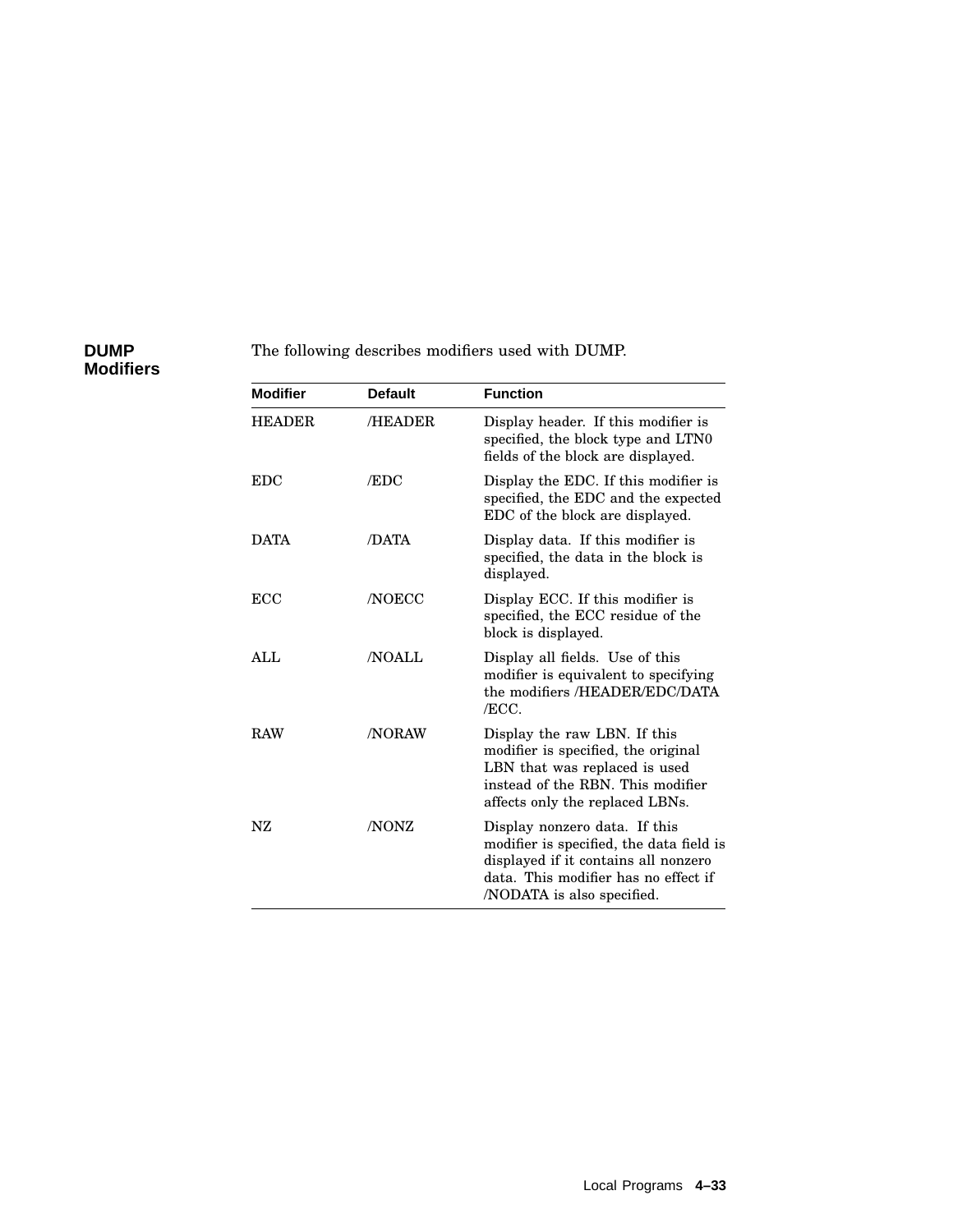## DUMP Modifiers

The following describes modifiers used with DUMP.

| Modifier | Default | Function |
| --- | --- | --- |
| HEADER | /HEADER | Display header. If this modifier is specified, the block type and LTN0 fields of the block are displayed. |
| EDC | /EDC | Display the EDC. If this modifier is specified, the EDC and the expected EDC of the block are displayed. |
| DATA | /DATA | Display data. If this modifier is specified, the data in the block is displayed. |
| ECC | /NOECC | Display ECC. If this modifier is specified, the ECC residue of the block is displayed. |
| ALL | /NOALL | Display all fields. Use of this modifier is equivalent to specifying the modifiers /HEADER/EDC/DATA /ECC. |
| RAW | /NORAW | Display the raw LBN. If this modifier is specified, the original LBN that was replaced is used instead of the RBN. This modifier affects only the replaced LBNs. |
| NZ | /NONZ | Display nonzero data. If this modifier is specified, the data field is displayed if it contains all nonzero data. This modifier has no effect if /NODATA is also specified. |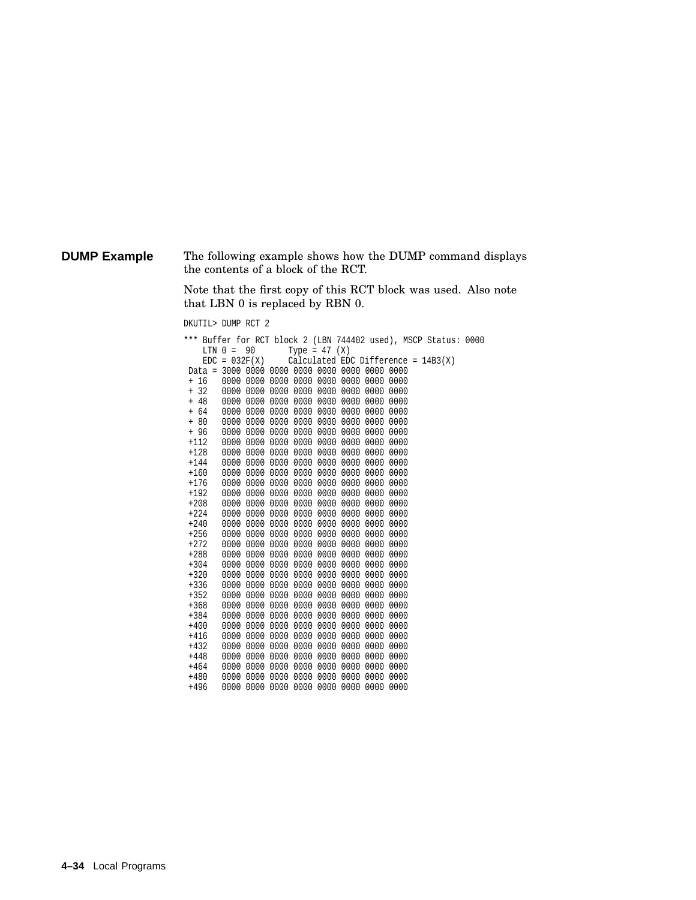### DUMP Example

The following example shows how the DUMP command displays the contents of a block of the RCT.

Note that the first copy of this RCT block was used. Also note that LBN 0 is replaced by RBN 0.

```
DKUTIL> DUMP RCT 2

*** Buffer for RCT block 2 (LBN 744402 used), MSCP Status: 0000
    LTN 0 =  90       Type = 47 (X)
    EDC = 032F(X)     Calculated EDC Difference = 14B3(X)
 Data = 3000 0000 0000 0000 0000 0000 0000 0000
 + 16   0000 0000 0000 0000 0000 0000 0000 0000
 + 32   0000 0000 0000 0000 0000 0000 0000 0000
 + 48   0000 0000 0000 0000 0000 0000 0000 0000
 + 64   0000 0000 0000 0000 0000 0000 0000 0000
 + 80   0000 0000 0000 0000 0000 0000 0000 0000
 + 96   0000 0000 0000 0000 0000 0000 0000 0000
 +112   0000 0000 0000 0000 0000 0000 0000 0000
 +128   0000 0000 0000 0000 0000 0000 0000 0000
 +144   0000 0000 0000 0000 0000 0000 0000 0000
 +160   0000 0000 0000 0000 0000 0000 0000 0000
 +176   0000 0000 0000 0000 0000 0000 0000 0000
 +192   0000 0000 0000 0000 0000 0000 0000 0000
 +208   0000 0000 0000 0000 0000 0000 0000 0000
 +224   0000 0000 0000 0000 0000 0000 0000 0000
 +240   0000 0000 0000 0000 0000 0000 0000 0000
 +256   0000 0000 0000 0000 0000 0000 0000 0000
 +272   0000 0000 0000 0000 0000 0000 0000 0000
 +288   0000 0000 0000 0000 0000 0000 0000 0000
 +304   0000 0000 0000 0000 0000 0000 0000 0000
 +320   0000 0000 0000 0000 0000 0000 0000 0000
 +336   0000 0000 0000 0000 0000 0000 0000 0000
 +352   0000 0000 0000 0000 0000 0000 0000 0000
 +368   0000 0000 0000 0000 0000 0000 0000 0000
 +384   0000 0000 0000 0000 0000 0000 0000 0000
 +400   0000 0000 0000 0000 0000 0000 0000 0000
 +416   0000 0000 0000 0000 0000 0000 0000 0000
 +432   0000 0000 0000 0000 0000 0000 0000 0000
 +448   0000 0000 0000 0000 0000 0000 0000 0000
 +464   0000 0000 0000 0000 0000 0000 0000 0000
 +480   0000 0000 0000 0000 0000 0000 0000 0000
 +496   0000 0000 0000 0000 0000 0000 0000 0000
```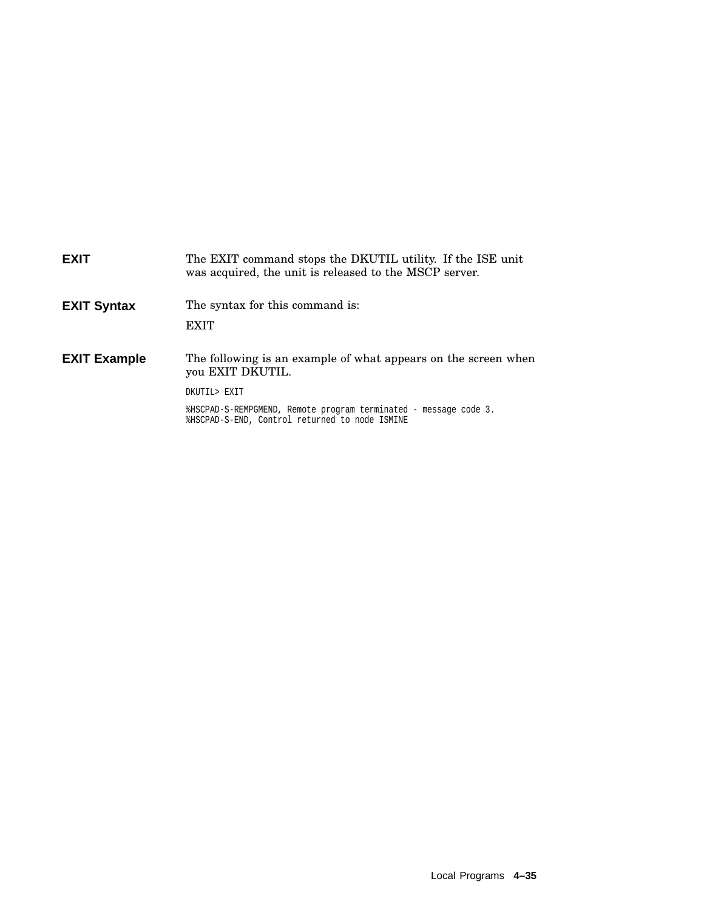## EXIT

The EXIT command stops the DKUTIL utility. If the ISE unit was acquired, the unit is released to the MSCP server.

## EXIT Syntax

The syntax for this command is:

EXIT

## EXIT Example

The following is an example of what appears on the screen when you EXIT DKUTIL.

```
DKUTIL> EXIT

%HSCPAD-S-REMPGMEND, Remote program terminated - message code 3.
%HSCPAD-S-END, Control returned to node ISMINE
```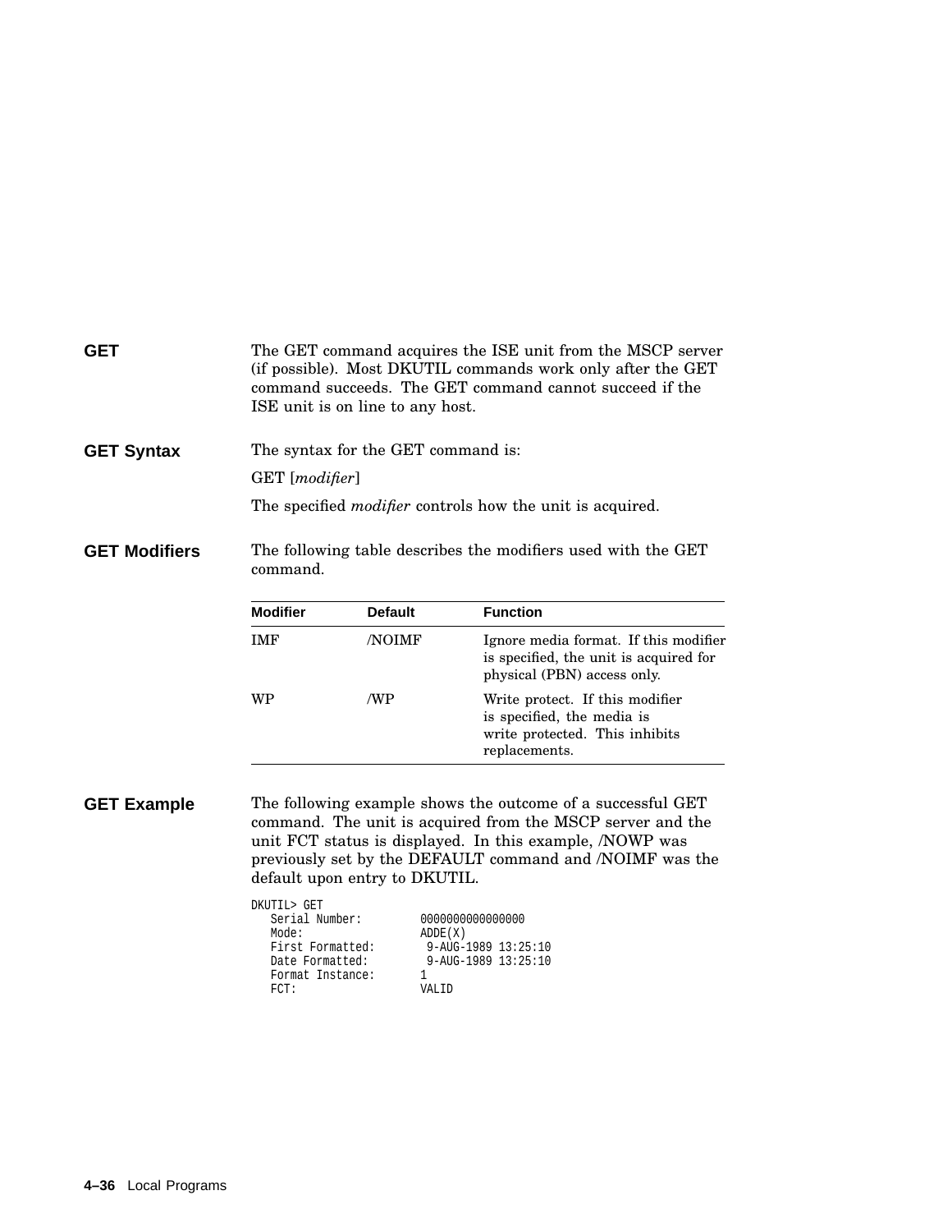## GET

The GET command acquires the ISE unit from the MSCP server (if possible). Most DKUTIL commands work only after the GET command succeeds. The GET command cannot succeed if the ISE unit is on line to any host.

## GET Syntax

The syntax for the GET command is:

GET [*modifier*]

The specified *modifier* controls how the unit is acquired.

## GET Modifiers

The following table describes the modifiers used with the GET command.

| Modifier | Default | Function |
|---|---|---|
| IMF | /NOIMF | Ignore media format. If this modifier is specified, the unit is acquired for physical (PBN) access only. |
| WP | /WP | Write protect. If this modifier is specified, the media is write protected. This inhibits replacements. |

## GET Example

The following example shows the outcome of a successful GET command. The unit is acquired from the MSCP server and the unit FCT status is displayed. In this example, /NOWP was previously set by the DEFAULT command and /NOIMF was the default upon entry to DKUTIL.

```
DKUTIL> GET
   Serial Number:         0000000000000000
   Mode:                  ADDE(X)
   First Formatted:        9-AUG-1989 13:25:10
   Date Formatted:         9-AUG-1989 13:25:10
   Format Instance:       1
   FCT:                   VALID
```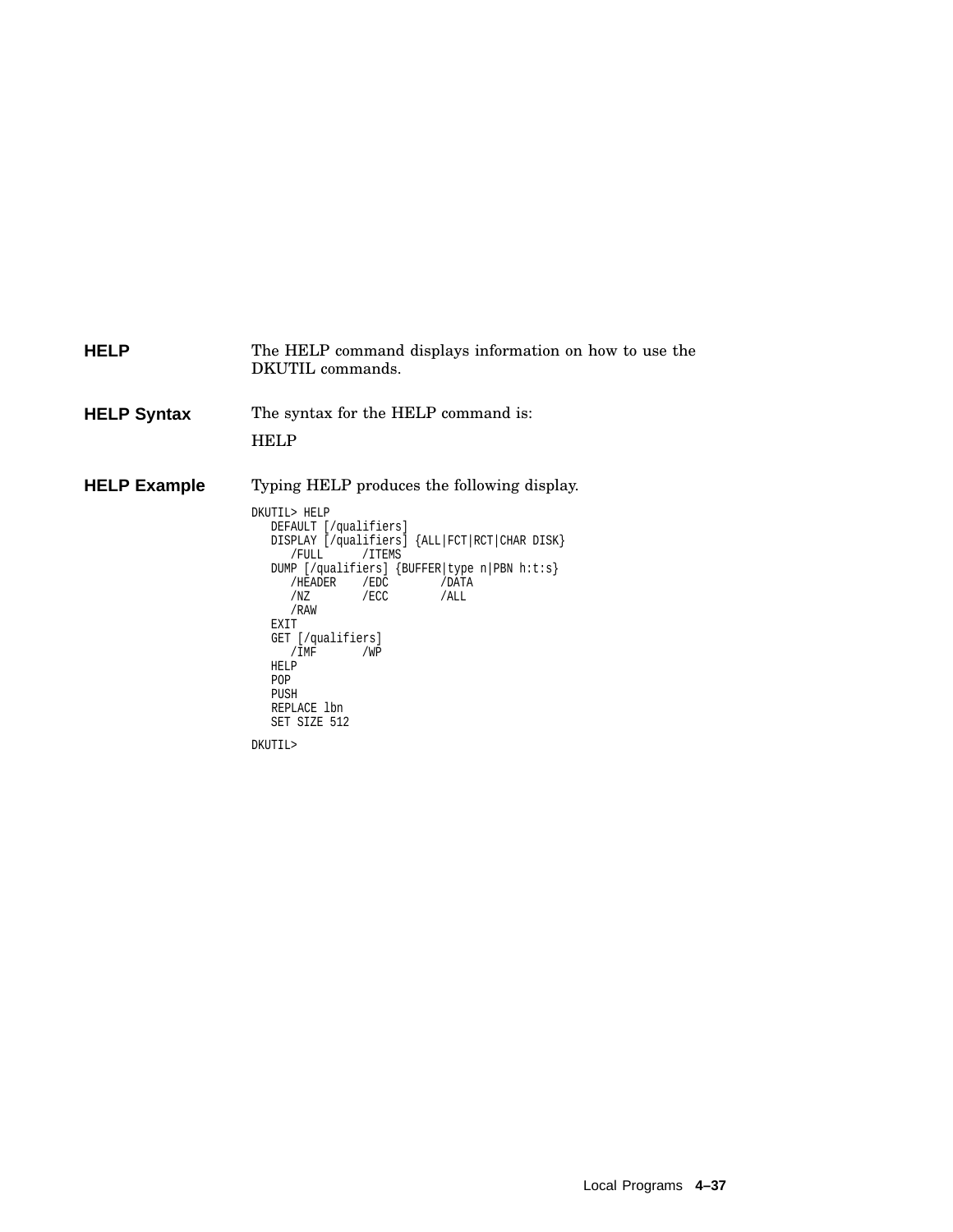## HELP

The HELP command displays information on how to use the DKUTIL commands.

## HELP Syntax

The syntax for the HELP command is:

HELP

## HELP Example

Typing HELP produces the following display.

```
DKUTIL> HELP
   DEFAULT [/qualifiers]
   DISPLAY [/qualifiers] {ALL|FCT|RCT|CHAR DISK}
      /FULL      /ITEMS
   DUMP [/qualifiers] {BUFFER|type n|PBN h:t:s}
      /HEADER    /EDC        /DATA
      /NZ        /ECC        /ALL
      /RAW
   EXIT
   GET [/qualifiers]
      /IMF       /WP
   HELP
   POP
   PUSH
   REPLACE lbn
   SET SIZE 512

DKUTIL>
```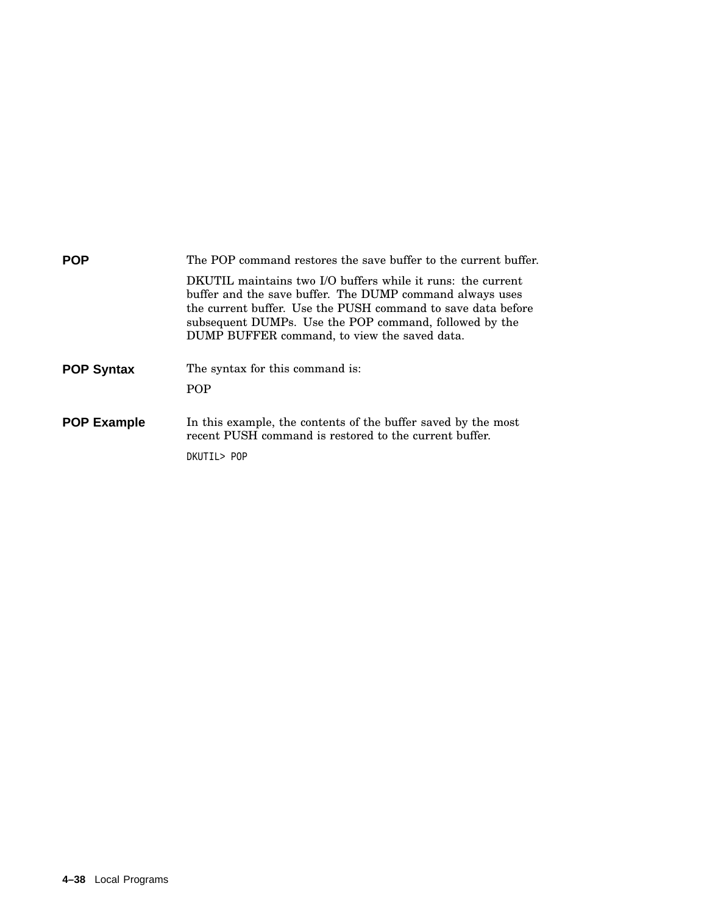## POP

The POP command restores the save buffer to the current buffer.

DKUTIL maintains two I/O buffers while it runs: the current buffer and the save buffer. The DUMP command always uses the current buffer. Use the PUSH command to save data before subsequent DUMPs. Use the POP command, followed by the DUMP BUFFER command, to view the saved data.

## POP Syntax

The syntax for this command is:

POP

## POP Example

In this example, the contents of the buffer saved by the most recent PUSH command is restored to the current buffer.

```
DKUTIL> POP
```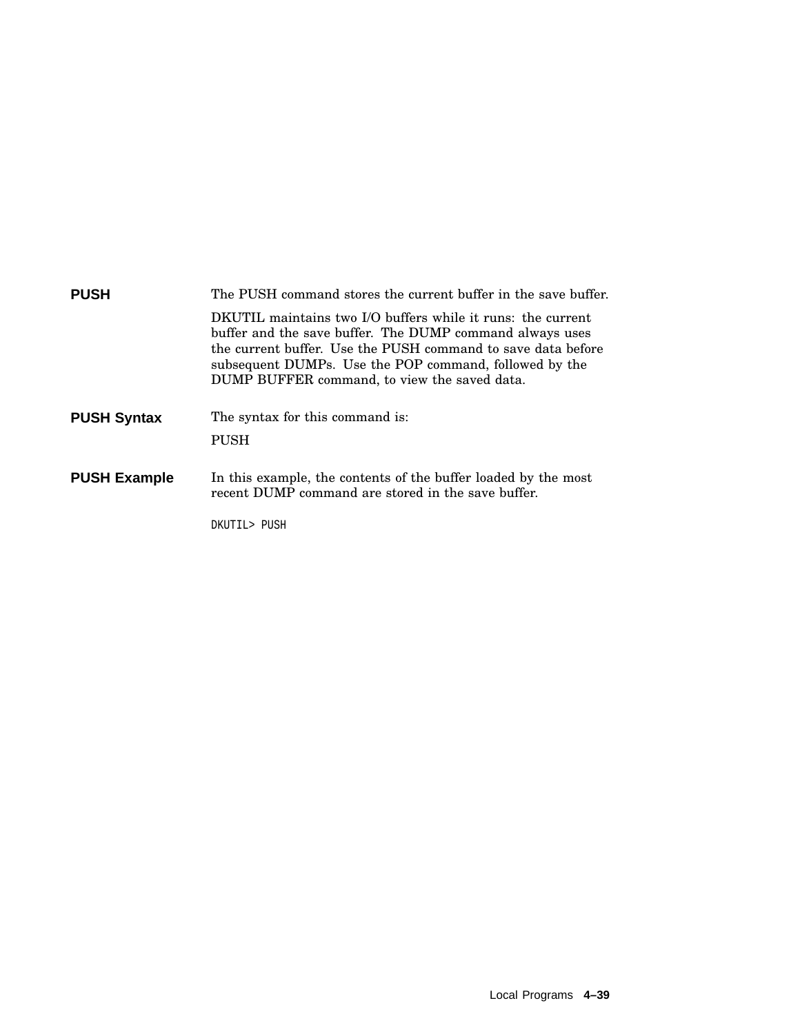## PUSH

The PUSH command stores the current buffer in the save buffer.

DKUTIL maintains two I/O buffers while it runs: the current buffer and the save buffer. The DUMP command always uses the current buffer. Use the PUSH command to save data before subsequent DUMPs. Use the POP command, followed by the DUMP BUFFER command, to view the saved data.

### PUSH Syntax

The syntax for this command is:

PUSH

### PUSH Example

In this example, the contents of the buffer loaded by the most recent DUMP command are stored in the save buffer.

```
DKUTIL> PUSH
```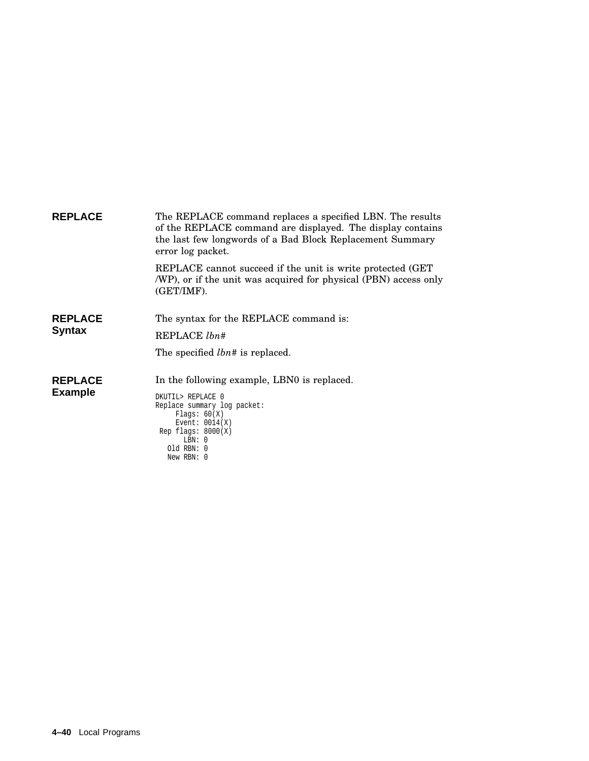## REPLACE

The REPLACE command replaces a specified LBN. The results of the REPLACE command are displayed. The display contains the last few longwords of a Bad Block Replacement Summary error log packet.

REPLACE cannot succeed if the unit is write protected (GET /WP), or if the unit was acquired for physical (PBN) access only (GET/IMF).

## REPLACE Syntax

The syntax for the REPLACE command is:

REPLACE *lbn#*

The specified *lbn#* is replaced.

## REPLACE Example

In the following example, LBN0 is replaced.

```
DKUTIL> REPLACE 0
Replace summary log packet:
     Flags: 60(X)
     Event: 0014(X)
 Rep flags: 8000(X)
       LBN: 0
   Old RBN: 0
   New RBN: 0
```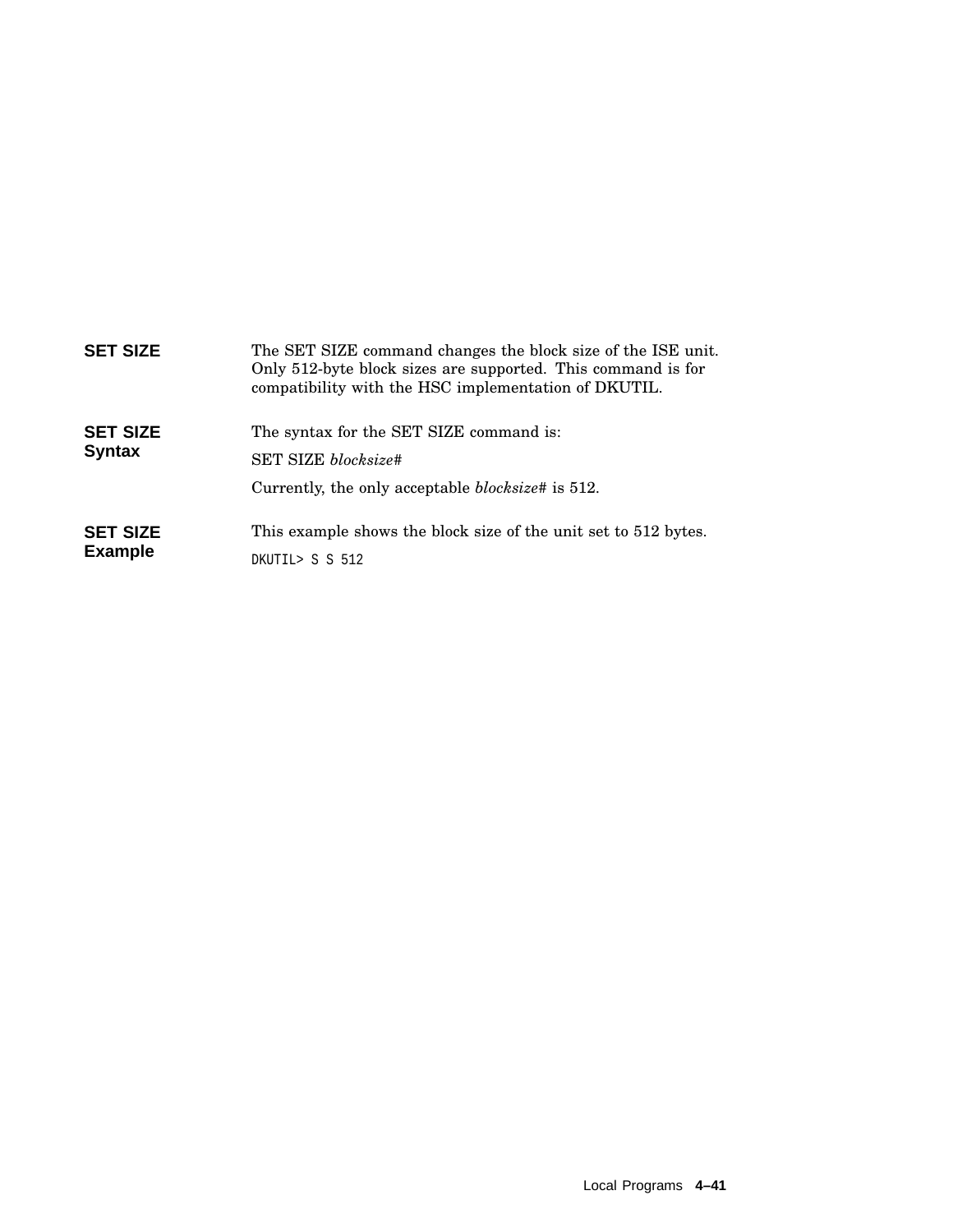## SET SIZE

The SET SIZE command changes the block size of the ISE unit. Only 512-byte block sizes are supported. This command is for compatibility with the HSC implementation of DKUTIL.

### SET SIZE Syntax

The syntax for the SET SIZE command is:

SET SIZE *blocksize#*

Currently, the only acceptable *blocksize#* is 512.

### SET SIZE Example

This example shows the block size of the unit set to 512 bytes.

```
DKUTIL> S S 512
```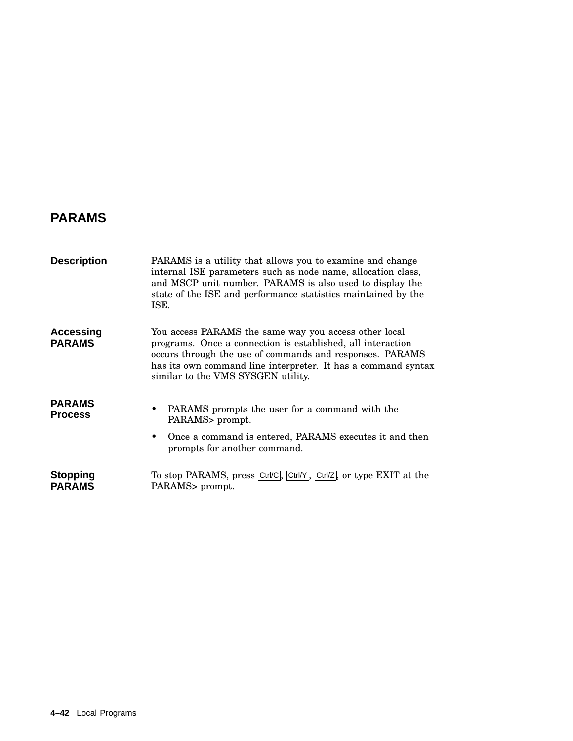## PARAMS

### Description

PARAMS is a utility that allows you to examine and change internal ISE parameters such as node name, allocation class, and MSCP unit number. PARAMS is also used to display the state of the ISE and performance statistics maintained by the ISE.

### Accessing PARAMS

You access PARAMS the same way you access other local programs. Once a connection is established, all interaction occurs through the use of commands and responses. PARAMS has its own command line interpreter. It has a command syntax similar to the VMS SYSGEN utility.

### PARAMS Process

- PARAMS prompts the user for a command with the PARAMS> prompt.
- Once a command is entered, PARAMS executes it and then prompts for another command.

### Stopping PARAMS

To stop PARAMS, press Ctrl/C, Ctrl/Y, Ctrl/Z, or type EXIT at the PARAMS> prompt.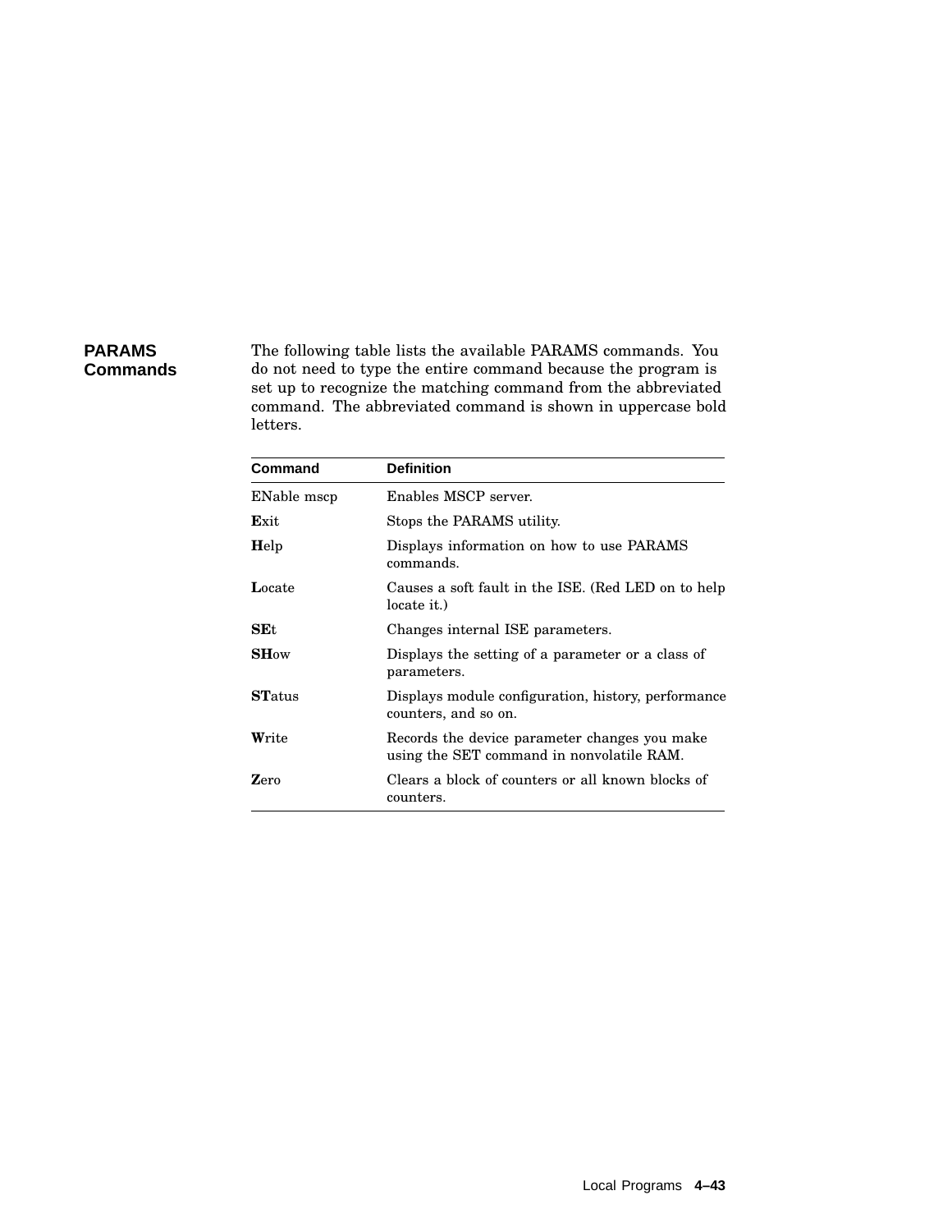## PARAMS Commands

The following table lists the available PARAMS commands. You do not need to type the entire command because the program is set up to recognize the matching command from the abbreviated command. The abbreviated command is shown in uppercase bold letters.

| Command | Definition |
|---|---|
| ENable mscp | Enables MSCP server. |
| **E**xit | Stops the PARAMS utility. |
| **H**elp | Displays information on how to use PARAMS commands. |
| **L**ocate | Causes a soft fault in the ISE. (Red LED on to help locate it.) |
| **SE**t | Changes internal ISE parameters. |
| **SH**ow | Displays the setting of a parameter or a class of parameters. |
| **ST**atus | Displays module configuration, history, performance counters, and so on. |
| **W**rite | Records the device parameter changes you make using the SET command in nonvolatile RAM. |
| **Z**ero | Clears a block of counters or all known blocks of counters. |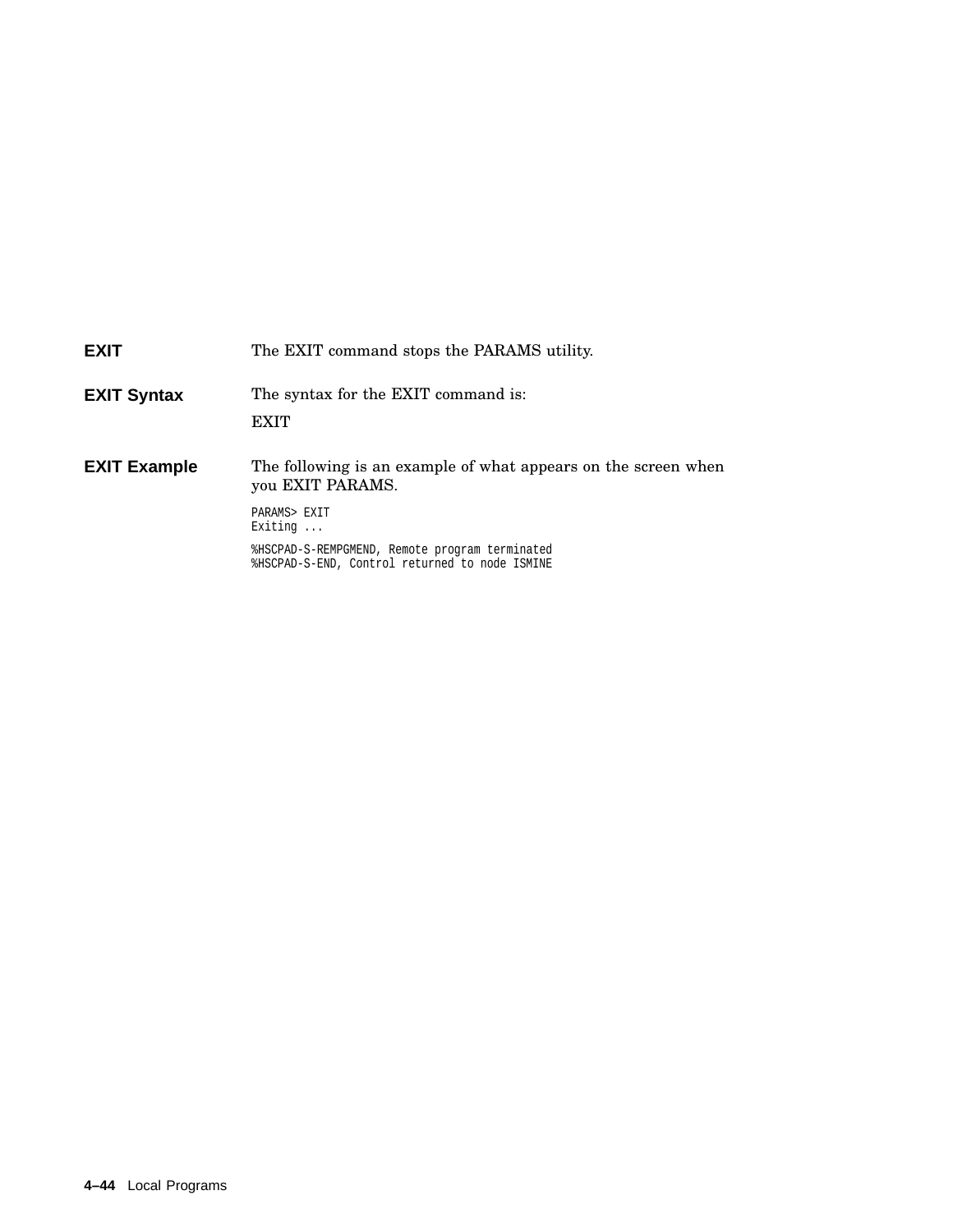### EXIT

The EXIT command stops the PARAMS utility.

### EXIT Syntax

The syntax for the EXIT command is:

EXIT

### EXIT Example

The following is an example of what appears on the screen when you EXIT PARAMS.

```
PARAMS> EXIT
Exiting ...

%HSCPAD-S-REMPGMEND, Remote program terminated
%HSCPAD-S-END, Control returned to node ISMINE
```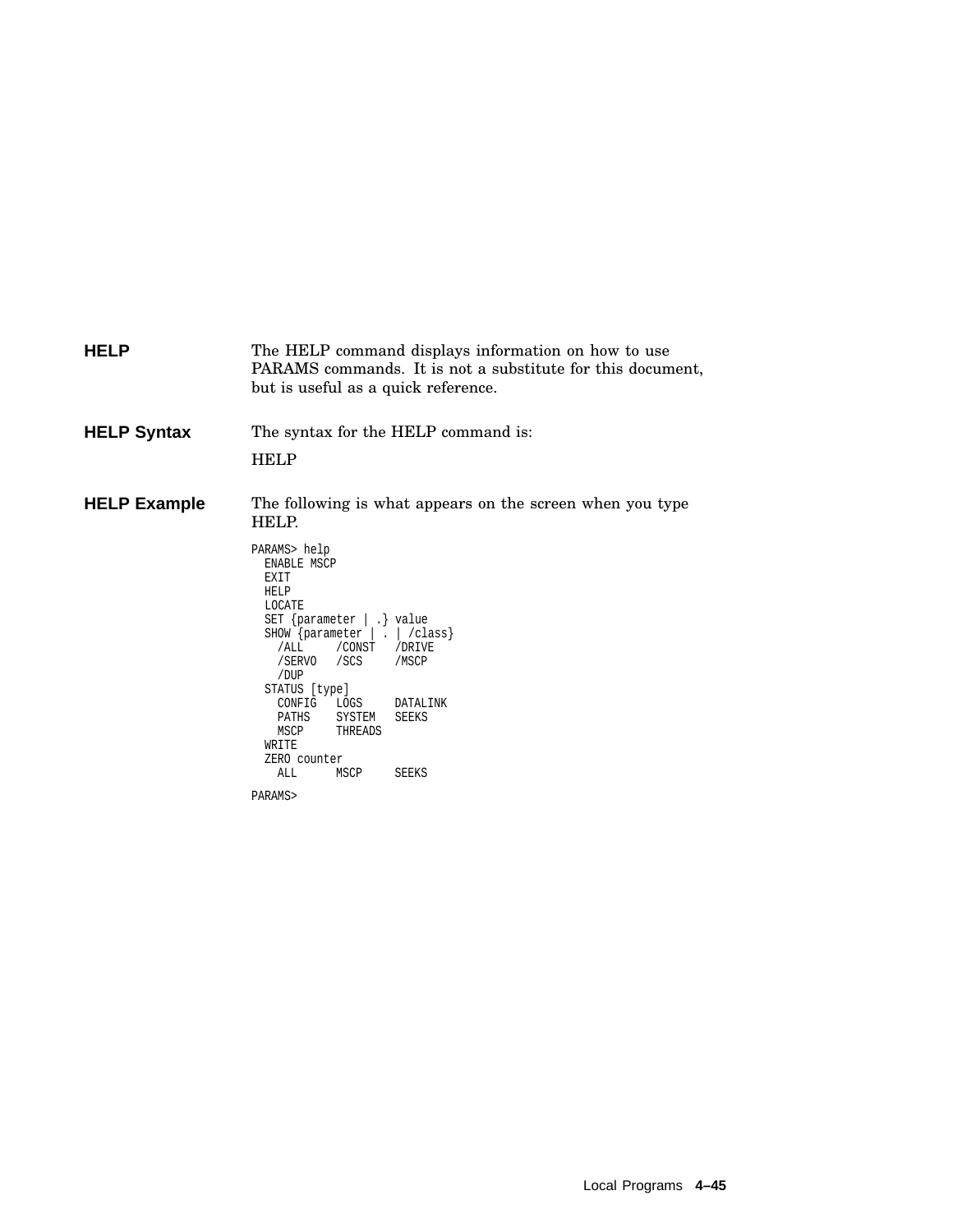### HELP

The HELP command displays information on how to use PARAMS commands. It is not a substitute for this document, but is useful as a quick reference.

### HELP Syntax

The syntax for the HELP command is:

HELP

### HELP Example

The following is what appears on the screen when you type HELP.

```
PARAMS> help
  ENABLE MSCP
  EXIT
  HELP
  LOCATE
  SET {parameter | .} value
  SHOW {parameter | . | /class}
    /ALL     /CONST   /DRIVE
    /SERVO   /SCS     /MSCP
    /DUP
  STATUS [type]
    CONFIG   LOGS     DATALINK
    PATHS    SYSTEM   SEEKS
    MSCP     THREADS
  WRITE
  ZERO counter
    ALL      MSCP     SEEKS

PARAMS>
```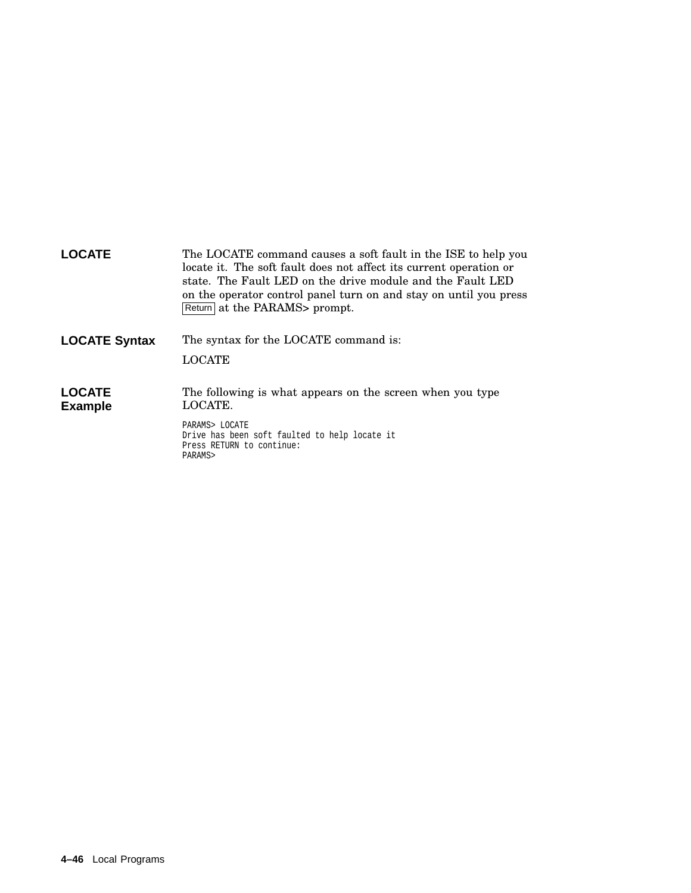## LOCATE

The LOCATE command causes a soft fault in the ISE to help you locate it. The soft fault does not affect its current operation or state. The Fault LED on the drive module and the Fault LED on the operator control panel turn on and stay on until you press Return at the PARAMS> prompt.

## LOCATE Syntax

The syntax for the LOCATE command is:

LOCATE

## LOCATE Example

The following is what appears on the screen when you type LOCATE.

```
PARAMS> LOCATE
Drive has been soft faulted to help locate it
Press RETURN to continue:
PARAMS>
```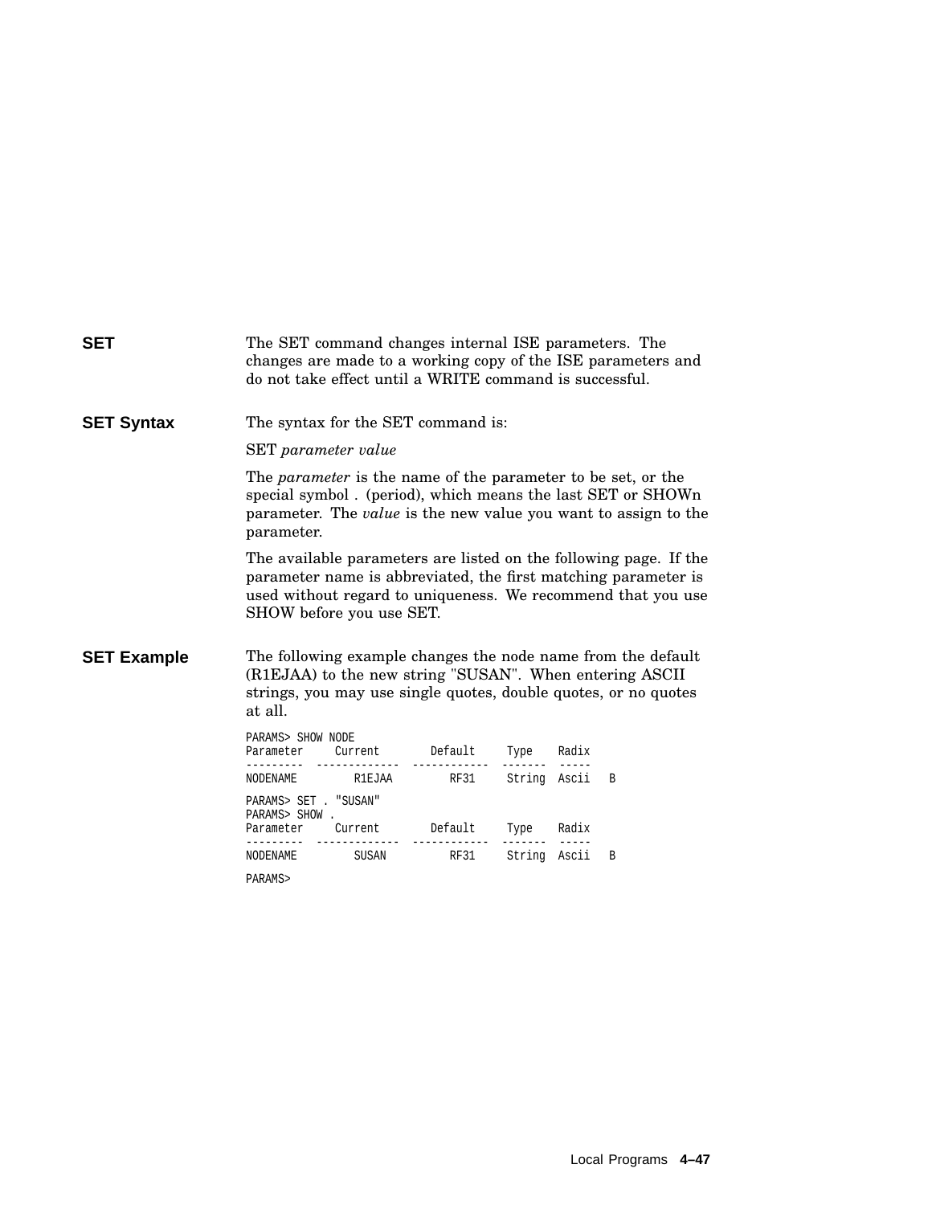## SET

The SET command changes internal ISE parameters. The changes are made to a working copy of the ISE parameters and do not take effect until a WRITE command is successful.

## SET Syntax

The syntax for the SET command is:

SET *parameter value*

The *parameter* is the name of the parameter to be set, or the special symbol . (period), which means the last SET or SHOWn parameter. The *value* is the new value you want to assign to the parameter.

The available parameters are listed on the following page. If the parameter name is abbreviated, the first matching parameter is used without regard to uniqueness. We recommend that you use SHOW before you use SET.

## SET Example

The following example changes the node name from the default (R1EJAA) to the new string "SUSAN". When entering ASCII strings, you may use single quotes, double quotes, or no quotes at all.

```
PARAMS> SHOW NODE
Parameter     Current        Default     Type    Radix
---------  -------------  ------------  -------  -----
NODENAME         R1EJAA         RF31     String  Ascii   B

PARAMS> SET . "SUSAN"
PARAMS> SHOW .
Parameter     Current        Default     Type    Radix
---------  -------------  ------------  -------  -----
NODENAME         SUSAN          RF31     String  Ascii   B

PARAMS>
```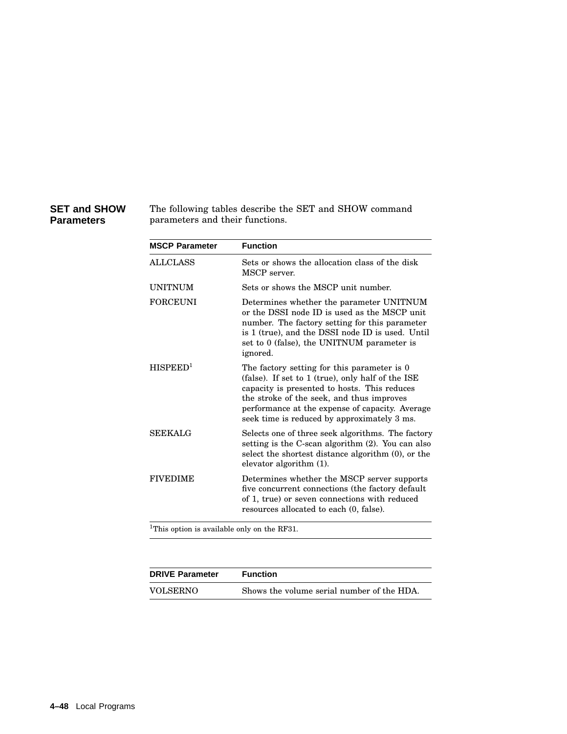## SET and SHOW Parameters

The following tables describe the SET and SHOW command parameters and their functions.

| MSCP Parameter | Function |
|---|---|
| ALLCLASS | Sets or shows the allocation class of the disk MSCP server. |
| UNITNUM | Sets or shows the MSCP unit number. |
| FORCEUNI | Determines whether the parameter UNITNUM or the DSSI node ID is used as the MSCP unit number. The factory setting for this parameter is 1 (true), and the DSSI node ID is used. Until set to 0 (false), the UNITNUM parameter is ignored. |
| HISPEED[1] | The factory setting for this parameter is 0 (false). If set to 1 (true), only half of the ISE capacity is presented to hosts. This reduces the stroke of the seek, and thus improves performance at the expense of capacity. Average seek time is reduced by approximately 3 ms. |
| SEEKALG | Selects one of three seek algorithms. The factory setting is the C-scan algorithm (2). You can also select the shortest distance algorithm (0), or the elevator algorithm (1). |
| FIVEDIME | Determines whether the MSCP server supports five concurrent connections (the factory default of 1, true) or seven connections with reduced resources allocated to each (0, false). |

[1]This option is available only on the RF31.

| DRIVE Parameter | Function |
|---|---|
| VOLSERNO | Shows the volume serial number of the HDA. |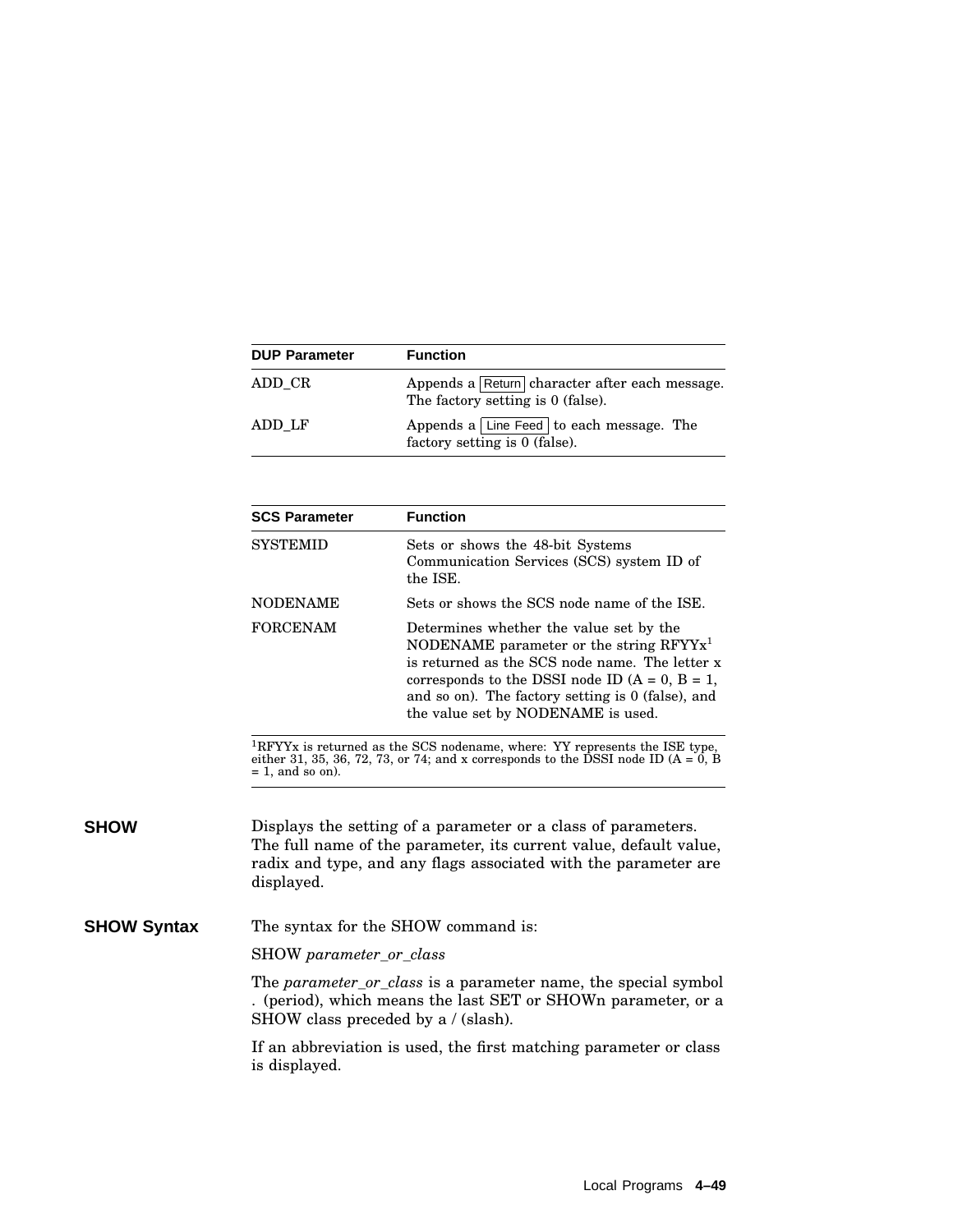| DUP Parameter | Function |
| --- | --- |
| ADD_CR | Appends a Return character after each message. The factory setting is 0 (false). |
| ADD_LF | Appends a Line Feed to each message. The factory setting is 0 (false). |

| SCS Parameter | Function |
| --- | --- |
| SYSTEMID | Sets or shows the 48-bit Systems Communication Services (SCS) system ID of the ISE. |
| NODENAME | Sets or shows the SCS node name of the ISE. |
| FORCENAM | Determines whether the value set by the NODENAME parameter or the string RFYYx[1] is returned as the SCS node name. The letter x corresponds to the DSSI node ID (A = 0, B = 1, and so on). The factory setting is 0 (false), and the value set by NODENAME is used. |

[1]RFYYx is returned as the SCS nodename, where: YY represents the ISE type, either 31, 35, 36, 72, 73, or 74; and x corresponds to the DSSI node ID (A = 0, B = 1, and so on).

**SHOW**

Displays the setting of a parameter or a class of parameters. The full name of the parameter, its current value, default value, radix and type, and any flags associated with the parameter are displayed.

**SHOW Syntax**

The syntax for the SHOW command is:

SHOW *parameter_or_class*

The *parameter_or_class* is a parameter name, the special symbol . (period), which means the last SET or SHOWn parameter, or a SHOW class preceded by a / (slash).

If an abbreviation is used, the first matching parameter or class is displayed.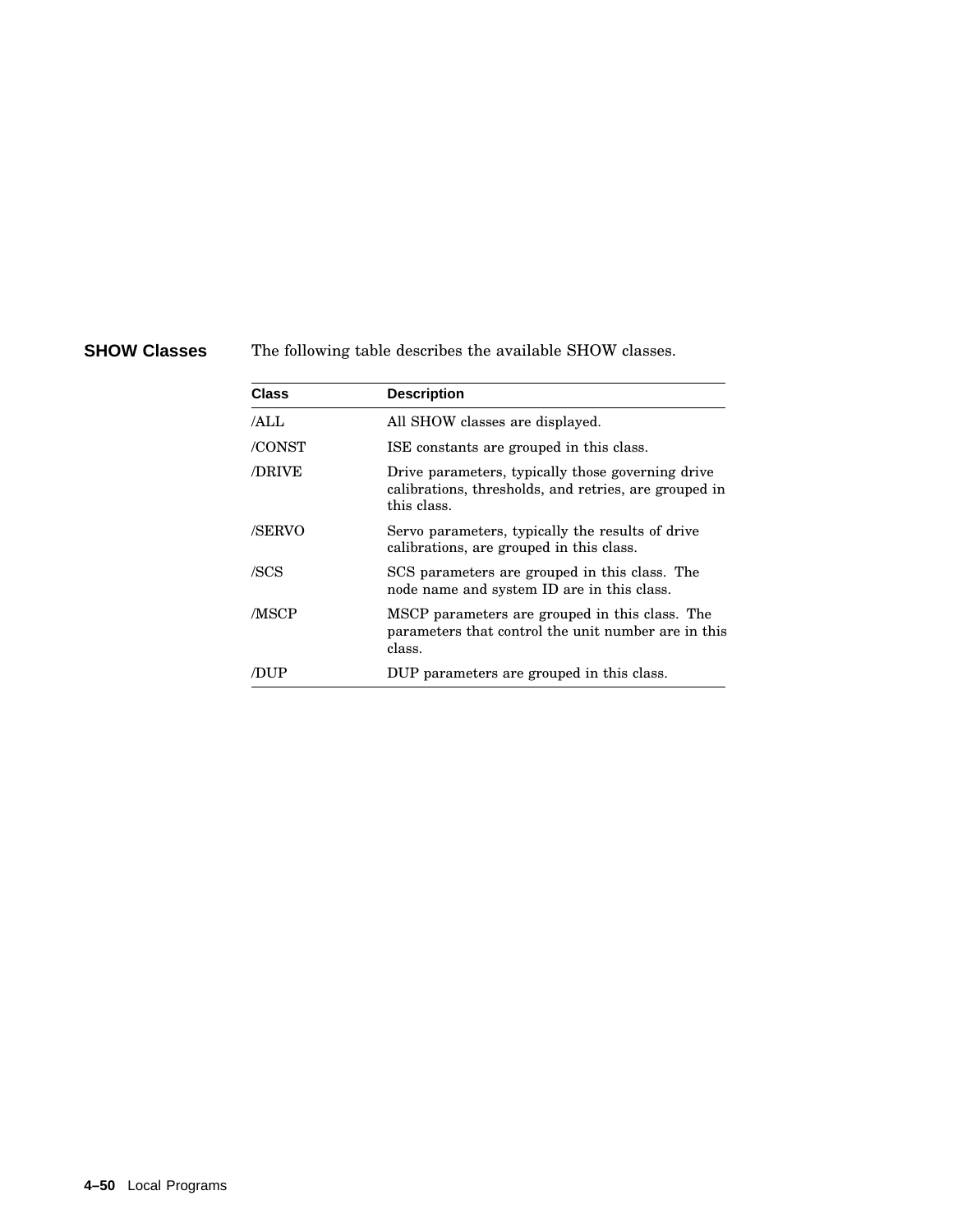## SHOW Classes

The following table describes the available SHOW classes.

| Class | Description |
|---|---|
| /ALL | All SHOW classes are displayed. |
| /CONST | ISE constants are grouped in this class. |
| /DRIVE | Drive parameters, typically those governing drive calibrations, thresholds, and retries, are grouped in this class. |
| /SERVO | Servo parameters, typically the results of drive calibrations, are grouped in this class. |
| /SCS | SCS parameters are grouped in this class. The node name and system ID are in this class. |
| /MSCP | MSCP parameters are grouped in this class. The parameters that control the unit number are in this class. |
| /DUP | DUP parameters are grouped in this class. |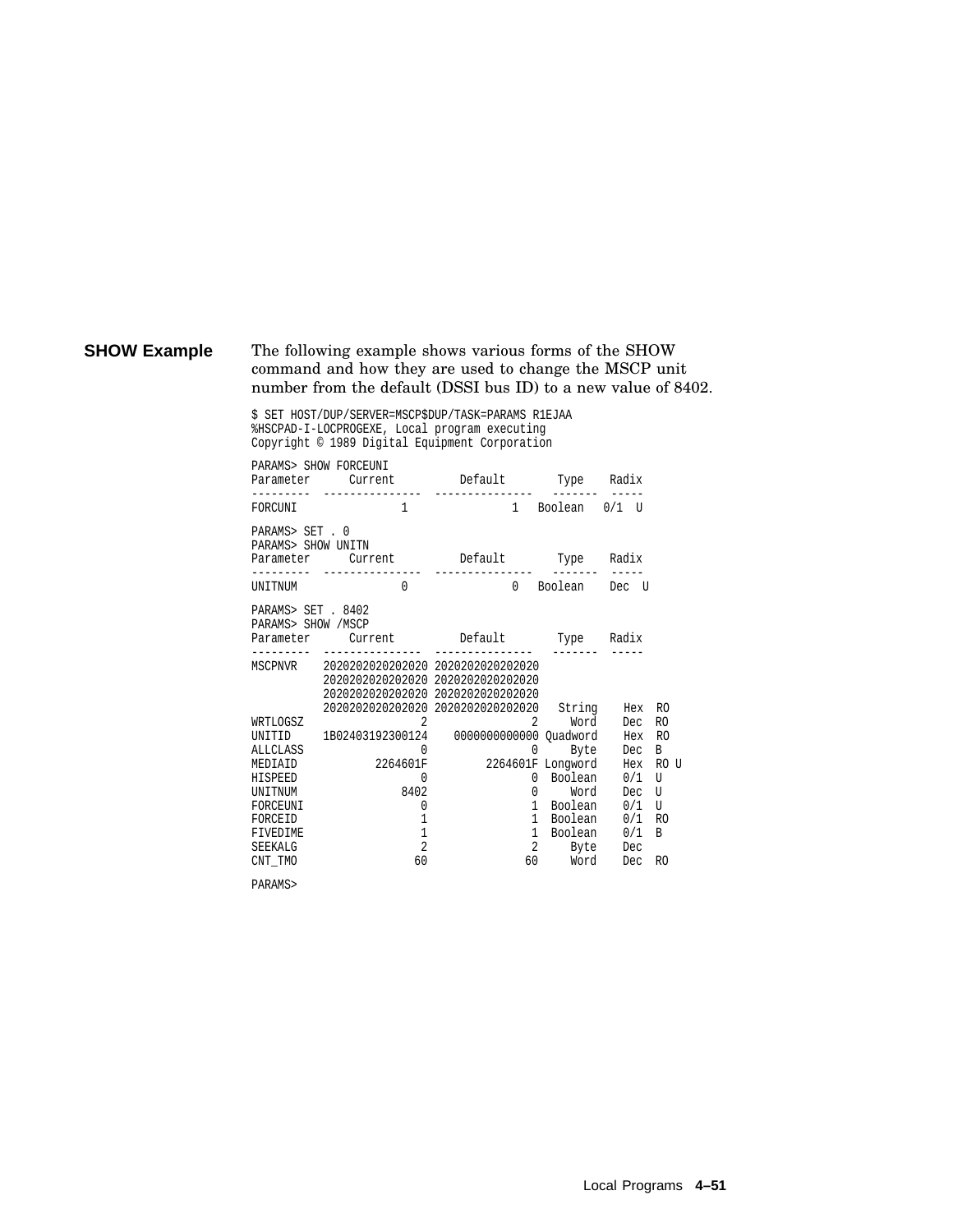## SHOW Example

The following example shows various forms of the SHOW command and how they are used to change the MSCP unit number from the default (DSSI bus ID) to a new value of 8402.

```
$ SET HOST/DUP/SERVER=MSCP$DUP/TASK=PARAMS R1EJAA
%HSCPAD-I-LOCPROGEXE, Local program executing
Copyright © 1989 Digital Equipment Corporation

PARAMS> SHOW FORCEUNI
Parameter      Current          Default        Type    Radix
---------   ---------------  ---------------   -------  -----
FORCUNI                1                1   Boolean   0/1  U

PARAMS> SET . 0
PARAMS> SHOW UNITN
Parameter      Current          Default        Type    Radix
---------   ---------------  ---------------   -------  -----
UNITNUM                0                0   Boolean    Dec  U

PARAMS> SET . 8402
PARAMS> SHOW /MSCP
Parameter      Current          Default        Type    Radix
---------   ---------------  ---------------   -------  -----
MSCPNVR    2020202020202020 2020202020202020
           2020202020202020 2020202020202020
           2020202020202020 2020202020202020
           2020202020202020 2020202020202020   String    Hex  RO
WRTLOGSZ                  2                2     Word    Dec  RO
UNITID     1B02403192300124   0000000000000 Quadword    Hex  RO
ALLCLASS                  0                0     Byte    Dec  B
MEDIAID            2264601F         2264601F Longword    Hex  RO U
HISPEED                   0                0  Boolean    0/1  U
UNITNUM                8402                0     Word    Dec  U
FORCEUNI                  0                1  Boolean    0/1  U
FORCEID                   1                1  Boolean    0/1  RO
FIVEDIME                  1                1  Boolean    0/1  B
SEEKALG                   2                2     Byte    Dec
CNT_TMO                  60               60     Word    Dec  RO

PARAMS>
```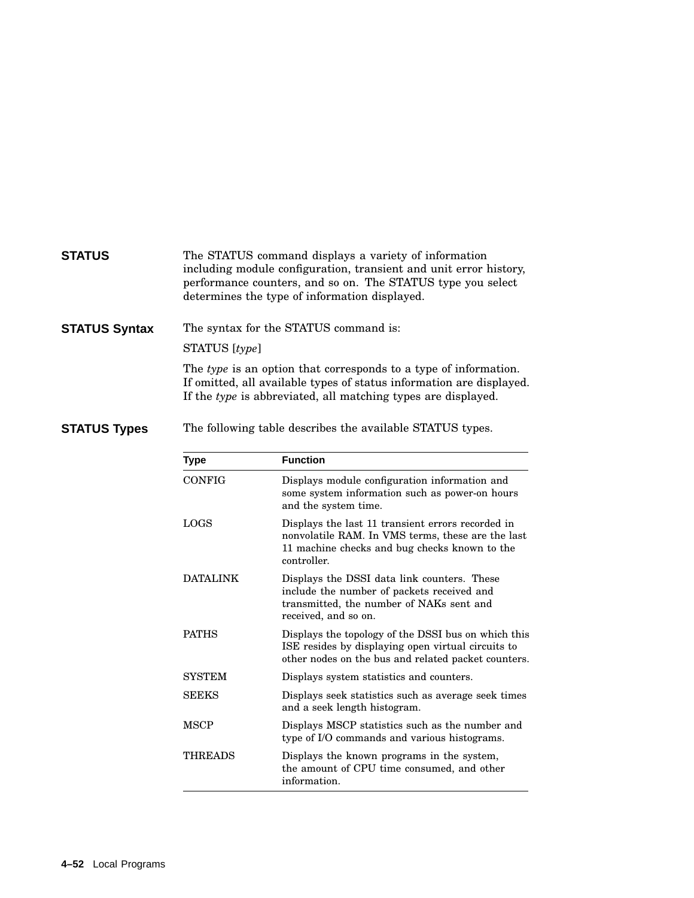## STATUS

The STATUS command displays a variety of information including module configuration, transient and unit error history, performance counters, and so on. The STATUS type you select determines the type of information displayed.

## STATUS Syntax

The syntax for the STATUS command is:

STATUS [*type*]

The *type* is an option that corresponds to a type of information. If omitted, all available types of status information are displayed. If the *type* is abbreviated, all matching types are displayed.

## STATUS Types

The following table describes the available STATUS types.

| Type | Function |
|---|---|
| CONFIG | Displays module configuration information and some system information such as power-on hours and the system time. |
| LOGS | Displays the last 11 transient errors recorded in nonvolatile RAM. In VMS terms, these are the last 11 machine checks and bug checks known to the controller. |
| DATALINK | Displays the DSSI data link counters. These include the number of packets received and transmitted, the number of NAKs sent and received, and so on. |
| PATHS | Displays the topology of the DSSI bus on which this ISE resides by displaying open virtual circuits to other nodes on the bus and related packet counters. |
| SYSTEM | Displays system statistics and counters. |
| SEEKS | Displays seek statistics such as average seek times and a seek length histogram. |
| MSCP | Displays MSCP statistics such as the number and type of I/O commands and various histograms. |
| THREADS | Displays the known programs in the system, the amount of CPU time consumed, and other information. |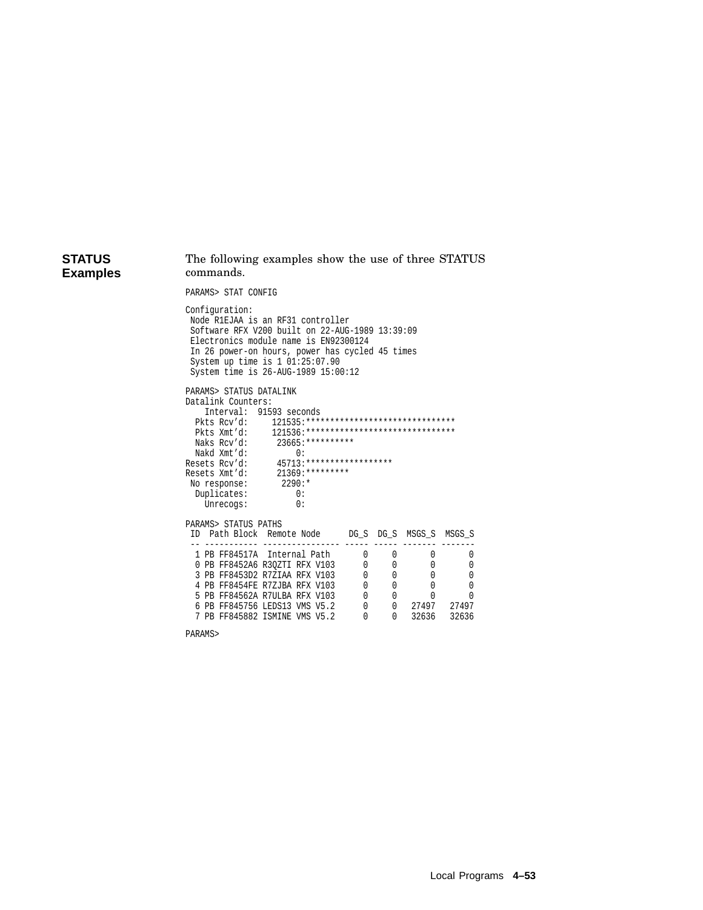## STATUS Examples

The following examples show the use of three STATUS commands.

```
PARAMS> STAT CONFIG

Configuration:
 Node R1EJAA is an RF31 controller
 Software RFX V200 built on 22-AUG-1989 13:39:09
 Electronics module name is EN92300124
 In 26 power-on hours, power has cycled 45 times
 System up time is 1 01:25:07.90
 System time is 26-AUG-1989 15:00:12

PARAMS> STATUS DATALINK
Datalink Counters:
    Interval:  91593 seconds
  Pkts Rcv'd:     121535:*******************************
  Pkts Xmt'd:     121536:*******************************
  Naks Rcv'd:      23665:**********
  Nakd Xmt'd:          0:
Resets Rcv'd:      45713:******************
Resets Xmt'd:      21369:*********
 No response:       2290:*
  Duplicates:          0:
    Unrecogs:          0:

PARAMS> STATUS PATHS
 ID  Path Block  Remote Node      DG_S  DG_S  MSGS_S  MSGS_S
 -- ----------- ---------------- ----- ----- ------- -------
  1 PB FF84517A  Internal Path      0     0       0       0
  0 PB FF8452A6 R3QZTI RFX V103     0     0       0       0
  3 PB FF8453D2 R7ZIAA RFX V103     0     0       0       0
  4 PB FF8454FE R7ZJBA RFX V103     0     0       0       0
  5 PB FF84562A R7ULBA RFX V103     0     0       0       0
  6 PB FF845756 LEDS13 VMS V5.2     0     0   27497   27497
  7 PB FF845882 ISMINE VMS V5.2     0     0   32636   32636

PARAMS>
```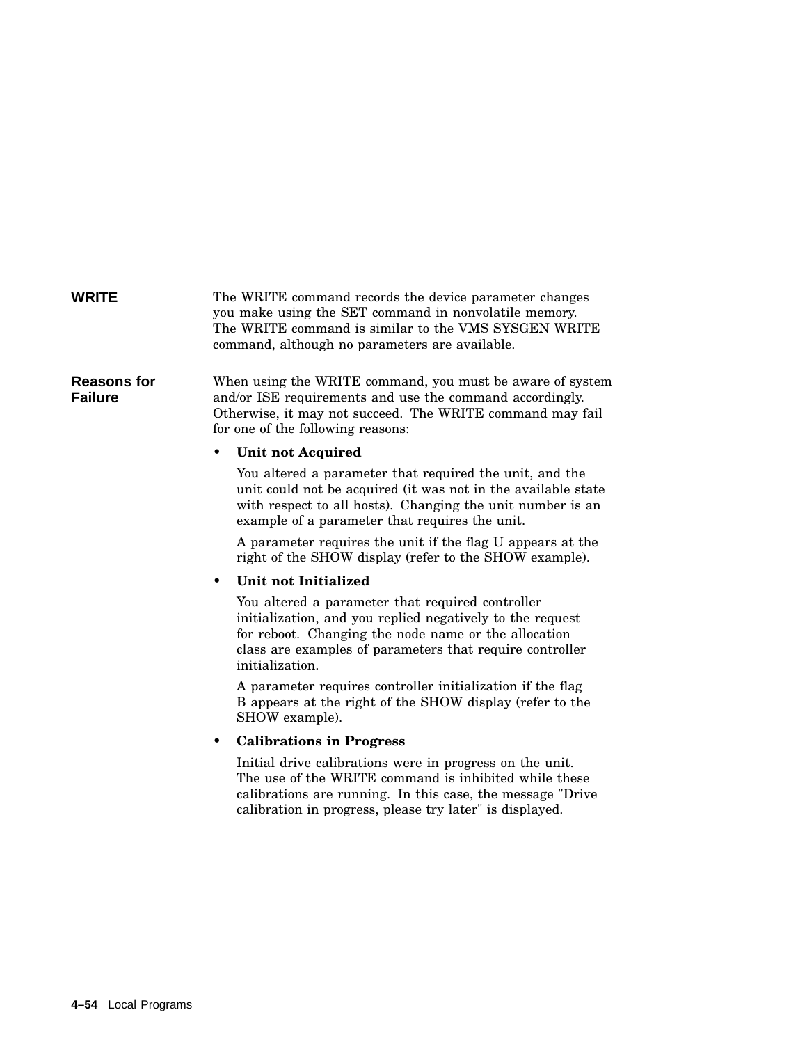### WRITE

The WRITE command records the device parameter changes you make using the SET command in nonvolatile memory. The WRITE command is similar to the VMS SYSGEN WRITE command, although no parameters are available.

### Reasons for Failure

When using the WRITE command, you must be aware of system and/or ISE requirements and use the command accordingly. Otherwise, it may not succeed. The WRITE command may fail for one of the following reasons:

- **Unit not Acquired**

  You altered a parameter that required the unit, and the unit could not be acquired (it was not in the available state with respect to all hosts). Changing the unit number is an example of a parameter that requires the unit.

  A parameter requires the unit if the flag U appears at the right of the SHOW display (refer to the SHOW example).

- **Unit not Initialized**

  You altered a parameter that required controller initialization, and you replied negatively to the request for reboot. Changing the node name or the allocation class are examples of parameters that require controller initialization.

  A parameter requires controller initialization if the flag B appears at the right of the SHOW display (refer to the SHOW example).

- **Calibrations in Progress**

  Initial drive calibrations were in progress on the unit. The use of the WRITE command is inhibited while these calibrations are running. In this case, the message "Drive calibration in progress, please try later" is displayed.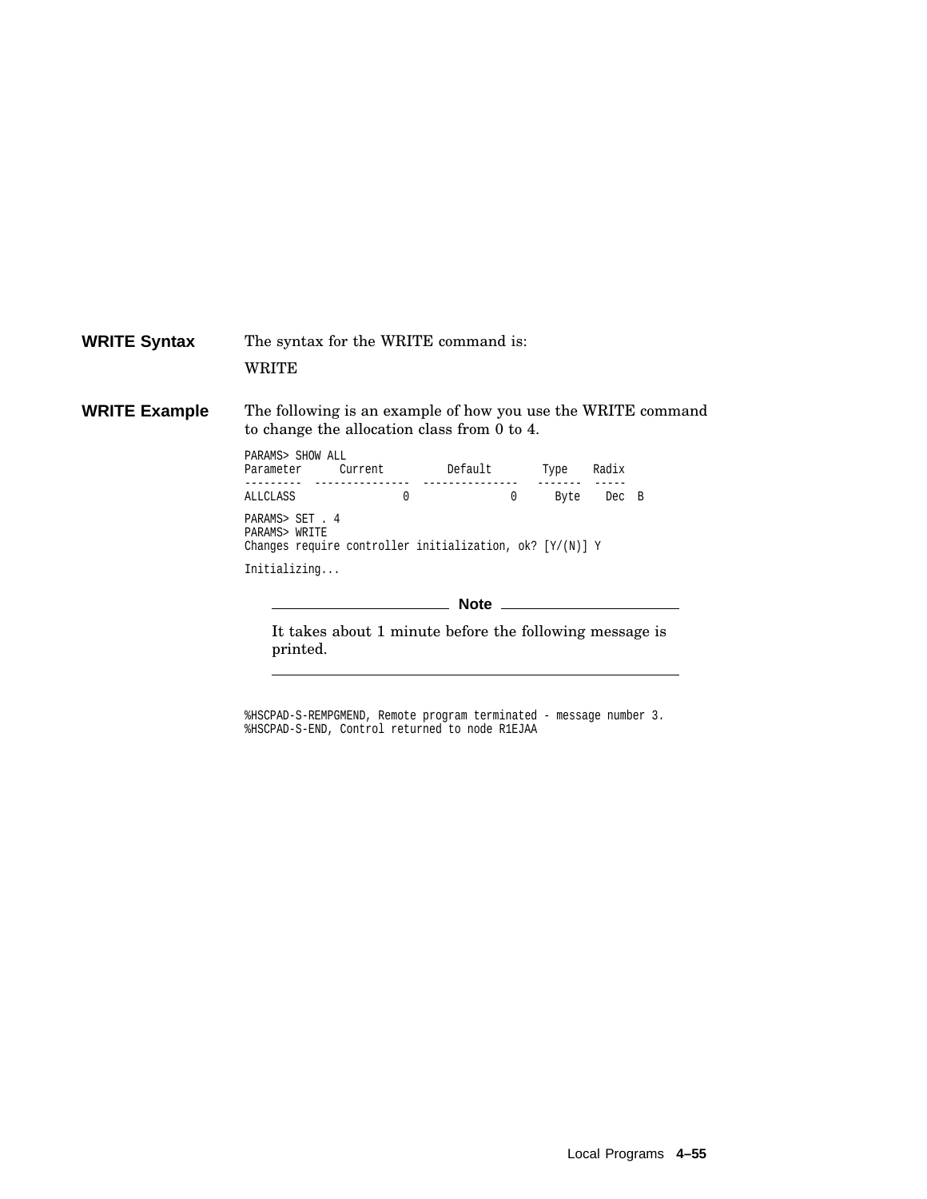## WRITE Syntax

The syntax for the WRITE command is:

WRITE

## WRITE Example

The following is an example of how you use the WRITE command to change the allocation class from 0 to 4.

```
PARAMS> SHOW ALL
Parameter      Current          Default        Type    Radix
---------  ---------------  ---------------   -------  -----
ALLCLASS                0                0      Byte    Dec  B

PARAMS> SET . 4
PARAMS> WRITE
Changes require controller initialization, ok? [Y/(N)] Y

Initializing...
```

**Note**

It takes about 1 minute before the following message is printed.

---

```
%HSCPAD-S-REMPGMEND, Remote program terminated - message number 3.
%HSCPAD-S-END, Control returned to node R1EJAA
```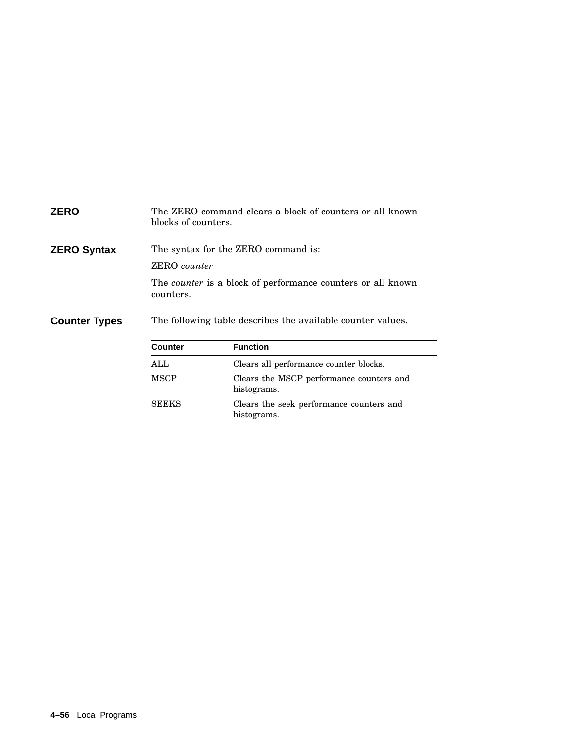## ZERO

The ZERO command clears a block of counters or all known blocks of counters.

## ZERO Syntax

The syntax for the ZERO command is:

ZERO *counter*

The *counter* is a block of performance counters or all known counters.

## Counter Types

The following table describes the available counter values.

| Counter | Function |
| --- | --- |
| ALL | Clears all performance counter blocks. |
| MSCP | Clears the MSCP performance counters and histograms. |
| SEEKS | Clears the seek performance counters and histograms. |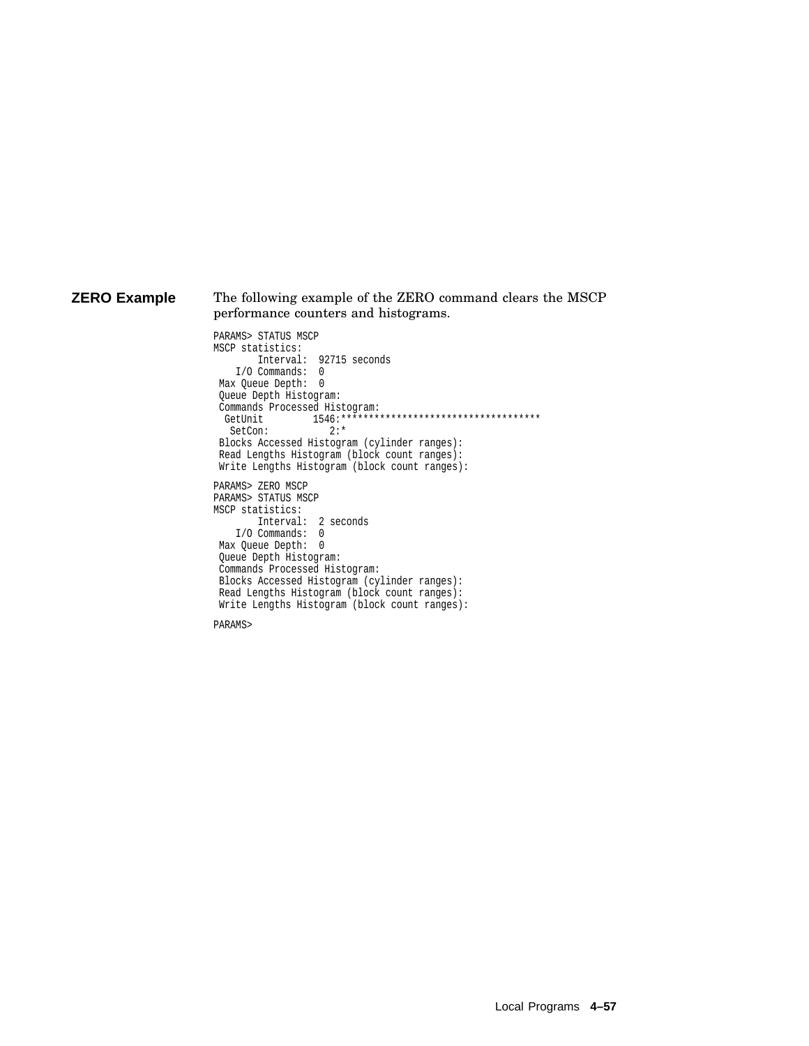## ZERO Example

The following example of the ZERO command clears the MSCP performance counters and histograms.

```
PARAMS> STATUS MSCP
MSCP statistics:
        Interval:  92715 seconds
    I/O Commands:  0
 Max Queue Depth:  0
 Queue Depth Histogram:
 Commands Processed Histogram:
  GetUnit         1546:************************************
   SetCon:           2:*
 Blocks Accessed Histogram (cylinder ranges):
 Read Lengths Histogram (block count ranges):
 Write Lengths Histogram (block count ranges):

PARAMS> ZERO MSCP
PARAMS> STATUS MSCP
MSCP statistics:
        Interval:  2 seconds
    I/O Commands:  0
 Max Queue Depth:  0
 Queue Depth Histogram:
 Commands Processed Histogram:
 Blocks Accessed Histogram (cylinder ranges):
 Read Lengths Histogram (block count ranges):
 Write Lengths Histogram (block count ranges):

PARAMS>
```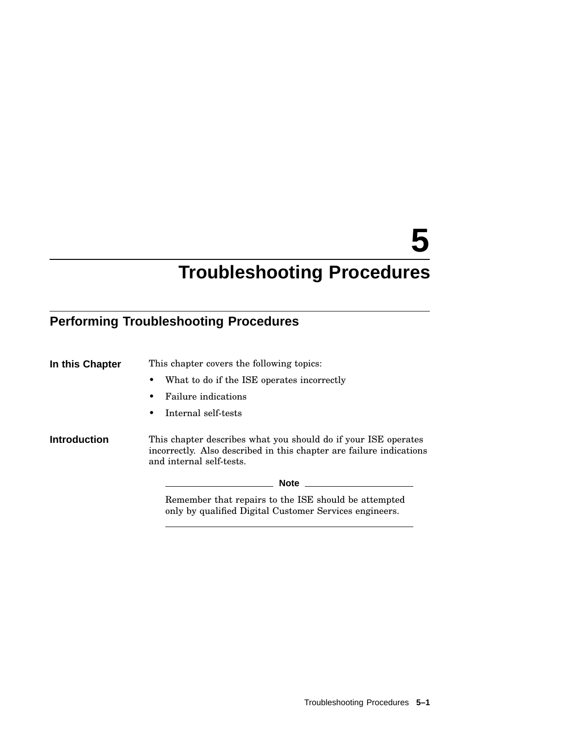# 5 Troubleshooting Procedures

## Performing Troubleshooting Procedures

**In this Chapter**

This chapter covers the following topics:

- What to do if the ISE operates incorrectly
- Failure indications
- Internal self-tests

**Introduction**

This chapter describes what you should do if your ISE operates incorrectly. Also described in this chapter are failure indications and internal self-tests.

**Note**

Remember that repairs to the ISE should be attempted only by qualified Digital Customer Services engineers.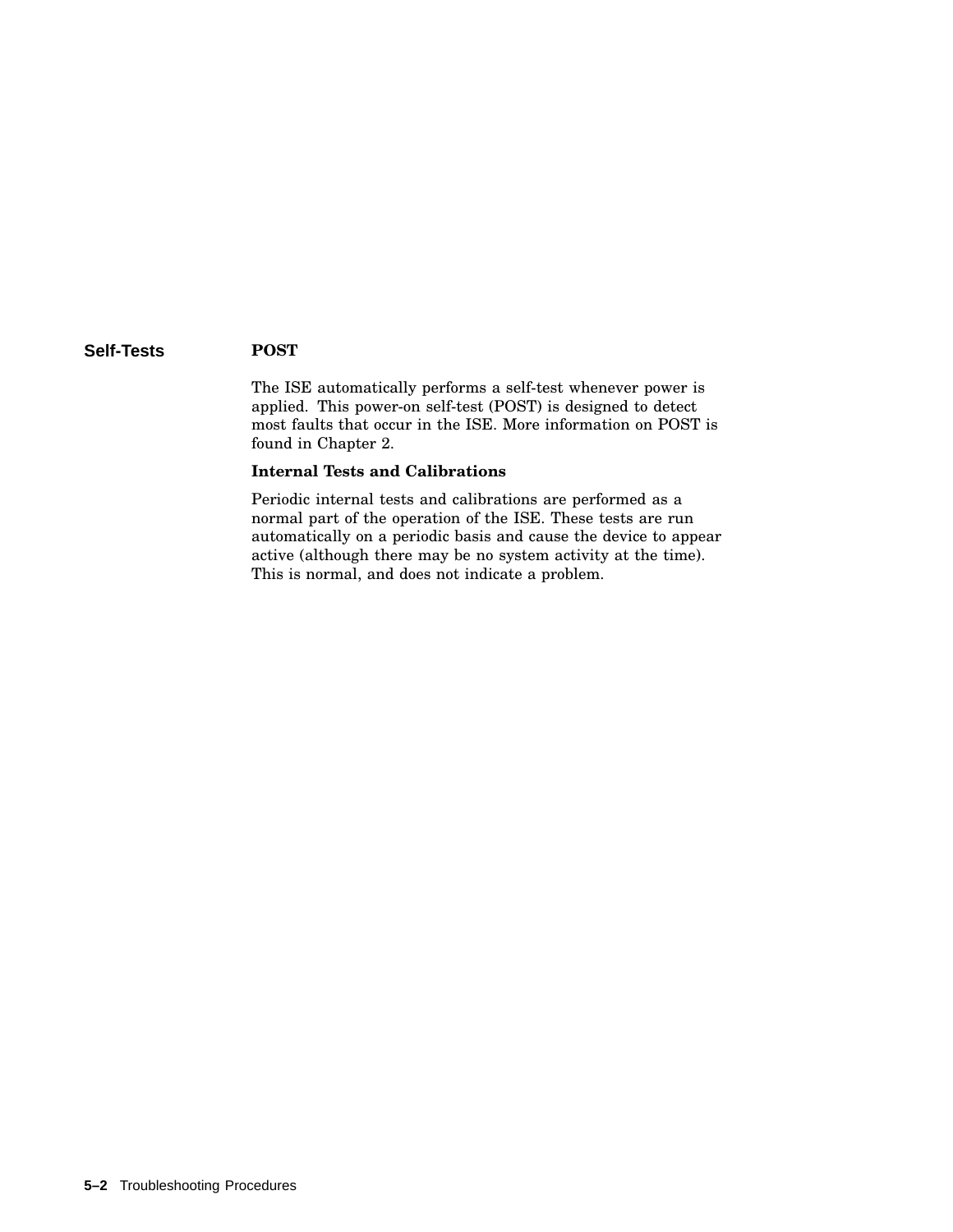## Self-Tests

### POST

The ISE automatically performs a self-test whenever power is applied. This power-on self-test (POST) is designed to detect most faults that occur in the ISE. More information on POST is found in Chapter 2.

### Internal Tests and Calibrations

Periodic internal tests and calibrations are performed as a normal part of the operation of the ISE. These tests are run automatically on a periodic basis and cause the device to appear active (although there may be no system activity at the time). This is normal, and does not indicate a problem.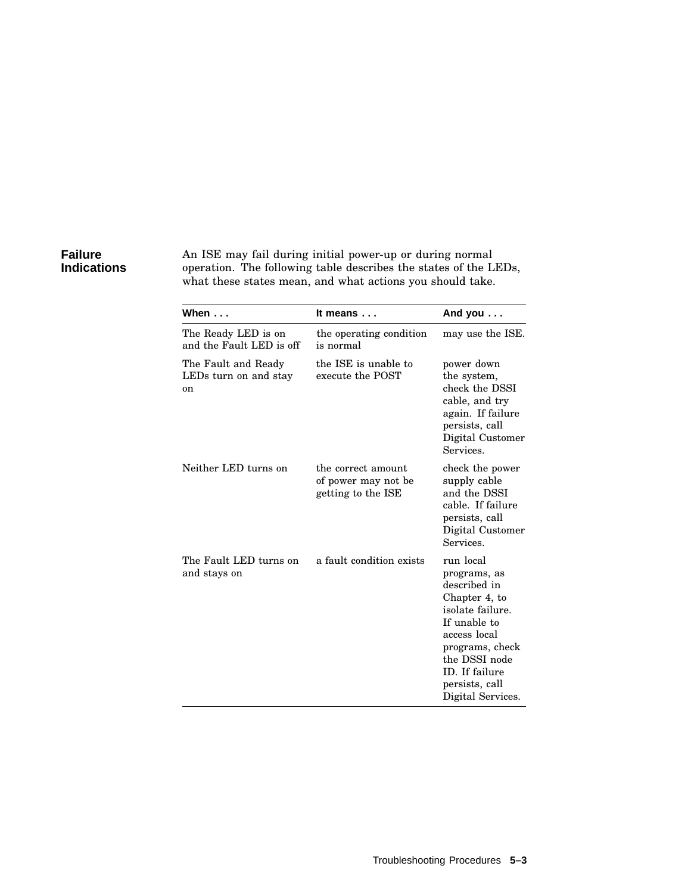## Failure Indications

An ISE may fail during initial power-up or during normal operation. The following table describes the states of the LEDs, what these states mean, and what actions you should take.

| When . . . | It means . . . | And you . . . |
|---|---|---|
| The Ready LED is on and the Fault LED is off | the operating condition is normal | may use the ISE. |
| The Fault and Ready LEDs turn on and stay on | the ISE is unable to execute the POST | power down the system, check the DSSI cable, and try again. If failure persists, call Digital Customer Services. |
| Neither LED turns on | the correct amount of power may not be getting to the ISE | check the power supply cable and the DSSI cable. If failure persists, call Digital Customer Services. |
| The Fault LED turns on and stays on | a fault condition exists | run local programs, as described in Chapter 4, to isolate failure. If unable to access local programs, check the DSSI node ID. If failure persists, call Digital Services. |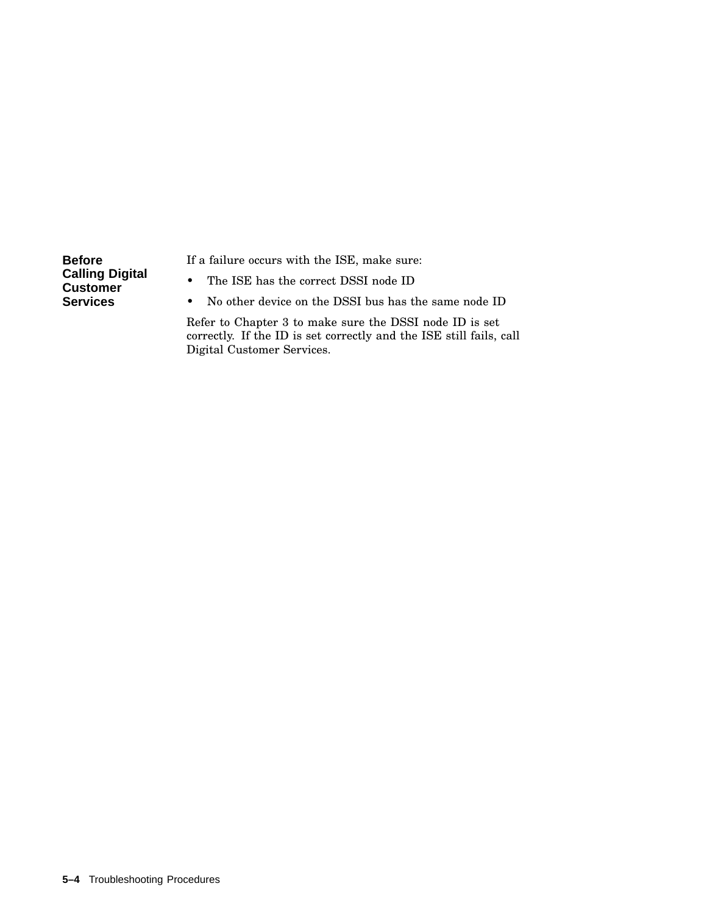### Before Calling Digital Customer Services

If a failure occurs with the ISE, make sure:

- The ISE has the correct DSSI node ID
- No other device on the DSSI bus has the same node ID

Refer to Chapter 3 to make sure the DSSI node ID is set correctly. If the ID is set correctly and the ISE still fails, call Digital Customer Services.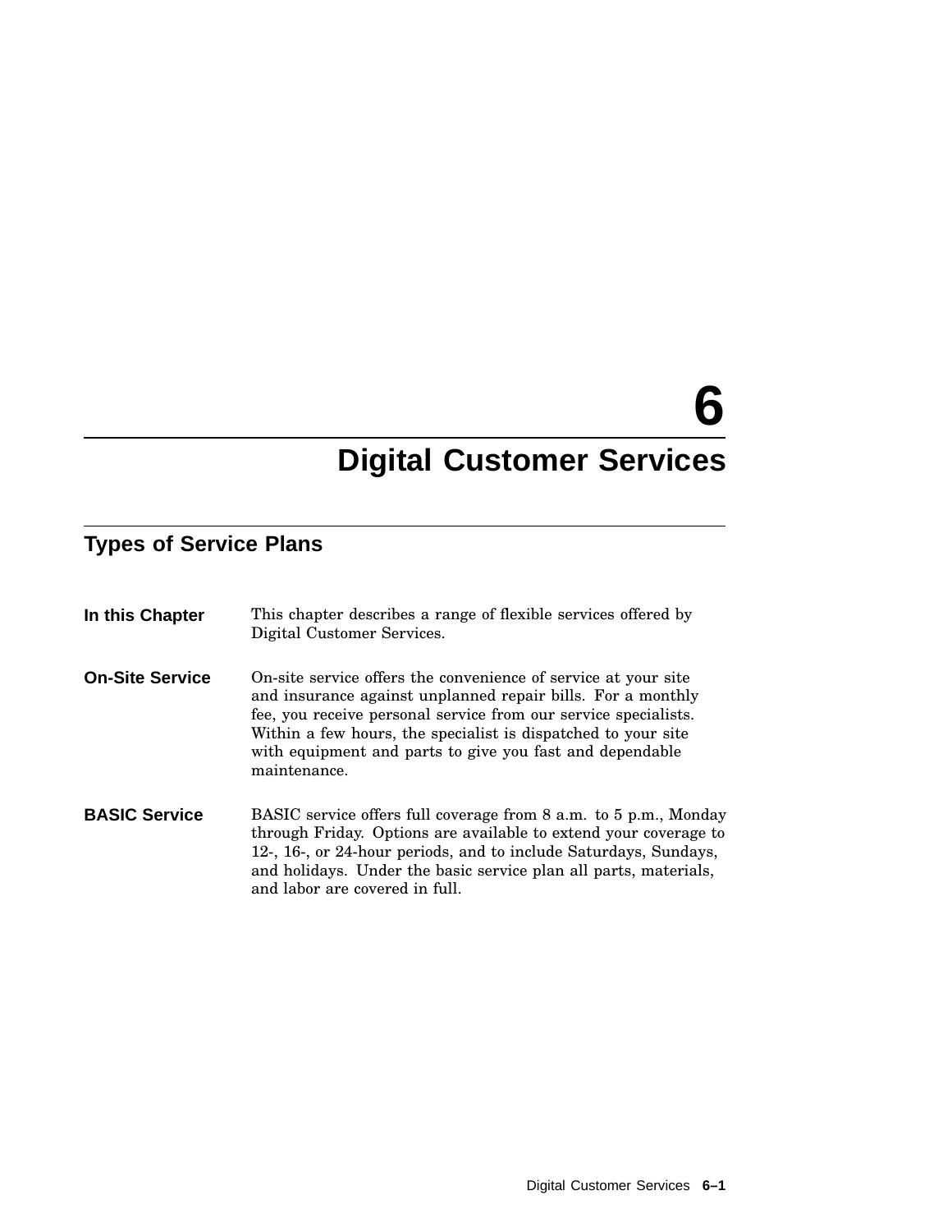# 6 Digital Customer Services

## Types of Service Plans

**In this Chapter**

This chapter describes a range of flexible services offered by Digital Customer Services.

**On-Site Service**

On-site service offers the convenience of service at your site and insurance against unplanned repair bills. For a monthly fee, you receive personal service from our service specialists. Within a few hours, the specialist is dispatched to your site with equipment and parts to give you fast and dependable maintenance.

**BASIC Service**

BASIC service offers full coverage from 8 a.m. to 5 p.m., Monday through Friday. Options are available to extend your coverage to 12-, 16-, or 24-hour periods, and to include Saturdays, Sundays, and holidays. Under the basic service plan all parts, materials, and labor are covered in full.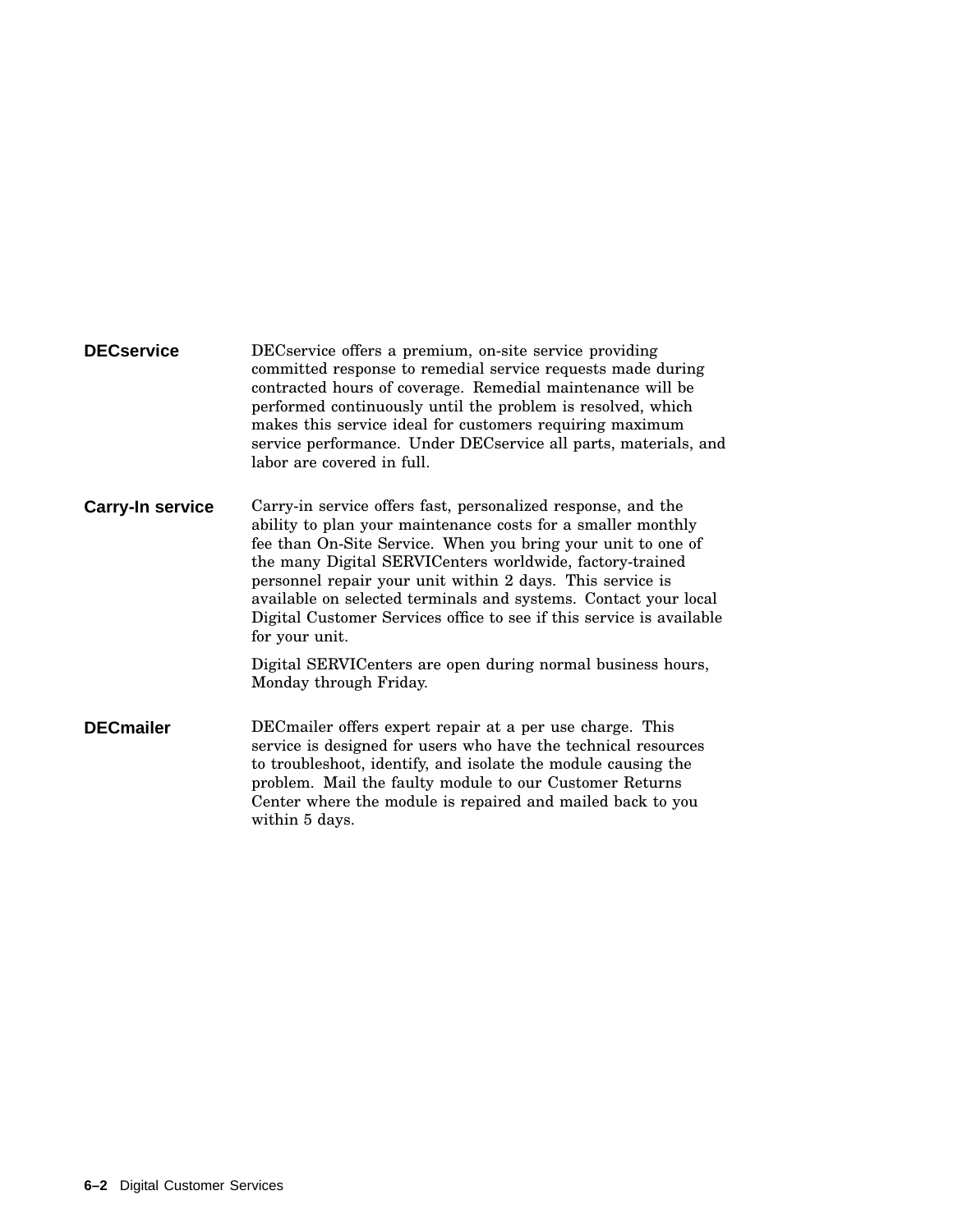**DECservice**

DECservice offers a premium, on-site service providing committed response to remedial service requests made during contracted hours of coverage. Remedial maintenance will be performed continuously until the problem is resolved, which makes this service ideal for customers requiring maximum service performance. Under DECservice all parts, materials, and labor are covered in full.

**Carry-In service**

Carry-in service offers fast, personalized response, and the ability to plan your maintenance costs for a smaller monthly fee than On-Site Service. When you bring your unit to one of the many Digital SERVICenters worldwide, factory-trained personnel repair your unit within 2 days. This service is available on selected terminals and systems. Contact your local Digital Customer Services office to see if this service is available for your unit.

Digital SERVICenters are open during normal business hours, Monday through Friday.

**DECmailer**

DECmailer offers expert repair at a per use charge. This service is designed for users who have the technical resources to troubleshoot, identify, and isolate the module causing the problem. Mail the faulty module to our Customer Returns Center where the module is repaired and mailed back to you within 5 days.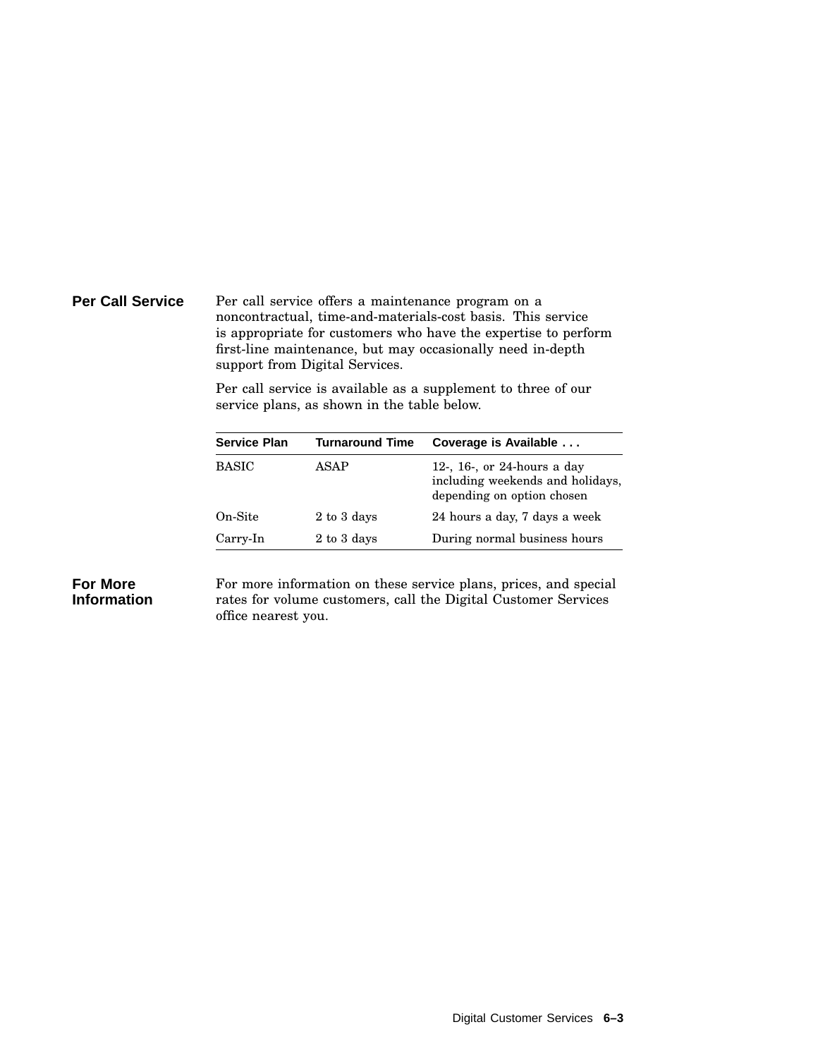## Per Call Service

Per call service offers a maintenance program on a noncontractual, time-and-materials-cost basis. This service is appropriate for customers who have the expertise to perform first-line maintenance, but may occasionally need in-depth support from Digital Services.

Per call service is available as a supplement to three of our service plans, as shown in the table below.

| Service Plan | Turnaround Time | Coverage is Available . . . |
|---|---|---|
| BASIC | ASAP | 12-, 16-, or 24-hours a day including weekends and holidays, depending on option chosen |
| On-Site | 2 to 3 days | 24 hours a day, 7 days a week |
| Carry-In | 2 to 3 days | During normal business hours |

## For More Information

For more information on these service plans, prices, and special rates for volume customers, call the Digital Customer Services office nearest you.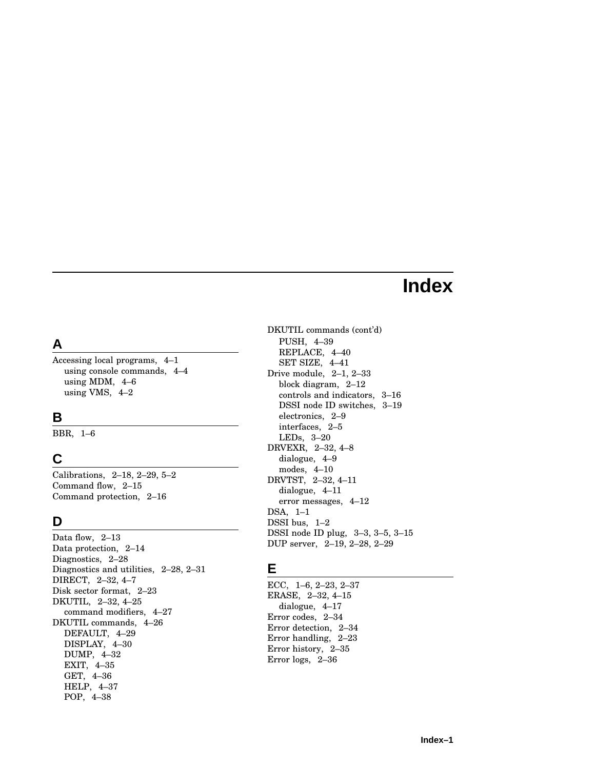# Index

## A

Accessing local programs, 4–1
  using console commands, 4–4
  using MDM, 4–6
  using VMS, 4–2

## B

BBR, 1–6

## C

Calibrations, 2–18, 2–29, 5–2
Command flow, 2–15
Command protection, 2–16

## D

Data flow, 2–13
Data protection, 2–14
Diagnostics, 2–28
Diagnostics and utilities, 2–28, 2–31
DIRECT, 2–32, 4–7
Disk sector format, 2–23
DKUTIL, 2–32, 4–25
  command modifiers, 4–27
DKUTIL commands, 4–26
  DEFAULT, 4–29
  DISPLAY, 4–30
  DUMP, 4–32
  EXIT, 4–35
  GET, 4–36
  HELP, 4–37
  POP, 4–38

DKUTIL commands (cont'd)
  PUSH, 4–39
  REPLACE, 4–40
  SET SIZE, 4–41
Drive module, 2–1, 2–33
  block diagram, 2–12
  controls and indicators, 3–16
  DSSI node ID switches, 3–19
  electronics, 2–9
  interfaces, 2–5
  LEDs, 3–20
DRVEXR, 2–32, 4–8
  dialogue, 4–9
  modes, 4–10
DRVTST, 2–32, 4–11
  dialogue, 4–11
  error messages, 4–12
DSA, 1–1
DSSI bus, 1–2
DSSI node ID plug, 3–3, 3–5, 3–15
DUP server, 2–19, 2–28, 2–29

## E

ECC, 1–6, 2–23, 2–37
ERASE, 2–32, 4–15
  dialogue, 4–17
Error codes, 2–34
Error detection, 2–34
Error handling, 2–23
Error history, 2–35
Error logs, 2–36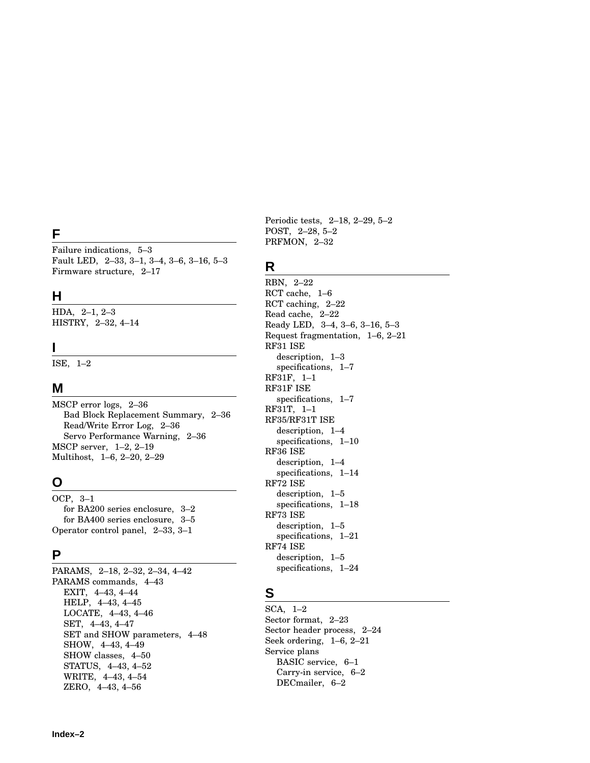## F

Failure indications, 5–3
Fault LED, 2–33, 3–1, 3–4, 3–6, 3–16, 5–3
Firmware structure, 2–17

## H

HDA, 2–1, 2–3
HISTRY, 2–32, 4–14

## I

ISE, 1–2

## M

MSCP error logs, 2–36
  Bad Block Replacement Summary, 2–36
  Read/Write Error Log, 2–36
  Servo Performance Warning, 2–36
MSCP server, 1–2, 2–19
Multihost, 1–6, 2–20, 2–29

## O

OCP, 3–1
  for BA200 series enclosure, 3–2
  for BA400 series enclosure, 3–5
Operator control panel, 2–33, 3–1

## P

PARAMS, 2–18, 2–32, 2–34, 4–42
PARAMS commands, 4–43
  EXIT, 4–43, 4–44
  HELP, 4–43, 4–45
  LOCATE, 4–43, 4–46
  SET, 4–43, 4–47
  SET and SHOW parameters, 4–48
  SHOW, 4–43, 4–49
  SHOW classes, 4–50
  STATUS, 4–43, 4–52
  WRITE, 4–43, 4–54
  ZERO, 4–43, 4–56
Periodic tests, 2–18, 2–29, 5–2
POST, 2–28, 5–2
PRFMON, 2–32

## R

RBN, 2–22
RCT cache, 1–6
RCT caching, 2–22
Read cache, 2–22
Ready LED, 3–4, 3–6, 3–16, 5–3
Request fragmentation, 1–6, 2–21
RF31 ISE
  description, 1–3
  specifications, 1–7
RF31F, 1–1
RF31F ISE
  specifications, 1–7
RF31T, 1–1
RF35/RF31T ISE
  description, 1–4
  specifications, 1–10
RF36 ISE
  description, 1–4
  specifications, 1–14
RF72 ISE
  description, 1–5
  specifications, 1–18
RF73 ISE
  description, 1–5
  specifications, 1–21
RF74 ISE
  description, 1–5
  specifications, 1–24

## S

SCA, 1–2
Sector format, 2–23
Sector header process, 2–24
Seek ordering, 1–6, 2–21
Service plans
  BASIC service, 6–1
  Carry-in service, 6–2
  DECmailer, 6–2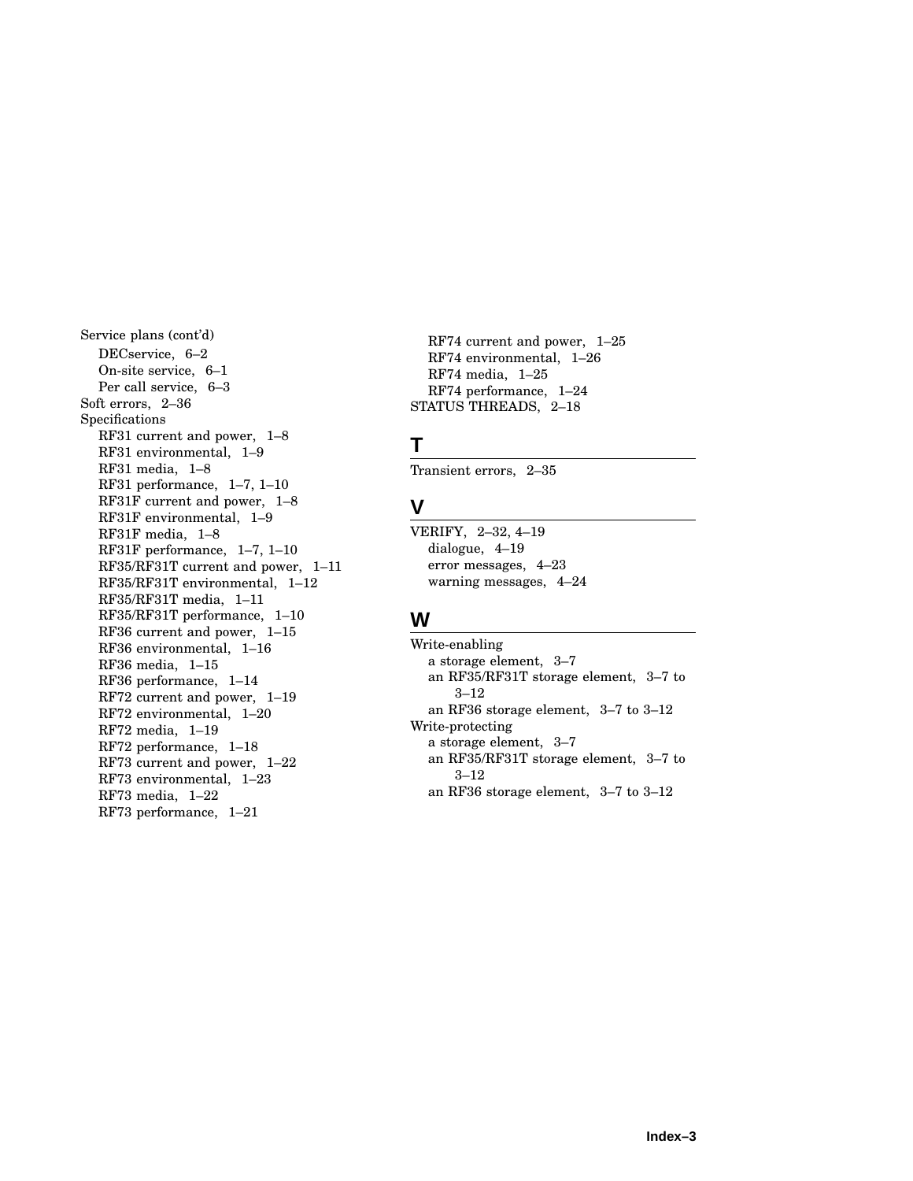Service plans (cont'd)
- DECservice, 6–2
- On-site service, 6–1
- Per call service, 6–3

Soft errors, 2–36

Specifications
- RF31 current and power, 1–8
- RF31 environmental, 1–9
- RF31 media, 1–8
- RF31 performance, 1–7, 1–10
- RF31F current and power, 1–8
- RF31F environmental, 1–9
- RF31F media, 1–8
- RF31F performance, 1–7, 1–10
- RF35/RF31T current and power, 1–11
- RF35/RF31T environmental, 1–12
- RF35/RF31T media, 1–11
- RF35/RF31T performance, 1–10
- RF36 current and power, 1–15
- RF36 environmental, 1–16
- RF36 media, 1–15
- RF36 performance, 1–14
- RF72 current and power, 1–19
- RF72 environmental, 1–20
- RF72 media, 1–19
- RF72 performance, 1–18
- RF73 current and power, 1–22
- RF73 environmental, 1–23
- RF73 media, 1–22
- RF73 performance, 1–21
- RF74 current and power, 1–25
- RF74 environmental, 1–26
- RF74 media, 1–25
- RF74 performance, 1–24

STATUS THREADS, 2–18

## T

Transient errors, 2–35

## V

VERIFY, 2–32, 4–19
- dialogue, 4–19
- error messages, 4–23
- warning messages, 4–24

## W

Write-enabling
- a storage element, 3–7
- an RF35/RF31T storage element, 3–7 to 3–12
- an RF36 storage element, 3–7 to 3–12

Write-protecting
- a storage element, 3–7
- an RF35/RF31T storage element, 3–7 to 3–12
- an RF36 storage element, 3–7 to 3–12